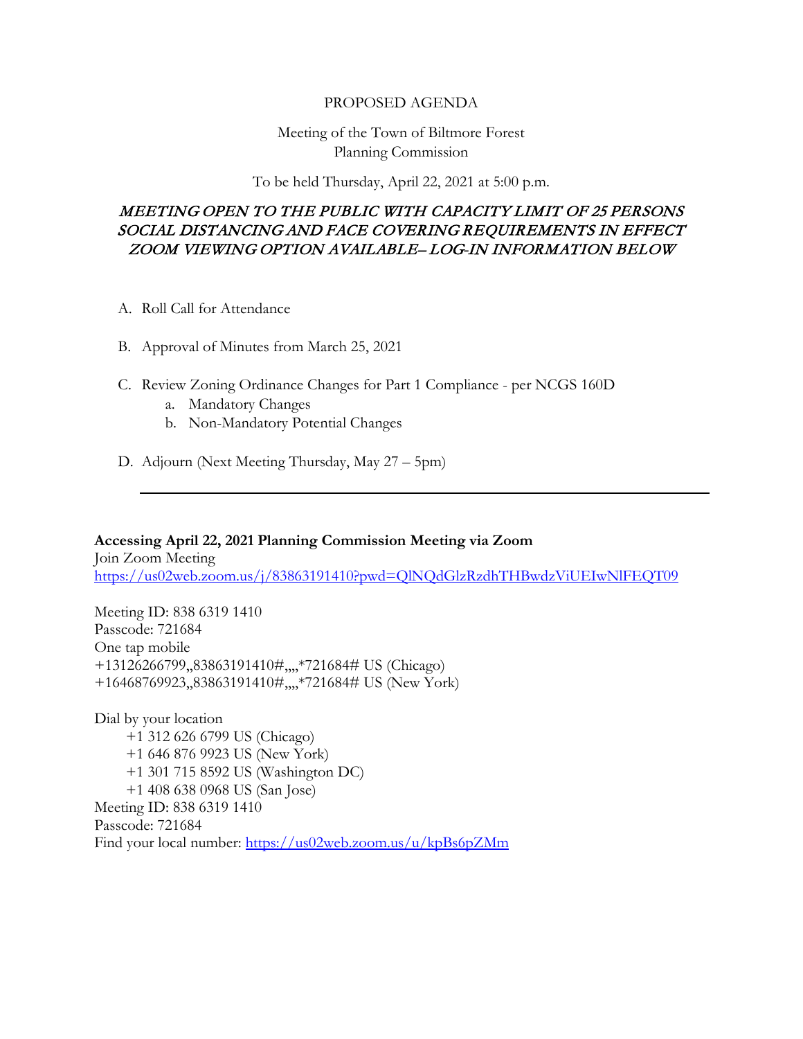PROPOSED AGENDA

Meeting of the Town of Biltmore Forest
Planning Commission

To be held Thursday, April 22, 2021 at 5:00 p.m.

***MEETING OPEN TO THE PUBLIC WITH CAPACITY LIMIT OF 25 PERSONS***
***SOCIAL DISTANCING AND FACE COVERING REQUIREMENTS IN EFFECT***
***ZOOM VIEWING OPTION AVAILABLE– LOG-IN INFORMATION BELOW***

A. Roll Call for Attendance

B. Approval of Minutes from March 25, 2021

C. Review Zoning Ordinance Changes for Part 1 Compliance - per NCGS 160D
   a. Mandatory Changes
   b. Non-Mandatory Potential Changes

D. Adjourn (Next Meeting Thursday, May 27 – 5pm)

---

**Accessing April 22, 2021 Planning Commission Meeting via Zoom**
Join Zoom Meeting
https://us02web.zoom.us/j/83863191410?pwd=QlNQdGlzRzdhTHBwdzViUEIwNlFEQT09

Meeting ID: 838 6319 1410
Passcode: 721684
One tap mobile
+13126266799,,83863191410#,,,,*721684# US (Chicago)
+16468769923,,83863191410#,,,,*721684# US (New York)

Dial by your location
 +1 312 626 6799 US (Chicago)
 +1 646 876 9923 US (New York)
 +1 301 715 8592 US (Washington DC)
 +1 408 638 0968 US (San Jose)
Meeting ID: 838 6319 1410
Passcode: 721684
Find your local number: https://us02web.zoom.us/u/kpBs6pZMm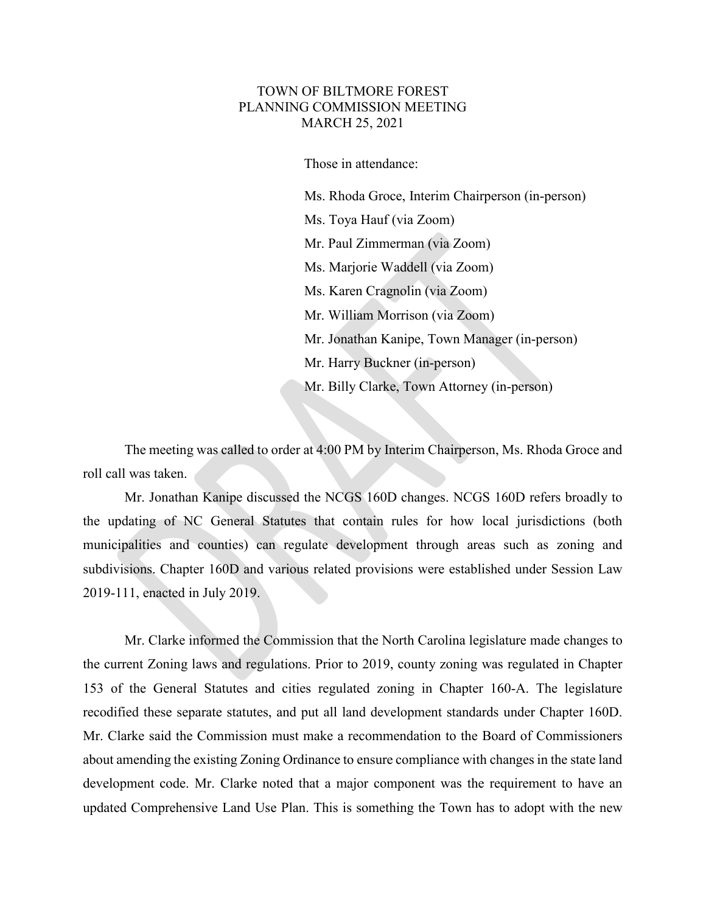TOWN OF BILTMORE FOREST
PLANNING COMMISSION MEETING
MARCH 25, 2021

Those in attendance:

Ms. Rhoda Groce, Interim Chairperson (in-person)
Ms. Toya Hauf (via Zoom)
Mr. Paul Zimmerman (via Zoom)
Ms. Marjorie Waddell (via Zoom)
Ms. Karen Cragnolin (via Zoom)
Mr. William Morrison (via Zoom)
Mr. Jonathan Kanipe, Town Manager (in-person)
Mr. Harry Buckner (in-person)
Mr. Billy Clarke, Town Attorney (in-person)

The meeting was called to order at 4:00 PM by Interim Chairperson, Ms. Rhoda Groce and roll call was taken.

Mr. Jonathan Kanipe discussed the NCGS 160D changes. NCGS 160D refers broadly to the updating of NC General Statutes that contain rules for how local jurisdictions (both municipalities and counties) can regulate development through areas such as zoning and subdivisions. Chapter 160D and various related provisions were established under Session Law 2019-111, enacted in July 2019.

Mr. Clarke informed the Commission that the North Carolina legislature made changes to the current Zoning laws and regulations. Prior to 2019, county zoning was regulated in Chapter 153 of the General Statutes and cities regulated zoning in Chapter 160-A. The legislature recodified these separate statutes, and put all land development standards under Chapter 160D. Mr. Clarke said the Commission must make a recommendation to the Board of Commissioners about amending the existing Zoning Ordinance to ensure compliance with changes in the state land development code. Mr. Clarke noted that a major component was the requirement to have an updated Comprehensive Land Use Plan. This is something the Town has to adopt with the new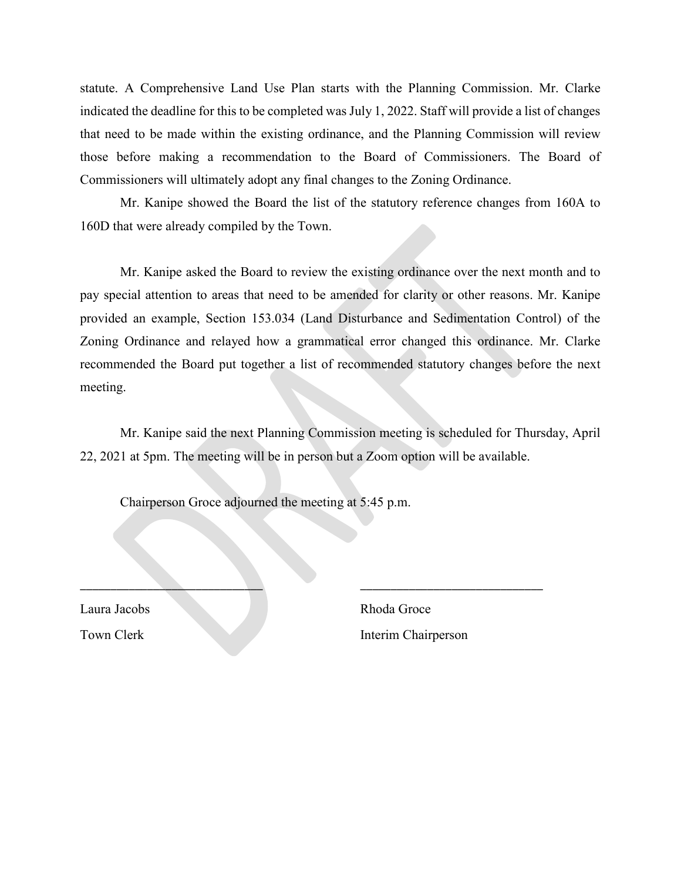statute. A Comprehensive Land Use Plan starts with the Planning Commission. Mr. Clarke indicated the deadline for this to be completed was July 1, 2022. Staff will provide a list of changes that need to be made within the existing ordinance, and the Planning Commission will review those before making a recommendation to the Board of Commissioners. The Board of Commissioners will ultimately adopt any final changes to the Zoning Ordinance.

Mr. Kanipe showed the Board the list of the statutory reference changes from 160A to 160D that were already compiled by the Town.

Mr. Kanipe asked the Board to review the existing ordinance over the next month and to pay special attention to areas that need to be amended for clarity or other reasons. Mr. Kanipe provided an example, Section 153.034 (Land Disturbance and Sedimentation Control) of the Zoning Ordinance and relayed how a grammatical error changed this ordinance. Mr. Clarke recommended the Board put together a list of recommended statutory changes before the next meeting.

Mr. Kanipe said the next Planning Commission meeting is scheduled for Thursday, April 22, 2021 at 5pm. The meeting will be in person but a Zoom option will be available.

Chairperson Groce adjourned the meeting at 5:45 p.m.

\_\_\_\_\_\_\_\_\_\_\_\_\_\_\_\_\_\_\_\_\_\_\_\_\_\_\_\_ \_\_\_\_\_\_\_\_\_\_\_\_\_\_\_\_\_\_\_\_\_\_\_\_\_\_\_\_

Laura Jacobs
Town Clerk

Rhoda Groce
Interim Chairperson

DRAFT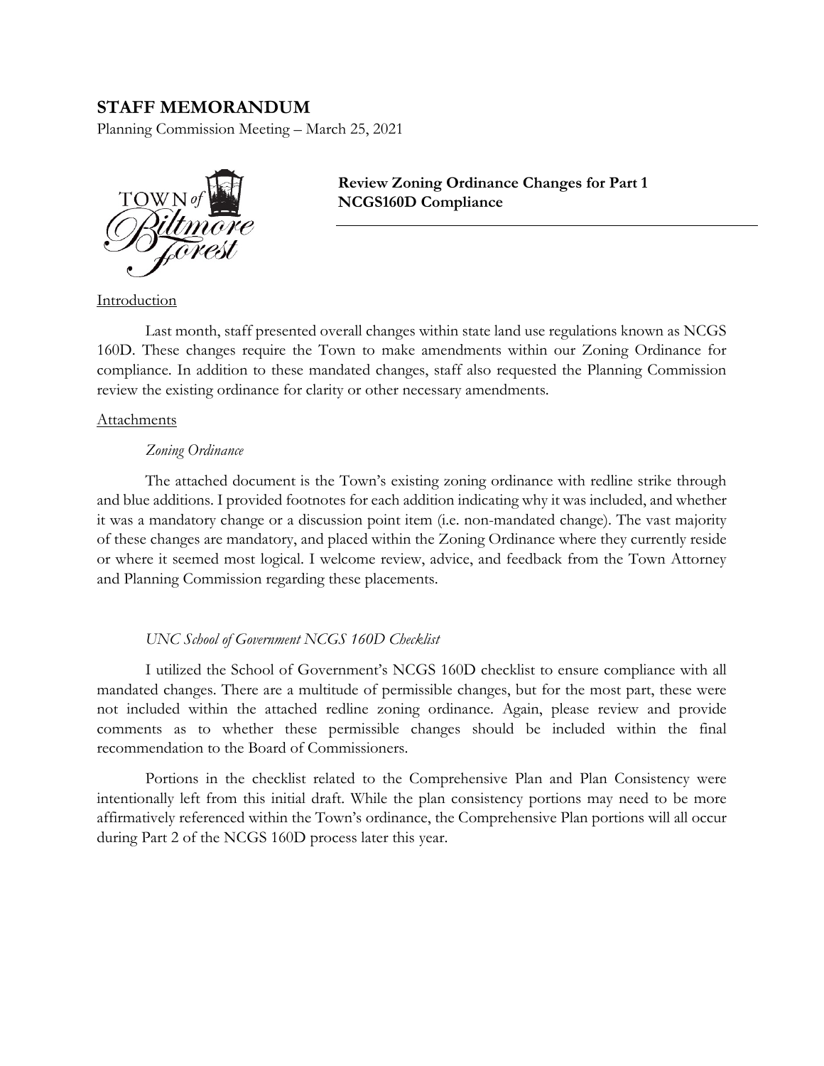# STAFF MEMORANDUM

Planning Commission Meeting – March 25, 2021

**Review Zoning Ordinance Changes for Part 1 NCGS160D Compliance**

Introduction

Last month, staff presented overall changes within state land use regulations known as NCGS 160D. These changes require the Town to make amendments within our Zoning Ordinance for compliance. In addition to these mandated changes, staff also requested the Planning Commission review the existing ordinance for clarity or other necessary amendments.

Attachments

*Zoning Ordinance*

The attached document is the Town's existing zoning ordinance with redline strike through and blue additions. I provided footnotes for each addition indicating why it was included, and whether it was a mandatory change or a discussion point item (i.e. non-mandated change). The vast majority of these changes are mandatory, and placed within the Zoning Ordinance where they currently reside or where it seemed most logical. I welcome review, advice, and feedback from the Town Attorney and Planning Commission regarding these placements.

*UNC School of Government NCGS 160D Checklist*

I utilized the School of Government's NCGS 160D checklist to ensure compliance with all mandated changes. There are a multitude of permissible changes, but for the most part, these were not included within the attached redline zoning ordinance. Again, please review and provide comments as to whether these permissible changes should be included within the final recommendation to the Board of Commissioners.

Portions in the checklist related to the Comprehensive Plan and Plan Consistency were intentionally left from this initial draft. While the plan consistency portions may need to be more affirmatively referenced within the Town's ordinance, the Comprehensive Plan portions will all occur during Part 2 of the NCGS 160D process later this year.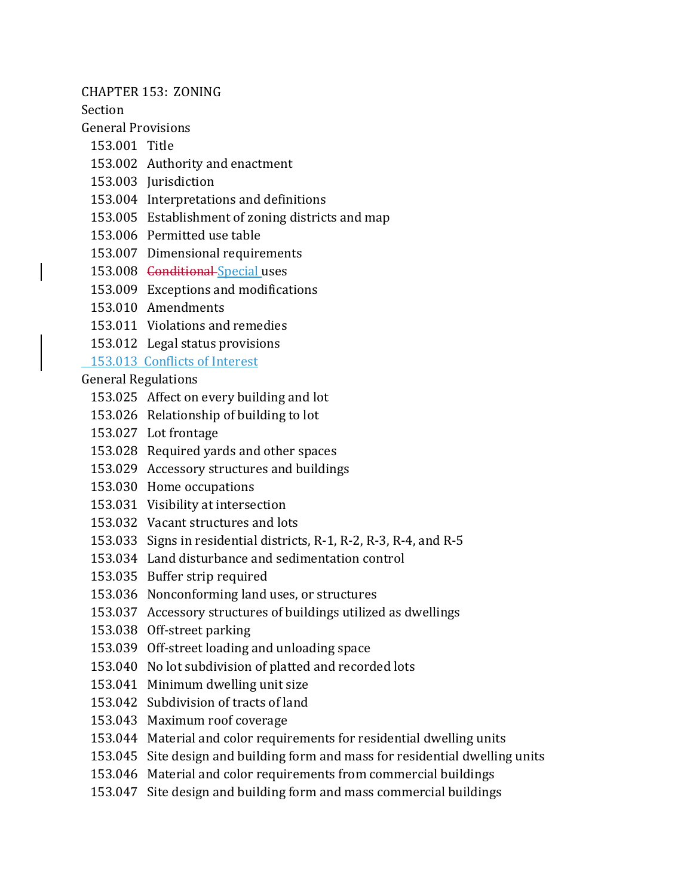CHAPTER 153: ZONING

Section

General Provisions

153.001 Title
153.002 Authority and enactment
153.003 Jurisdiction
153.004 Interpretations and definitions
153.005 Establishment of zoning districts and map
153.006 Permitted use table
153.007 Dimensional requirements
153.008 ~~Conditional~~ Special uses
153.009 Exceptions and modifications
153.010 Amendments
153.011 Violations and remedies
153.012 Legal status provisions
153.013 Conflicts of Interest

General Regulations

153.025 Affect on every building and lot
153.026 Relationship of building to lot
153.027 Lot frontage
153.028 Required yards and other spaces
153.029 Accessory structures and buildings
153.030 Home occupations
153.031 Visibility at intersection
153.032 Vacant structures and lots
153.033 Signs in residential districts, R-1, R-2, R-3, R-4, and R-5
153.034 Land disturbance and sedimentation control
153.035 Buffer strip required
153.036 Nonconforming land uses, or structures
153.037 Accessory structures of buildings utilized as dwellings
153.038 Off-street parking
153.039 Off-street loading and unloading space
153.040 No lot subdivision of platted and recorded lots
153.041 Minimum dwelling unit size
153.042 Subdivision of tracts of land
153.043 Maximum roof coverage
153.044 Material and color requirements for residential dwelling units
153.045 Site design and building form and mass for residential dwelling units
153.046 Material and color requirements from commercial buildings
153.047 Site design and building form and mass commercial buildings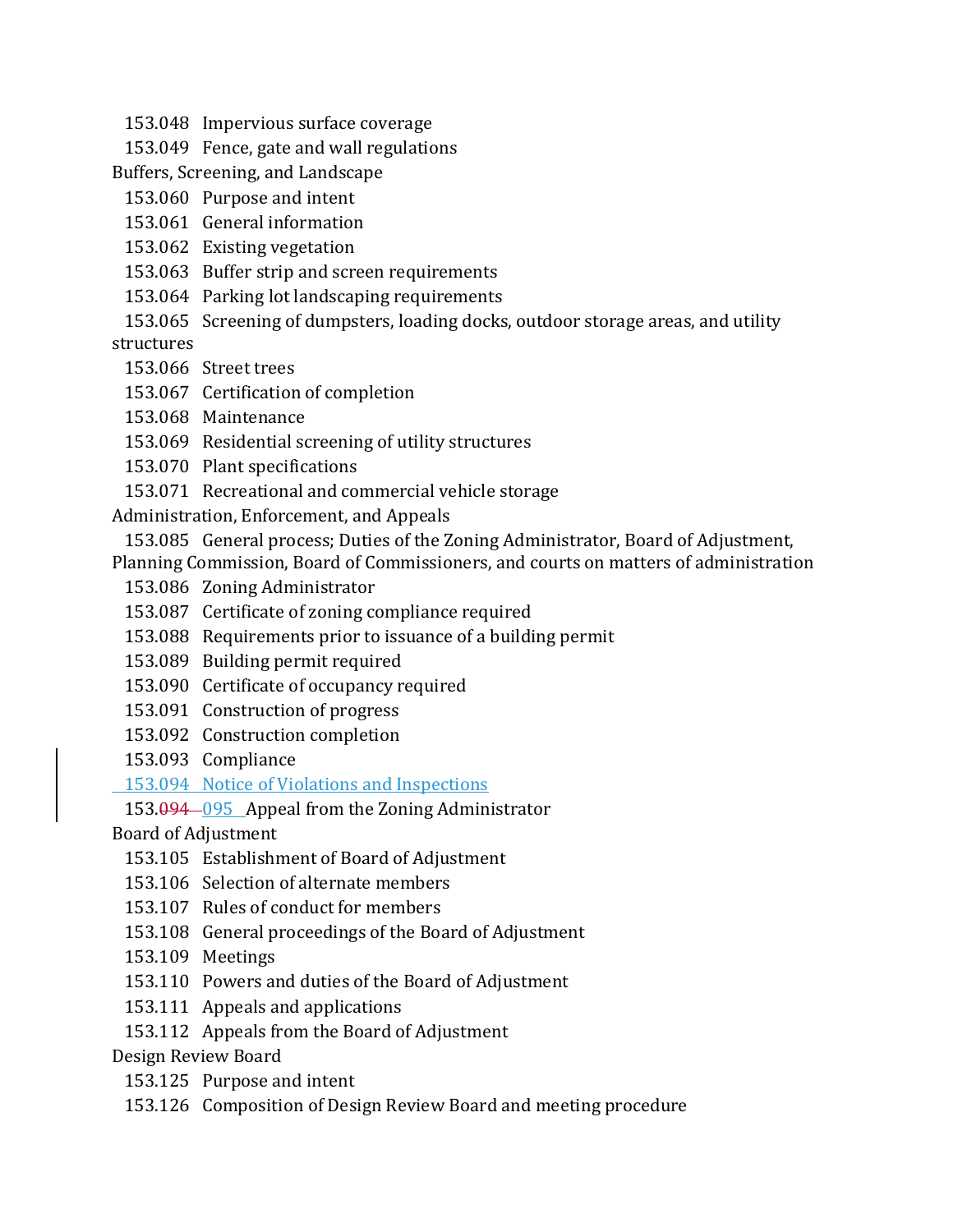153.048 Impervious surface coverage
153.049 Fence, gate and wall regulations

Buffers, Screening, and Landscape

153.060 Purpose and intent
153.061 General information
153.062 Existing vegetation
153.063 Buffer strip and screen requirements
153.064 Parking lot landscaping requirements
153.065 Screening of dumpsters, loading docks, outdoor storage areas, and utility structures
153.066 Street trees
153.067 Certification of completion
153.068 Maintenance
153.069 Residential screening of utility structures
153.070 Plant specifications
153.071 Recreational and commercial vehicle storage

Administration, Enforcement, and Appeals

153.085 General process; Duties of the Zoning Administrator, Board of Adjustment, Planning Commission, Board of Commissioners, and courts on matters of administration
153.086 Zoning Administrator
153.087 Certificate of zoning compliance required
153.088 Requirements prior to issuance of a building permit
153.089 Building permit required
153.090 Certificate of occupancy required
153.091 Construction of progress
153.092 Construction completion
153.093 Compliance
153.094 Notice of Violations and Inspections
153.~~094~~ 095 Appeal from the Zoning Administrator

Board of Adjustment

153.105 Establishment of Board of Adjustment
153.106 Selection of alternate members
153.107 Rules of conduct for members
153.108 General proceedings of the Board of Adjustment
153.109 Meetings
153.110 Powers and duties of the Board of Adjustment
153.111 Appeals and applications
153.112 Appeals from the Board of Adjustment

Design Review Board

153.125 Purpose and intent
153.126 Composition of Design Review Board and meeting procedure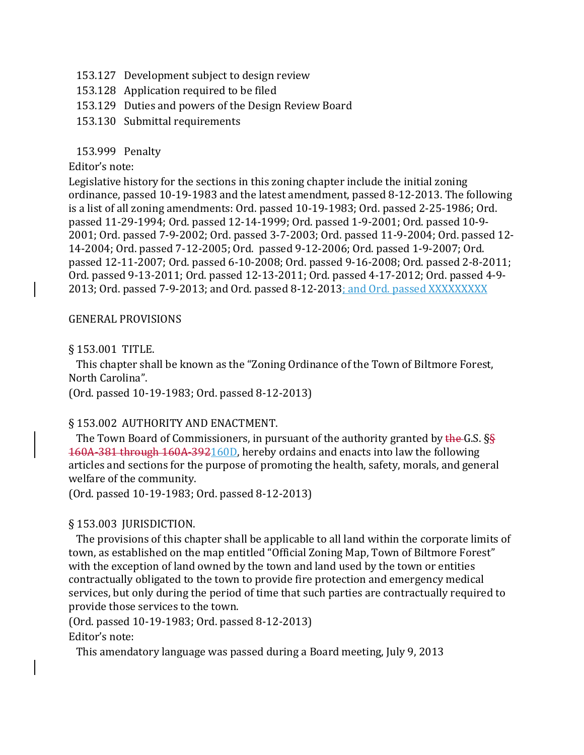153.127 Development subject to design review
153.128 Application required to be filed
153.129 Duties and powers of the Design Review Board
153.130 Submittal requirements

153.999 Penalty

Editor's note:

Legislative history for the sections in this zoning chapter include the initial zoning ordinance, passed 10-19-1983 and the latest amendment, passed 8-12-2013. The following is a list of all zoning amendments: Ord. passed 10-19-1983; Ord. passed 2-25-1986; Ord. passed 11-29-1994; Ord. passed 12-14-1999; Ord. passed 1-9-2001; Ord. passed 10-9-2001; Ord. passed 7-9-2002; Ord. passed 3-7-2003; Ord. passed 11-9-2004; Ord. passed 12-14-2004; Ord. passed 7-12-2005; Ord. passed 9-12-2006; Ord. passed 1-9-2007; Ord. passed 12-11-2007; Ord. passed 6-10-2008; Ord. passed 9-16-2008; Ord. passed 2-8-2011; Ord. passed 9-13-2011; Ord. passed 12-13-2011; Ord. passed 4-17-2012; Ord. passed 4-9-2013; Ord. passed 7-9-2013; and Ord. passed 8-12-2013; and Ord. passed XXXXXXXXX

GENERAL PROVISIONS

§ 153.001 TITLE.

This chapter shall be known as the "Zoning Ordinance of the Town of Biltmore Forest, North Carolina".

(Ord. passed 10-19-1983; Ord. passed 8-12-2013)

§ 153.002 AUTHORITY AND ENACTMENT.

The Town Board of Commissioners, in pursuant of the authority granted by ~~the~~ G.S. §~~§ 160A-381 through 160A-392~~160D, hereby ordains and enacts into law the following articles and sections for the purpose of promoting the health, safety, morals, and general welfare of the community.

(Ord. passed 10-19-1983; Ord. passed 8-12-2013)

§ 153.003 JURISDICTION.

The provisions of this chapter shall be applicable to all land within the corporate limits of town, as established on the map entitled "Official Zoning Map, Town of Biltmore Forest" with the exception of land owned by the town and land used by the town or entities contractually obligated to the town to provide fire protection and emergency medical services, but only during the period of time that such parties are contractually required to provide those services to the town.

(Ord. passed 10-19-1983; Ord. passed 8-12-2013)

Editor's note:

This amendatory language was passed during a Board meeting, July 9, 2013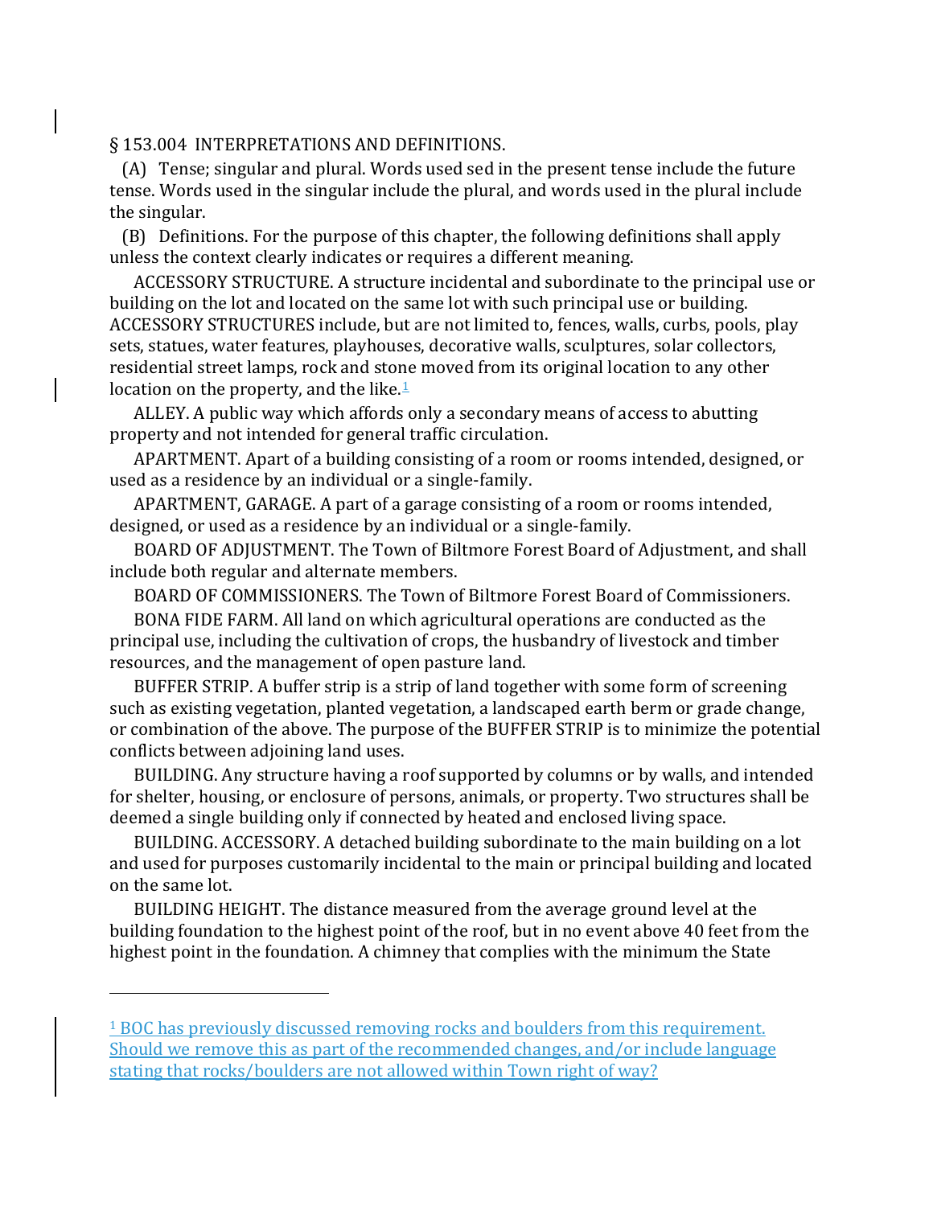§ 153.004 INTERPRETATIONS AND DEFINITIONS.

(A) Tense; singular and plural. Words used sed in the present tense include the future tense. Words used in the singular include the plural, and words used in the plural include the singular.

(B) Definitions. For the purpose of this chapter, the following definitions shall apply unless the context clearly indicates or requires a different meaning.

ACCESSORY STRUCTURE. A structure incidental and subordinate to the principal use or building on the lot and located on the same lot with such principal use or building. ACCESSORY STRUCTURES include, but are not limited to, fences, walls, curbs, pools, play sets, statues, water features, playhouses, decorative walls, sculptures, solar collectors, residential street lamps, rock and stone moved from its original location to any other location on the property, and the like.[1]

ALLEY. A public way which affords only a secondary means of access to abutting property and not intended for general traffic circulation.

APARTMENT. Apart of a building consisting of a room or rooms intended, designed, or used as a residence by an individual or a single-family.

APARTMENT, GARAGE. A part of a garage consisting of a room or rooms intended, designed, or used as a residence by an individual or a single-family.

BOARD OF ADJUSTMENT. The Town of Biltmore Forest Board of Adjustment, and shall include both regular and alternate members.

BOARD OF COMMISSIONERS. The Town of Biltmore Forest Board of Commissioners.

BONA FIDE FARM. All land on which agricultural operations are conducted as the principal use, including the cultivation of crops, the husbandry of livestock and timber resources, and the management of open pasture land.

BUFFER STRIP. A buffer strip is a strip of land together with some form of screening such as existing vegetation, planted vegetation, a landscaped earth berm or grade change, or combination of the above. The purpose of the BUFFER STRIP is to minimize the potential conflicts between adjoining land uses.

BUILDING. Any structure having a roof supported by columns or by walls, and intended for shelter, housing, or enclosure of persons, animals, or property. Two structures shall be deemed a single building only if connected by heated and enclosed living space.

BUILDING. ACCESSORY. A detached building subordinate to the main building on a lot and used for purposes customarily incidental to the main or principal building and located on the same lot.

BUILDING HEIGHT. The distance measured from the average ground level at the building foundation to the highest point of the roof, but in no event above 40 feet from the highest point in the foundation. A chimney that complies with the minimum the State

---

[1] BOC has previously discussed removing rocks and boulders from this requirement. Should we remove this as part of the recommended changes, and/or include language stating that rocks/boulders are not allowed within Town right of way?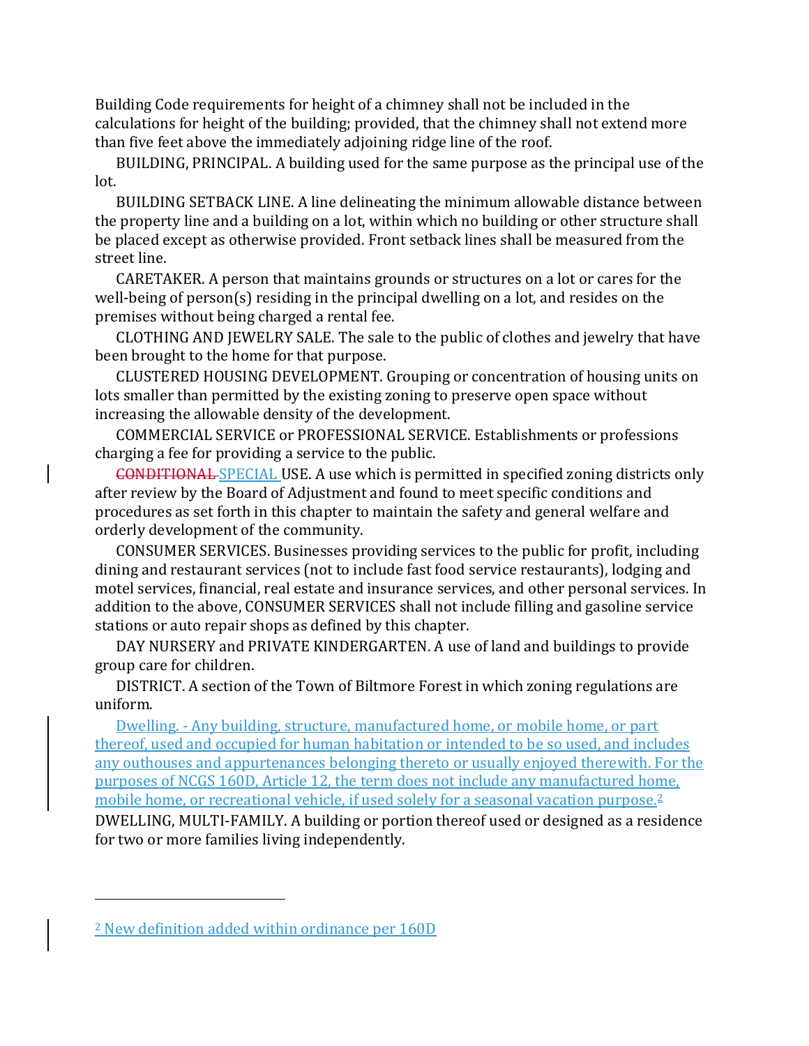Building Code requirements for height of a chimney shall not be included in the calculations for height of the building; provided, that the chimney shall not extend more than five feet above the immediately adjoining ridge line of the roof.

BUILDING, PRINCIPAL. A building used for the same purpose as the principal use of the lot.

BUILDING SETBACK LINE. A line delineating the minimum allowable distance between the property line and a building on a lot, within which no building or other structure shall be placed except as otherwise provided. Front setback lines shall be measured from the street line.

CARETAKER. A person that maintains grounds or structures on a lot or cares for the well-being of person(s) residing in the principal dwelling on a lot, and resides on the premises without being charged a rental fee.

CLOTHING AND JEWELRY SALE. The sale to the public of clothes and jewelry that have been brought to the home for that purpose.

CLUSTERED HOUSING DEVELOPMENT. Grouping or concentration of housing units on lots smaller than permitted by the existing zoning to preserve open space without increasing the allowable density of the development.

COMMERCIAL SERVICE or PROFESSIONAL SERVICE. Establishments or professions charging a fee for providing a service to the public.

~~CONDITIONAL~~ SPECIAL USE. A use which is permitted in specified zoning districts only after review by the Board of Adjustment and found to meet specific conditions and procedures as set forth in this chapter to maintain the safety and general welfare and orderly development of the community.

CONSUMER SERVICES. Businesses providing services to the public for profit, including dining and restaurant services (not to include fast food service restaurants), lodging and motel services, financial, real estate and insurance services, and other personal services. In addition to the above, CONSUMER SERVICES shall not include filling and gasoline service stations or auto repair shops as defined by this chapter.

DAY NURSERY and PRIVATE KINDERGARTEN. A use of land and buildings to provide group care for children.

DISTRICT. A section of the Town of Biltmore Forest in which zoning regulations are uniform.

Dwelling. - Any building, structure, manufactured home, or mobile home, or part thereof, used and occupied for human habitation or intended to be so used, and includes any outhouses and appurtenances belonging thereto or usually enjoyed therewith. For the purposes of NCGS 160D, Article 12, the term does not include any manufactured home, mobile home, or recreational vehicle, if used solely for a seasonal vacation purpose.[2]

DWELLING, MULTI-FAMILY. A building or portion thereof used or designed as a residence for two or more families living independently.

---

[2] New definition added within ordinance per 160D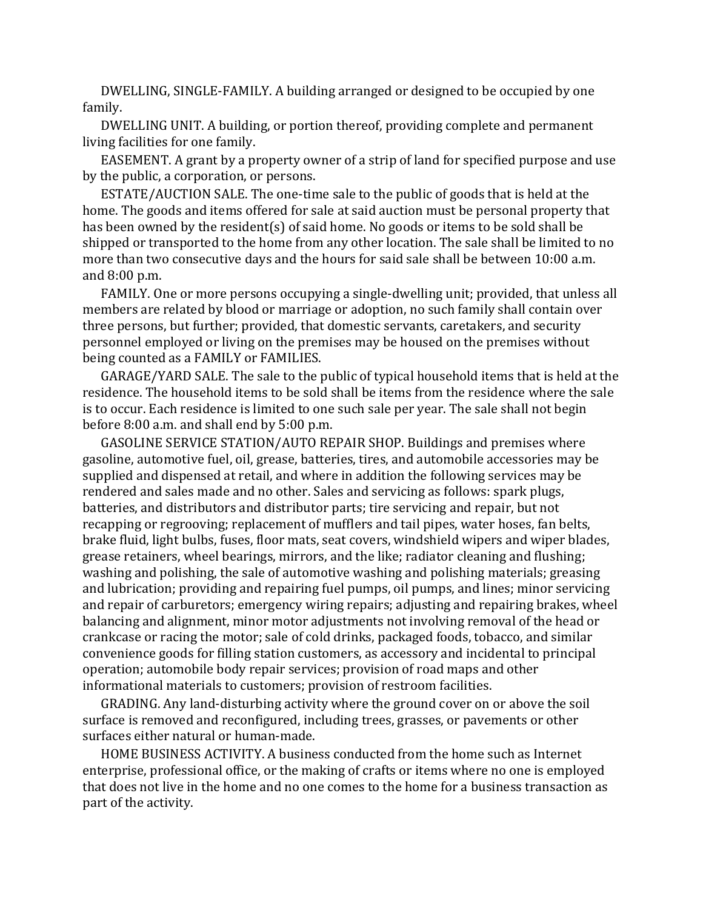DWELLING, SINGLE-FAMILY. A building arranged or designed to be occupied by one family.

DWELLING UNIT. A building, or portion thereof, providing complete and permanent living facilities for one family.

EASEMENT. A grant by a property owner of a strip of land for specified purpose and use by the public, a corporation, or persons.

ESTATE/AUCTION SALE. The one-time sale to the public of goods that is held at the home. The goods and items offered for sale at said auction must be personal property that has been owned by the resident(s) of said home. No goods or items to be sold shall be shipped or transported to the home from any other location. The sale shall be limited to no more than two consecutive days and the hours for said sale shall be between 10:00 a.m. and 8:00 p.m.

FAMILY. One or more persons occupying a single-dwelling unit; provided, that unless all members are related by blood or marriage or adoption, no such family shall contain over three persons, but further; provided, that domestic servants, caretakers, and security personnel employed or living on the premises may be housed on the premises without being counted as a FAMILY or FAMILIES.

GARAGE/YARD SALE. The sale to the public of typical household items that is held at the residence. The household items to be sold shall be items from the residence where the sale is to occur. Each residence is limited to one such sale per year. The sale shall not begin before 8:00 a.m. and shall end by 5:00 p.m.

GASOLINE SERVICE STATION/AUTO REPAIR SHOP. Buildings and premises where gasoline, automotive fuel, oil, grease, batteries, tires, and automobile accessories may be supplied and dispensed at retail, and where in addition the following services may be rendered and sales made and no other. Sales and servicing as follows: spark plugs, batteries, and distributors and distributor parts; tire servicing and repair, but not recapping or regrooving; replacement of mufflers and tail pipes, water hoses, fan belts, brake fluid, light bulbs, fuses, floor mats, seat covers, windshield wipers and wiper blades, grease retainers, wheel bearings, mirrors, and the like; radiator cleaning and flushing; washing and polishing, the sale of automotive washing and polishing materials; greasing and lubrication; providing and repairing fuel pumps, oil pumps, and lines; minor servicing and repair of carburetors; emergency wiring repairs; adjusting and repairing brakes, wheel balancing and alignment, minor motor adjustments not involving removal of the head or crankcase or racing the motor; sale of cold drinks, packaged foods, tobacco, and similar convenience goods for filling station customers, as accessory and incidental to principal operation; automobile body repair services; provision of road maps and other informational materials to customers; provision of restroom facilities.

GRADING. Any land-disturbing activity where the ground cover on or above the soil surface is removed and reconfigured, including trees, grasses, or pavements or other surfaces either natural or human-made.

HOME BUSINESS ACTIVITY. A business conducted from the home such as Internet enterprise, professional office, or the making of crafts or items where no one is employed that does not live in the home and no one comes to the home for a business transaction as part of the activity.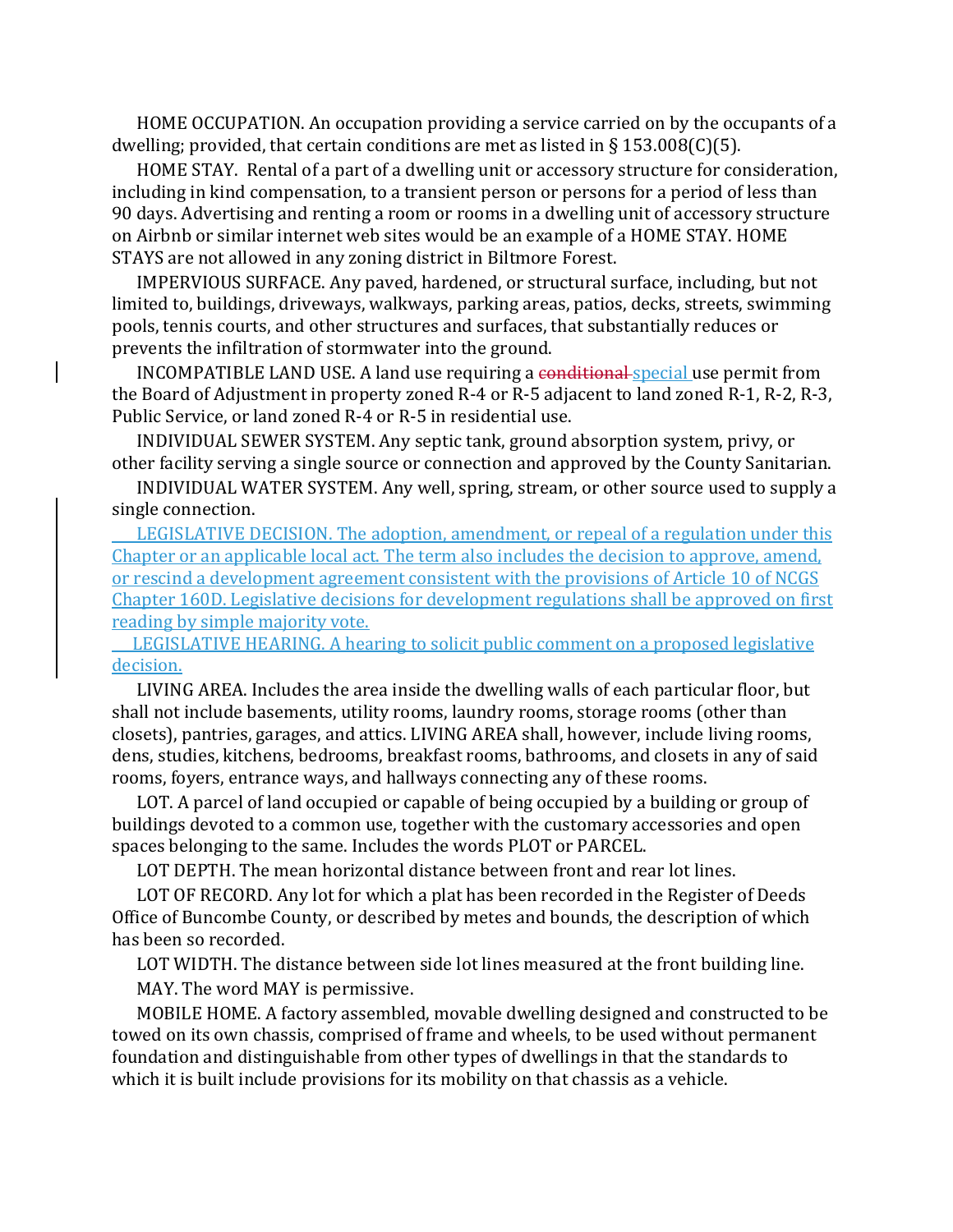HOME OCCUPATION. An occupation providing a service carried on by the occupants of a dwelling; provided, that certain conditions are met as listed in § 153.008(C)(5).

HOME STAY. Rental of a part of a dwelling unit or accessory structure for consideration, including in kind compensation, to a transient person or persons for a period of less than 90 days. Advertising and renting a room or rooms in a dwelling unit of accessory structure on Airbnb or similar internet web sites would be an example of a HOME STAY. HOME STAYS are not allowed in any zoning district in Biltmore Forest.

IMPERVIOUS SURFACE. Any paved, hardened, or structural surface, including, but not limited to, buildings, driveways, walkways, parking areas, patios, decks, streets, swimming pools, tennis courts, and other structures and surfaces, that substantially reduces or prevents the infiltration of stormwater into the ground.

INCOMPATIBLE LAND USE. A land use requiring a ~~conditional~~ special use permit from the Board of Adjustment in property zoned R-4 or R-5 adjacent to land zoned R-1, R-2, R-3, Public Service, or land zoned R-4 or R-5 in residential use.

INDIVIDUAL SEWER SYSTEM. Any septic tank, ground absorption system, privy, or other facility serving a single source or connection and approved by the County Sanitarian.

INDIVIDUAL WATER SYSTEM. Any well, spring, stream, or other source used to supply a single connection.

LEGISLATIVE DECISION. The adoption, amendment, or repeal of a regulation under this Chapter or an applicable local act. The term also includes the decision to approve, amend, or rescind a development agreement consistent with the provisions of Article 10 of NCGS Chapter 160D. Legislative decisions for development regulations shall be approved on first reading by simple majority vote.

LEGISLATIVE HEARING. A hearing to solicit public comment on a proposed legislative decision.

LIVING AREA. Includes the area inside the dwelling walls of each particular floor, but shall not include basements, utility rooms, laundry rooms, storage rooms (other than closets), pantries, garages, and attics. LIVING AREA shall, however, include living rooms, dens, studies, kitchens, bedrooms, breakfast rooms, bathrooms, and closets in any of said rooms, foyers, entrance ways, and hallways connecting any of these rooms.

LOT. A parcel of land occupied or capable of being occupied by a building or group of buildings devoted to a common use, together with the customary accessories and open spaces belonging to the same. Includes the words PLOT or PARCEL.

LOT DEPTH. The mean horizontal distance between front and rear lot lines.

LOT OF RECORD. Any lot for which a plat has been recorded in the Register of Deeds Office of Buncombe County, or described by metes and bounds, the description of which has been so recorded.

LOT WIDTH. The distance between side lot lines measured at the front building line.

MAY. The word MAY is permissive.

MOBILE HOME. A factory assembled, movable dwelling designed and constructed to be towed on its own chassis, comprised of frame and wheels, to be used without permanent foundation and distinguishable from other types of dwellings in that the standards to which it is built include provisions for its mobility on that chassis as a vehicle.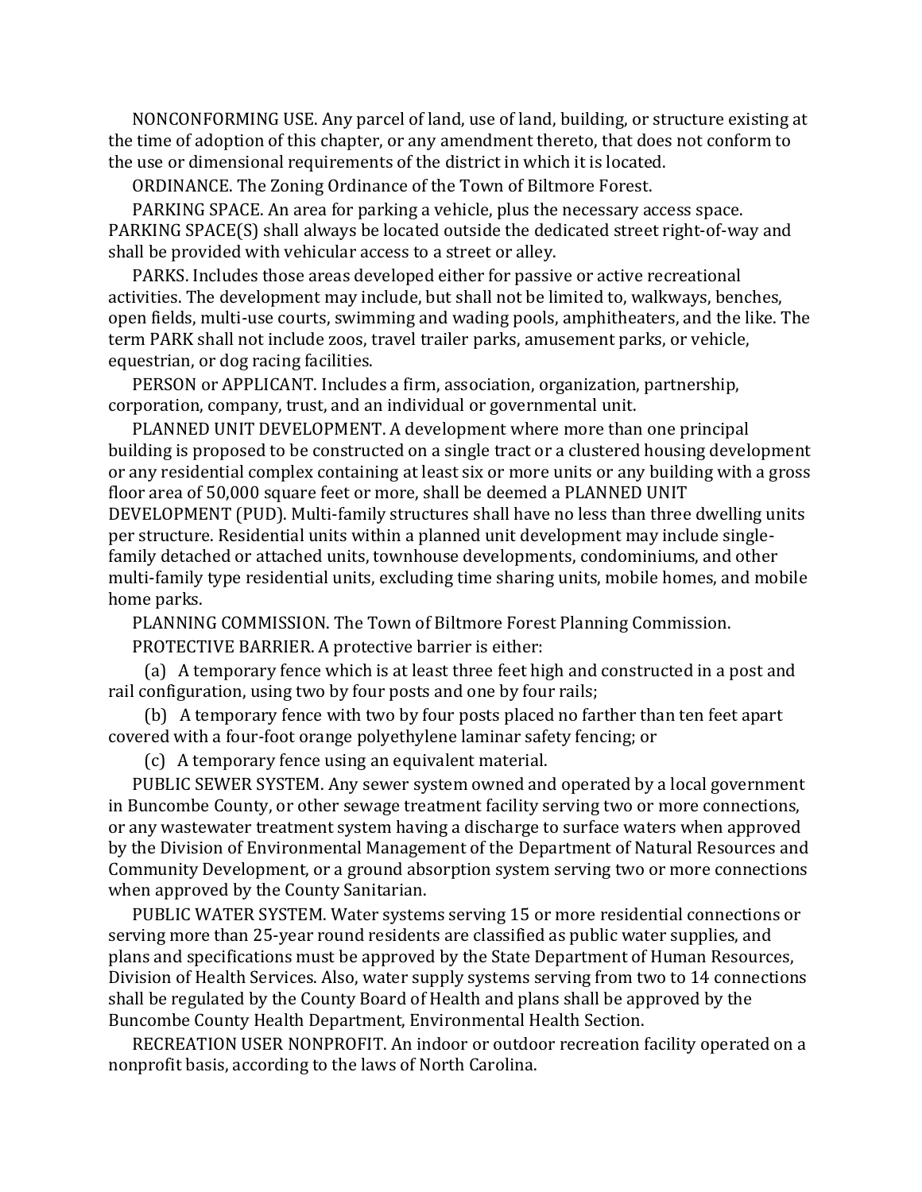NONCONFORMING USE. Any parcel of land, use of land, building, or structure existing at the time of adoption of this chapter, or any amendment thereto, that does not conform to the use or dimensional requirements of the district in which it is located.

ORDINANCE. The Zoning Ordinance of the Town of Biltmore Forest.

PARKING SPACE. An area for parking a vehicle, plus the necessary access space. PARKING SPACE(S) shall always be located outside the dedicated street right-of-way and shall be provided with vehicular access to a street or alley.

PARKS. Includes those areas developed either for passive or active recreational activities. The development may include, but shall not be limited to, walkways, benches, open fields, multi-use courts, swimming and wading pools, amphitheaters, and the like. The term PARK shall not include zoos, travel trailer parks, amusement parks, or vehicle, equestrian, or dog racing facilities.

PERSON or APPLICANT. Includes a firm, association, organization, partnership, corporation, company, trust, and an individual or governmental unit.

PLANNED UNIT DEVELOPMENT. A development where more than one principal building is proposed to be constructed on a single tract or a clustered housing development or any residential complex containing at least six or more units or any building with a gross floor area of 50,000 square feet or more, shall be deemed a PLANNED UNIT DEVELOPMENT (PUD). Multi-family structures shall have no less than three dwelling units per structure. Residential units within a planned unit development may include single-family detached or attached units, townhouse developments, condominiums, and other multi-family type residential units, excluding time sharing units, mobile homes, and mobile home parks.

PLANNING COMMISSION. The Town of Biltmore Forest Planning Commission.

PROTECTIVE BARRIER. A protective barrier is either:

(a) A temporary fence which is at least three feet high and constructed in a post and rail configuration, using two by four posts and one by four rails;

(b) A temporary fence with two by four posts placed no farther than ten feet apart covered with a four-foot orange polyethylene laminar safety fencing; or

(c) A temporary fence using an equivalent material.

PUBLIC SEWER SYSTEM. Any sewer system owned and operated by a local government in Buncombe County, or other sewage treatment facility serving two or more connections, or any wastewater treatment system having a discharge to surface waters when approved by the Division of Environmental Management of the Department of Natural Resources and Community Development, or a ground absorption system serving two or more connections when approved by the County Sanitarian.

PUBLIC WATER SYSTEM. Water systems serving 15 or more residential connections or serving more than 25-year round residents are classified as public water supplies, and plans and specifications must be approved by the State Department of Human Resources, Division of Health Services. Also, water supply systems serving from two to 14 connections shall be regulated by the County Board of Health and plans shall be approved by the Buncombe County Health Department, Environmental Health Section.

RECREATION USER NONPROFIT. An indoor or outdoor recreation facility operated on a nonprofit basis, according to the laws of North Carolina.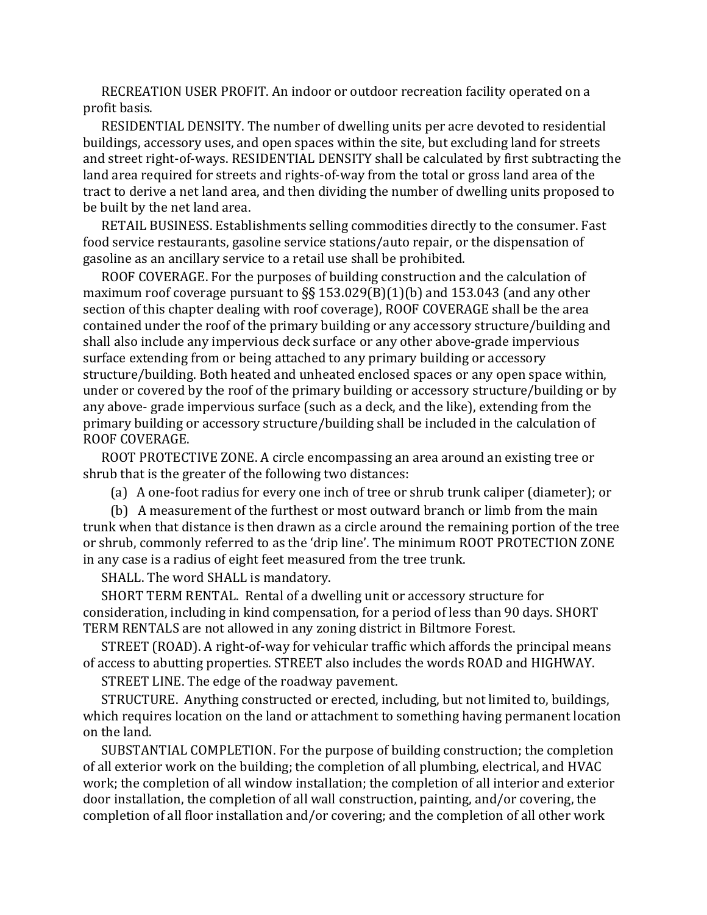RECREATION USER PROFIT. An indoor or outdoor recreation facility operated on a profit basis.

RESIDENTIAL DENSITY. The number of dwelling units per acre devoted to residential buildings, accessory uses, and open spaces within the site, but excluding land for streets and street right-of-ways. RESIDENTIAL DENSITY shall be calculated by first subtracting the land area required for streets and rights-of-way from the total or gross land area of the tract to derive a net land area, and then dividing the number of dwelling units proposed to be built by the net land area.

RETAIL BUSINESS. Establishments selling commodities directly to the consumer. Fast food service restaurants, gasoline service stations/auto repair, or the dispensation of gasoline as an ancillary service to a retail use shall be prohibited.

ROOF COVERAGE. For the purposes of building construction and the calculation of maximum roof coverage pursuant to §§ 153.029(B)(1)(b) and 153.043 (and any other section of this chapter dealing with roof coverage), ROOF COVERAGE shall be the area contained under the roof of the primary building or any accessory structure/building and shall also include any impervious deck surface or any other above-grade impervious surface extending from or being attached to any primary building or accessory structure/building. Both heated and unheated enclosed spaces or any open space within, under or covered by the roof of the primary building or accessory structure/building or by any above- grade impervious surface (such as a deck, and the like), extending from the primary building or accessory structure/building shall be included in the calculation of ROOF COVERAGE.

ROOT PROTECTIVE ZONE. A circle encompassing an area around an existing tree or shrub that is the greater of the following two distances:

(a) A one-foot radius for every one inch of tree or shrub trunk caliper (diameter); or

(b) A measurement of the furthest or most outward branch or limb from the main trunk when that distance is then drawn as a circle around the remaining portion of the tree or shrub, commonly referred to as the 'drip line'. The minimum ROOT PROTECTION ZONE in any case is a radius of eight feet measured from the tree trunk.

SHALL. The word SHALL is mandatory.

SHORT TERM RENTAL. Rental of a dwelling unit or accessory structure for consideration, including in kind compensation, for a period of less than 90 days. SHORT TERM RENTALS are not allowed in any zoning district in Biltmore Forest.

STREET (ROAD). A right-of-way for vehicular traffic which affords the principal means of access to abutting properties. STREET also includes the words ROAD and HIGHWAY.

STREET LINE. The edge of the roadway pavement.

STRUCTURE. Anything constructed or erected, including, but not limited to, buildings, which requires location on the land or attachment to something having permanent location on the land.

SUBSTANTIAL COMPLETION. For the purpose of building construction; the completion of all exterior work on the building; the completion of all plumbing, electrical, and HVAC work; the completion of all window installation; the completion of all interior and exterior door installation, the completion of all wall construction, painting, and/or covering, the completion of all floor installation and/or covering; and the completion of all other work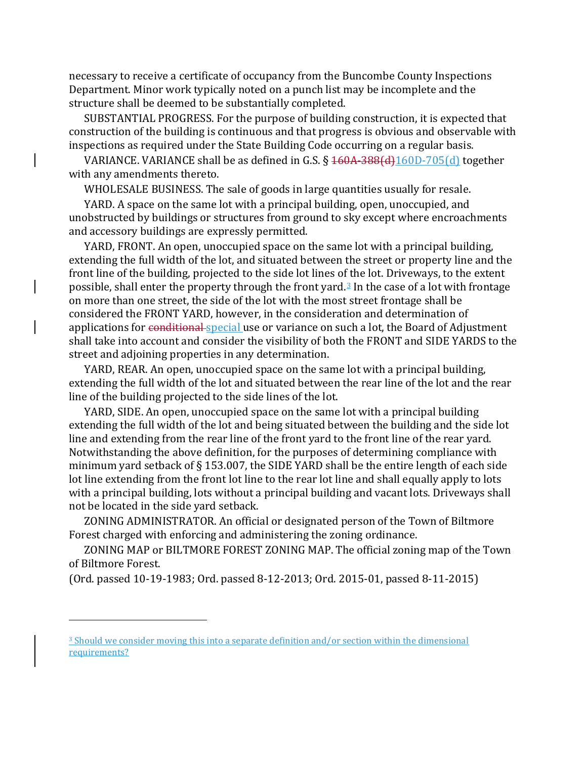necessary to receive a certificate of occupancy from the Buncombe County Inspections Department. Minor work typically noted on a punch list may be incomplete and the structure shall be deemed to be substantially completed.

SUBSTANTIAL PROGRESS. For the purpose of building construction, it is expected that construction of the building is continuous and that progress is obvious and observable with inspections as required under the State Building Code occurring on a regular basis.

VARIANCE. VARIANCE shall be as defined in G.S. § ~~160A-388(d)~~160D-705(d) together with any amendments thereto.

WHOLESALE BUSINESS. The sale of goods in large quantities usually for resale.

YARD. A space on the same lot with a principal building, open, unoccupied, and unobstructed by buildings or structures from ground to sky except where encroachments and accessory buildings are expressly permitted.

YARD, FRONT. An open, unoccupied space on the same lot with a principal building, extending the full width of the lot, and situated between the street or property line and the front line of the building, projected to the side lot lines of the lot. Driveways, to the extent possible, shall enter the property through the front yard.[3] In the case of a lot with frontage on more than one street, the side of the lot with the most street frontage shall be considered the FRONT YARD, however, in the consideration and determination of applications for ~~conditional~~ special use or variance on such a lot, the Board of Adjustment shall take into account and consider the visibility of both the FRONT and SIDE YARDS to the street and adjoining properties in any determination.

YARD, REAR. An open, unoccupied space on the same lot with a principal building, extending the full width of the lot and situated between the rear line of the lot and the rear line of the building projected to the side lines of the lot.

YARD, SIDE. An open, unoccupied space on the same lot with a principal building extending the full width of the lot and being situated between the building and the side lot line and extending from the rear line of the front yard to the front line of the rear yard. Notwithstanding the above definition, for the purposes of determining compliance with minimum yard setback of § 153.007, the SIDE YARD shall be the entire length of each side lot line extending from the front lot line to the rear lot line and shall equally apply to lots with a principal building, lots without a principal building and vacant lots. Driveways shall not be located in the side yard setback.

ZONING ADMINISTRATOR. An official or designated person of the Town of Biltmore Forest charged with enforcing and administering the zoning ordinance.

ZONING MAP or BILTMORE FOREST ZONING MAP. The official zoning map of the Town of Biltmore Forest.

(Ord. passed 10-19-1983; Ord. passed 8-12-2013; Ord. 2015-01, passed 8-11-2015)

---

[3] Should we consider moving this into a separate definition and/or section within the dimensional requirements?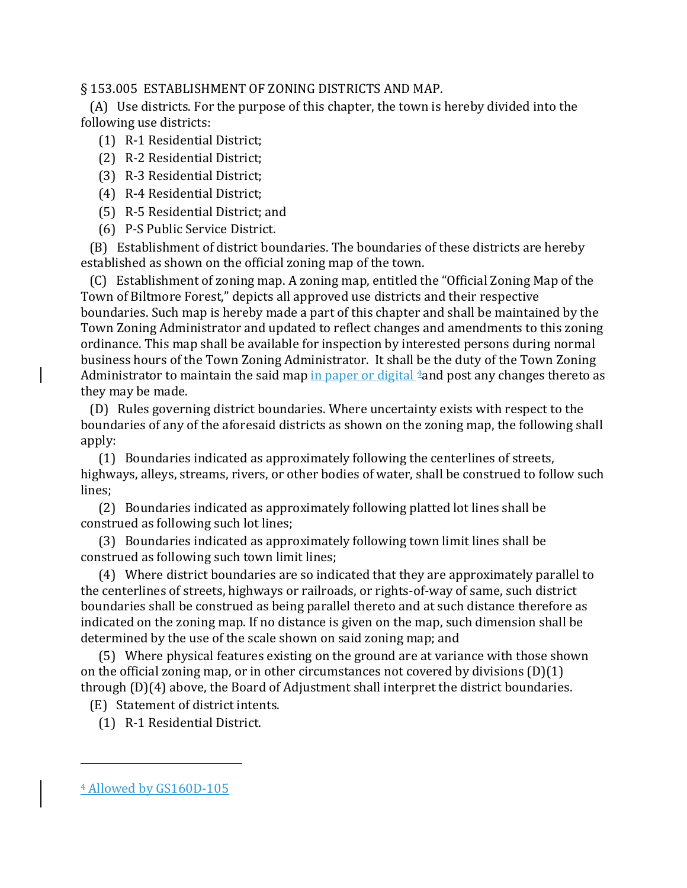§ 153.005 ESTABLISHMENT OF ZONING DISTRICTS AND MAP.

(A) Use districts. For the purpose of this chapter, the town is hereby divided into the following use districts:

(1) R-1 Residential District;

(2) R-2 Residential District;

(3) R-3 Residential District;

(4) R-4 Residential District;

(5) R-5 Residential District; and

(6) P-S Public Service District.

(B) Establishment of district boundaries. The boundaries of these districts are hereby established as shown on the official zoning map of the town.

(C) Establishment of zoning map. A zoning map, entitled the "Official Zoning Map of the Town of Biltmore Forest," depicts all approved use districts and their respective boundaries. Such map is hereby made a part of this chapter and shall be maintained by the Town Zoning Administrator and updated to reflect changes and amendments to this zoning ordinance. This map shall be available for inspection by interested persons during normal business hours of the Town Zoning Administrator. It shall be the duty of the Town Zoning Administrator to maintain the said map in paper or digital [4] and post any changes thereto as they may be made.

(D) Rules governing district boundaries. Where uncertainty exists with respect to the boundaries of any of the aforesaid districts as shown on the zoning map, the following shall apply:

(1) Boundaries indicated as approximately following the centerlines of streets, highways, alleys, streams, rivers, or other bodies of water, shall be construed to follow such lines;

(2) Boundaries indicated as approximately following platted lot lines shall be construed as following such lot lines;

(3) Boundaries indicated as approximately following town limit lines shall be construed as following such town limit lines;

(4) Where district boundaries are so indicated that they are approximately parallel to the centerlines of streets, highways or railroads, or rights-of-way of same, such district boundaries shall be construed as being parallel thereto and at such distance therefore as indicated on the zoning map. If no distance is given on the map, such dimension shall be determined by the use of the scale shown on said zoning map; and

(5) Where physical features existing on the ground are at variance with those shown on the official zoning map, or in other circumstances not covered by divisions (D)(1) through (D)(4) above, the Board of Adjustment shall interpret the district boundaries.

(E) Statement of district intents.

(1) R-1 Residential District.

---

[4] Allowed by GS160D-105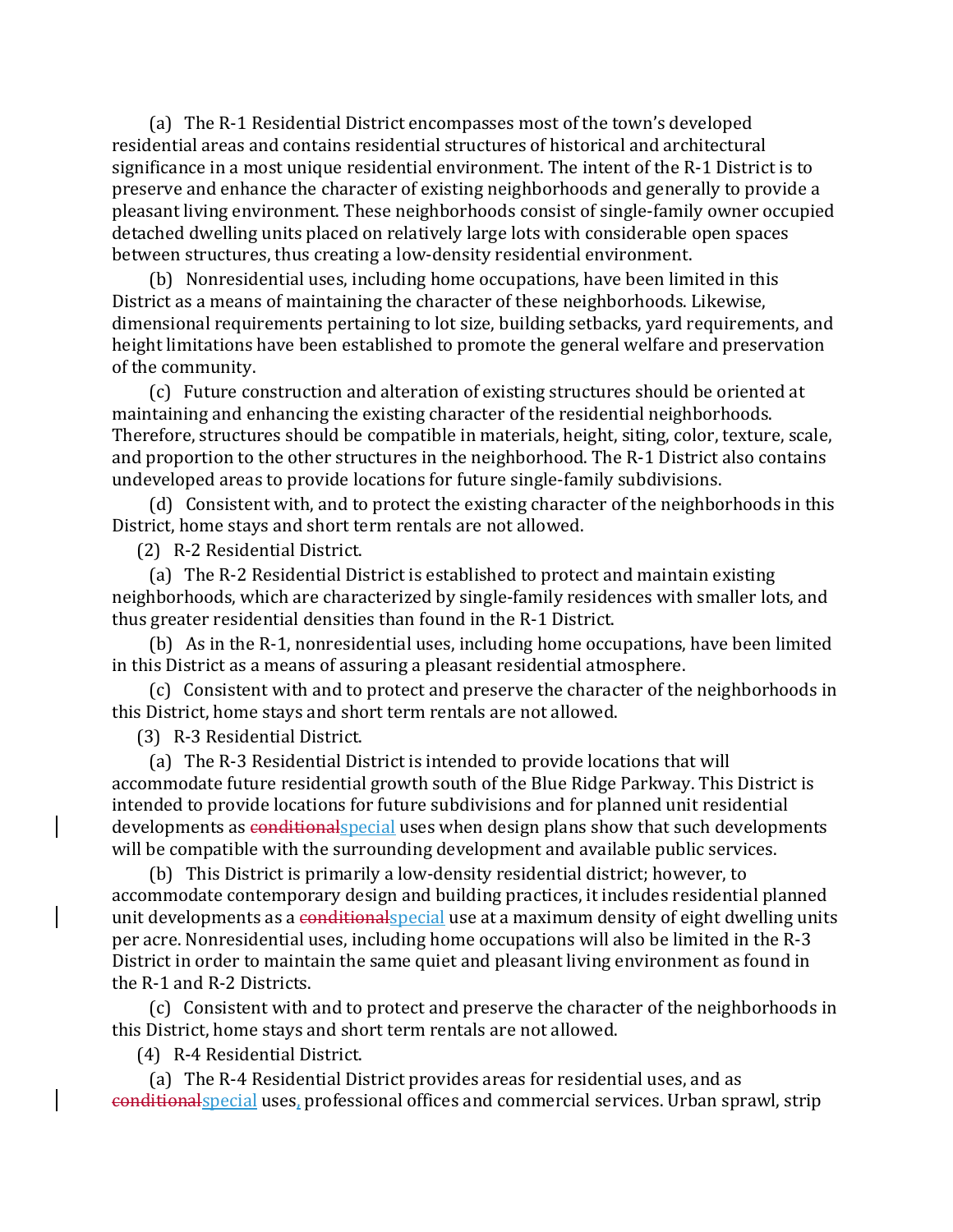(a) The R-1 Residential District encompasses most of the town's developed residential areas and contains residential structures of historical and architectural significance in a most unique residential environment. The intent of the R-1 District is to preserve and enhance the character of existing neighborhoods and generally to provide a pleasant living environment. These neighborhoods consist of single-family owner occupied detached dwelling units placed on relatively large lots with considerable open spaces between structures, thus creating a low-density residential environment.

(b) Nonresidential uses, including home occupations, have been limited in this District as a means of maintaining the character of these neighborhoods. Likewise, dimensional requirements pertaining to lot size, building setbacks, yard requirements, and height limitations have been established to promote the general welfare and preservation of the community.

(c) Future construction and alteration of existing structures should be oriented at maintaining and enhancing the existing character of the residential neighborhoods. Therefore, structures should be compatible in materials, height, siting, color, texture, scale, and proportion to the other structures in the neighborhood. The R-1 District also contains undeveloped areas to provide locations for future single-family subdivisions.

(d) Consistent with, and to protect the existing character of the neighborhoods in this District, home stays and short term rentals are not allowed.

(2) R-2 Residential District.

(a) The R-2 Residential District is established to protect and maintain existing neighborhoods, which are characterized by single-family residences with smaller lots, and thus greater residential densities than found in the R-1 District.

(b) As in the R-1, nonresidential uses, including home occupations, have been limited in this District as a means of assuring a pleasant residential atmosphere.

(c) Consistent with and to protect and preserve the character of the neighborhoods in this District, home stays and short term rentals are not allowed.

(3) R-3 Residential District.

(a) The R-3 Residential District is intended to provide locations that will accommodate future residential growth south of the Blue Ridge Parkway. This District is intended to provide locations for future subdivisions and for planned unit residential developments as ~~conditional~~special uses when design plans show that such developments will be compatible with the surrounding development and available public services.

(b) This District is primarily a low-density residential district; however, to accommodate contemporary design and building practices, it includes residential planned unit developments as a ~~conditional~~special use at a maximum density of eight dwelling units per acre. Nonresidential uses, including home occupations will also be limited in the R-3 District in order to maintain the same quiet and pleasant living environment as found in the R-1 and R-2 Districts.

(c) Consistent with and to protect and preserve the character of the neighborhoods in this District, home stays and short term rentals are not allowed.

(4) R-4 Residential District.

(a) The R-4 Residential District provides areas for residential uses, and as ~~conditional~~special uses, professional offices and commercial services. Urban sprawl, strip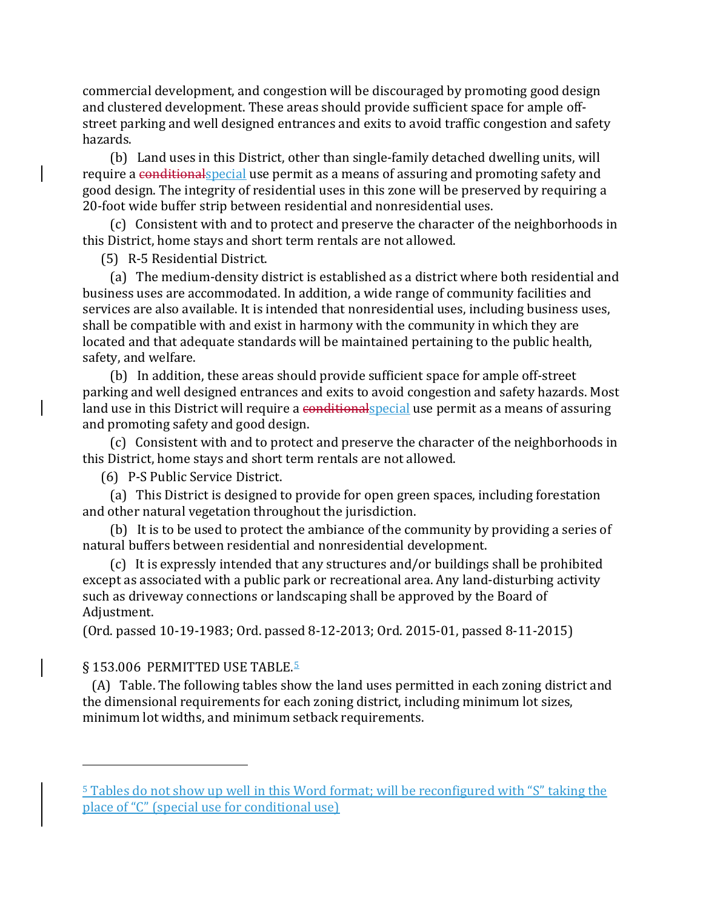commercial development, and congestion will be discouraged by promoting good design and clustered development. These areas should provide sufficient space for ample off-street parking and well designed entrances and exits to avoid traffic congestion and safety hazards.

(b) Land uses in this District, other than single-family detached dwelling units, will require a ~~conditional~~special use permit as a means of assuring and promoting safety and good design. The integrity of residential uses in this zone will be preserved by requiring a 20-foot wide buffer strip between residential and nonresidential uses.

(c) Consistent with and to protect and preserve the character of the neighborhoods in this District, home stays and short term rentals are not allowed.

(5) R-5 Residential District.

(a) The medium-density district is established as a district where both residential and business uses are accommodated. In addition, a wide range of community facilities and services are also available. It is intended that nonresidential uses, including business uses, shall be compatible with and exist in harmony with the community in which they are located and that adequate standards will be maintained pertaining to the public health, safety, and welfare.

(b) In addition, these areas should provide sufficient space for ample off-street parking and well designed entrances and exits to avoid congestion and safety hazards. Most land use in this District will require a ~~conditional~~special use permit as a means of assuring and promoting safety and good design.

(c) Consistent with and to protect and preserve the character of the neighborhoods in this District, home stays and short term rentals are not allowed.

(6) P-S Public Service District.

(a) This District is designed to provide for open green spaces, including forestation and other natural vegetation throughout the jurisdiction.

(b) It is to be used to protect the ambiance of the community by providing a series of natural buffers between residential and nonresidential development.

(c) It is expressly intended that any structures and/or buildings shall be prohibited except as associated with a public park or recreational area. Any land-disturbing activity such as driveway connections or landscaping shall be approved by the Board of Adjustment.

(Ord. passed 10-19-1983; Ord. passed 8-12-2013; Ord. 2015-01, passed 8-11-2015)

§ 153.006 PERMITTED USE TABLE.[5]

(A) Table. The following tables show the land uses permitted in each zoning district and the dimensional requirements for each zoning district, including minimum lot sizes, minimum lot widths, and minimum setback requirements.

---

[5] Tables do not show up well in this Word format; will be reconfigured with "S" taking the place of "C" (special use for conditional use)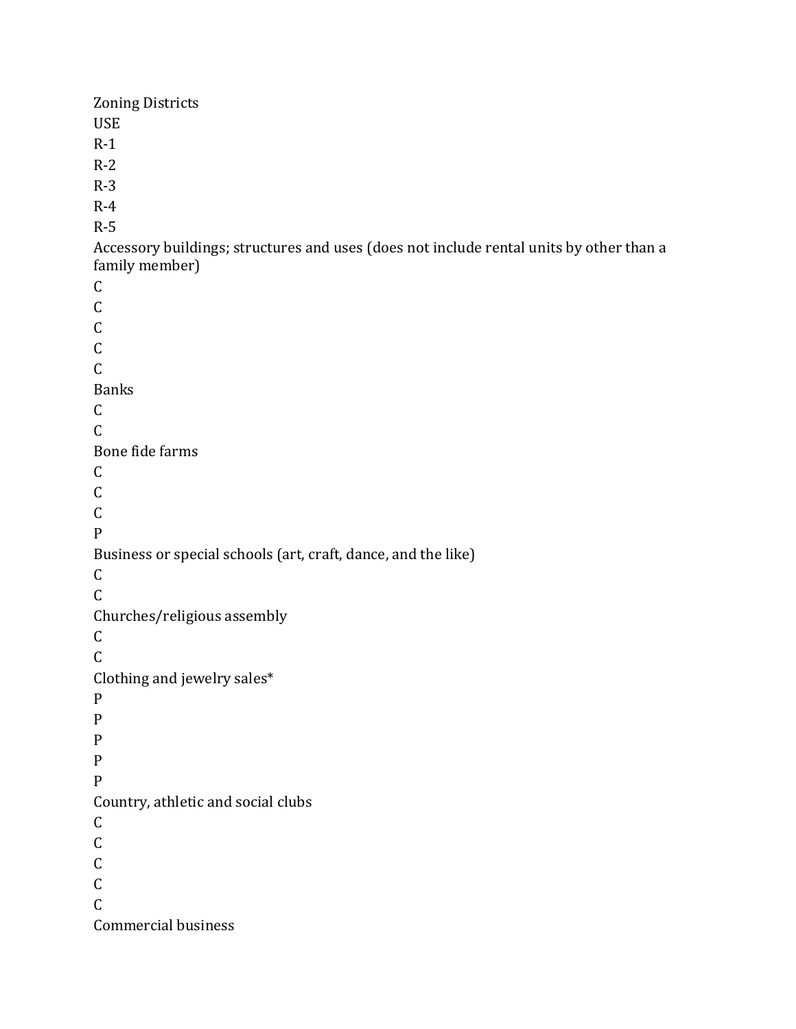Zoning Districts

USE

R-1

R-2

R-3

R-4

R-5

Accessory buildings; structures and uses (does not include rental units by other than a family member)

C

C

C

C

C

Banks

C

C

Bone fide farms

C

C

C

P

Business or special schools (art, craft, dance, and the like)

C

C

Churches/religious assembly

C

C

Clothing and jewelry sales*

P

P

P

P

P

Country, athletic and social clubs

C

C

C

C

C

Commercial business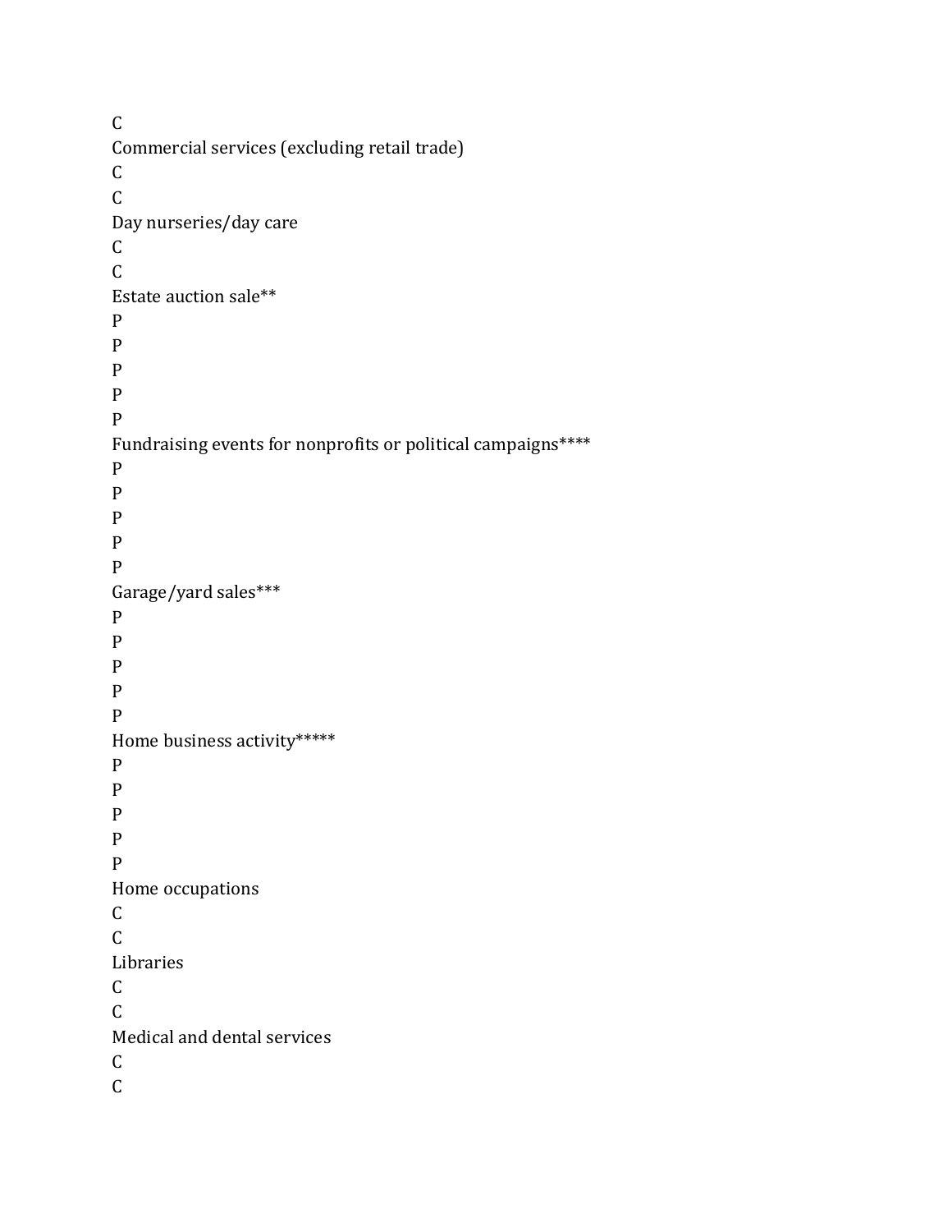C
Commercial services (excluding retail trade)
C
C
Day nurseries/day care
C
C
Estate auction sale**
P
P
P
P
P
Fundraising events for nonprofits or political campaigns****
P
P
P
P
P
Garage/yard sales***
P
P
P
P
P
Home business activity*****
P
P
P
P
P
Home occupations
C
C
Libraries
C
C
Medical and dental services
C
C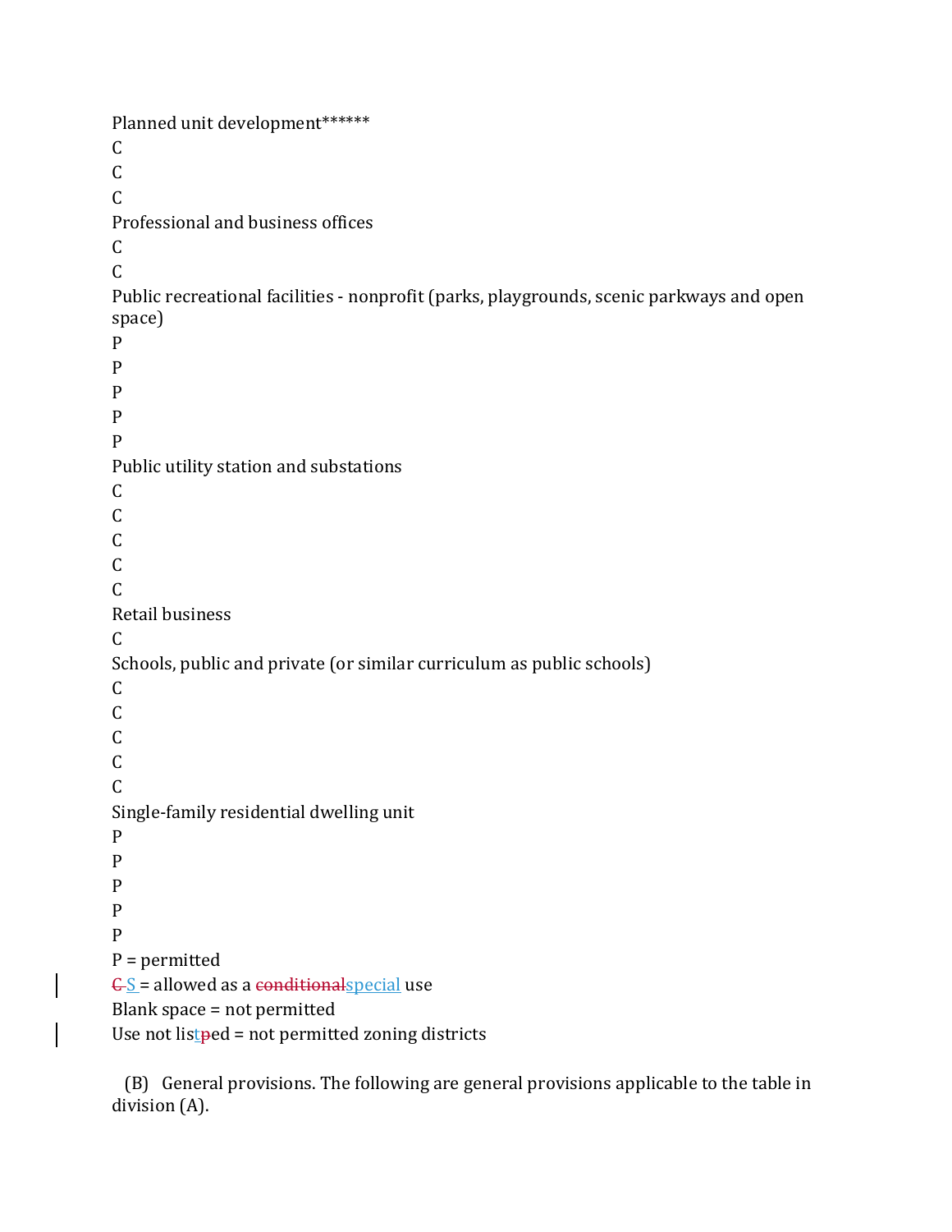Planned unit development******
C
C
C
Professional and business offices
C
C
Public recreational facilities - nonprofit (parks, playgrounds, scenic parkways and open space)
P
P
P
P
P
Public utility station and substations
C
C
C
C
C
Retail business
C
Schools, public and private (or similar curriculum as public schools)
C
C
C
C
C
Single-family residential dwelling unit
P
P
P
P
P
P = permitted
~~C~~ S = allowed as a ~~conditional~~special use
Blank space = not permitted
Use not lis~~p~~ted = not permitted zoning districts

(B) General provisions. The following are general provisions applicable to the table in division (A).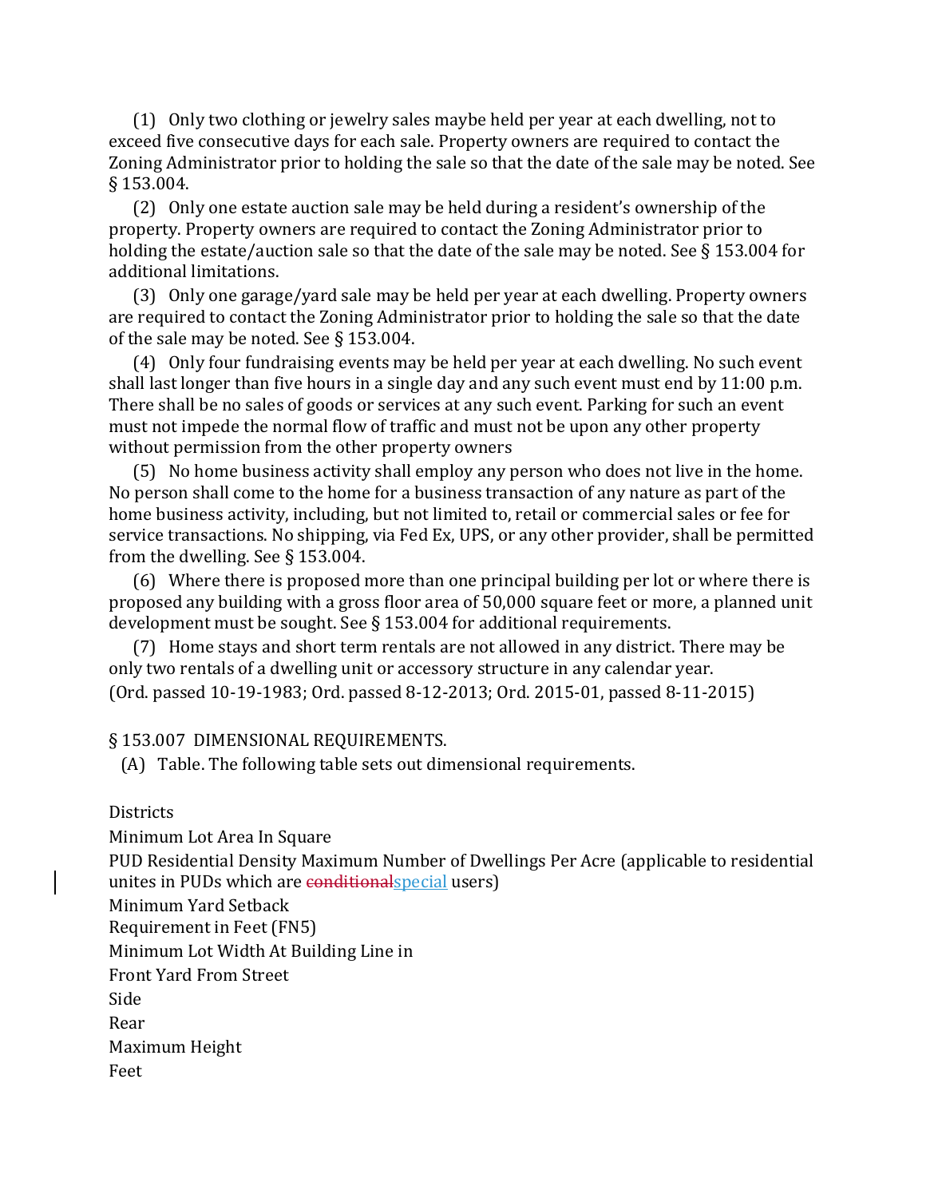(1) Only two clothing or jewelry sales maybe held per year at each dwelling, not to exceed five consecutive days for each sale. Property owners are required to contact the Zoning Administrator prior to holding the sale so that the date of the sale may be noted. See § 153.004.

(2) Only one estate auction sale may be held during a resident's ownership of the property. Property owners are required to contact the Zoning Administrator prior to holding the estate/auction sale so that the date of the sale may be noted. See § 153.004 for additional limitations.

(3) Only one garage/yard sale may be held per year at each dwelling. Property owners are required to contact the Zoning Administrator prior to holding the sale so that the date of the sale may be noted. See § 153.004.

(4) Only four fundraising events may be held per year at each dwelling. No such event shall last longer than five hours in a single day and any such event must end by 11:00 p.m. There shall be no sales of goods or services at any such event. Parking for such an event must not impede the normal flow of traffic and must not be upon any other property without permission from the other property owners

(5) No home business activity shall employ any person who does not live in the home. No person shall come to the home for a business transaction of any nature as part of the home business activity, including, but not limited to, retail or commercial sales or fee for service transactions. No shipping, via Fed Ex, UPS, or any other provider, shall be permitted from the dwelling. See § 153.004.

(6) Where there is proposed more than one principal building per lot or where there is proposed any building with a gross floor area of 50,000 square feet or more, a planned unit development must be sought. See § 153.004 for additional requirements.

(7) Home stays and short term rentals are not allowed in any district. There may be only two rentals of a dwelling unit or accessory structure in any calendar year.

(Ord. passed 10-19-1983; Ord. passed 8-12-2013; Ord. 2015-01, passed 8-11-2015)

§ 153.007 DIMENSIONAL REQUIREMENTS.

(A) Table. The following table sets out dimensional requirements.

Districts

Minimum Lot Area In Square

PUD Residential Density Maximum Number of Dwellings Per Acre (applicable to residential unites in PUDs which are ~~conditional~~special users)

Minimum Yard Setback

Requirement in Feet (FN5)

Minimum Lot Width At Building Line in

Front Yard From Street

Side

Rear

Maximum Height

Feet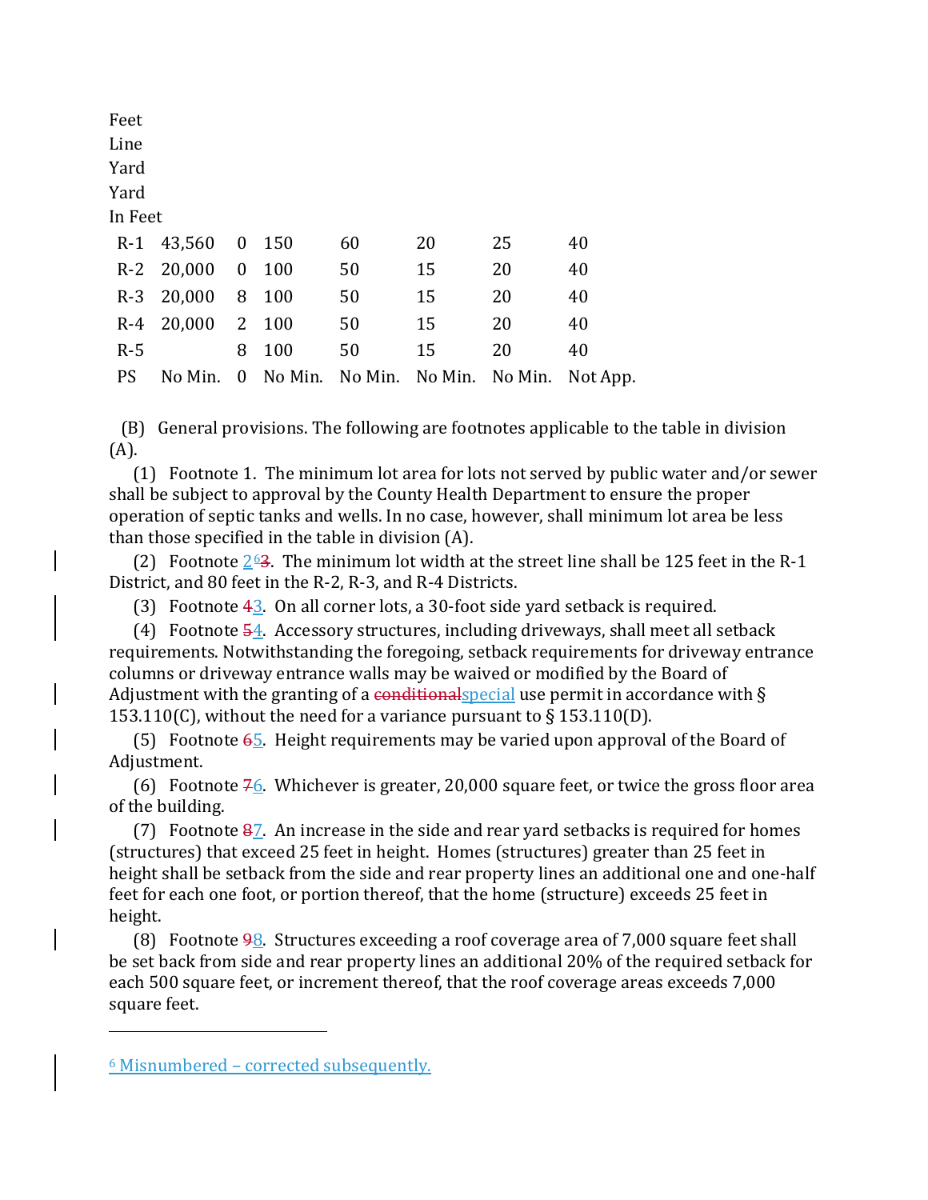Feet
Line
Yard
Yard
In Feet

| | | | | | | | |
|---|---|---|---|---|---|---|---|
| R-1 | 43,560 | 0 | 150 | 60 | 20 | 25 | 40 |
| R-2 | 20,000 | 0 | 100 | 50 | 15 | 20 | 40 |
| R-3 | 20,000 | 8 | 100 | 50 | 15 | 20 | 40 |
| R-4 | 20,000 | 2 | 100 | 50 | 15 | 20 | 40 |
| R-5 | | 8 | 100 | 50 | 15 | 20 | 40 |
| PS | No Min. | 0 | No Min. | No Min. | No Min. | No Min. | Not App. |

(B) General provisions. The following are footnotes applicable to the table in division (A).

(1) Footnote 1. The minimum lot area for lots not served by public water and/or sewer shall be subject to approval by the County Health Department to ensure the proper operation of septic tanks and wells. In no case, however, shall minimum lot area be less than those specified in the table in division (A).

(2) Footnote 2[6]~~3~~. The minimum lot width at the street line shall be 125 feet in the R-1 District, and 80 feet in the R-2, R-3, and R-4 Districts.

(3) Footnote ~~4~~3. On all corner lots, a 30-foot side yard setback is required.

(4) Footnote ~~5~~4. Accessory structures, including driveways, shall meet all setback requirements. Notwithstanding the foregoing, setback requirements for driveway entrance columns or driveway entrance walls may be waived or modified by the Board of Adjustment with the granting of a ~~conditional~~special use permit in accordance with § 153.110(C), without the need for a variance pursuant to § 153.110(D).

(5) Footnote ~~6~~5. Height requirements may be varied upon approval of the Board of Adjustment.

(6) Footnote ~~7~~6. Whichever is greater, 20,000 square feet, or twice the gross floor area of the building.

(7) Footnote ~~8~~7. An increase in the side and rear yard setbacks is required for homes (structures) that exceed 25 feet in height. Homes (structures) greater than 25 feet in height shall be setback from the side and rear property lines an additional one and one-half feet for each one foot, or portion thereof, that the home (structure) exceeds 25 feet in height.

(8) Footnote ~~9~~8. Structures exceeding a roof coverage area of 7,000 square feet shall be set back from side and rear property lines an additional 20% of the required setback for each 500 square feet, or increment thereof, that the roof coverage areas exceeds 7,000 square feet.

---

[6] Misnumbered – corrected subsequently.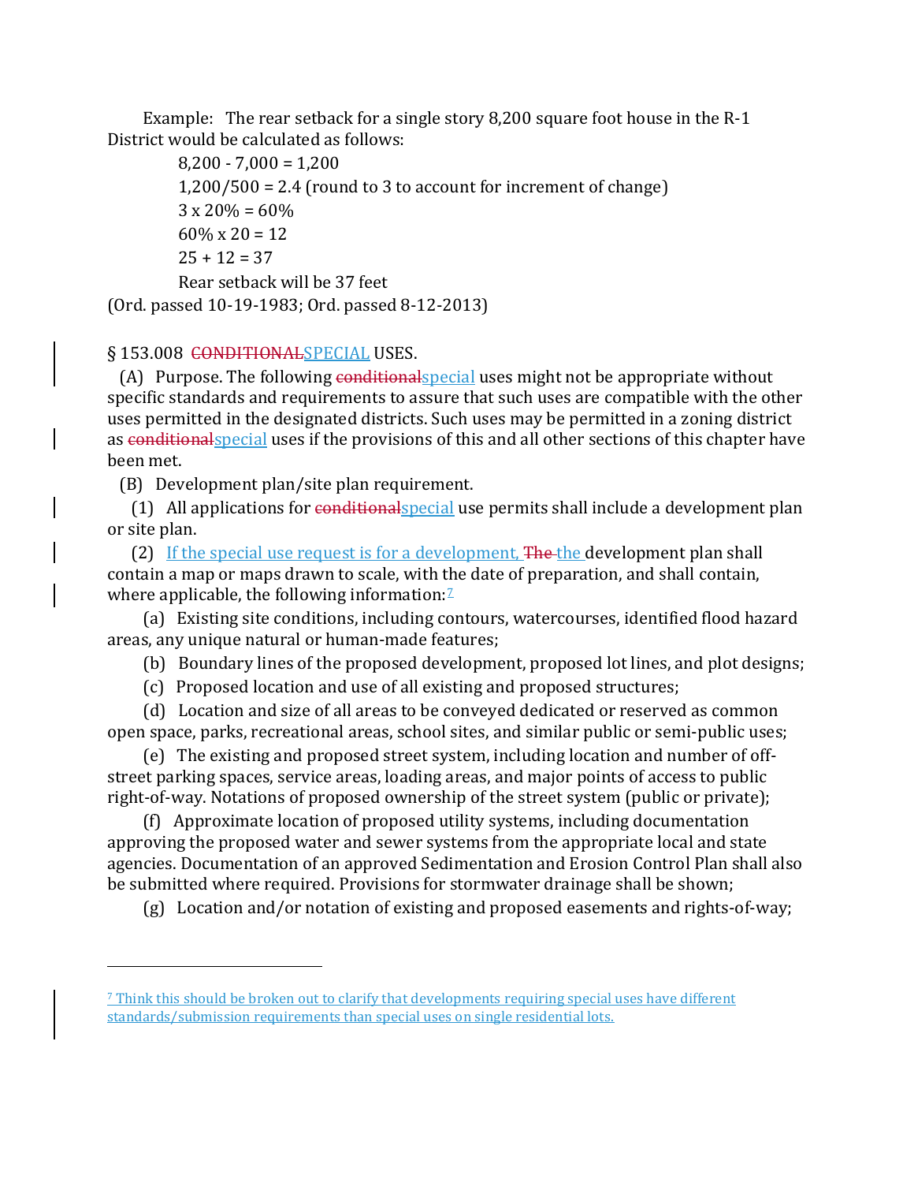Example: The rear setback for a single story 8,200 square foot house in the R-1 District would be calculated as follows:

8,200 - 7,000 = 1,200

1,200/500 = 2.4 (round to 3 to account for increment of change)

3 x 20% = 60%

60% x 20 = 12

25 + 12 = 37

Rear setback will be 37 feet

(Ord. passed 10-19-1983; Ord. passed 8-12-2013)

§ 153.008 ~~CONDITIONAL~~SPECIAL USES.

(A) Purpose. The following ~~conditional~~special uses might not be appropriate without specific standards and requirements to assure that such uses are compatible with the other uses permitted in the designated districts. Such uses may be permitted in a zoning district as ~~conditional~~special uses if the provisions of this and all other sections of this chapter have been met.

(B) Development plan/site plan requirement.

(1) All applications for ~~conditional~~special use permits shall include a development plan or site plan.

(2) If the special use request is for a development, ~~The~~ the development plan shall contain a map or maps drawn to scale, with the date of preparation, and shall contain, where applicable, the following information:[7]

(a) Existing site conditions, including contours, watercourses, identified flood hazard areas, any unique natural or human-made features;

(b) Boundary lines of the proposed development, proposed lot lines, and plot designs;

(c) Proposed location and use of all existing and proposed structures;

(d) Location and size of all areas to be conveyed dedicated or reserved as common open space, parks, recreational areas, school sites, and similar public or semi-public uses;

(e) The existing and proposed street system, including location and number of off-street parking spaces, service areas, loading areas, and major points of access to public right-of-way. Notations of proposed ownership of the street system (public or private);

(f) Approximate location of proposed utility systems, including documentation approving the proposed water and sewer systems from the appropriate local and state agencies. Documentation of an approved Sedimentation and Erosion Control Plan shall also be submitted where required. Provisions for stormwater drainage shall be shown;

(g) Location and/or notation of existing and proposed easements and rights-of-way;

---

[7] Think this should be broken out to clarify that developments requiring special uses have different standards/submission requirements than special uses on single residential lots.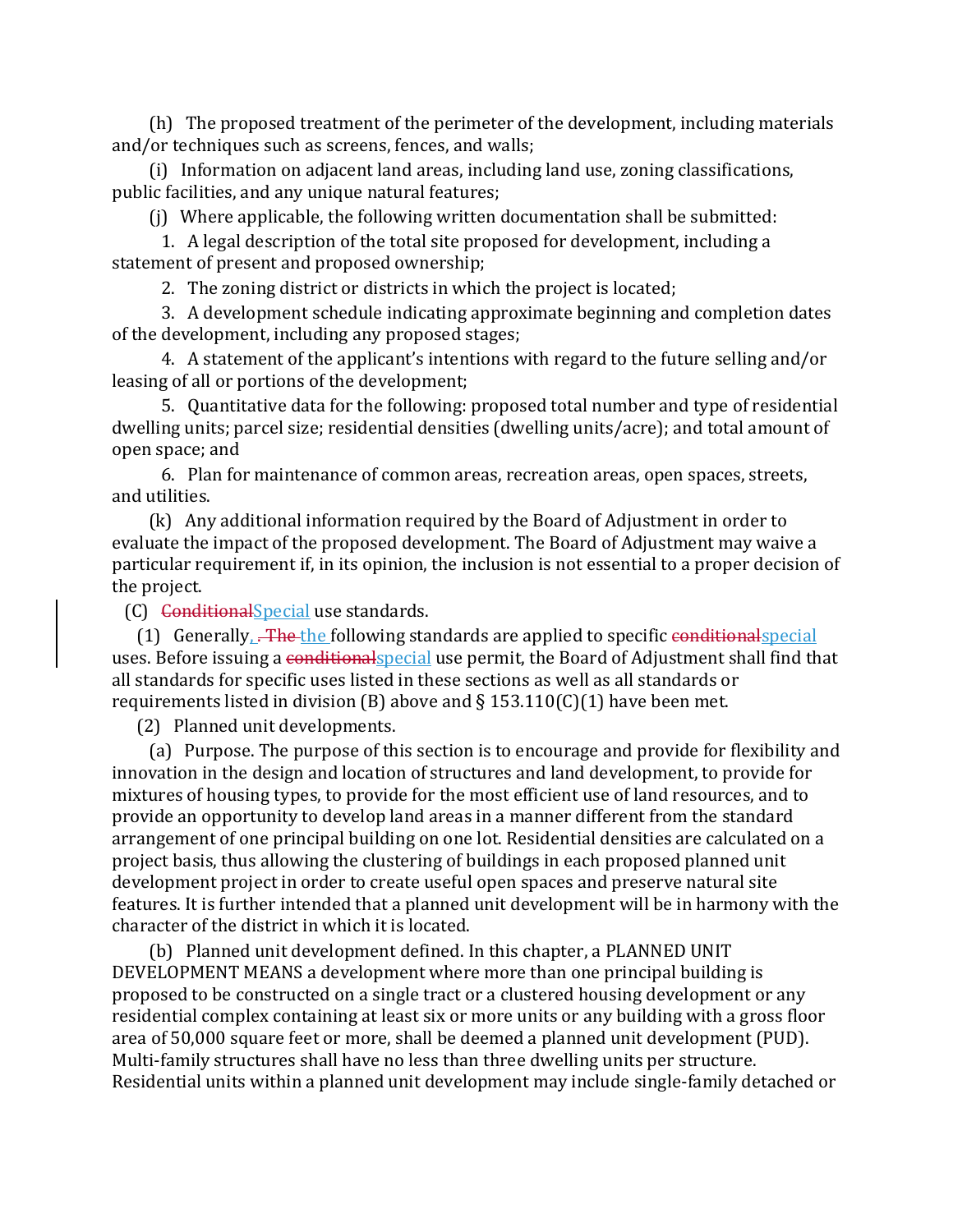(h) The proposed treatment of the perimeter of the development, including materials and/or techniques such as screens, fences, and walls;

(i) Information on adjacent land areas, including land use, zoning classifications, public facilities, and any unique natural features;

(j) Where applicable, the following written documentation shall be submitted:

1. A legal description of the total site proposed for development, including a statement of present and proposed ownership;

2. The zoning district or districts in which the project is located;

3. A development schedule indicating approximate beginning and completion dates of the development, including any proposed stages;

4. A statement of the applicant's intentions with regard to the future selling and/or leasing of all or portions of the development;

5. Quantitative data for the following: proposed total number and type of residential dwelling units; parcel size; residential densities (dwelling units/acre); and total amount of open space; and

6. Plan for maintenance of common areas, recreation areas, open spaces, streets, and utilities.

(k) Any additional information required by the Board of Adjustment in order to evaluate the impact of the proposed development. The Board of Adjustment may waive a particular requirement if, in its opinion, the inclusion is not essential to a proper decision of the project.

(C) ~~Conditional~~Special use standards.

(1) Generally,~~. The~~ the following standards are applied to specific ~~conditional~~special uses. Before issuing a ~~conditional~~special use permit, the Board of Adjustment shall find that all standards for specific uses listed in these sections as well as all standards or requirements listed in division (B) above and § 153.110(C)(1) have been met.

(2) Planned unit developments.

(a) Purpose. The purpose of this section is to encourage and provide for flexibility and innovation in the design and location of structures and land development, to provide for mixtures of housing types, to provide for the most efficient use of land resources, and to provide an opportunity to develop land areas in a manner different from the standard arrangement of one principal building on one lot. Residential densities are calculated on a project basis, thus allowing the clustering of buildings in each proposed planned unit development project in order to create useful open spaces and preserve natural site features. It is further intended that a planned unit development will be in harmony with the character of the district in which it is located.

(b) Planned unit development defined. In this chapter, a PLANNED UNIT DEVELOPMENT MEANS a development where more than one principal building is proposed to be constructed on a single tract or a clustered housing development or any residential complex containing at least six or more units or any building with a gross floor area of 50,000 square feet or more, shall be deemed a planned unit development (PUD). Multi-family structures shall have no less than three dwelling units per structure. Residential units within a planned unit development may include single-family detached or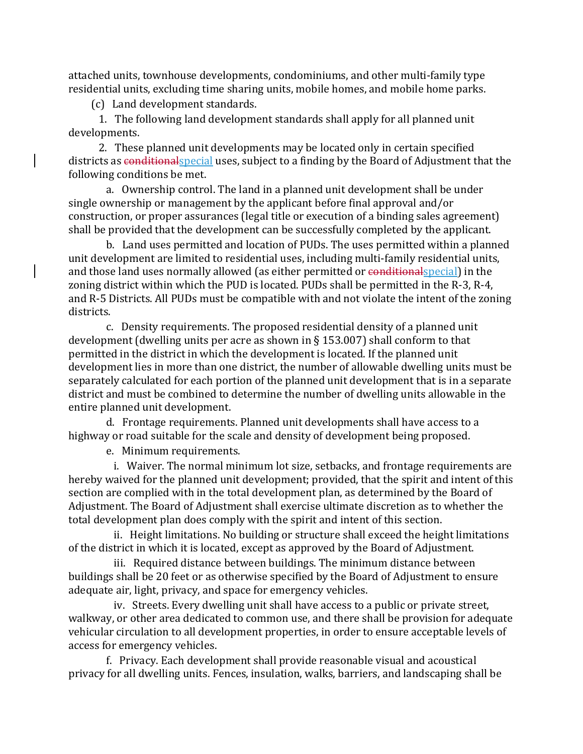attached units, townhouse developments, condominiums, and other multi-family type residential units, excluding time sharing units, mobile homes, and mobile home parks.

(c) Land development standards.

1. The following land development standards shall apply for all planned unit developments.

2. These planned unit developments may be located only in certain specified districts as ~~conditional~~special uses, subject to a finding by the Board of Adjustment that the following conditions be met.

a. Ownership control. The land in a planned unit development shall be under single ownership or management by the applicant before final approval and/or construction, or proper assurances (legal title or execution of a binding sales agreement) shall be provided that the development can be successfully completed by the applicant.

b. Land uses permitted and location of PUDs. The uses permitted within a planned unit development are limited to residential uses, including multi-family residential units, and those land uses normally allowed (as either permitted or ~~conditional~~special) in the zoning district within which the PUD is located. PUDs shall be permitted in the R-3, R-4, and R-5 Districts. All PUDs must be compatible with and not violate the intent of the zoning districts.

c. Density requirements. The proposed residential density of a planned unit development (dwelling units per acre as shown in § 153.007) shall conform to that permitted in the district in which the development is located. If the planned unit development lies in more than one district, the number of allowable dwelling units must be separately calculated for each portion of the planned unit development that is in a separate district and must be combined to determine the number of dwelling units allowable in the entire planned unit development.

d. Frontage requirements. Planned unit developments shall have access to a highway or road suitable for the scale and density of development being proposed.

e. Minimum requirements.

i. Waiver. The normal minimum lot size, setbacks, and frontage requirements are hereby waived for the planned unit development; provided, that the spirit and intent of this section are complied with in the total development plan, as determined by the Board of Adjustment. The Board of Adjustment shall exercise ultimate discretion as to whether the total development plan does comply with the spirit and intent of this section.

ii. Height limitations. No building or structure shall exceed the height limitations of the district in which it is located, except as approved by the Board of Adjustment.

iii. Required distance between buildings. The minimum distance between buildings shall be 20 feet or as otherwise specified by the Board of Adjustment to ensure adequate air, light, privacy, and space for emergency vehicles.

iv. Streets. Every dwelling unit shall have access to a public or private street, walkway, or other area dedicated to common use, and there shall be provision for adequate vehicular circulation to all development properties, in order to ensure acceptable levels of access for emergency vehicles.

f. Privacy. Each development shall provide reasonable visual and acoustical privacy for all dwelling units. Fences, insulation, walks, barriers, and landscaping shall be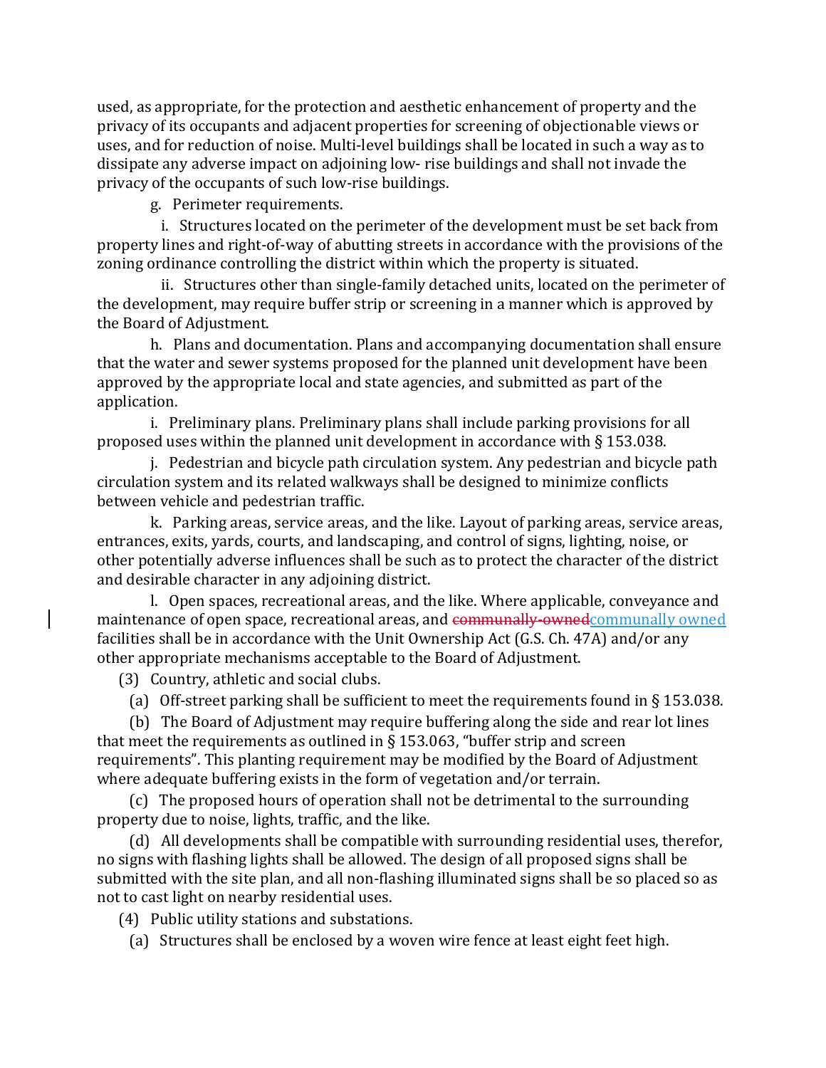used, as appropriate, for the protection and aesthetic enhancement of property and the privacy of its occupants and adjacent properties for screening of objectionable views or uses, and for reduction of noise. Multi-level buildings shall be located in such a way as to dissipate any adverse impact on adjoining low- rise buildings and shall not invade the privacy of the occupants of such low-rise buildings.

g. Perimeter requirements.

i. Structures located on the perimeter of the development must be set back from property lines and right-of-way of abutting streets in accordance with the provisions of the zoning ordinance controlling the district within which the property is situated.

ii. Structures other than single-family detached units, located on the perimeter of the development, may require buffer strip or screening in a manner which is approved by the Board of Adjustment.

h. Plans and documentation. Plans and accompanying documentation shall ensure that the water and sewer systems proposed for the planned unit development have been approved by the appropriate local and state agencies, and submitted as part of the application.

i. Preliminary plans. Preliminary plans shall include parking provisions for all proposed uses within the planned unit development in accordance with § 153.038.

j. Pedestrian and bicycle path circulation system. Any pedestrian and bicycle path circulation system and its related walkways shall be designed to minimize conflicts between vehicle and pedestrian traffic.

k. Parking areas, service areas, and the like. Layout of parking areas, service areas, entrances, exits, yards, courts, and landscaping, and control of signs, lighting, noise, or other potentially adverse influences shall be such as to protect the character of the district and desirable character in any adjoining district.

l. Open spaces, recreational areas, and the like. Where applicable, conveyance and maintenance of open space, recreational areas, and ~~communally-owned~~communally owned facilities shall be in accordance with the Unit Ownership Act (G.S. Ch. 47A) and/or any other appropriate mechanisms acceptable to the Board of Adjustment.

(3) Country, athletic and social clubs.

(a) Off-street parking shall be sufficient to meet the requirements found in § 153.038.

(b) The Board of Adjustment may require buffering along the side and rear lot lines that meet the requirements as outlined in § 153.063, "buffer strip and screen requirements". This planting requirement may be modified by the Board of Adjustment where adequate buffering exists in the form of vegetation and/or terrain.

(c) The proposed hours of operation shall not be detrimental to the surrounding property due to noise, lights, traffic, and the like.

(d) All developments shall be compatible with surrounding residential uses, therefor, no signs with flashing lights shall be allowed. The design of all proposed signs shall be submitted with the site plan, and all non-flashing illuminated signs shall be so placed so as not to cast light on nearby residential uses.

(4) Public utility stations and substations.

(a) Structures shall be enclosed by a woven wire fence at least eight feet high.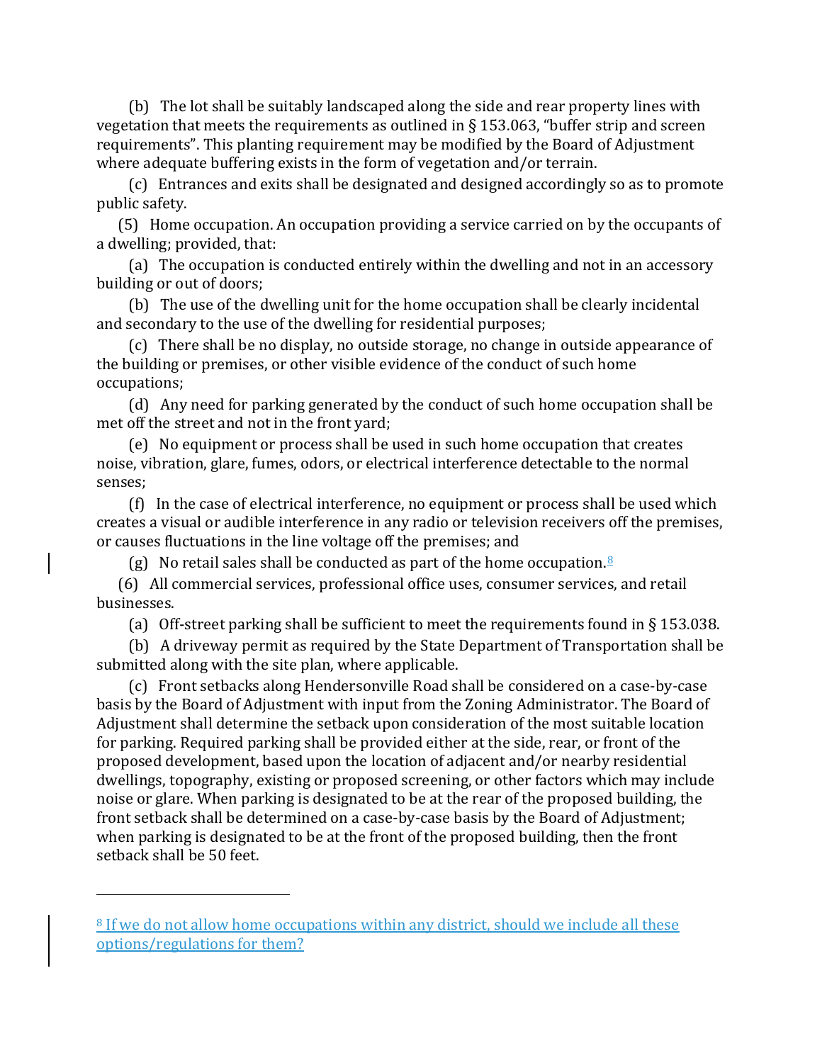(b) The lot shall be suitably landscaped along the side and rear property lines with vegetation that meets the requirements as outlined in § 153.063, "buffer strip and screen requirements". This planting requirement may be modified by the Board of Adjustment where adequate buffering exists in the form of vegetation and/or terrain.

(c) Entrances and exits shall be designated and designed accordingly so as to promote public safety.

(5) Home occupation. An occupation providing a service carried on by the occupants of a dwelling; provided, that:

(a) The occupation is conducted entirely within the dwelling and not in an accessory building or out of doors;

(b) The use of the dwelling unit for the home occupation shall be clearly incidental and secondary to the use of the dwelling for residential purposes;

(c) There shall be no display, no outside storage, no change in outside appearance of the building or premises, or other visible evidence of the conduct of such home occupations;

(d) Any need for parking generated by the conduct of such home occupation shall be met off the street and not in the front yard;

(e) No equipment or process shall be used in such home occupation that creates noise, vibration, glare, fumes, odors, or electrical interference detectable to the normal senses;

(f) In the case of electrical interference, no equipment or process shall be used which creates a visual or audible interference in any radio or television receivers off the premises, or causes fluctuations in the line voltage off the premises; and

(g) No retail sales shall be conducted as part of the home occupation.[8]

(6) All commercial services, professional office uses, consumer services, and retail businesses.

(a) Off-street parking shall be sufficient to meet the requirements found in § 153.038.

(b) A driveway permit as required by the State Department of Transportation shall be submitted along with the site plan, where applicable.

(c) Front setbacks along Hendersonville Road shall be considered on a case-by-case basis by the Board of Adjustment with input from the Zoning Administrator. The Board of Adjustment shall determine the setback upon consideration of the most suitable location for parking. Required parking shall be provided either at the side, rear, or front of the proposed development, based upon the location of adjacent and/or nearby residential dwellings, topography, existing or proposed screening, or other factors which may include noise or glare. When parking is designated to be at the rear of the proposed building, the front setback shall be determined on a case-by-case basis by the Board of Adjustment; when parking is designated to be at the front of the proposed building, then the front setback shall be 50 feet.

---

[8] If we do not allow home occupations within any district, should we include all these options/regulations for them?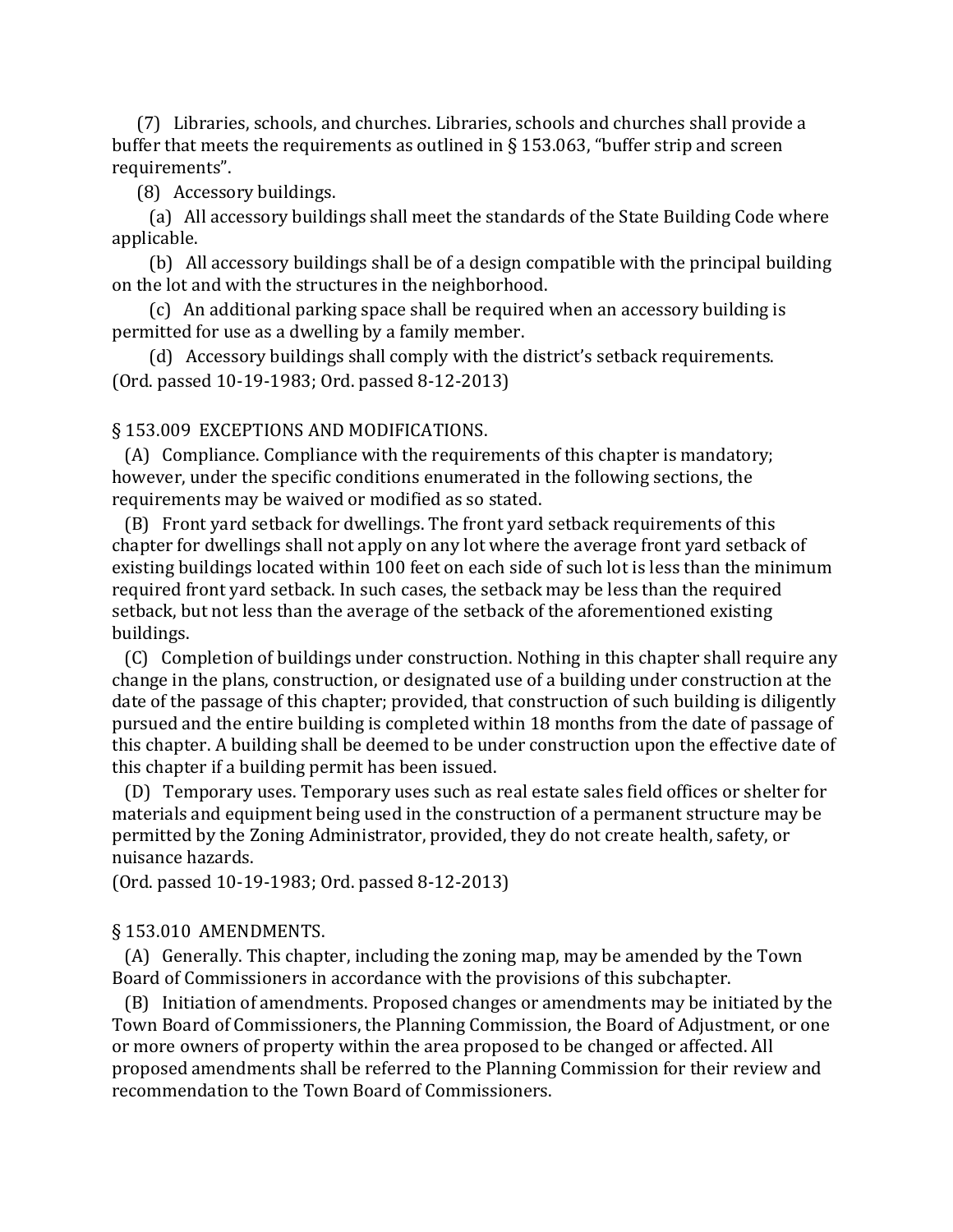(7) Libraries, schools, and churches. Libraries, schools and churches shall provide a buffer that meets the requirements as outlined in § 153.063, "buffer strip and screen requirements".

(8) Accessory buildings.

(a) All accessory buildings shall meet the standards of the State Building Code where applicable.

(b) All accessory buildings shall be of a design compatible with the principal building on the lot and with the structures in the neighborhood.

(c) An additional parking space shall be required when an accessory building is permitted for use as a dwelling by a family member.

(d) Accessory buildings shall comply with the district's setback requirements.

(Ord. passed 10-19-1983; Ord. passed 8-12-2013)

§ 153.009 EXCEPTIONS AND MODIFICATIONS.

(A) Compliance. Compliance with the requirements of this chapter is mandatory; however, under the specific conditions enumerated in the following sections, the requirements may be waived or modified as so stated.

(B) Front yard setback for dwellings. The front yard setback requirements of this chapter for dwellings shall not apply on any lot where the average front yard setback of existing buildings located within 100 feet on each side of such lot is less than the minimum required front yard setback. In such cases, the setback may be less than the required setback, but not less than the average of the setback of the aforementioned existing buildings.

(C) Completion of buildings under construction. Nothing in this chapter shall require any change in the plans, construction, or designated use of a building under construction at the date of the passage of this chapter; provided, that construction of such building is diligently pursued and the entire building is completed within 18 months from the date of passage of this chapter. A building shall be deemed to be under construction upon the effective date of this chapter if a building permit has been issued.

(D) Temporary uses. Temporary uses such as real estate sales field offices or shelter for materials and equipment being used in the construction of a permanent structure may be permitted by the Zoning Administrator, provided, they do not create health, safety, or nuisance hazards.

(Ord. passed 10-19-1983; Ord. passed 8-12-2013)

§ 153.010 AMENDMENTS.

(A) Generally. This chapter, including the zoning map, may be amended by the Town Board of Commissioners in accordance with the provisions of this subchapter.

(B) Initiation of amendments. Proposed changes or amendments may be initiated by the Town Board of Commissioners, the Planning Commission, the Board of Adjustment, or one or more owners of property within the area proposed to be changed or affected. All proposed amendments shall be referred to the Planning Commission for their review and recommendation to the Town Board of Commissioners.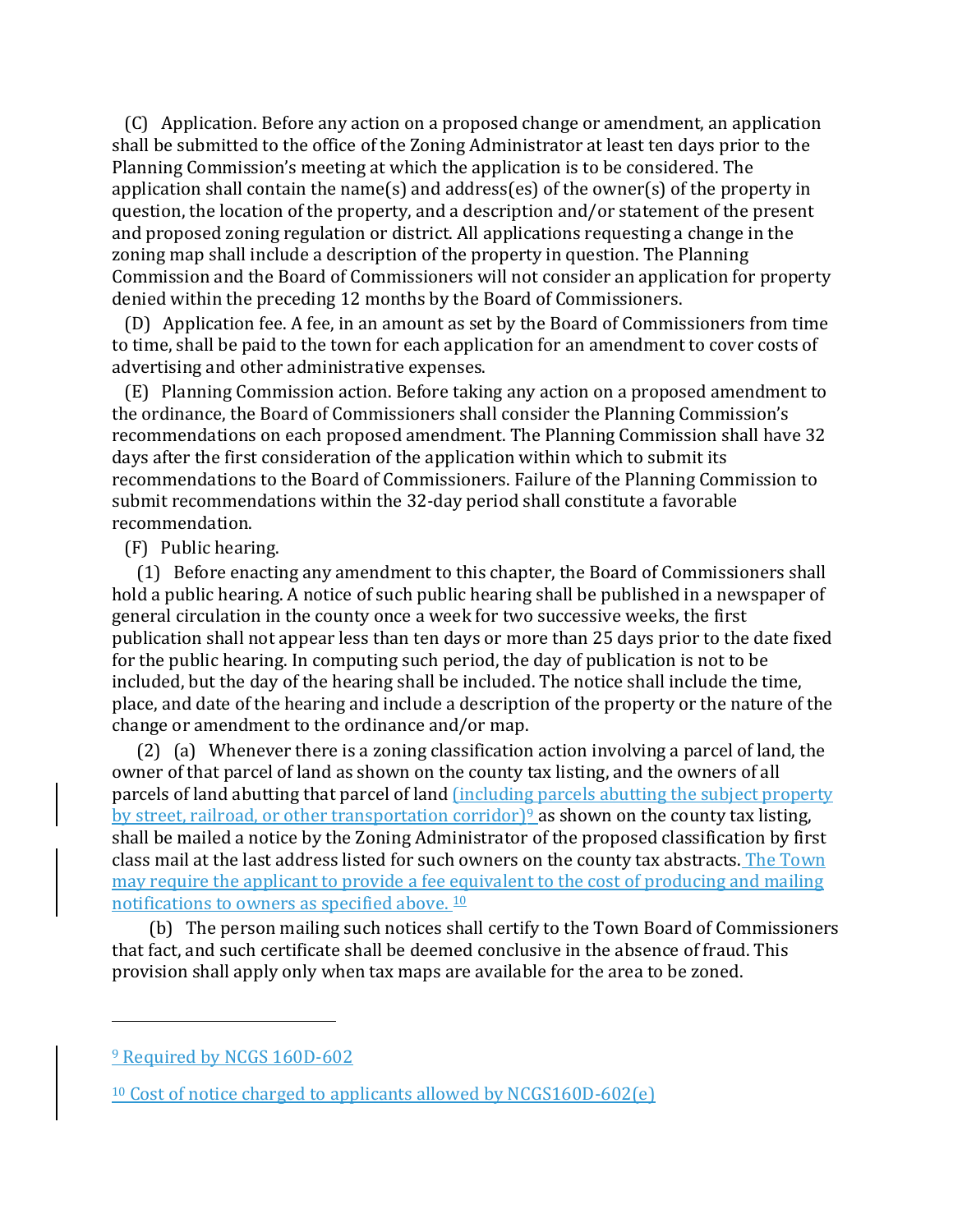(C) Application. Before any action on a proposed change or amendment, an application shall be submitted to the office of the Zoning Administrator at least ten days prior to the Planning Commission's meeting at which the application is to be considered. The application shall contain the name(s) and address(es) of the owner(s) of the property in question, the location of the property, and a description and/or statement of the present and proposed zoning regulation or district. All applications requesting a change in the zoning map shall include a description of the property in question. The Planning Commission and the Board of Commissioners will not consider an application for property denied within the preceding 12 months by the Board of Commissioners.

(D) Application fee. A fee, in an amount as set by the Board of Commissioners from time to time, shall be paid to the town for each application for an amendment to cover costs of advertising and other administrative expenses.

(E) Planning Commission action. Before taking any action on a proposed amendment to the ordinance, the Board of Commissioners shall consider the Planning Commission's recommendations on each proposed amendment. The Planning Commission shall have 32 days after the first consideration of the application within which to submit its recommendations to the Board of Commissioners. Failure of the Planning Commission to submit recommendations within the 32-day period shall constitute a favorable recommendation.

(F) Public hearing.

(1) Before enacting any amendment to this chapter, the Board of Commissioners shall hold a public hearing. A notice of such public hearing shall be published in a newspaper of general circulation in the county once a week for two successive weeks, the first publication shall not appear less than ten days or more than 25 days prior to the date fixed for the public hearing. In computing such period, the day of publication is not to be included, but the day of the hearing shall be included. The notice shall include the time, place, and date of the hearing and include a description of the property or the nature of the change or amendment to the ordinance and/or map.

(2) (a) Whenever there is a zoning classification action involving a parcel of land, the owner of that parcel of land as shown on the county tax listing, and the owners of all parcels of land abutting that parcel of land (including parcels abutting the subject property by street, railroad, or other transportation corridor)[9] as shown on the county tax listing, shall be mailed a notice by the Zoning Administrator of the proposed classification by first class mail at the last address listed for such owners on the county tax abstracts. The Town may require the applicant to provide a fee equivalent to the cost of producing and mailing notifications to owners as specified above. [10]

(b) The person mailing such notices shall certify to the Town Board of Commissioners that fact, and such certificate shall be deemed conclusive in the absence of fraud. This provision shall apply only when tax maps are available for the area to be zoned.

---

[9] Required by NCGS 160D-602

[10] Cost of notice charged to applicants allowed by NCGS160D-602(e)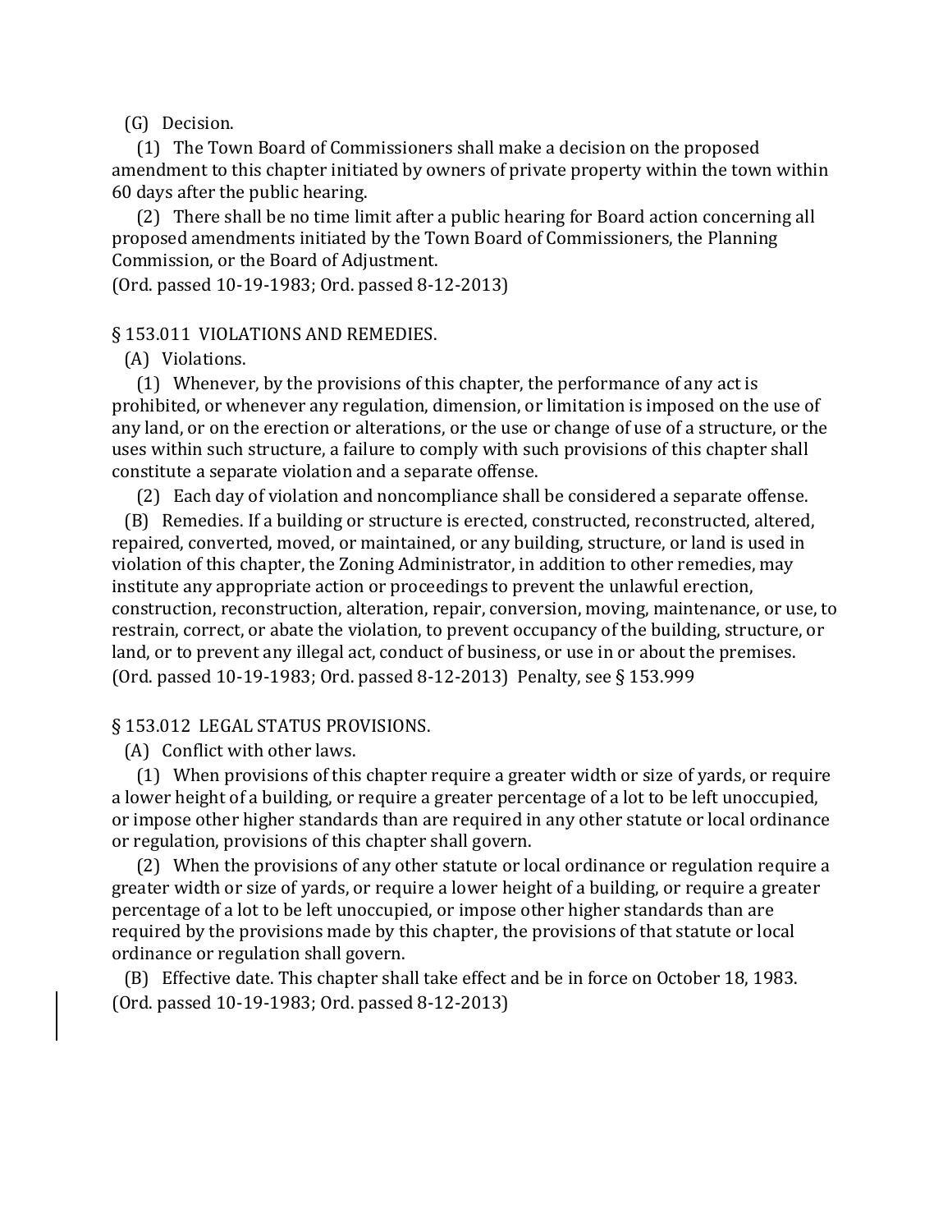(G) Decision.

(1) The Town Board of Commissioners shall make a decision on the proposed amendment to this chapter initiated by owners of private property within the town within 60 days after the public hearing.

(2) There shall be no time limit after a public hearing for Board action concerning all proposed amendments initiated by the Town Board of Commissioners, the Planning Commission, or the Board of Adjustment.

(Ord. passed 10-19-1983; Ord. passed 8-12-2013)

## § 153.011 VIOLATIONS AND REMEDIES.

(A) Violations.

(1) Whenever, by the provisions of this chapter, the performance of any act is prohibited, or whenever any regulation, dimension, or limitation is imposed on the use of any land, or on the erection or alterations, or the use or change of use of a structure, or the uses within such structure, a failure to comply with such provisions of this chapter shall constitute a separate violation and a separate offense.

(2) Each day of violation and noncompliance shall be considered a separate offense.

(B) Remedies. If a building or structure is erected, constructed, reconstructed, altered, repaired, converted, moved, or maintained, or any building, structure, or land is used in violation of this chapter, the Zoning Administrator, in addition to other remedies, may institute any appropriate action or proceedings to prevent the unlawful erection, construction, reconstruction, alteration, repair, conversion, moving, maintenance, or use, to restrain, correct, or abate the violation, to prevent occupancy of the building, structure, or land, or to prevent any illegal act, conduct of business, or use in or about the premises.

(Ord. passed 10-19-1983; Ord. passed 8-12-2013) Penalty, see § 153.999

## § 153.012 LEGAL STATUS PROVISIONS.

(A) Conflict with other laws.

(1) When provisions of this chapter require a greater width or size of yards, or require a lower height of a building, or require a greater percentage of a lot to be left unoccupied, or impose other higher standards than are required in any other statute or local ordinance or regulation, provisions of this chapter shall govern.

(2) When the provisions of any other statute or local ordinance or regulation require a greater width or size of yards, or require a lower height of a building, or require a greater percentage of a lot to be left unoccupied, or impose other higher standards than are required by the provisions made by this chapter, the provisions of that statute or local ordinance or regulation shall govern.

(B) Effective date. This chapter shall take effect and be in force on October 18, 1983.

(Ord. passed 10-19-1983; Ord. passed 8-12-2013)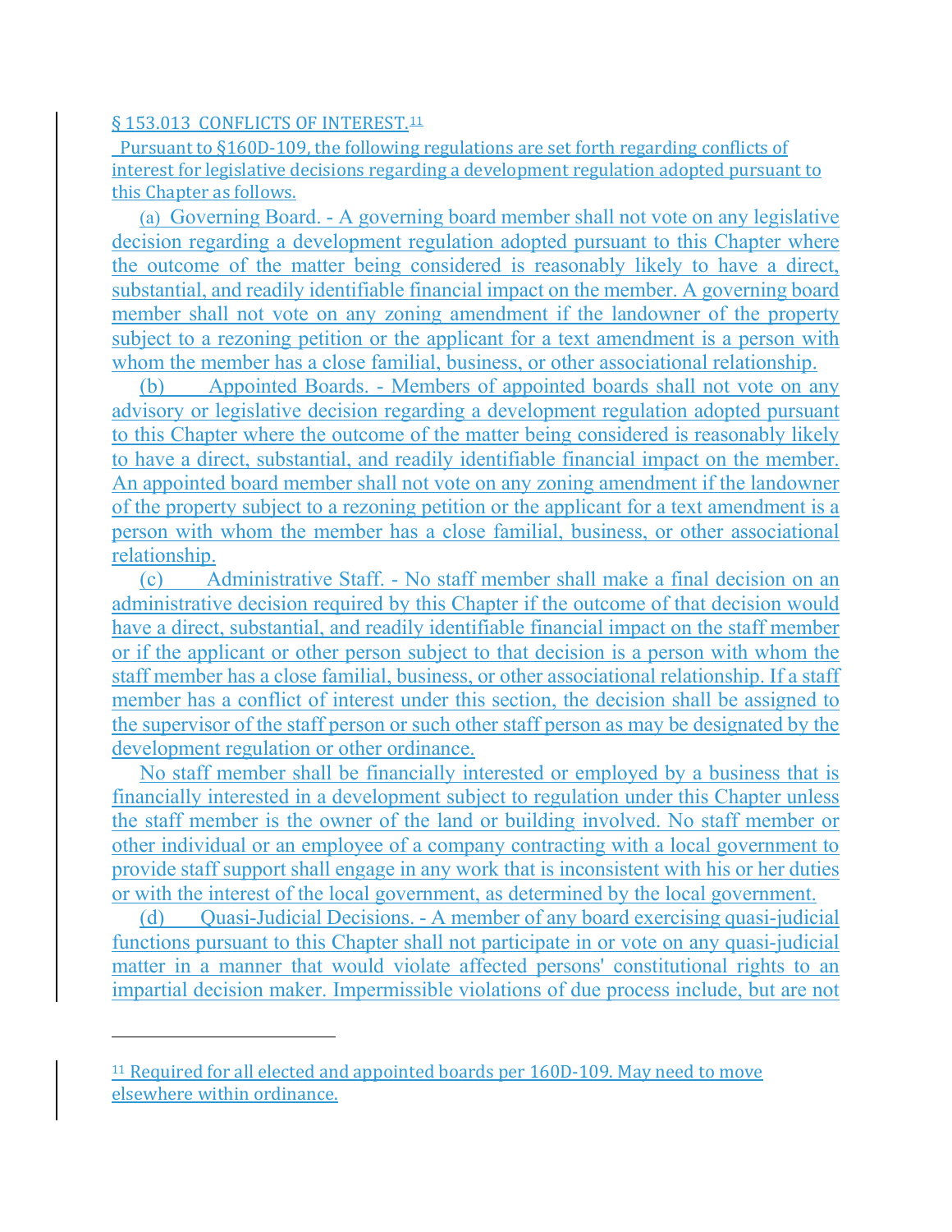## § 153.013 CONFLICTS OF INTEREST.[11]

Pursuant to §160D-109, the following regulations are set forth regarding conflicts of interest for legislative decisions regarding a development regulation adopted pursuant to this Chapter as follows.

(a) Governing Board. - A governing board member shall not vote on any legislative decision regarding a development regulation adopted pursuant to this Chapter where the outcome of the matter being considered is reasonably likely to have a direct, substantial, and readily identifiable financial impact on the member. A governing board member shall not vote on any zoning amendment if the landowner of the property subject to a rezoning petition or the applicant for a text amendment is a person with whom the member has a close familial, business, or other associational relationship.

(b) Appointed Boards. - Members of appointed boards shall not vote on any advisory or legislative decision regarding a development regulation adopted pursuant to this Chapter where the outcome of the matter being considered is reasonably likely to have a direct, substantial, and readily identifiable financial impact on the member. An appointed board member shall not vote on any zoning amendment if the landowner of the property subject to a rezoning petition or the applicant for a text amendment is a person with whom the member has a close familial, business, or other associational relationship.

(c) Administrative Staff. - No staff member shall make a final decision on an administrative decision required by this Chapter if the outcome of that decision would have a direct, substantial, and readily identifiable financial impact on the staff member or if the applicant or other person subject to that decision is a person with whom the staff member has a close familial, business, or other associational relationship. If a staff member has a conflict of interest under this section, the decision shall be assigned to the supervisor of the staff person or such other staff person as may be designated by the development regulation or other ordinance.

No staff member shall be financially interested or employed by a business that is financially interested in a development subject to regulation under this Chapter unless the staff member is the owner of the land or building involved. No staff member or other individual or an employee of a company contracting with a local government to provide staff support shall engage in any work that is inconsistent with his or her duties or with the interest of the local government, as determined by the local government.

(d) Quasi-Judicial Decisions. - A member of any board exercising quasi-judicial functions pursuant to this Chapter shall not participate in or vote on any quasi-judicial matter in a manner that would violate affected persons' constitutional rights to an impartial decision maker. Impermissible violations of due process include, but are not

[11] Required for all elected and appointed boards per 160D-109. May need to move elsewhere within ordinance.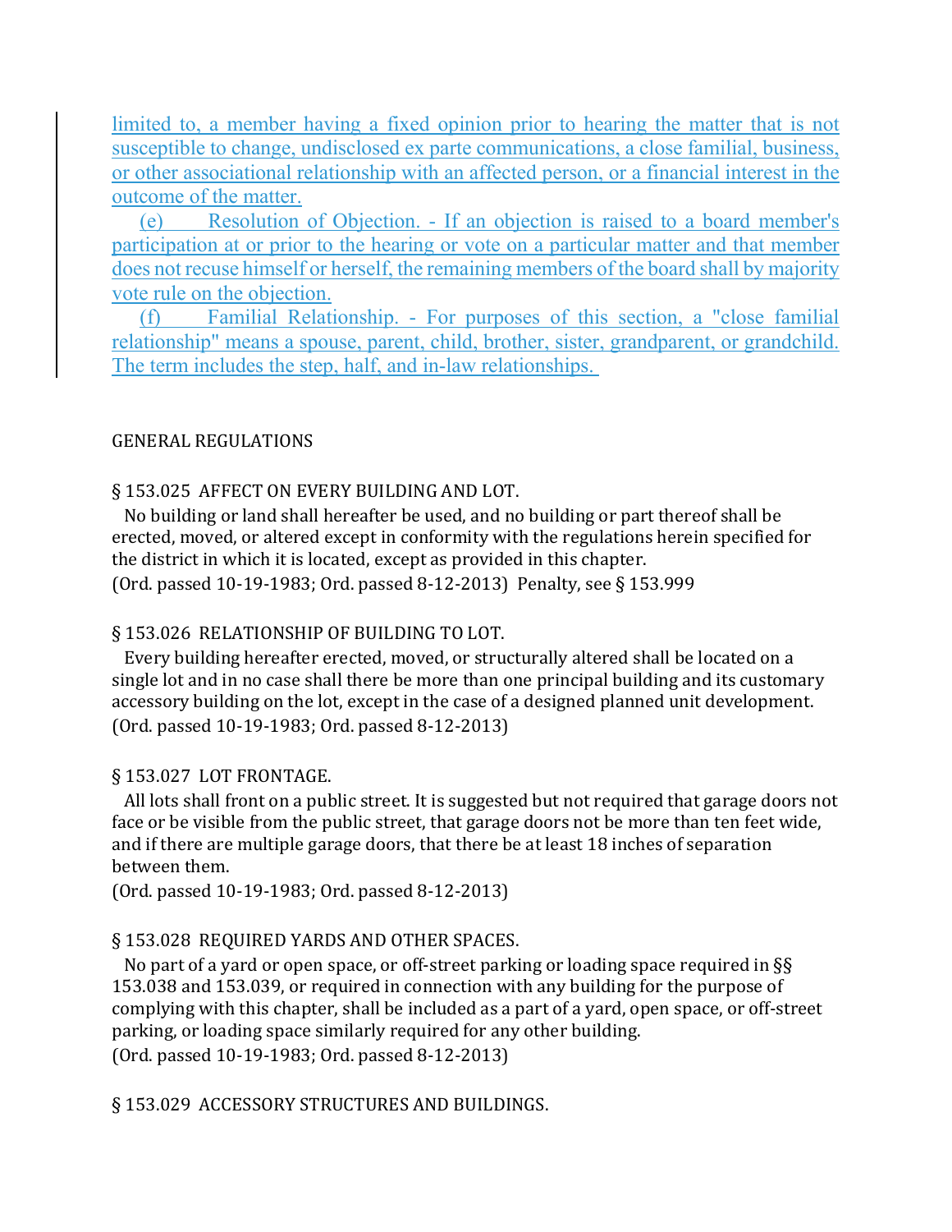limited to, a member having a fixed opinion prior to hearing the matter that is not susceptible to change, undisclosed ex parte communications, a close familial, business, or other associational relationship with an affected person, or a financial interest in the outcome of the matter.

(e) Resolution of Objection. - If an objection is raised to a board member's participation at or prior to the hearing or vote on a particular matter and that member does not recuse himself or herself, the remaining members of the board shall by majority vote rule on the objection.

(f) Familial Relationship. - For purposes of this section, a "close familial relationship" means a spouse, parent, child, brother, sister, grandparent, or grandchild. The term includes the step, half, and in-law relationships.

## GENERAL REGULATIONS

### § 153.025 AFFECT ON EVERY BUILDING AND LOT.

No building or land shall hereafter be used, and no building or part thereof shall be erected, moved, or altered except in conformity with the regulations herein specified for the district in which it is located, except as provided in this chapter.

(Ord. passed 10-19-1983; Ord. passed 8-12-2013) Penalty, see § 153.999

### § 153.026 RELATIONSHIP OF BUILDING TO LOT.

Every building hereafter erected, moved, or structurally altered shall be located on a single lot and in no case shall there be more than one principal building and its customary accessory building on the lot, except in the case of a designed planned unit development.

(Ord. passed 10-19-1983; Ord. passed 8-12-2013)

### § 153.027 LOT FRONTAGE.

All lots shall front on a public street. It is suggested but not required that garage doors not face or be visible from the public street, that garage doors not be more than ten feet wide, and if there are multiple garage doors, that there be at least 18 inches of separation between them.

(Ord. passed 10-19-1983; Ord. passed 8-12-2013)

### § 153.028 REQUIRED YARDS AND OTHER SPACES.

No part of a yard or open space, or off-street parking or loading space required in §§ 153.038 and 153.039, or required in connection with any building for the purpose of complying with this chapter, shall be included as a part of a yard, open space, or off-street parking, or loading space similarly required for any other building.

(Ord. passed 10-19-1983; Ord. passed 8-12-2013)

### § 153.029 ACCESSORY STRUCTURES AND BUILDINGS.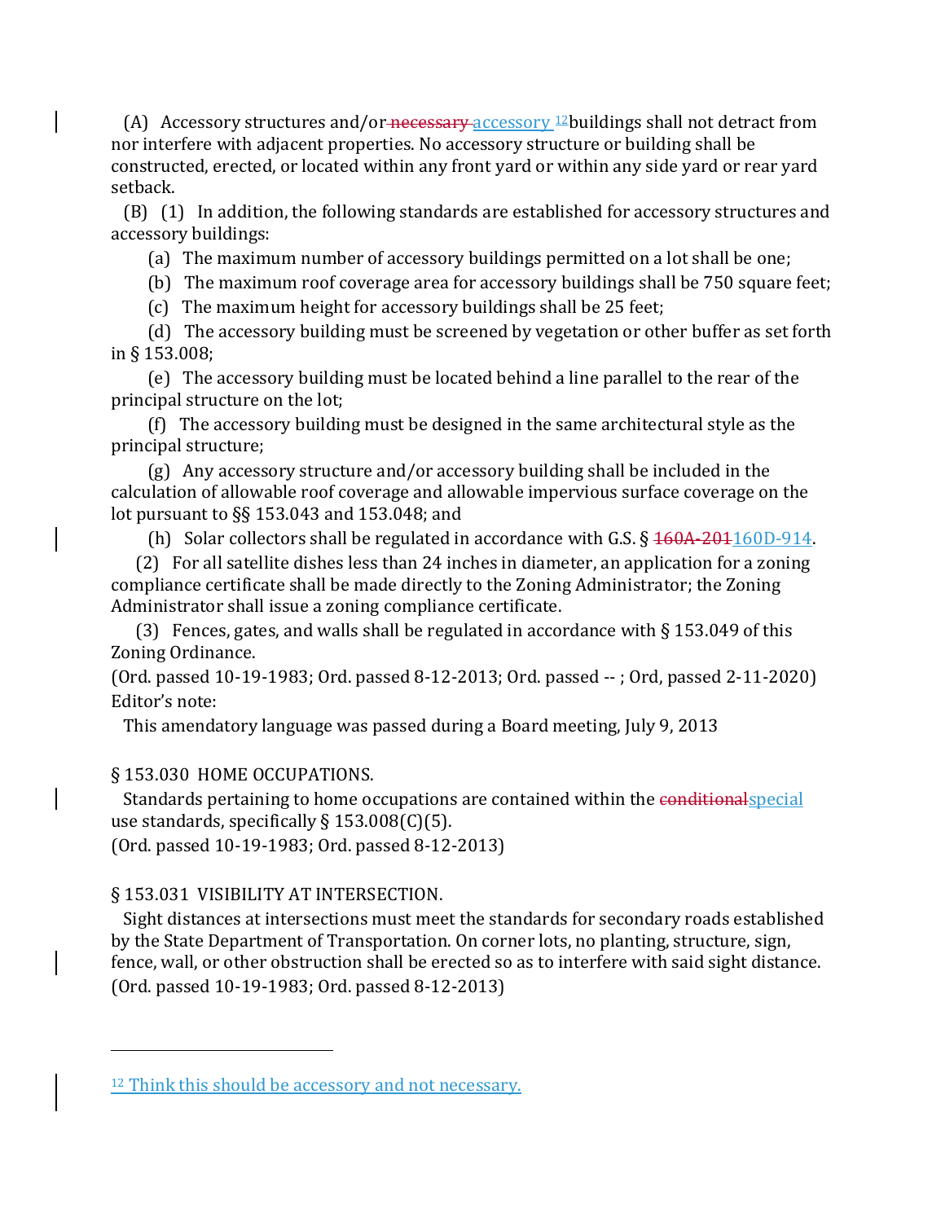(A) Accessory structures and/or ~~necessary~~ accessory [12]buildings shall not detract from nor interfere with adjacent properties. No accessory structure or building shall be constructed, erected, or located within any front yard or within any side yard or rear yard setback.

(B) (1) In addition, the following standards are established for accessory structures and accessory buildings:

(a) The maximum number of accessory buildings permitted on a lot shall be one;

(b) The maximum roof coverage area for accessory buildings shall be 750 square feet;

(c) The maximum height for accessory buildings shall be 25 feet;

(d) The accessory building must be screened by vegetation or other buffer as set forth in § 153.008;

(e) The accessory building must be located behind a line parallel to the rear of the principal structure on the lot;

(f) The accessory building must be designed in the same architectural style as the principal structure;

(g) Any accessory structure and/or accessory building shall be included in the calculation of allowable roof coverage and allowable impervious surface coverage on the lot pursuant to §§ 153.043 and 153.048; and

(h) Solar collectors shall be regulated in accordance with G.S. § ~~160A-201~~160D-914.

(2) For all satellite dishes less than 24 inches in diameter, an application for a zoning compliance certificate shall be made directly to the Zoning Administrator; the Zoning Administrator shall issue a zoning compliance certificate.

(3) Fences, gates, and walls shall be regulated in accordance with § 153.049 of this Zoning Ordinance.

(Ord. passed 10-19-1983; Ord. passed 8-12-2013; Ord. passed -- ; Ord, passed 2-11-2020)

Editor's note:

This amendatory language was passed during a Board meeting, July 9, 2013

§ 153.030 HOME OCCUPATIONS.

Standards pertaining to home occupations are contained within the ~~conditional~~special use standards, specifically § 153.008(C)(5).

(Ord. passed 10-19-1983; Ord. passed 8-12-2013)

§ 153.031 VISIBILITY AT INTERSECTION.

Sight distances at intersections must meet the standards for secondary roads established by the State Department of Transportation. On corner lots, no planting, structure, sign, fence, wall, or other obstruction shall be erected so as to interfere with said sight distance.

(Ord. passed 10-19-1983; Ord. passed 8-12-2013)

---

[12] Think this should be accessory and not necessary.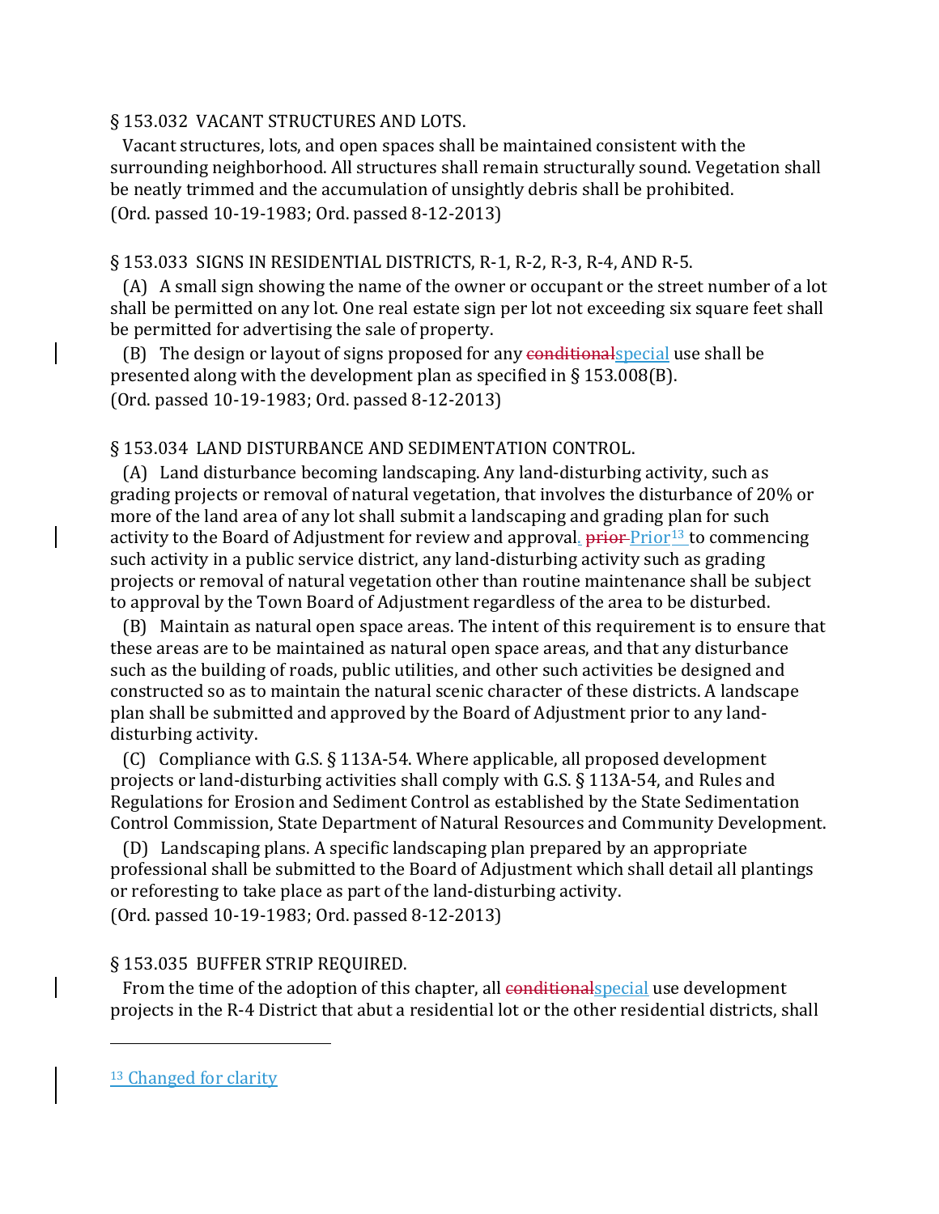§ 153.032 VACANT STRUCTURES AND LOTS.

Vacant structures, lots, and open spaces shall be maintained consistent with the surrounding neighborhood. All structures shall remain structurally sound. Vegetation shall be neatly trimmed and the accumulation of unsightly debris shall be prohibited.
(Ord. passed 10-19-1983; Ord. passed 8-12-2013)

§ 153.033 SIGNS IN RESIDENTIAL DISTRICTS, R-1, R-2, R-3, R-4, AND R-5.

(A) A small sign showing the name of the owner or occupant or the street number of a lot shall be permitted on any lot. One real estate sign per lot not exceeding six square feet shall be permitted for advertising the sale of property.

(B) The design or layout of signs proposed for any ~~conditional~~special use shall be presented along with the development plan as specified in § 153.008(B).
(Ord. passed 10-19-1983; Ord. passed 8-12-2013)

§ 153.034 LAND DISTURBANCE AND SEDIMENTATION CONTROL.

(A) Land disturbance becoming landscaping. Any land-disturbing activity, such as grading projects or removal of natural vegetation, that involves the disturbance of 20% or more of the land area of any lot shall submit a landscaping and grading plan for such activity to the Board of Adjustment for review and approval. ~~prior~~ Prior[13] to commencing such activity in a public service district, any land-disturbing activity such as grading projects or removal of natural vegetation other than routine maintenance shall be subject to approval by the Town Board of Adjustment regardless of the area to be disturbed.

(B) Maintain as natural open space areas. The intent of this requirement is to ensure that these areas are to be maintained as natural open space areas, and that any disturbance such as the building of roads, public utilities, and other such activities be designed and constructed so as to maintain the natural scenic character of these districts. A landscape plan shall be submitted and approved by the Board of Adjustment prior to any land-disturbing activity.

(C) Compliance with G.S. § 113A-54. Where applicable, all proposed development projects or land-disturbing activities shall comply with G.S. § 113A-54, and Rules and Regulations for Erosion and Sediment Control as established by the State Sedimentation Control Commission, State Department of Natural Resources and Community Development.

(D) Landscaping plans. A specific landscaping plan prepared by an appropriate professional shall be submitted to the Board of Adjustment which shall detail all plantings or reforesting to take place as part of the land-disturbing activity.
(Ord. passed 10-19-1983; Ord. passed 8-12-2013)

§ 153.035 BUFFER STRIP REQUIRED.

From the time of the adoption of this chapter, all ~~conditional~~special use development projects in the R-4 District that abut a residential lot or the other residential districts, shall

---

[13] Changed for clarity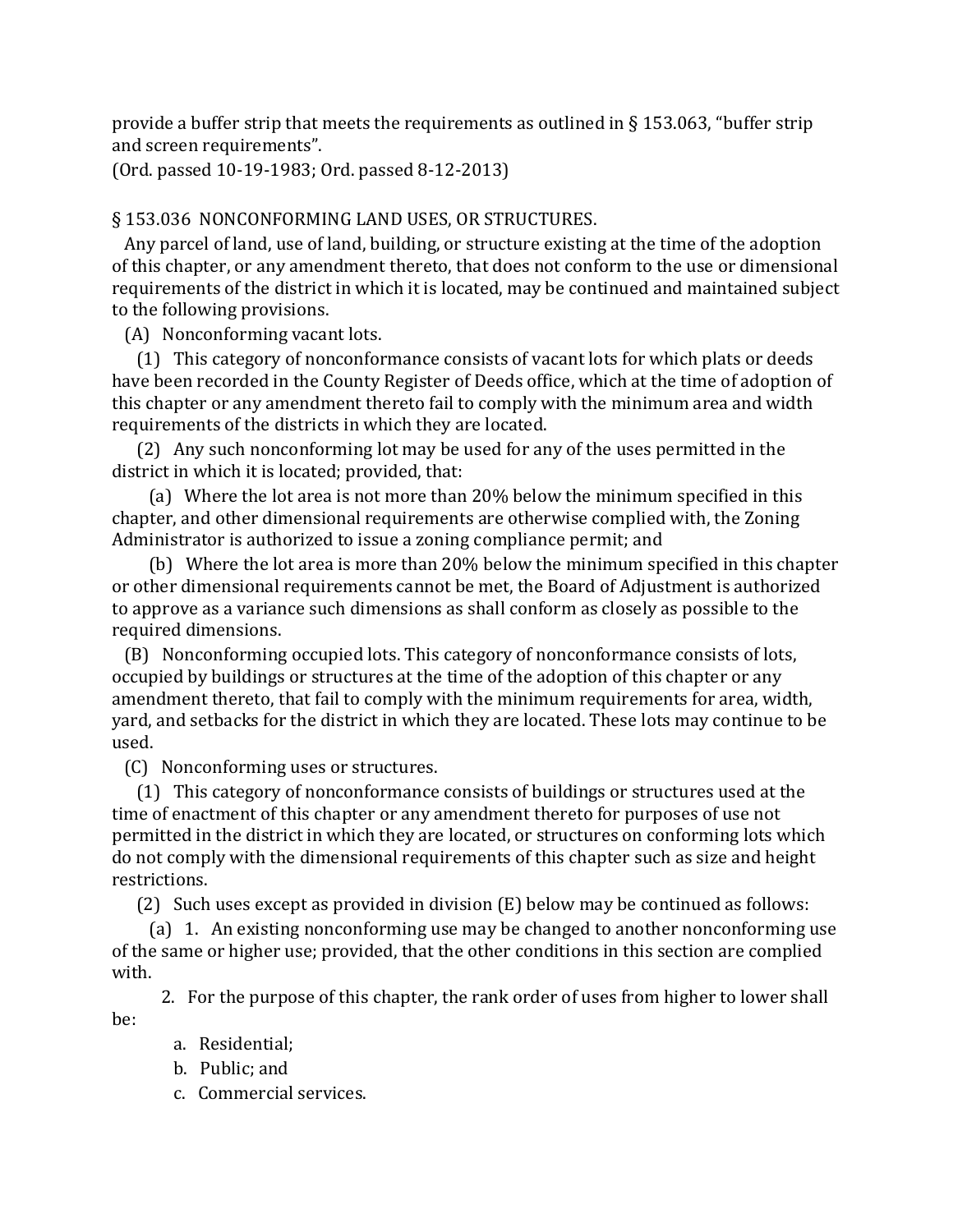provide a buffer strip that meets the requirements as outlined in § 153.063, "buffer strip and screen requirements".

(Ord. passed 10-19-1983; Ord. passed 8-12-2013)

§ 153.036 NONCONFORMING LAND USES, OR STRUCTURES.

Any parcel of land, use of land, building, or structure existing at the time of the adoption of this chapter, or any amendment thereto, that does not conform to the use or dimensional requirements of the district in which it is located, may be continued and maintained subject to the following provisions.

(A) Nonconforming vacant lots.

(1) This category of nonconformance consists of vacant lots for which plats or deeds have been recorded in the County Register of Deeds office, which at the time of adoption of this chapter or any amendment thereto fail to comply with the minimum area and width requirements of the districts in which they are located.

(2) Any such nonconforming lot may be used for any of the uses permitted in the district in which it is located; provided, that:

(a) Where the lot area is not more than 20% below the minimum specified in this chapter, and other dimensional requirements are otherwise complied with, the Zoning Administrator is authorized to issue a zoning compliance permit; and

(b) Where the lot area is more than 20% below the minimum specified in this chapter or other dimensional requirements cannot be met, the Board of Adjustment is authorized to approve as a variance such dimensions as shall conform as closely as possible to the required dimensions.

(B) Nonconforming occupied lots. This category of nonconformance consists of lots, occupied by buildings or structures at the time of the adoption of this chapter or any amendment thereto, that fail to comply with the minimum requirements for area, width, yard, and setbacks for the district in which they are located. These lots may continue to be used.

(C) Nonconforming uses or structures.

(1) This category of nonconformance consists of buildings or structures used at the time of enactment of this chapter or any amendment thereto for purposes of use not permitted in the district in which they are located, or structures on conforming lots which do not comply with the dimensional requirements of this chapter such as size and height restrictions.

(2) Such uses except as provided in division (E) below may be continued as follows:

(a) 1. An existing nonconforming use may be changed to another nonconforming use of the same or higher use; provided, that the other conditions in this section are complied with.

2. For the purpose of this chapter, the rank order of uses from higher to lower shall be:

a. Residential;

b. Public; and

c. Commercial services.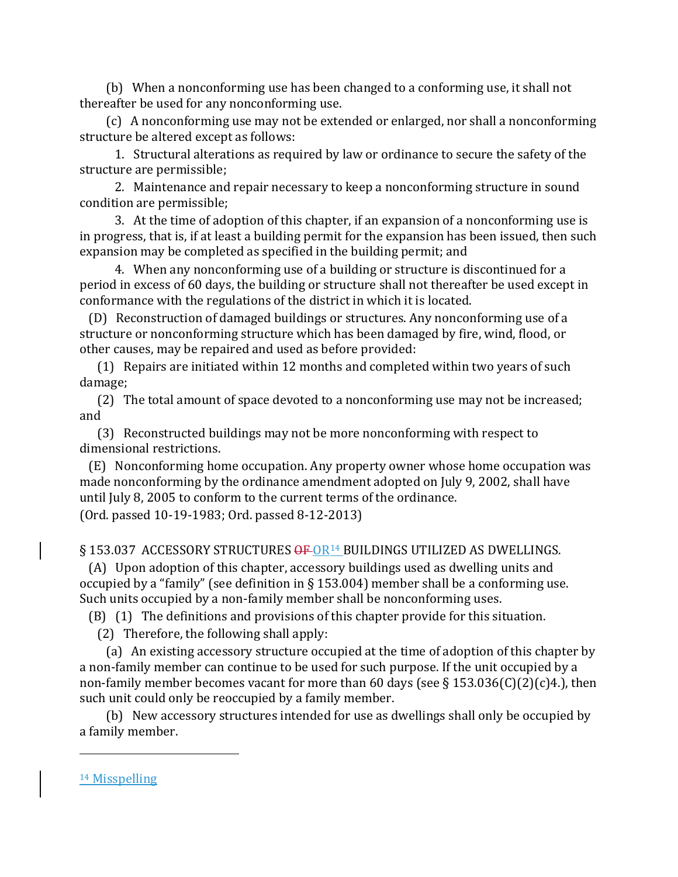(b) When a nonconforming use has been changed to a conforming use, it shall not thereafter be used for any nonconforming use.

(c) A nonconforming use may not be extended or enlarged, nor shall a nonconforming structure be altered except as follows:

1. Structural alterations as required by law or ordinance to secure the safety of the structure are permissible;

2. Maintenance and repair necessary to keep a nonconforming structure in sound condition are permissible;

3. At the time of adoption of this chapter, if an expansion of a nonconforming use is in progress, that is, if at least a building permit for the expansion has been issued, then such expansion may be completed as specified in the building permit; and

4. When any nonconforming use of a building or structure is discontinued for a period in excess of 60 days, the building or structure shall not thereafter be used except in conformance with the regulations of the district in which it is located.

(D) Reconstruction of damaged buildings or structures. Any nonconforming use of a structure or nonconforming structure which has been damaged by fire, wind, flood, or other causes, may be repaired and used as before provided:

(1) Repairs are initiated within 12 months and completed within two years of such damage;

(2) The total amount of space devoted to a nonconforming use may not be increased; and

(3) Reconstructed buildings may not be more nonconforming with respect to dimensional restrictions.

(E) Nonconforming home occupation. Any property owner whose home occupation was made nonconforming by the ordinance amendment adopted on July 9, 2002, shall have until July 8, 2005 to conform to the current terms of the ordinance.

(Ord. passed 10-19-1983; Ord. passed 8-12-2013)

§ 153.037 ACCESSORY STRUCTURES ~~OF~~ OR[14] BUILDINGS UTILIZED AS DWELLINGS.

(A) Upon adoption of this chapter, accessory buildings used as dwelling units and occupied by a "family" (see definition in § 153.004) member shall be a conforming use. Such units occupied by a non-family member shall be nonconforming uses.

(B) (1) The definitions and provisions of this chapter provide for this situation.

(2) Therefore, the following shall apply:

(a) An existing accessory structure occupied at the time of adoption of this chapter by a non-family member can continue to be used for such purpose. If the unit occupied by a non-family member becomes vacant for more than 60 days (see § 153.036(C)(2)(c)4.), then such unit could only be reoccupied by a family member.

(b) New accessory structures intended for use as dwellings shall only be occupied by a family member.

---

[14] Misspelling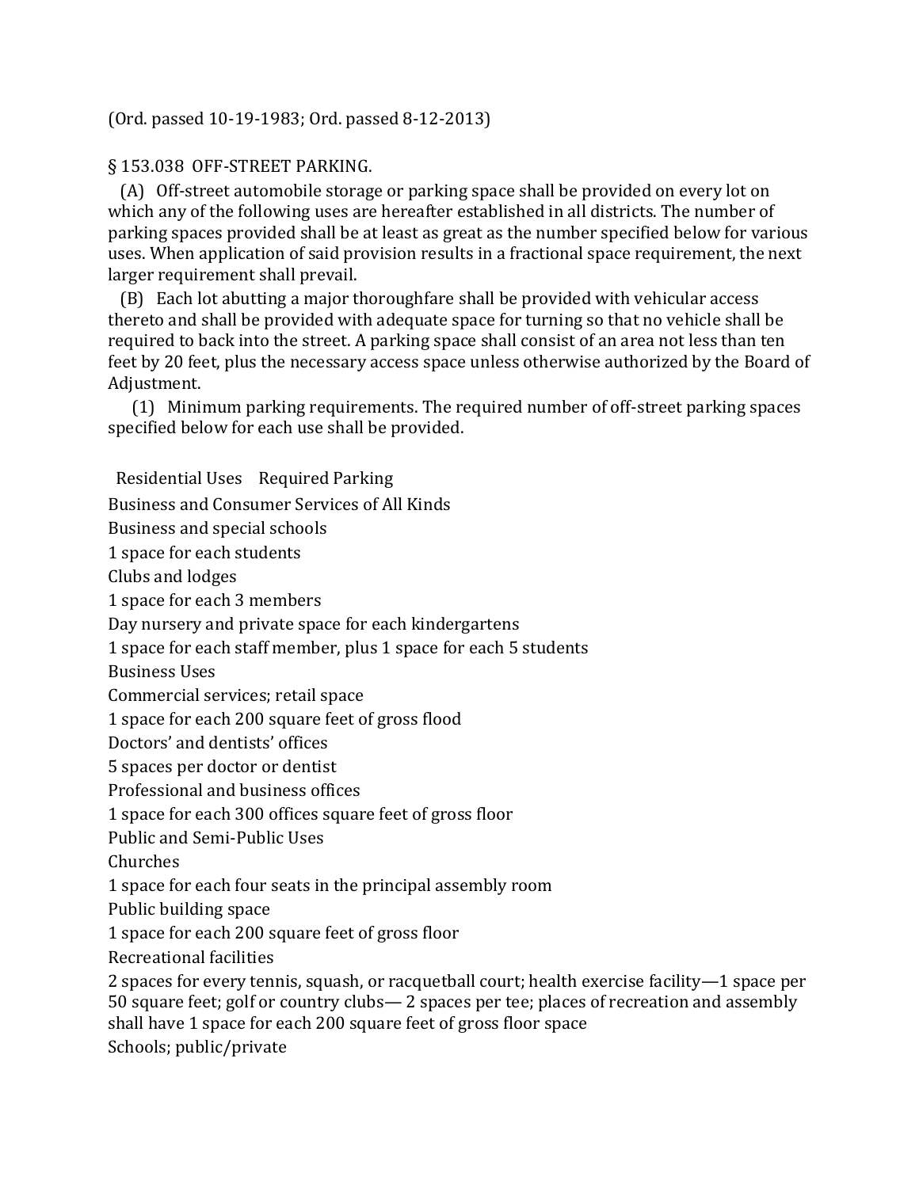(Ord. passed 10-19-1983; Ord. passed 8-12-2013)

§ 153.038 OFF-STREET PARKING.

(A) Off-street automobile storage or parking space shall be provided on every lot on which any of the following uses are hereafter established in all districts. The number of parking spaces provided shall be at least as great as the number specified below for various uses. When application of said provision results in a fractional space requirement, the next larger requirement shall prevail.

(B) Each lot abutting a major thoroughfare shall be provided with vehicular access thereto and shall be provided with adequate space for turning so that no vehicle shall be required to back into the street. A parking space shall consist of an area not less than ten feet by 20 feet, plus the necessary access space unless otherwise authorized by the Board of Adjustment.

(1) Minimum parking requirements. The required number of off-street parking spaces specified below for each use shall be provided.

Residential Uses Required Parking

Business and Consumer Services of All Kinds

Business and special schools

1 space for each students

Clubs and lodges

1 space for each 3 members

Day nursery and private space for each kindergartens

1 space for each staff member, plus 1 space for each 5 students

Business Uses

Commercial services; retail space

1 space for each 200 square feet of gross flood

Doctors' and dentists' offices

5 spaces per doctor or dentist

Professional and business offices

1 space for each 300 offices square feet of gross floor

Public and Semi-Public Uses

Churches

1 space for each four seats in the principal assembly room

Public building space

1 space for each 200 square feet of gross floor

Recreational facilities

2 spaces for every tennis, squash, or racquetball court; health exercise facility—1 space per 50 square feet; golf or country clubs— 2 spaces per tee; places of recreation and assembly shall have 1 space for each 200 square feet of gross floor space

Schools; public/private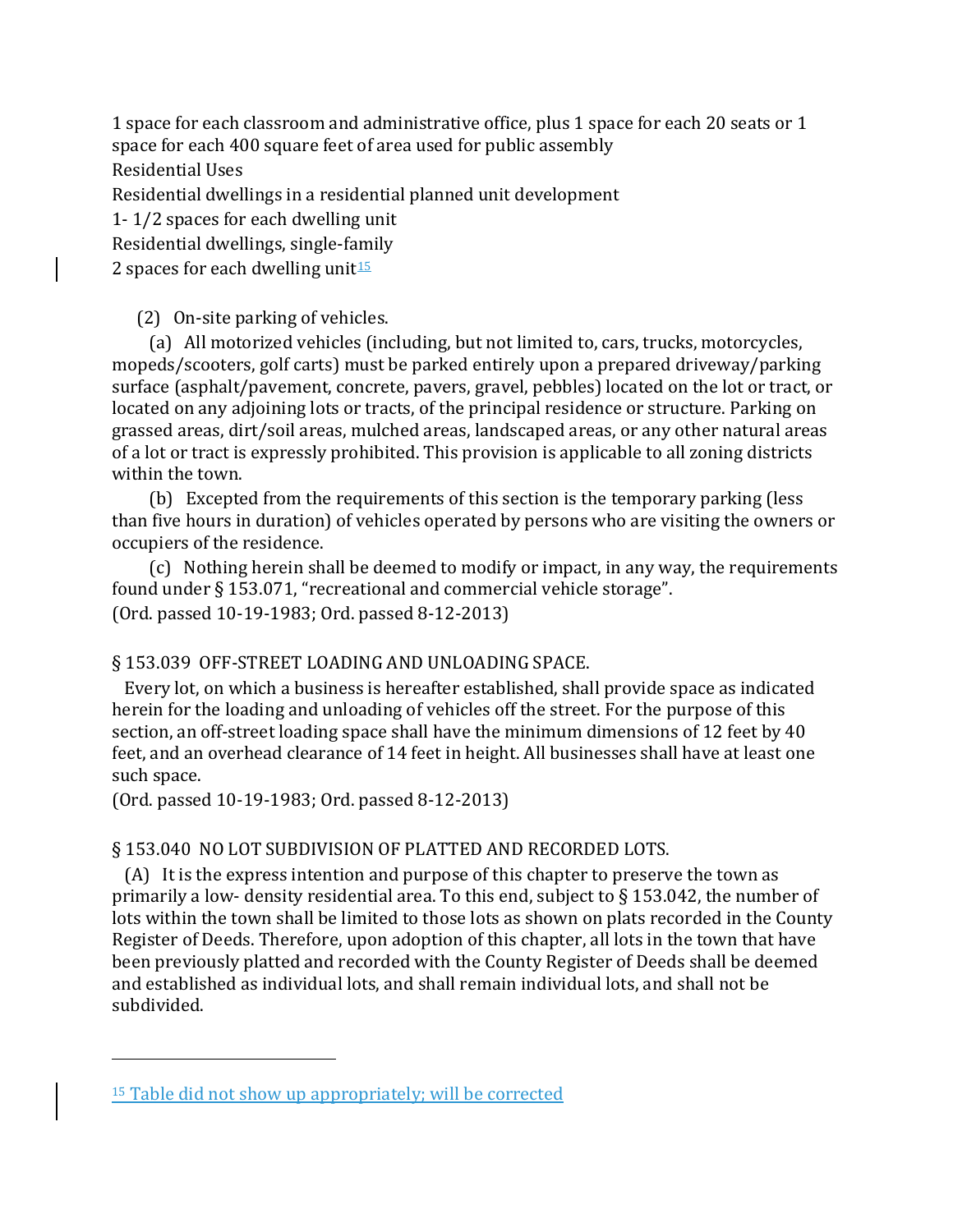1 space for each classroom and administrative office, plus 1 space for each 20 seats or 1 space for each 400 square feet of area used for public assembly

Residential Uses

Residential dwellings in a residential planned unit development

1- 1/2 spaces for each dwelling unit

Residential dwellings, single-family

2 spaces for each dwelling unit[15]

(2) On-site parking of vehicles.

(a) All motorized vehicles (including, but not limited to, cars, trucks, motorcycles, mopeds/scooters, golf carts) must be parked entirely upon a prepared driveway/parking surface (asphalt/pavement, concrete, pavers, gravel, pebbles) located on the lot or tract, or located on any adjoining lots or tracts, of the principal residence or structure. Parking on grassed areas, dirt/soil areas, mulched areas, landscaped areas, or any other natural areas of a lot or tract is expressly prohibited. This provision is applicable to all zoning districts within the town.

(b) Excepted from the requirements of this section is the temporary parking (less than five hours in duration) of vehicles operated by persons who are visiting the owners or occupiers of the residence.

(c) Nothing herein shall be deemed to modify or impact, in any way, the requirements found under § 153.071, "recreational and commercial vehicle storage".

(Ord. passed 10-19-1983; Ord. passed 8-12-2013)

§ 153.039 OFF-STREET LOADING AND UNLOADING SPACE.

Every lot, on which a business is hereafter established, shall provide space as indicated herein for the loading and unloading of vehicles off the street. For the purpose of this section, an off-street loading space shall have the minimum dimensions of 12 feet by 40 feet, and an overhead clearance of 14 feet in height. All businesses shall have at least one such space.

(Ord. passed 10-19-1983; Ord. passed 8-12-2013)

§ 153.040 NO LOT SUBDIVISION OF PLATTED AND RECORDED LOTS.

(A) It is the express intention and purpose of this chapter to preserve the town as primarily a low- density residential area. To this end, subject to § 153.042, the number of lots within the town shall be limited to those lots as shown on plats recorded in the County Register of Deeds. Therefore, upon adoption of this chapter, all lots in the town that have been previously platted and recorded with the County Register of Deeds shall be deemed and established as individual lots, and shall remain individual lots, and shall not be subdivided.

---

[15] Table did not show up appropriately; will be corrected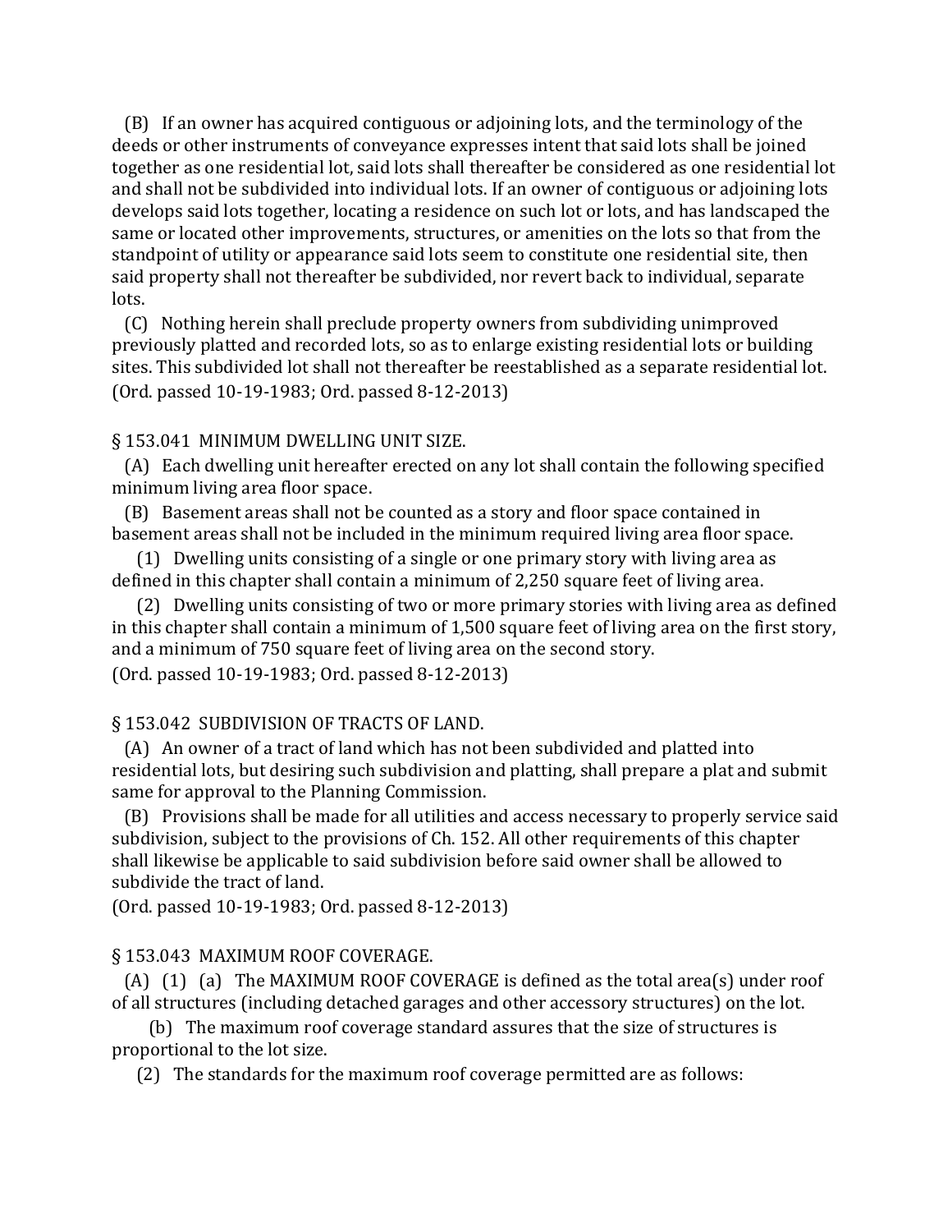(B) If an owner has acquired contiguous or adjoining lots, and the terminology of the deeds or other instruments of conveyance expresses intent that said lots shall be joined together as one residential lot, said lots shall thereafter be considered as one residential lot and shall not be subdivided into individual lots. If an owner of contiguous or adjoining lots develops said lots together, locating a residence on such lot or lots, and has landscaped the same or located other improvements, structures, or amenities on the lots so that from the standpoint of utility or appearance said lots seem to constitute one residential site, then said property shall not thereafter be subdivided, nor revert back to individual, separate lots.

(C) Nothing herein shall preclude property owners from subdividing unimproved previously platted and recorded lots, so as to enlarge existing residential lots or building sites. This subdivided lot shall not thereafter be reestablished as a separate residential lot.
(Ord. passed 10-19-1983; Ord. passed 8-12-2013)

§ 153.041 MINIMUM DWELLING UNIT SIZE.

(A) Each dwelling unit hereafter erected on any lot shall contain the following specified minimum living area floor space.

(B) Basement areas shall not be counted as a story and floor space contained in basement areas shall not be included in the minimum required living area floor space.

(1) Dwelling units consisting of a single or one primary story with living area as defined in this chapter shall contain a minimum of 2,250 square feet of living area.

(2) Dwelling units consisting of two or more primary stories with living area as defined in this chapter shall contain a minimum of 1,500 square feet of living area on the first story, and a minimum of 750 square feet of living area on the second story.
(Ord. passed 10-19-1983; Ord. passed 8-12-2013)

§ 153.042 SUBDIVISION OF TRACTS OF LAND.

(A) An owner of a tract of land which has not been subdivided and platted into residential lots, but desiring such subdivision and platting, shall prepare a plat and submit same for approval to the Planning Commission.

(B) Provisions shall be made for all utilities and access necessary to properly service said subdivision, subject to the provisions of Ch. 152. All other requirements of this chapter shall likewise be applicable to said subdivision before said owner shall be allowed to subdivide the tract of land.
(Ord. passed 10-19-1983; Ord. passed 8-12-2013)

§ 153.043 MAXIMUM ROOF COVERAGE.

(A) (1) (a) The MAXIMUM ROOF COVERAGE is defined as the total area(s) under roof of all structures (including detached garages and other accessory structures) on the lot.

(b) The maximum roof coverage standard assures that the size of structures is proportional to the lot size.

(2) The standards for the maximum roof coverage permitted are as follows: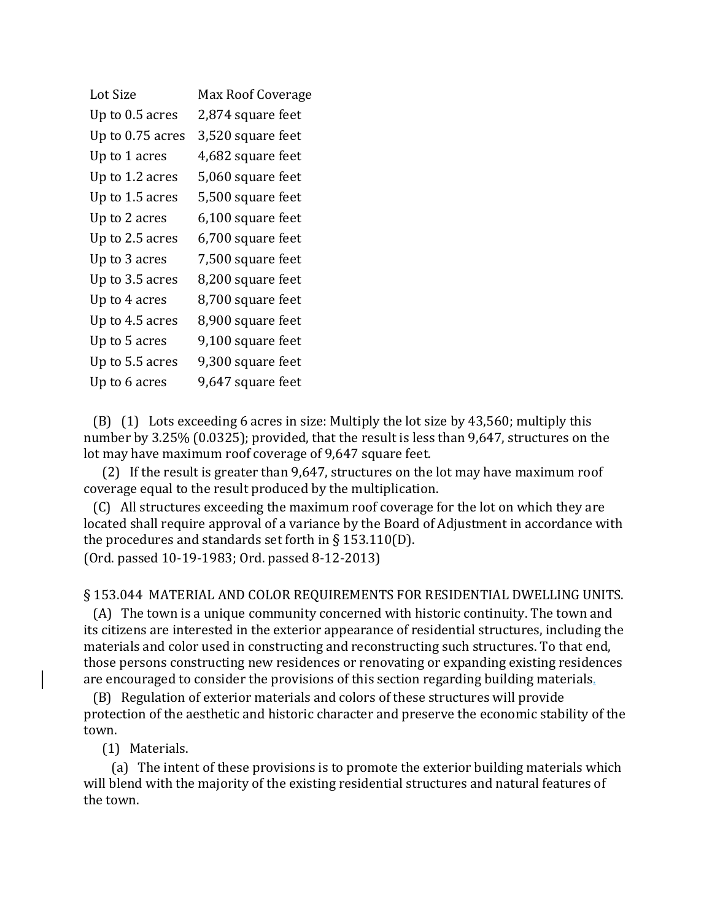| Lot Size | Max Roof Coverage |
|---|---|
| Up to 0.5 acres | 2,874 square feet |
| Up to 0.75 acres | 3,520 square feet |
| Up to 1 acres | 4,682 square feet |
| Up to 1.2 acres | 5,060 square feet |
| Up to 1.5 acres | 5,500 square feet |
| Up to 2 acres | 6,100 square feet |
| Up to 2.5 acres | 6,700 square feet |
| Up to 3 acres | 7,500 square feet |
| Up to 3.5 acres | 8,200 square feet |
| Up to 4 acres | 8,700 square feet |
| Up to 4.5 acres | 8,900 square feet |
| Up to 5 acres | 9,100 square feet |
| Up to 5.5 acres | 9,300 square feet |
| Up to 6 acres | 9,647 square feet |

(B) (1) Lots exceeding 6 acres in size: Multiply the lot size by 43,560; multiply this number by 3.25% (0.0325); provided, that the result is less than 9,647, structures on the lot may have maximum roof coverage of 9,647 square feet.

(2) If the result is greater than 9,647, structures on the lot may have maximum roof coverage equal to the result produced by the multiplication.

(C) All structures exceeding the maximum roof coverage for the lot on which they are located shall require approval of a variance by the Board of Adjustment in accordance with the procedures and standards set forth in § 153.110(D).

(Ord. passed 10-19-1983; Ord. passed 8-12-2013)

§ 153.044 MATERIAL AND COLOR REQUIREMENTS FOR RESIDENTIAL DWELLING UNITS.

(A) The town is a unique community concerned with historic continuity. The town and its citizens are interested in the exterior appearance of residential structures, including the materials and color used in constructing and reconstructing such structures. To that end, those persons constructing new residences or renovating or expanding existing residences are encouraged to consider the provisions of this section regarding building materials.

(B) Regulation of exterior materials and colors of these structures will provide protection of the aesthetic and historic character and preserve the economic stability of the town.

(1) Materials.

(a) The intent of these provisions is to promote the exterior building materials which will blend with the majority of the existing residential structures and natural features of the town.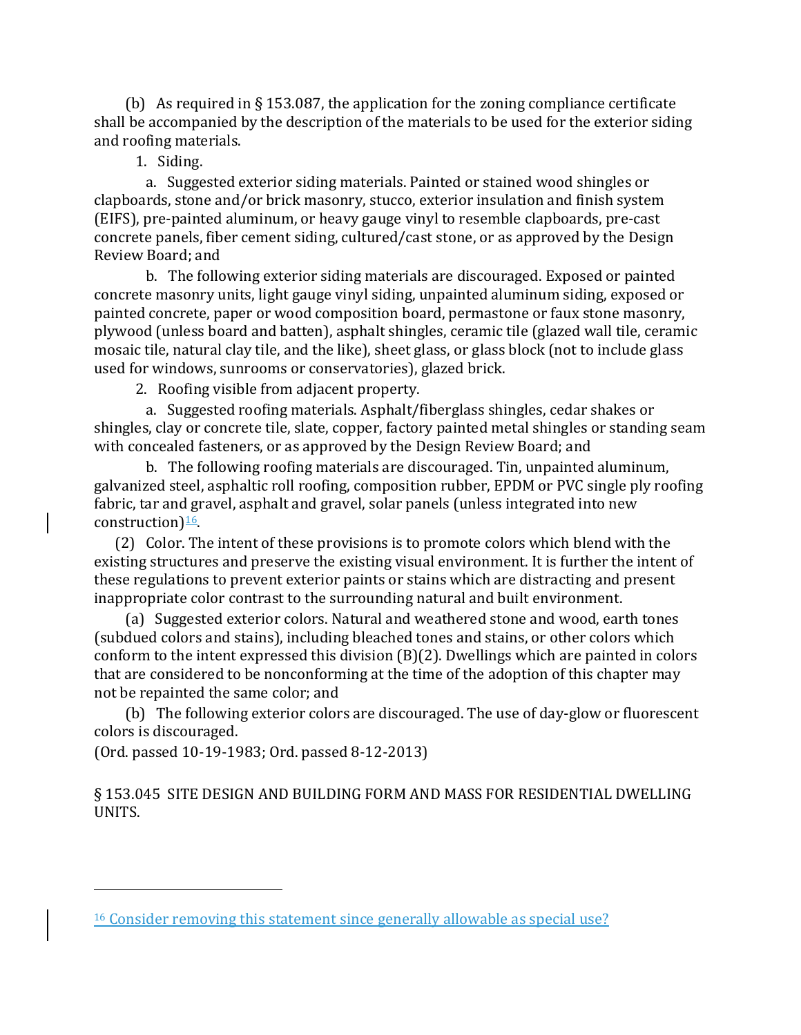(b) As required in § 153.087, the application for the zoning compliance certificate shall be accompanied by the description of the materials to be used for the exterior siding and roofing materials.

1. Siding.

a. Suggested exterior siding materials. Painted or stained wood shingles or clapboards, stone and/or brick masonry, stucco, exterior insulation and finish system (EIFS), pre-painted aluminum, or heavy gauge vinyl to resemble clapboards, pre-cast concrete panels, fiber cement siding, cultured/cast stone, or as approved by the Design Review Board; and

b. The following exterior siding materials are discouraged. Exposed or painted concrete masonry units, light gauge vinyl siding, unpainted aluminum siding, exposed or painted concrete, paper or wood composition board, permastone or faux stone masonry, plywood (unless board and batten), asphalt shingles, ceramic tile (glazed wall tile, ceramic mosaic tile, natural clay tile, and the like), sheet glass, or glass block (not to include glass used for windows, sunrooms or conservatories), glazed brick.

2. Roofing visible from adjacent property.

a. Suggested roofing materials. Asphalt/fiberglass shingles, cedar shakes or shingles, clay or concrete tile, slate, copper, factory painted metal shingles or standing seam with concealed fasteners, or as approved by the Design Review Board; and

b. The following roofing materials are discouraged. Tin, unpainted aluminum, galvanized steel, asphaltic roll roofing, composition rubber, EPDM or PVC single ply roofing fabric, tar and gravel, asphalt and gravel, solar panels (unless integrated into new construction)[16].

(2) Color. The intent of these provisions is to promote colors which blend with the existing structures and preserve the existing visual environment. It is further the intent of these regulations to prevent exterior paints or stains which are distracting and present inappropriate color contrast to the surrounding natural and built environment.

(a) Suggested exterior colors. Natural and weathered stone and wood, earth tones (subdued colors and stains), including bleached tones and stains, or other colors which conform to the intent expressed this division (B)(2). Dwellings which are painted in colors that are considered to be nonconforming at the time of the adoption of this chapter may not be repainted the same color; and

(b) The following exterior colors are discouraged. The use of day-glow or fluorescent colors is discouraged.

(Ord. passed 10-19-1983; Ord. passed 8-12-2013)

§ 153.045 SITE DESIGN AND BUILDING FORM AND MASS FOR RESIDENTIAL DWELLING UNITS.

---

[16] Consider removing this statement since generally allowable as special use?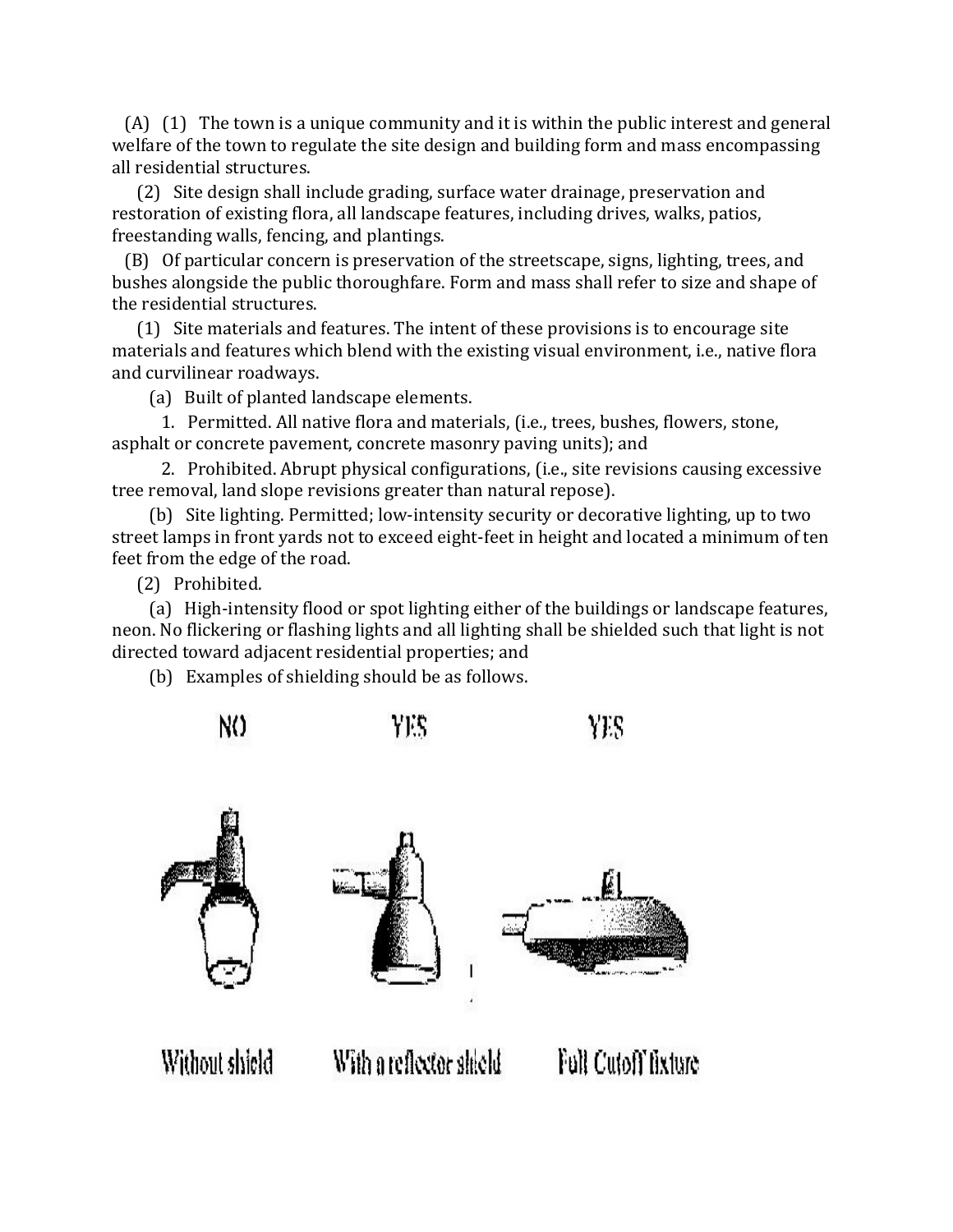(A) (1) The town is a unique community and it is within the public interest and general welfare of the town to regulate the site design and building form and mass encompassing all residential structures.

(2) Site design shall include grading, surface water drainage, preservation and restoration of existing flora, all landscape features, including drives, walks, patios, freestanding walls, fencing, and plantings.

(B) Of particular concern is preservation of the streetscape, signs, lighting, trees, and bushes alongside the public thoroughfare. Form and mass shall refer to size and shape of the residential structures.

(1) Site materials and features. The intent of these provisions is to encourage site materials and features which blend with the existing visual environment, i.e., native flora and curvilinear roadways.

(a) Built of planted landscape elements.

1. Permitted. All native flora and materials, (i.e., trees, bushes, flowers, stone, asphalt or concrete pavement, concrete masonry paving units); and

2. Prohibited. Abrupt physical configurations, (i.e., site revisions causing excessive tree removal, land slope revisions greater than natural repose).

(b) Site lighting. Permitted; low-intensity security or decorative lighting, up to two street lamps in front yards not to exceed eight-feet in height and located a minimum of ten feet from the edge of the road.

(2) Prohibited.

(a) High-intensity flood or spot lighting either of the buildings or landscape features, neon. No flickering or flashing lights and all lighting shall be shielded such that light is not directed toward adjacent residential properties; and

(b) Examples of shielding should be as follows.

| NO | YES | YES |
|---|---|---|
| Without shield | With a reflector shield | Full Cutoff fixture |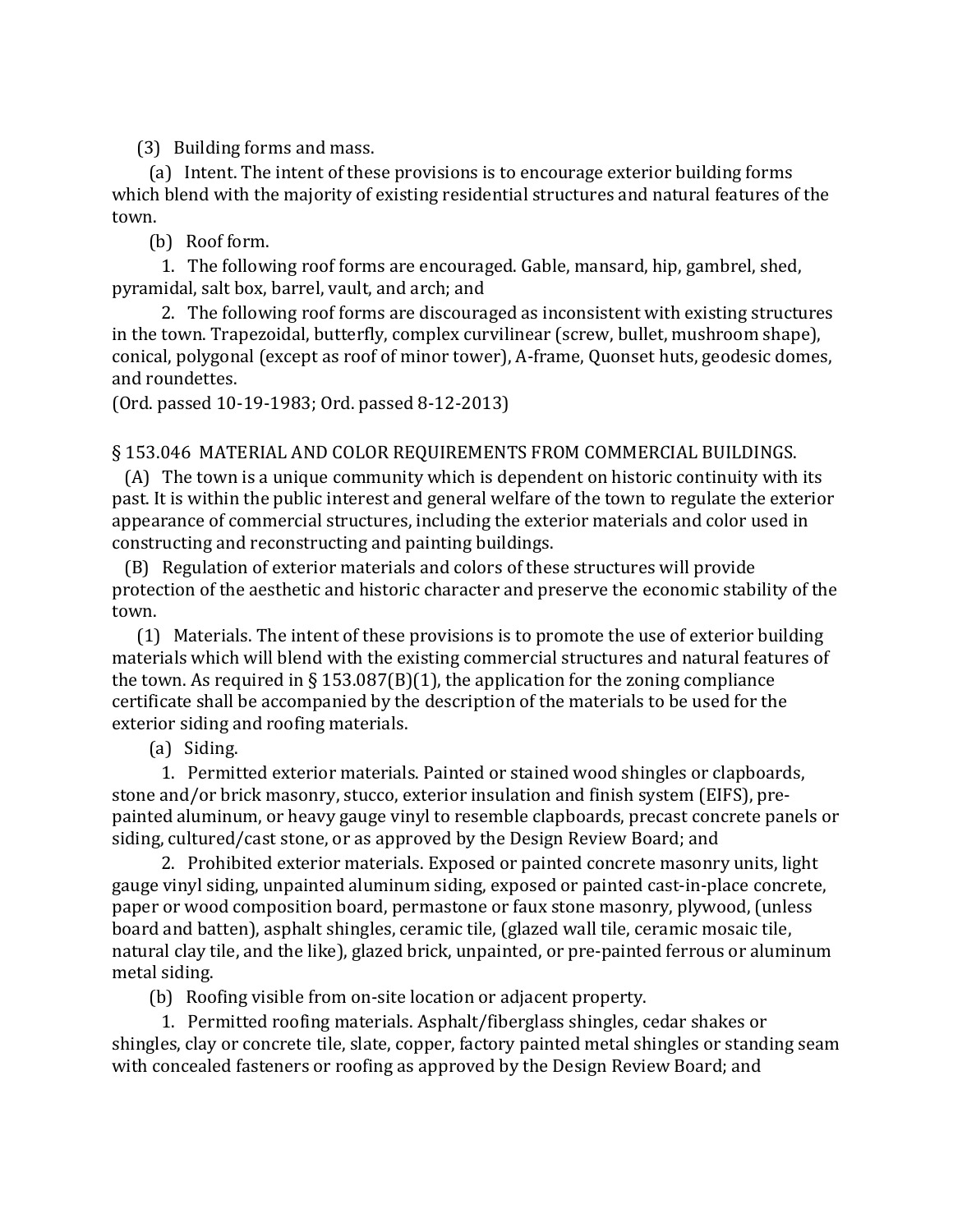(3) Building forms and mass.

(a) Intent. The intent of these provisions is to encourage exterior building forms which blend with the majority of existing residential structures and natural features of the town.

(b) Roof form.

1. The following roof forms are encouraged. Gable, mansard, hip, gambrel, shed, pyramidal, salt box, barrel, vault, and arch; and

2. The following roof forms are discouraged as inconsistent with existing structures in the town. Trapezoidal, butterfly, complex curvilinear (screw, bullet, mushroom shape), conical, polygonal (except as roof of minor tower), A-frame, Quonset huts, geodesic domes, and roundettes.

(Ord. passed 10-19-1983; Ord. passed 8-12-2013)

§ 153.046 MATERIAL AND COLOR REQUIREMENTS FROM COMMERCIAL BUILDINGS.

(A) The town is a unique community which is dependent on historic continuity with its past. It is within the public interest and general welfare of the town to regulate the exterior appearance of commercial structures, including the exterior materials and color used in constructing and reconstructing and painting buildings.

(B) Regulation of exterior materials and colors of these structures will provide protection of the aesthetic and historic character and preserve the economic stability of the town.

(1) Materials. The intent of these provisions is to promote the use of exterior building materials which will blend with the existing commercial structures and natural features of the town. As required in § 153.087(B)(1), the application for the zoning compliance certificate shall be accompanied by the description of the materials to be used for the exterior siding and roofing materials.

(a) Siding.

1. Permitted exterior materials. Painted or stained wood shingles or clapboards, stone and/or brick masonry, stucco, exterior insulation and finish system (EIFS), pre-painted aluminum, or heavy gauge vinyl to resemble clapboards, precast concrete panels or siding, cultured/cast stone, or as approved by the Design Review Board; and

2. Prohibited exterior materials. Exposed or painted concrete masonry units, light gauge vinyl siding, unpainted aluminum siding, exposed or painted cast-in-place concrete, paper or wood composition board, permastone or faux stone masonry, plywood, (unless board and batten), asphalt shingles, ceramic tile, (glazed wall tile, ceramic mosaic tile, natural clay tile, and the like), glazed brick, unpainted, or pre-painted ferrous or aluminum metal siding.

(b) Roofing visible from on-site location or adjacent property.

1. Permitted roofing materials. Asphalt/fiberglass shingles, cedar shakes or shingles, clay or concrete tile, slate, copper, factory painted metal shingles or standing seam with concealed fasteners or roofing as approved by the Design Review Board; and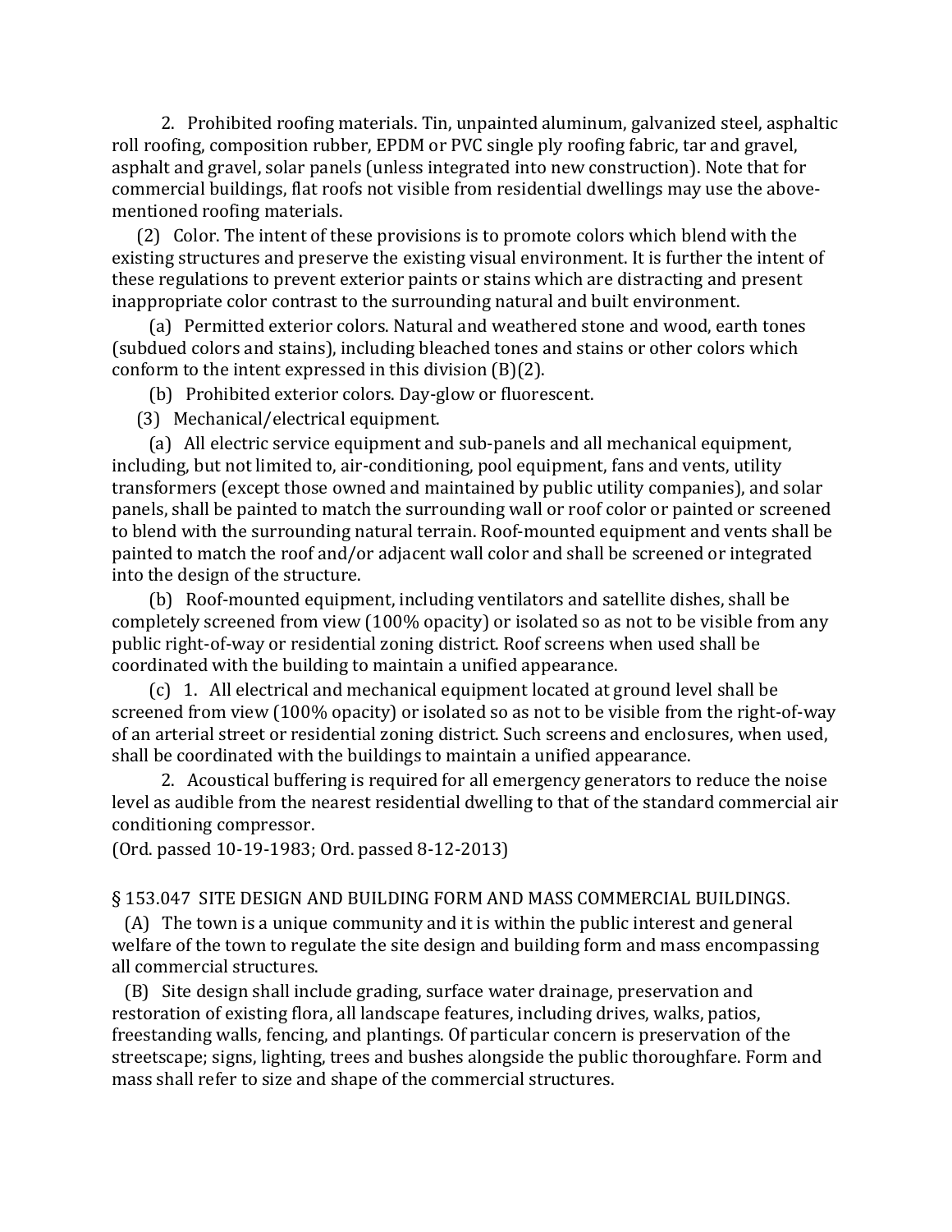2. Prohibited roofing materials. Tin, unpainted aluminum, galvanized steel, asphaltic roll roofing, composition rubber, EPDM or PVC single ply roofing fabric, tar and gravel, asphalt and gravel, solar panels (unless integrated into new construction). Note that for commercial buildings, flat roofs not visible from residential dwellings may use the above-mentioned roofing materials.

(2) Color. The intent of these provisions is to promote colors which blend with the existing structures and preserve the existing visual environment. It is further the intent of these regulations to prevent exterior paints or stains which are distracting and present inappropriate color contrast to the surrounding natural and built environment.

(a) Permitted exterior colors. Natural and weathered stone and wood, earth tones (subdued colors and stains), including bleached tones and stains or other colors which conform to the intent expressed in this division (B)(2).

(b) Prohibited exterior colors. Day-glow or fluorescent.

(3) Mechanical/electrical equipment.

(a) All electric service equipment and sub-panels and all mechanical equipment, including, but not limited to, air-conditioning, pool equipment, fans and vents, utility transformers (except those owned and maintained by public utility companies), and solar panels, shall be painted to match the surrounding wall or roof color or painted or screened to blend with the surrounding natural terrain. Roof-mounted equipment and vents shall be painted to match the roof and/or adjacent wall color and shall be screened or integrated into the design of the structure.

(b) Roof-mounted equipment, including ventilators and satellite dishes, shall be completely screened from view (100% opacity) or isolated so as not to be visible from any public right-of-way or residential zoning district. Roof screens when used shall be coordinated with the building to maintain a unified appearance.

(c) 1. All electrical and mechanical equipment located at ground level shall be screened from view (100% opacity) or isolated so as not to be visible from the right-of-way of an arterial street or residential zoning district. Such screens and enclosures, when used, shall be coordinated with the buildings to maintain a unified appearance.

2. Acoustical buffering is required for all emergency generators to reduce the noise level as audible from the nearest residential dwelling to that of the standard commercial air conditioning compressor.

(Ord. passed 10-19-1983; Ord. passed 8-12-2013)

§ 153.047 SITE DESIGN AND BUILDING FORM AND MASS COMMERCIAL BUILDINGS.

(A) The town is a unique community and it is within the public interest and general welfare of the town to regulate the site design and building form and mass encompassing all commercial structures.

(B) Site design shall include grading, surface water drainage, preservation and restoration of existing flora, all landscape features, including drives, walks, patios, freestanding walls, fencing, and plantings. Of particular concern is preservation of the streetscape; signs, lighting, trees and bushes alongside the public thoroughfare. Form and mass shall refer to size and shape of the commercial structures.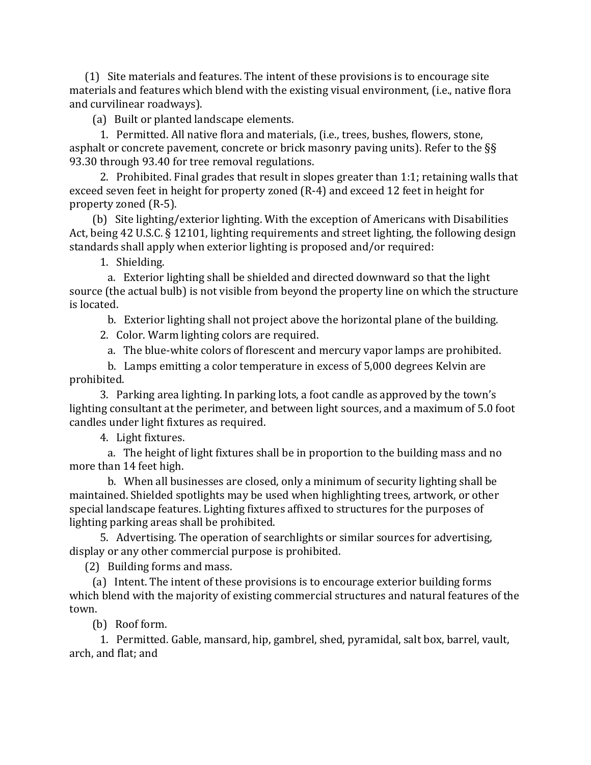(1) Site materials and features. The intent of these provisions is to encourage site materials and features which blend with the existing visual environment, (i.e., native flora and curvilinear roadways).

(a) Built or planted landscape elements.

1. Permitted. All native flora and materials, (i.e., trees, bushes, flowers, stone, asphalt or concrete pavement, concrete or brick masonry paving units). Refer to the §§ 93.30 through 93.40 for tree removal regulations.

2. Prohibited. Final grades that result in slopes greater than 1:1; retaining walls that exceed seven feet in height for property zoned (R-4) and exceed 12 feet in height for property zoned (R-5).

(b) Site lighting/exterior lighting. With the exception of Americans with Disabilities Act, being 42 U.S.C. § 12101, lighting requirements and street lighting, the following design standards shall apply when exterior lighting is proposed and/or required:

1. Shielding.

a. Exterior lighting shall be shielded and directed downward so that the light source (the actual bulb) is not visible from beyond the property line on which the structure is located.

b. Exterior lighting shall not project above the horizontal plane of the building.

2. Color. Warm lighting colors are required.

a. The blue-white colors of florescent and mercury vapor lamps are prohibited.

b. Lamps emitting a color temperature in excess of 5,000 degrees Kelvin are prohibited.

3. Parking area lighting. In parking lots, a foot candle as approved by the town's lighting consultant at the perimeter, and between light sources, and a maximum of 5.0 foot candles under light fixtures as required.

4. Light fixtures.

a. The height of light fixtures shall be in proportion to the building mass and no more than 14 feet high.

b. When all businesses are closed, only a minimum of security lighting shall be maintained. Shielded spotlights may be used when highlighting trees, artwork, or other special landscape features. Lighting fixtures affixed to structures for the purposes of lighting parking areas shall be prohibited.

5. Advertising. The operation of searchlights or similar sources for advertising, display or any other commercial purpose is prohibited.

(2) Building forms and mass.

(a) Intent. The intent of these provisions is to encourage exterior building forms which blend with the majority of existing commercial structures and natural features of the town.

(b) Roof form.

1. Permitted. Gable, mansard, hip, gambrel, shed, pyramidal, salt box, barrel, vault, arch, and flat; and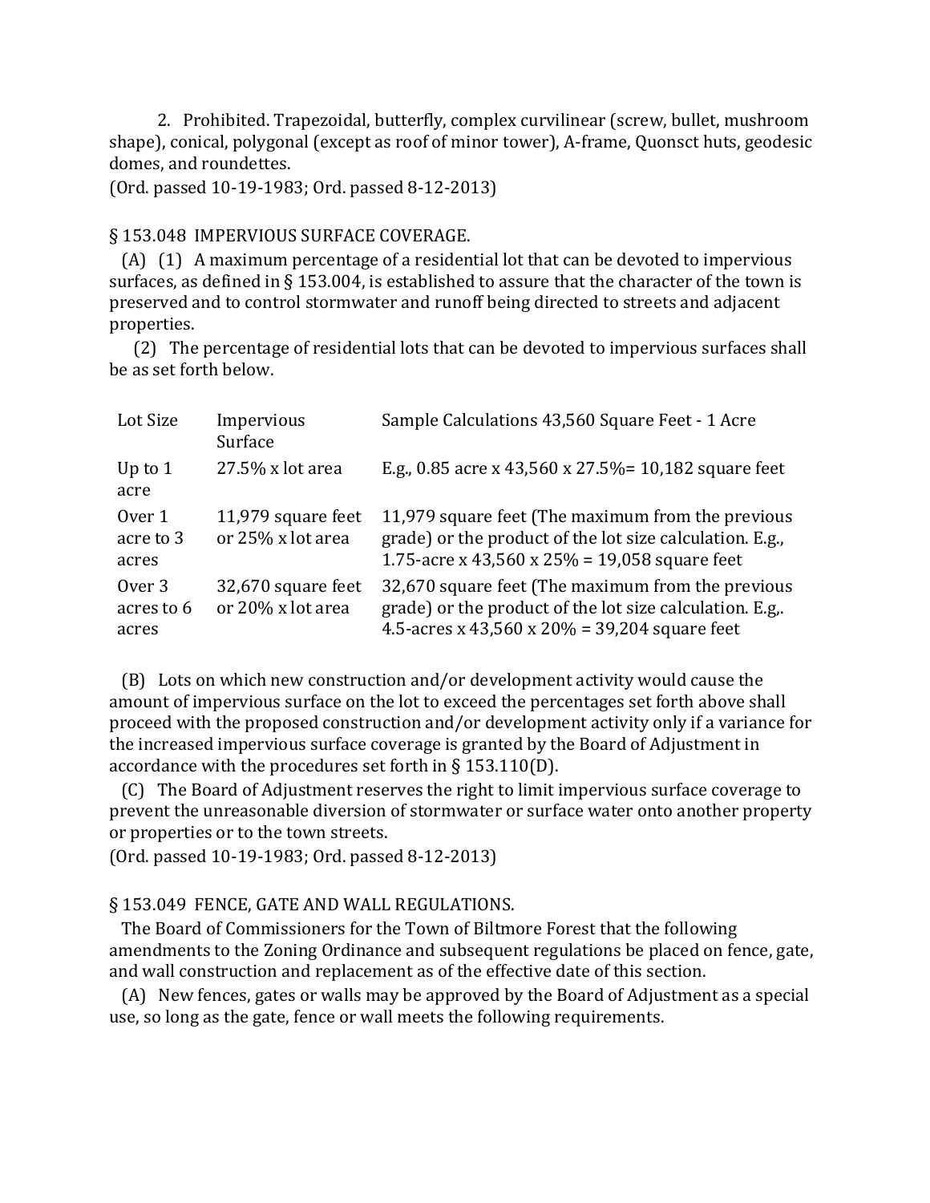2. Prohibited. Trapezoidal, butterfly, complex curvilinear (screw, bullet, mushroom shape), conical, polygonal (except as roof of minor tower), A-frame, Quonsct huts, geodesic domes, and roundettes.

(Ord. passed 10-19-1983; Ord. passed 8-12-2013)

§ 153.048 IMPERVIOUS SURFACE COVERAGE.

(A) (1) A maximum percentage of a residential lot that can be devoted to impervious surfaces, as defined in § 153.004, is established to assure that the character of the town is preserved and to control stormwater and runoff being directed to streets and adjacent properties.

(2) The percentage of residential lots that can be devoted to impervious surfaces shall be as set forth below.

| Lot Size | Impervious Surface | Sample Calculations 43,560 Square Feet - 1 Acre |
|---|---|---|
| Up to 1 acre | 27.5% x lot area | E.g., 0.85 acre x 43,560 x 27.5%= 10,182 square feet |
| Over 1 acre to 3 acres | 11,979 square feet or 25% x lot area | 11,979 square feet (The maximum from the previous grade) or the product of the lot size calculation. E.g., 1.75-acre x 43,560 x 25% = 19,058 square feet |
| Over 3 acres to 6 acres | 32,670 square feet or 20% x lot area | 32,670 square feet (The maximum from the previous grade) or the product of the lot size calculation. E.g,. 4.5-acres x 43,560 x 20% = 39,204 square feet |

(B) Lots on which new construction and/or development activity would cause the amount of impervious surface on the lot to exceed the percentages set forth above shall proceed with the proposed construction and/or development activity only if a variance for the increased impervious surface coverage is granted by the Board of Adjustment in accordance with the procedures set forth in § 153.110(D).

(C) The Board of Adjustment reserves the right to limit impervious surface coverage to prevent the unreasonable diversion of stormwater or surface water onto another property or properties or to the town streets.

(Ord. passed 10-19-1983; Ord. passed 8-12-2013)

§ 153.049 FENCE, GATE AND WALL REGULATIONS.

The Board of Commissioners for the Town of Biltmore Forest that the following amendments to the Zoning Ordinance and subsequent regulations be placed on fence, gate, and wall construction and replacement as of the effective date of this section.

(A) New fences, gates or walls may be approved by the Board of Adjustment as a special use, so long as the gate, fence or wall meets the following requirements.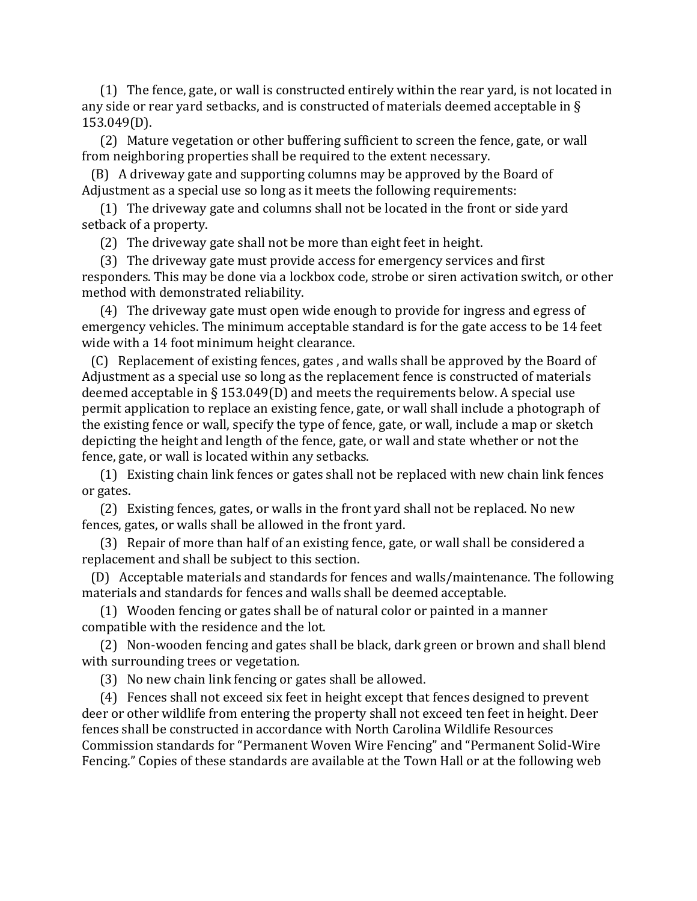(1) The fence, gate, or wall is constructed entirely within the rear yard, is not located in any side or rear yard setbacks, and is constructed of materials deemed acceptable in § 153.049(D).

(2) Mature vegetation or other buffering sufficient to screen the fence, gate, or wall from neighboring properties shall be required to the extent necessary.

(B) A driveway gate and supporting columns may be approved by the Board of Adjustment as a special use so long as it meets the following requirements:

(1) The driveway gate and columns shall not be located in the front or side yard setback of a property.

(2) The driveway gate shall not be more than eight feet in height.

(3) The driveway gate must provide access for emergency services and first responders. This may be done via a lockbox code, strobe or siren activation switch, or other method with demonstrated reliability.

(4) The driveway gate must open wide enough to provide for ingress and egress of emergency vehicles. The minimum acceptable standard is for the gate access to be 14 feet wide with a 14 foot minimum height clearance.

(C) Replacement of existing fences, gates , and walls shall be approved by the Board of Adjustment as a special use so long as the replacement fence is constructed of materials deemed acceptable in § 153.049(D) and meets the requirements below. A special use permit application to replace an existing fence, gate, or wall shall include a photograph of the existing fence or wall, specify the type of fence, gate, or wall, include a map or sketch depicting the height and length of the fence, gate, or wall and state whether or not the fence, gate, or wall is located within any setbacks.

(1) Existing chain link fences or gates shall not be replaced with new chain link fences or gates.

(2) Existing fences, gates, or walls in the front yard shall not be replaced. No new fences, gates, or walls shall be allowed in the front yard.

(3) Repair of more than half of an existing fence, gate, or wall shall be considered a replacement and shall be subject to this section.

(D) Acceptable materials and standards for fences and walls/maintenance. The following materials and standards for fences and walls shall be deemed acceptable.

(1) Wooden fencing or gates shall be of natural color or painted in a manner compatible with the residence and the lot.

(2) Non-wooden fencing and gates shall be black, dark green or brown and shall blend with surrounding trees or vegetation.

(3) No new chain link fencing or gates shall be allowed.

(4) Fences shall not exceed six feet in height except that fences designed to prevent deer or other wildlife from entering the property shall not exceed ten feet in height. Deer fences shall be constructed in accordance with North Carolina Wildlife Resources Commission standards for "Permanent Woven Wire Fencing" and "Permanent Solid-Wire Fencing." Copies of these standards are available at the Town Hall or at the following web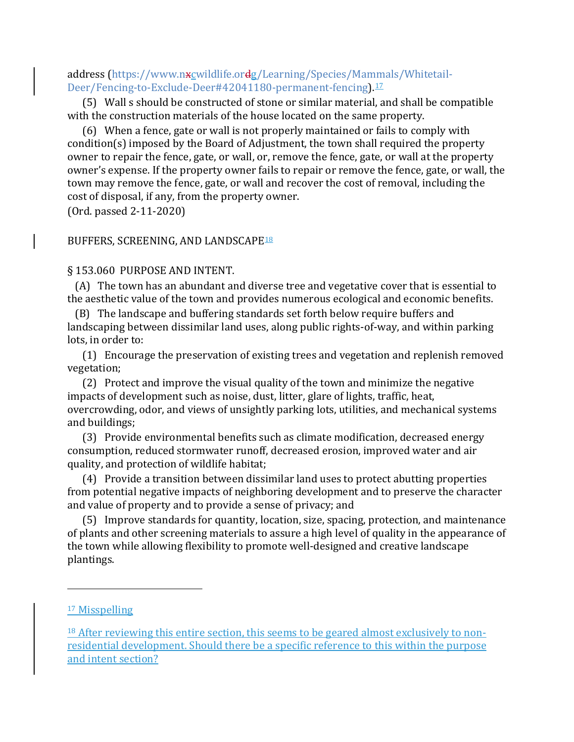address (https://www.nxcwildlife.ordg/Learning/Species/Mammals/Whitetail-Deer/Fencing-to-Exclude-Deer#42041180-permanent-fencing).[17]

(5) Wall s should be constructed of stone or similar material, and shall be compatible with the construction materials of the house located on the same property.

(6) When a fence, gate or wall is not properly maintained or fails to comply with condition(s) imposed by the Board of Adjustment, the town shall required the property owner to repair the fence, gate, or wall, or, remove the fence, gate, or wall at the property owner's expense. If the property owner fails to repair or remove the fence, gate, or wall, the town may remove the fence, gate, or wall and recover the cost of removal, including the cost of disposal, if any, from the property owner.

(Ord. passed 2-11-2020)

BUFFERS, SCREENING, AND LANDSCAPE[18]

§ 153.060 PURPOSE AND INTENT.

(A) The town has an abundant and diverse tree and vegetative cover that is essential to the aesthetic value of the town and provides numerous ecological and economic benefits.

(B) The landscape and buffering standards set forth below require buffers and landscaping between dissimilar land uses, along public rights-of-way, and within parking lots, in order to:

(1) Encourage the preservation of existing trees and vegetation and replenish removed vegetation;

(2) Protect and improve the visual quality of the town and minimize the negative impacts of development such as noise, dust, litter, glare of lights, traffic, heat, overcrowding, odor, and views of unsightly parking lots, utilities, and mechanical systems and buildings;

(3) Provide environmental benefits such as climate modification, decreased energy consumption, reduced stormwater runoff, decreased erosion, improved water and air quality, and protection of wildlife habitat;

(4) Provide a transition between dissimilar land uses to protect abutting properties from potential negative impacts of neighboring development and to preserve the character and value of property and to provide a sense of privacy; and

(5) Improve standards for quantity, location, size, spacing, protection, and maintenance of plants and other screening materials to assure a high level of quality in the appearance of the town while allowing flexibility to promote well-designed and creative landscape plantings.

---

[17] Misspelling

[18] After reviewing this entire section, this seems to be geared almost exclusively to non-residential development. Should there be a specific reference to this within the purpose and intent section?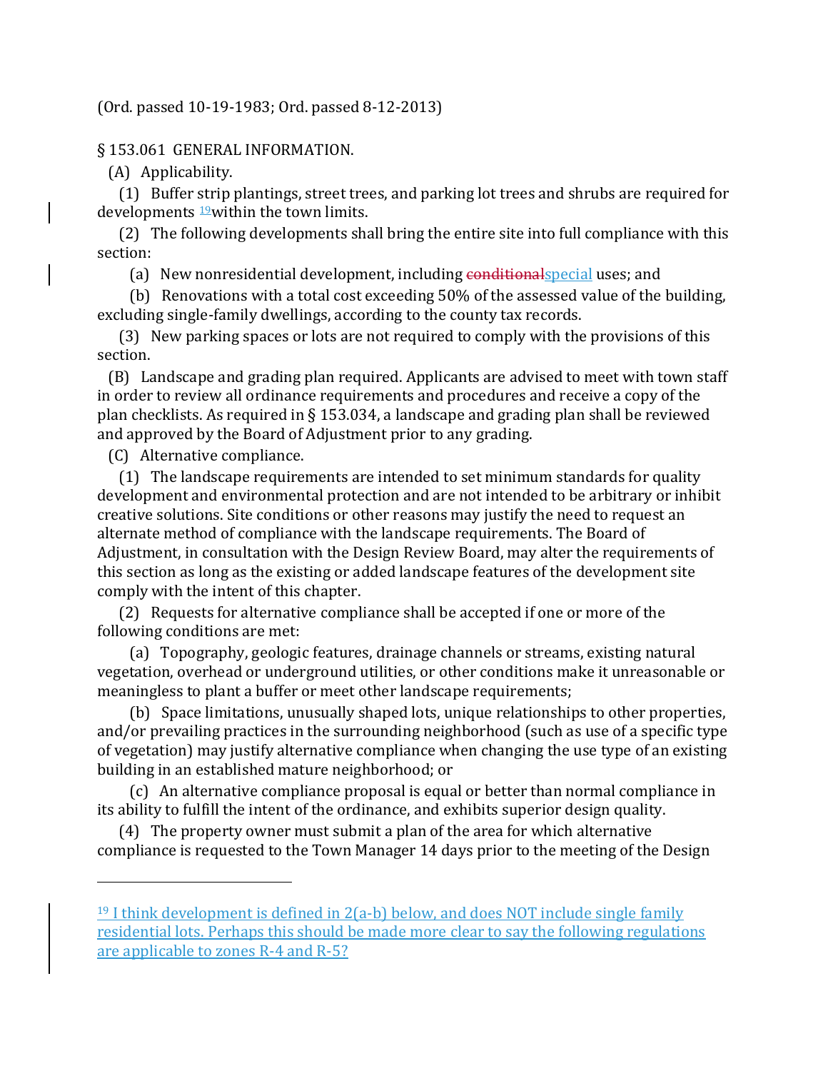(Ord. passed 10-19-1983; Ord. passed 8-12-2013)

§ 153.061 GENERAL INFORMATION.

(A) Applicability.

(1) Buffer strip plantings, street trees, and parking lot trees and shrubs are required for developments [19]within the town limits.

(2) The following developments shall bring the entire site into full compliance with this section:

(a) New nonresidential development, including ~~conditional~~special uses; and

(b) Renovations with a total cost exceeding 50% of the assessed value of the building, excluding single-family dwellings, according to the county tax records.

(3) New parking spaces or lots are not required to comply with the provisions of this section.

(B) Landscape and grading plan required. Applicants are advised to meet with town staff in order to review all ordinance requirements and procedures and receive a copy of the plan checklists. As required in § 153.034, a landscape and grading plan shall be reviewed and approved by the Board of Adjustment prior to any grading.

(C) Alternative compliance.

(1) The landscape requirements are intended to set minimum standards for quality development and environmental protection and are not intended to be arbitrary or inhibit creative solutions. Site conditions or other reasons may justify the need to request an alternate method of compliance with the landscape requirements. The Board of Adjustment, in consultation with the Design Review Board, may alter the requirements of this section as long as the existing or added landscape features of the development site comply with the intent of this chapter.

(2) Requests for alternative compliance shall be accepted if one or more of the following conditions are met:

(a) Topography, geologic features, drainage channels or streams, existing natural vegetation, overhead or underground utilities, or other conditions make it unreasonable or meaningless to plant a buffer or meet other landscape requirements;

(b) Space limitations, unusually shaped lots, unique relationships to other properties, and/or prevailing practices in the surrounding neighborhood (such as use of a specific type of vegetation) may justify alternative compliance when changing the use type of an existing building in an established mature neighborhood; or

(c) An alternative compliance proposal is equal or better than normal compliance in its ability to fulfill the intent of the ordinance, and exhibits superior design quality.

(4) The property owner must submit a plan of the area for which alternative compliance is requested to the Town Manager 14 days prior to the meeting of the Design

---

[19] I think development is defined in 2(a-b) below, and does NOT include single family residential lots. Perhaps this should be made more clear to say the following regulations are applicable to zones R-4 and R-5?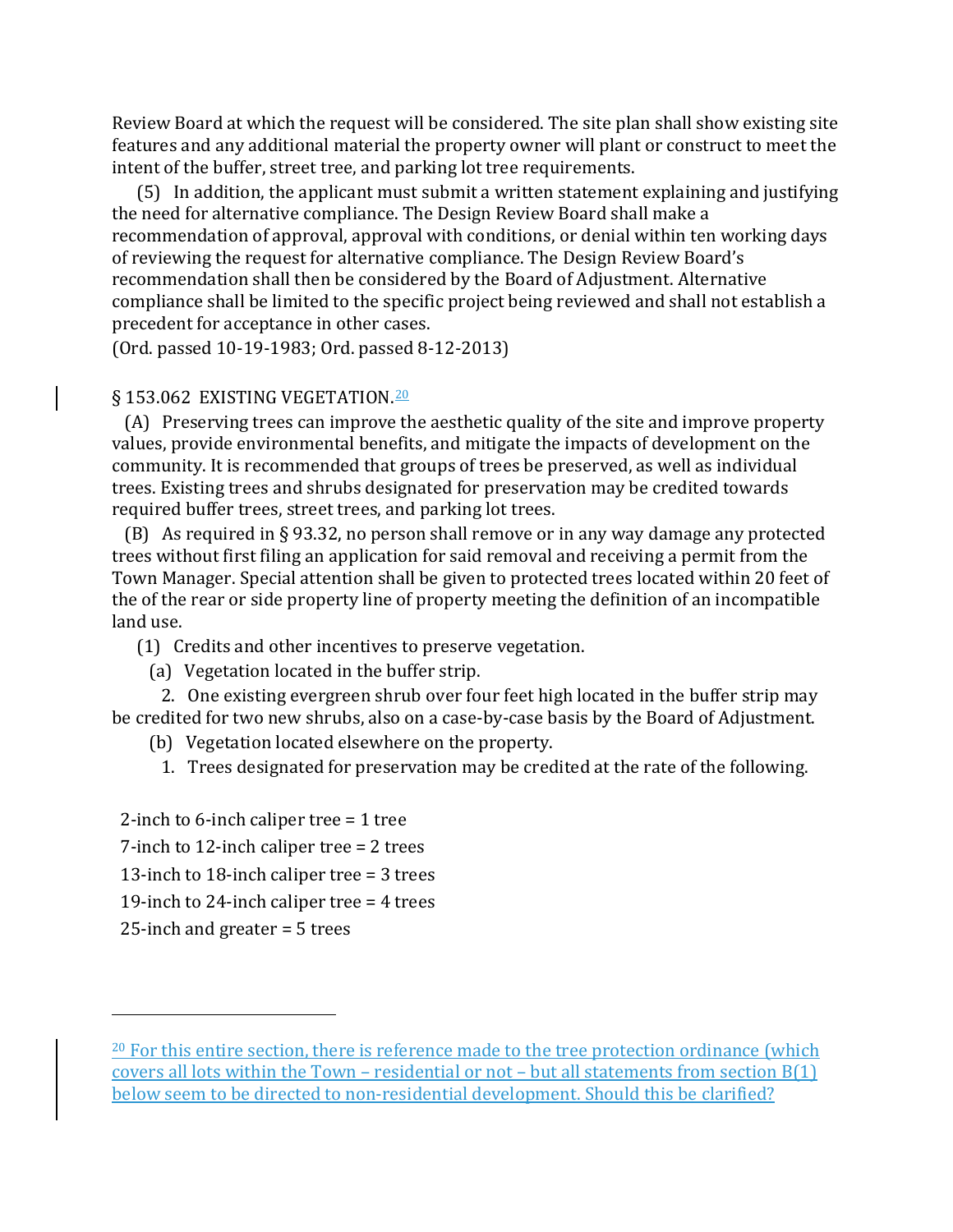Review Board at which the request will be considered. The site plan shall show existing site features and any additional material the property owner will plant or construct to meet the intent of the buffer, street tree, and parking lot tree requirements.

(5) In addition, the applicant must submit a written statement explaining and justifying the need for alternative compliance. The Design Review Board shall make a recommendation of approval, approval with conditions, or denial within ten working days of reviewing the request for alternative compliance. The Design Review Board's recommendation shall then be considered by the Board of Adjustment. Alternative compliance shall be limited to the specific project being reviewed and shall not establish a precedent for acceptance in other cases.

(Ord. passed 10-19-1983; Ord. passed 8-12-2013)

§ 153.062 EXISTING VEGETATION.[20]

(A) Preserving trees can improve the aesthetic quality of the site and improve property values, provide environmental benefits, and mitigate the impacts of development on the community. It is recommended that groups of trees be preserved, as well as individual trees. Existing trees and shrubs designated for preservation may be credited towards required buffer trees, street trees, and parking lot trees.

(B) As required in § 93.32, no person shall remove or in any way damage any protected trees without first filing an application for said removal and receiving a permit from the Town Manager. Special attention shall be given to protected trees located within 20 feet of the of the rear or side property line of property meeting the definition of an incompatible land use.

(1) Credits and other incentives to preserve vegetation.

(a) Vegetation located in the buffer strip.

2. One existing evergreen shrub over four feet high located in the buffer strip may be credited for two new shrubs, also on a case-by-case basis by the Board of Adjustment.

(b) Vegetation located elsewhere on the property.

1. Trees designated for preservation may be credited at the rate of the following.

2-inch to 6-inch caliper tree = 1 tree

7-inch to 12-inch caliper tree = 2 trees

13-inch to 18-inch caliper tree = 3 trees

19-inch to 24-inch caliper tree = 4 trees

25-inch and greater = 5 trees

---

[20] For this entire section, there is reference made to the tree protection ordinance (which covers all lots within the Town – residential or not – but all statements from section B(1) below seem to be directed to non-residential development. Should this be clarified?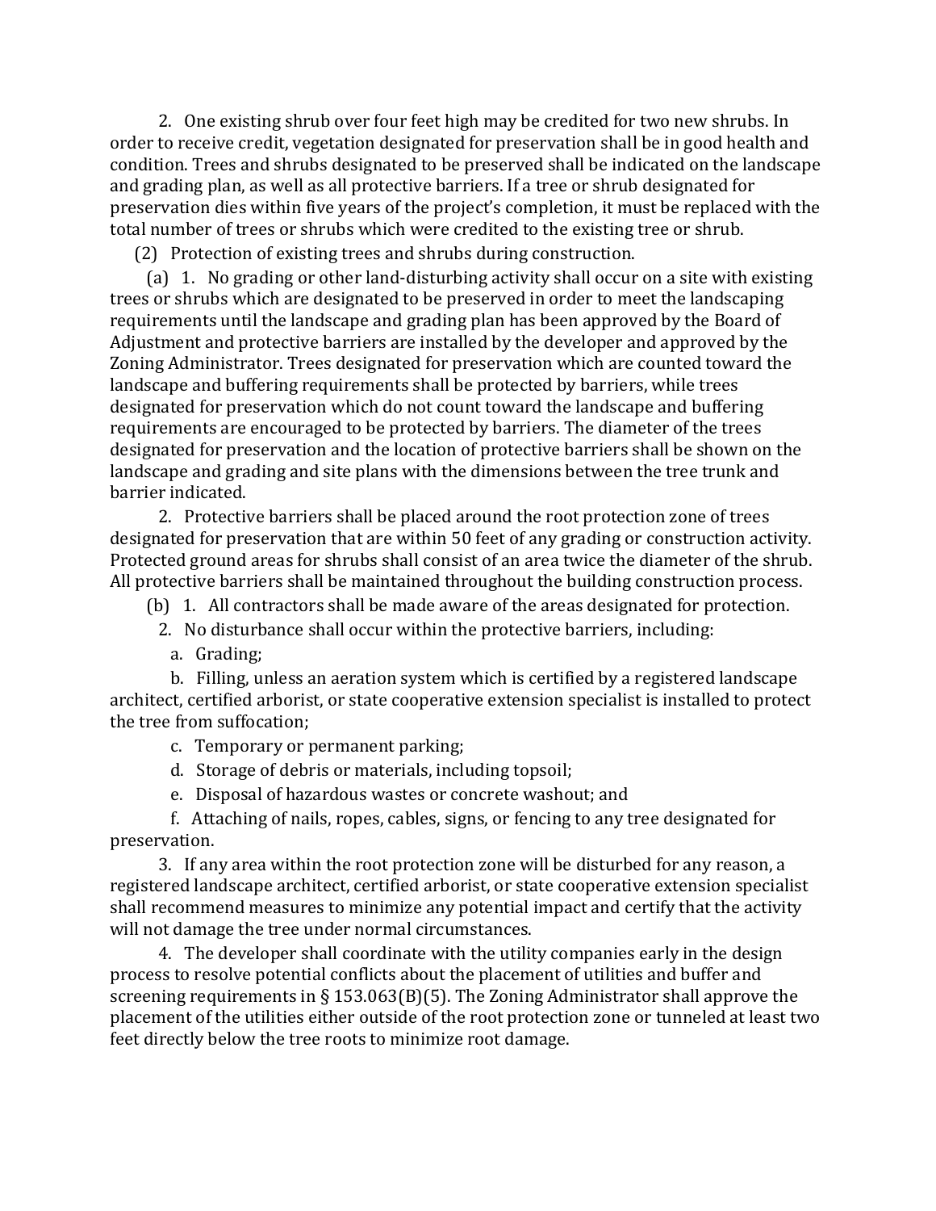2. One existing shrub over four feet high may be credited for two new shrubs. In order to receive credit, vegetation designated for preservation shall be in good health and condition. Trees and shrubs designated to be preserved shall be indicated on the landscape and grading plan, as well as all protective barriers. If a tree or shrub designated for preservation dies within five years of the project's completion, it must be replaced with the total number of trees or shrubs which were credited to the existing tree or shrub.

(2) Protection of existing trees and shrubs during construction.

(a) 1. No grading or other land-disturbing activity shall occur on a site with existing trees or shrubs which are designated to be preserved in order to meet the landscaping requirements until the landscape and grading plan has been approved by the Board of Adjustment and protective barriers are installed by the developer and approved by the Zoning Administrator. Trees designated for preservation which are counted toward the landscape and buffering requirements shall be protected by barriers, while trees designated for preservation which do not count toward the landscape and buffering requirements are encouraged to be protected by barriers. The diameter of the trees designated for preservation and the location of protective barriers shall be shown on the landscape and grading and site plans with the dimensions between the tree trunk and barrier indicated.

2. Protective barriers shall be placed around the root protection zone of trees designated for preservation that are within 50 feet of any grading or construction activity. Protected ground areas for shrubs shall consist of an area twice the diameter of the shrub. All protective barriers shall be maintained throughout the building construction process.

(b) 1. All contractors shall be made aware of the areas designated for protection.

2. No disturbance shall occur within the protective barriers, including:

a. Grading;

b. Filling, unless an aeration system which is certified by a registered landscape architect, certified arborist, or state cooperative extension specialist is installed to protect the tree from suffocation;

c. Temporary or permanent parking;

d. Storage of debris or materials, including topsoil;

e. Disposal of hazardous wastes or concrete washout; and

f. Attaching of nails, ropes, cables, signs, or fencing to any tree designated for preservation.

3. If any area within the root protection zone will be disturbed for any reason, a registered landscape architect, certified arborist, or state cooperative extension specialist shall recommend measures to minimize any potential impact and certify that the activity will not damage the tree under normal circumstances.

4. The developer shall coordinate with the utility companies early in the design process to resolve potential conflicts about the placement of utilities and buffer and screening requirements in § 153.063(B)(5). The Zoning Administrator shall approve the placement of the utilities either outside of the root protection zone or tunneled at least two feet directly below the tree roots to minimize root damage.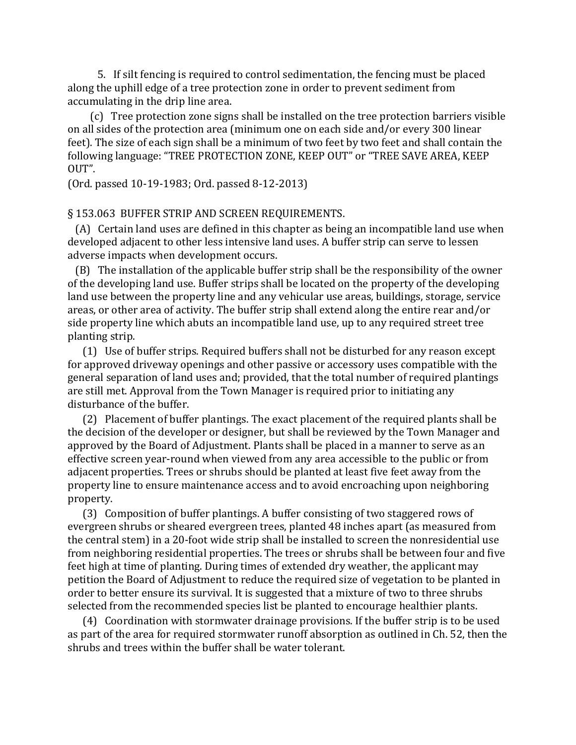5. If silt fencing is required to control sedimentation, the fencing must be placed along the uphill edge of a tree protection zone in order to prevent sediment from accumulating in the drip line area.

(c) Tree protection zone signs shall be installed on the tree protection barriers visible on all sides of the protection area (minimum one on each side and/or every 300 linear feet). The size of each sign shall be a minimum of two feet by two feet and shall contain the following language: "TREE PROTECTION ZONE, KEEP OUT" or "TREE SAVE AREA, KEEP OUT".

(Ord. passed 10-19-1983; Ord. passed 8-12-2013)

§ 153.063 BUFFER STRIP AND SCREEN REQUIREMENTS.

(A) Certain land uses are defined in this chapter as being an incompatible land use when developed adjacent to other less intensive land uses. A buffer strip can serve to lessen adverse impacts when development occurs.

(B) The installation of the applicable buffer strip shall be the responsibility of the owner of the developing land use. Buffer strips shall be located on the property of the developing land use between the property line and any vehicular use areas, buildings, storage, service areas, or other area of activity. The buffer strip shall extend along the entire rear and/or side property line which abuts an incompatible land use, up to any required street tree planting strip.

(1) Use of buffer strips. Required buffers shall not be disturbed for any reason except for approved driveway openings and other passive or accessory uses compatible with the general separation of land uses and; provided, that the total number of required plantings are still met. Approval from the Town Manager is required prior to initiating any disturbance of the buffer.

(2) Placement of buffer plantings. The exact placement of the required plants shall be the decision of the developer or designer, but shall be reviewed by the Town Manager and approved by the Board of Adjustment. Plants shall be placed in a manner to serve as an effective screen year-round when viewed from any area accessible to the public or from adjacent properties. Trees or shrubs should be planted at least five feet away from the property line to ensure maintenance access and to avoid encroaching upon neighboring property.

(3) Composition of buffer plantings. A buffer consisting of two staggered rows of evergreen shrubs or sheared evergreen trees, planted 48 inches apart (as measured from the central stem) in a 20-foot wide strip shall be installed to screen the nonresidential use from neighboring residential properties. The trees or shrubs shall be between four and five feet high at time of planting. During times of extended dry weather, the applicant may petition the Board of Adjustment to reduce the required size of vegetation to be planted in order to better ensure its survival. It is suggested that a mixture of two to three shrubs selected from the recommended species list be planted to encourage healthier plants.

(4) Coordination with stormwater drainage provisions. If the buffer strip is to be used as part of the area for required stormwater runoff absorption as outlined in Ch. 52, then the shrubs and trees within the buffer shall be water tolerant.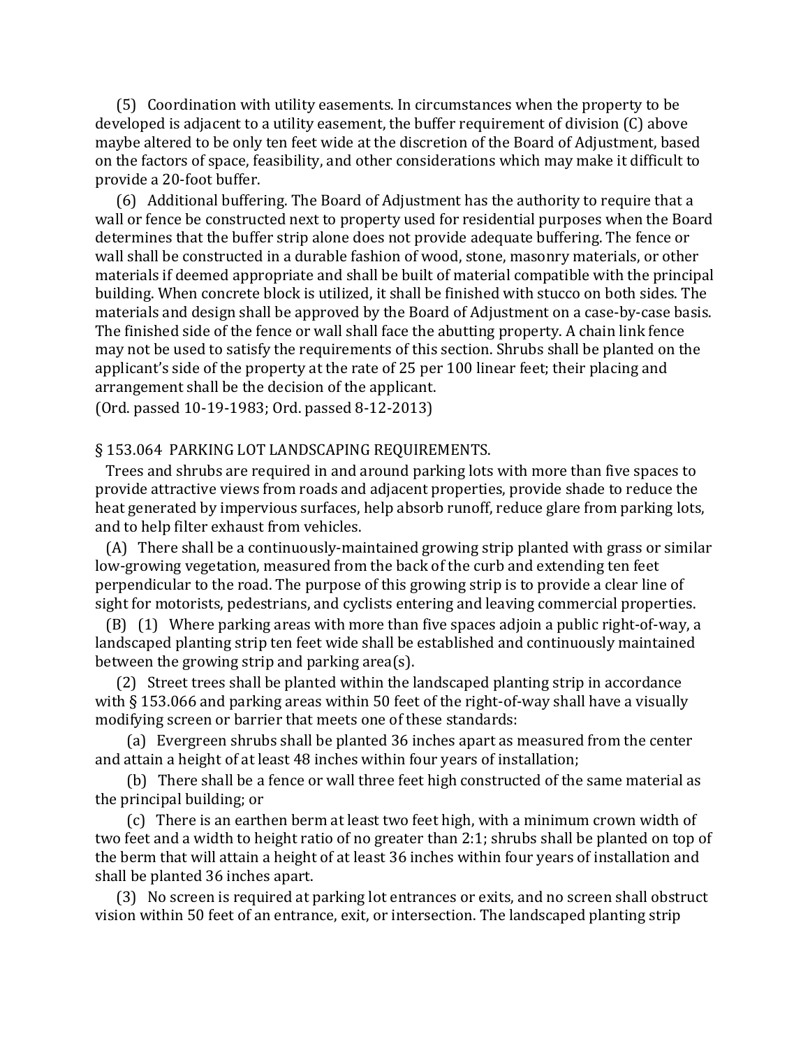(5) Coordination with utility easements. In circumstances when the property to be developed is adjacent to a utility easement, the buffer requirement of division (C) above maybe altered to be only ten feet wide at the discretion of the Board of Adjustment, based on the factors of space, feasibility, and other considerations which may make it difficult to provide a 20-foot buffer.

(6) Additional buffering. The Board of Adjustment has the authority to require that a wall or fence be constructed next to property used for residential purposes when the Board determines that the buffer strip alone does not provide adequate buffering. The fence or wall shall be constructed in a durable fashion of wood, stone, masonry materials, or other materials if deemed appropriate and shall be built of material compatible with the principal building. When concrete block is utilized, it shall be finished with stucco on both sides. The materials and design shall be approved by the Board of Adjustment on a case-by-case basis. The finished side of the fence or wall shall face the abutting property. A chain link fence may not be used to satisfy the requirements of this section. Shrubs shall be planted on the applicant's side of the property at the rate of 25 per 100 linear feet; their placing and arrangement shall be the decision of the applicant.

(Ord. passed 10-19-1983; Ord. passed 8-12-2013)

§ 153.064 PARKING LOT LANDSCAPING REQUIREMENTS.

Trees and shrubs are required in and around parking lots with more than five spaces to provide attractive views from roads and adjacent properties, provide shade to reduce the heat generated by impervious surfaces, help absorb runoff, reduce glare from parking lots, and to help filter exhaust from vehicles.

(A) There shall be a continuously-maintained growing strip planted with grass or similar low-growing vegetation, measured from the back of the curb and extending ten feet perpendicular to the road. The purpose of this growing strip is to provide a clear line of sight for motorists, pedestrians, and cyclists entering and leaving commercial properties.

(B) (1) Where parking areas with more than five spaces adjoin a public right-of-way, a landscaped planting strip ten feet wide shall be established and continuously maintained between the growing strip and parking area(s).

(2) Street trees shall be planted within the landscaped planting strip in accordance with § 153.066 and parking areas within 50 feet of the right-of-way shall have a visually modifying screen or barrier that meets one of these standards:

(a) Evergreen shrubs shall be planted 36 inches apart as measured from the center and attain a height of at least 48 inches within four years of installation;

(b) There shall be a fence or wall three feet high constructed of the same material as the principal building; or

(c) There is an earthen berm at least two feet high, with a minimum crown width of two feet and a width to height ratio of no greater than 2:1; shrubs shall be planted on top of the berm that will attain a height of at least 36 inches within four years of installation and shall be planted 36 inches apart.

(3) No screen is required at parking lot entrances or exits, and no screen shall obstruct vision within 50 feet of an entrance, exit, or intersection. The landscaped planting strip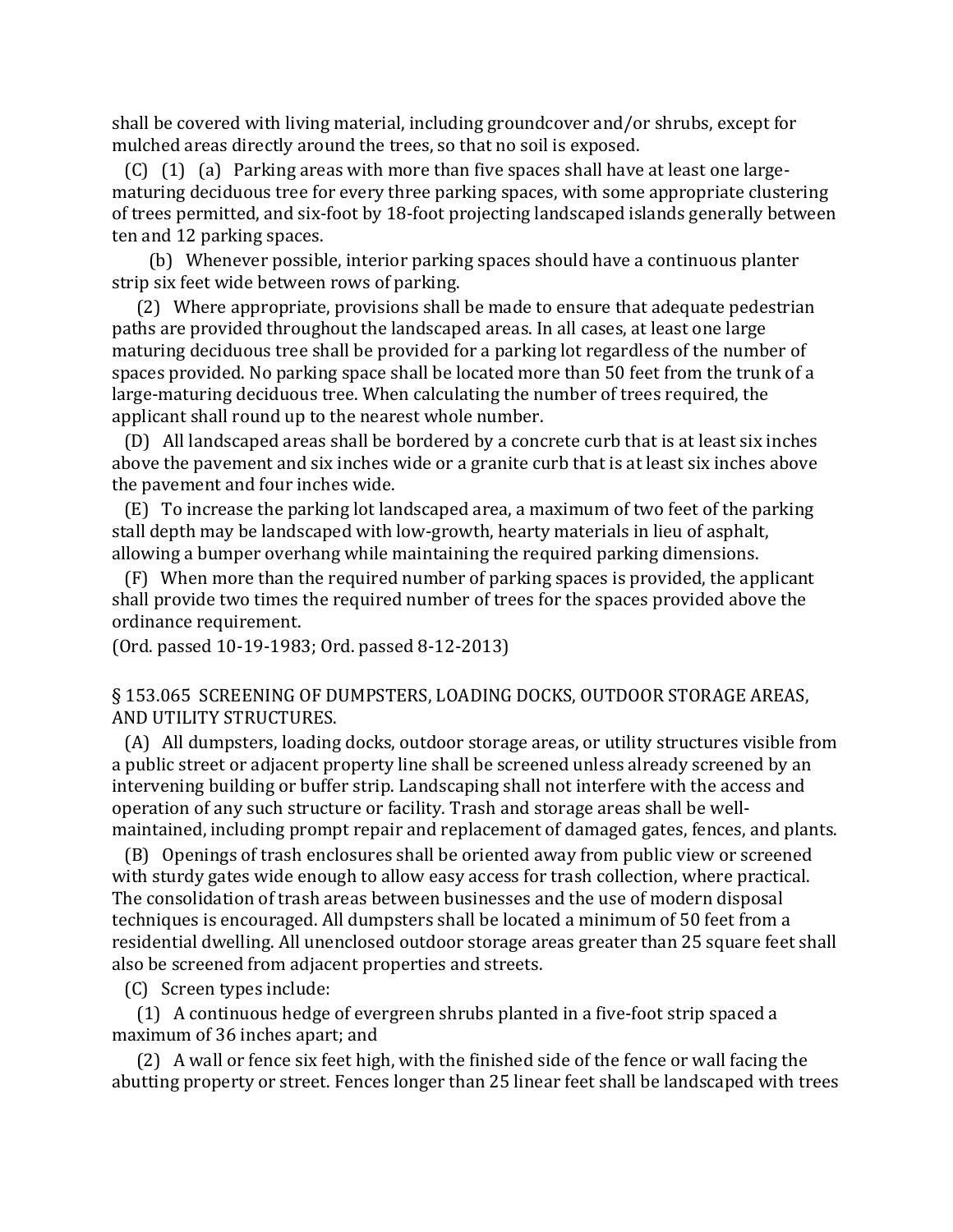shall be covered with living material, including groundcover and/or shrubs, except for mulched areas directly around the trees, so that no soil is exposed.

(C) (1) (a) Parking areas with more than five spaces shall have at least one large-maturing deciduous tree for every three parking spaces, with some appropriate clustering of trees permitted, and six-foot by 18-foot projecting landscaped islands generally between ten and 12 parking spaces.

(b) Whenever possible, interior parking spaces should have a continuous planter strip six feet wide between rows of parking.

(2) Where appropriate, provisions shall be made to ensure that adequate pedestrian paths are provided throughout the landscaped areas. In all cases, at least one large maturing deciduous tree shall be provided for a parking lot regardless of the number of spaces provided. No parking space shall be located more than 50 feet from the trunk of a large-maturing deciduous tree. When calculating the number of trees required, the applicant shall round up to the nearest whole number.

(D) All landscaped areas shall be bordered by a concrete curb that is at least six inches above the pavement and six inches wide or a granite curb that is at least six inches above the pavement and four inches wide.

(E) To increase the parking lot landscaped area, a maximum of two feet of the parking stall depth may be landscaped with low-growth, hearty materials in lieu of asphalt, allowing a bumper overhang while maintaining the required parking dimensions.

(F) When more than the required number of parking spaces is provided, the applicant shall provide two times the required number of trees for the spaces provided above the ordinance requirement.

(Ord. passed 10-19-1983; Ord. passed 8-12-2013)

## § 153.065 SCREENING OF DUMPSTERS, LOADING DOCKS, OUTDOOR STORAGE AREAS, AND UTILITY STRUCTURES.

(A) All dumpsters, loading docks, outdoor storage areas, or utility structures visible from a public street or adjacent property line shall be screened unless already screened by an intervening building or buffer strip. Landscaping shall not interfere with the access and operation of any such structure or facility. Trash and storage areas shall be well-maintained, including prompt repair and replacement of damaged gates, fences, and plants.

(B) Openings of trash enclosures shall be oriented away from public view or screened with sturdy gates wide enough to allow easy access for trash collection, where practical. The consolidation of trash areas between businesses and the use of modern disposal techniques is encouraged. All dumpsters shall be located a minimum of 50 feet from a residential dwelling. All unenclosed outdoor storage areas greater than 25 square feet shall also be screened from adjacent properties and streets.

(C) Screen types include:

(1) A continuous hedge of evergreen shrubs planted in a five-foot strip spaced a maximum of 36 inches apart; and

(2) A wall or fence six feet high, with the finished side of the fence or wall facing the abutting property or street. Fences longer than 25 linear feet shall be landscaped with trees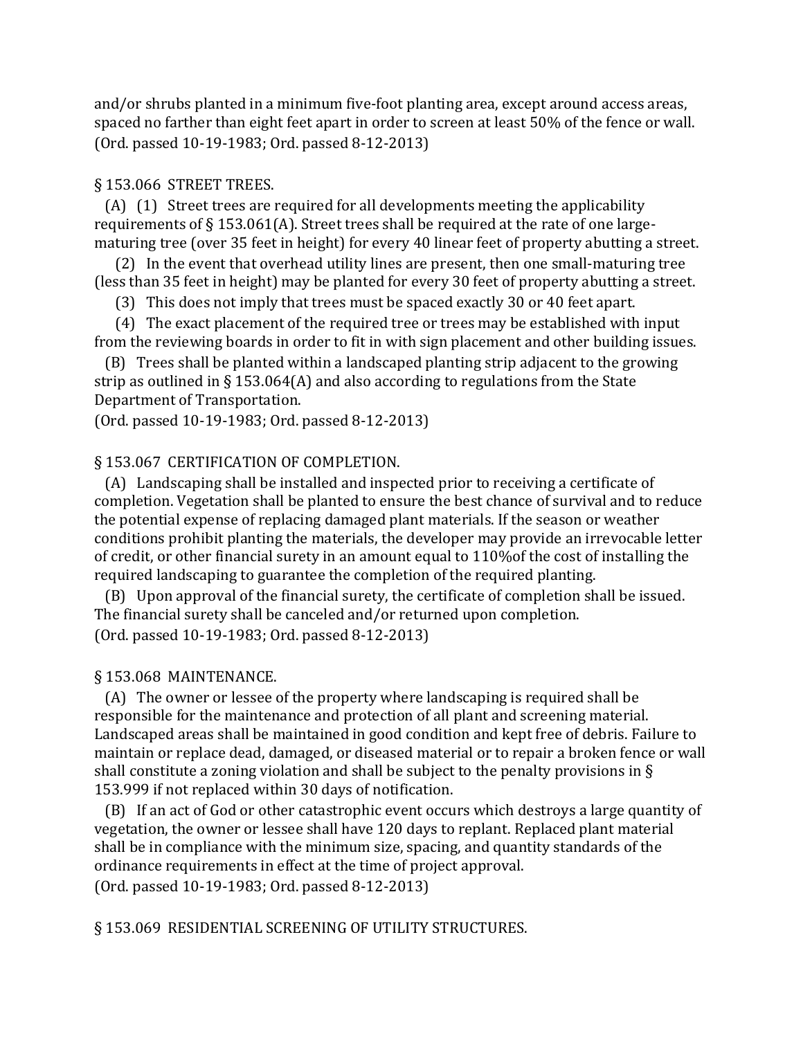and/or shrubs planted in a minimum five-foot planting area, except around access areas, spaced no farther than eight feet apart in order to screen at least 50% of the fence or wall. (Ord. passed 10-19-1983; Ord. passed 8-12-2013)

§ 153.066 STREET TREES.

(A) (1) Street trees are required for all developments meeting the applicability requirements of § 153.061(A). Street trees shall be required at the rate of one large-maturing tree (over 35 feet in height) for every 40 linear feet of property abutting a street.

(2) In the event that overhead utility lines are present, then one small-maturing tree (less than 35 feet in height) may be planted for every 30 feet of property abutting a street.

(3) This does not imply that trees must be spaced exactly 30 or 40 feet apart.

(4) The exact placement of the required tree or trees may be established with input from the reviewing boards in order to fit in with sign placement and other building issues.

(B) Trees shall be planted within a landscaped planting strip adjacent to the growing strip as outlined in § 153.064(A) and also according to regulations from the State Department of Transportation.

(Ord. passed 10-19-1983; Ord. passed 8-12-2013)

§ 153.067 CERTIFICATION OF COMPLETION.

(A) Landscaping shall be installed and inspected prior to receiving a certificate of completion. Vegetation shall be planted to ensure the best chance of survival and to reduce the potential expense of replacing damaged plant materials. If the season or weather conditions prohibit planting the materials, the developer may provide an irrevocable letter of credit, or other financial surety in an amount equal to 110%of the cost of installing the required landscaping to guarantee the completion of the required planting.

(B) Upon approval of the financial surety, the certificate of completion shall be issued. The financial surety shall be canceled and/or returned upon completion.

(Ord. passed 10-19-1983; Ord. passed 8-12-2013)

§ 153.068 MAINTENANCE.

(A) The owner or lessee of the property where landscaping is required shall be responsible for the maintenance and protection of all plant and screening material. Landscaped areas shall be maintained in good condition and kept free of debris. Failure to maintain or replace dead, damaged, or diseased material or to repair a broken fence or wall shall constitute a zoning violation and shall be subject to the penalty provisions in § 153.999 if not replaced within 30 days of notification.

(B) If an act of God or other catastrophic event occurs which destroys a large quantity of vegetation, the owner or lessee shall have 120 days to replant. Replaced plant material shall be in compliance with the minimum size, spacing, and quantity standards of the ordinance requirements in effect at the time of project approval.

(Ord. passed 10-19-1983; Ord. passed 8-12-2013)

§ 153.069 RESIDENTIAL SCREENING OF UTILITY STRUCTURES.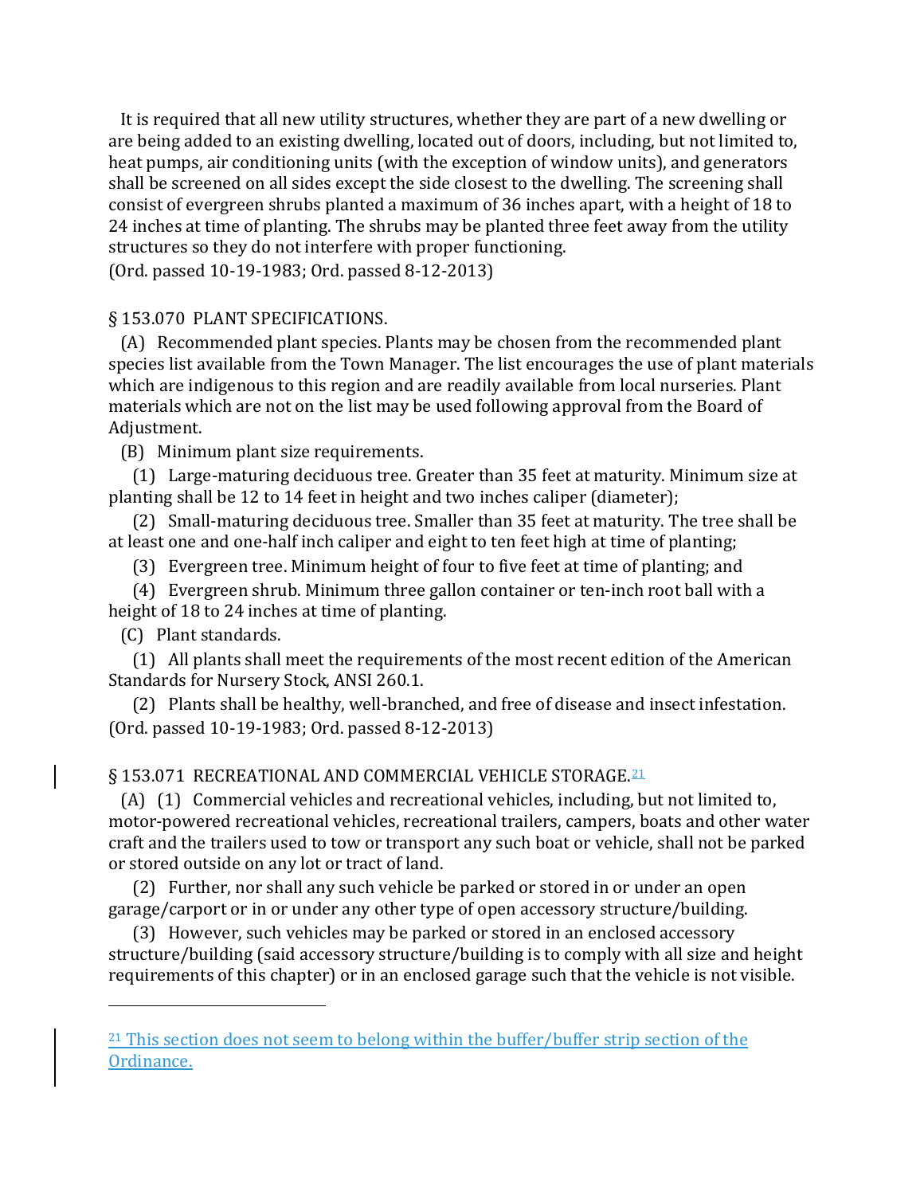It is required that all new utility structures, whether they are part of a new dwelling or are being added to an existing dwelling, located out of doors, including, but not limited to, heat pumps, air conditioning units (with the exception of window units), and generators shall be screened on all sides except the side closest to the dwelling. The screening shall consist of evergreen shrubs planted a maximum of 36 inches apart, with a height of 18 to 24 inches at time of planting. The shrubs may be planted three feet away from the utility structures so they do not interfere with proper functioning.
(Ord. passed 10-19-1983; Ord. passed 8-12-2013)

§ 153.070 PLANT SPECIFICATIONS.

(A) Recommended plant species. Plants may be chosen from the recommended plant species list available from the Town Manager. The list encourages the use of plant materials which are indigenous to this region and are readily available from local nurseries. Plant materials which are not on the list may be used following approval from the Board of Adjustment.

(B) Minimum plant size requirements.

(1) Large-maturing deciduous tree. Greater than 35 feet at maturity. Minimum size at planting shall be 12 to 14 feet in height and two inches caliper (diameter);

(2) Small-maturing deciduous tree. Smaller than 35 feet at maturity. The tree shall be at least one and one-half inch caliper and eight to ten feet high at time of planting;

(3) Evergreen tree. Minimum height of four to five feet at time of planting; and

(4) Evergreen shrub. Minimum three gallon container or ten-inch root ball with a height of 18 to 24 inches at time of planting.

(C) Plant standards.

(1) All plants shall meet the requirements of the most recent edition of the American Standards for Nursery Stock, ANSI 260.1.

(2) Plants shall be healthy, well-branched, and free of disease and insect infestation.
(Ord. passed 10-19-1983; Ord. passed 8-12-2013)

§ 153.071 RECREATIONAL AND COMMERCIAL VEHICLE STORAGE.[21]

(A) (1) Commercial vehicles and recreational vehicles, including, but not limited to, motor-powered recreational vehicles, recreational trailers, campers, boats and other water craft and the trailers used to tow or transport any such boat or vehicle, shall not be parked or stored outside on any lot or tract of land.

(2) Further, nor shall any such vehicle be parked or stored in or under an open garage/carport or in or under any other type of open accessory structure/building.

(3) However, such vehicles may be parked or stored in an enclosed accessory structure/building (said accessory structure/building is to comply with all size and height requirements of this chapter) or in an enclosed garage such that the vehicle is not visible.

---

[21] This section does not seem to belong within the buffer/buffer strip section of the Ordinance.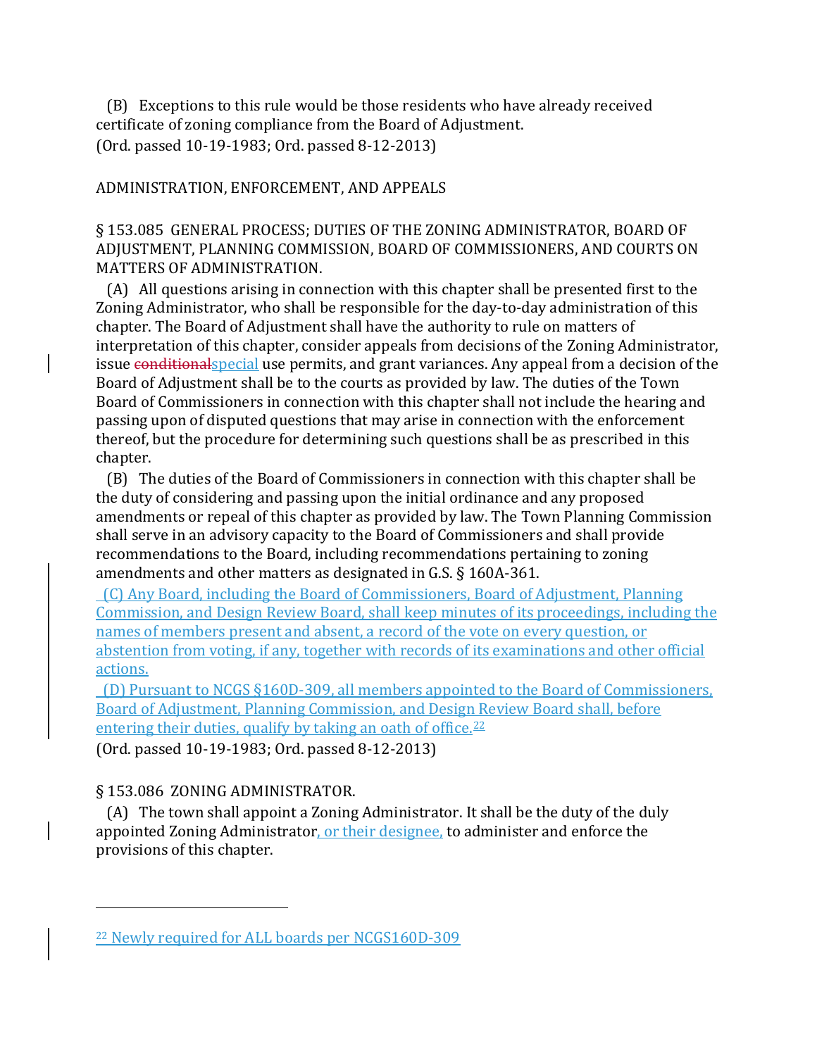(B) Exceptions to this rule would be those residents who have already received certificate of zoning compliance from the Board of Adjustment.
(Ord. passed 10-19-1983; Ord. passed 8-12-2013)

ADMINISTRATION, ENFORCEMENT, AND APPEALS

§ 153.085 GENERAL PROCESS; DUTIES OF THE ZONING ADMINISTRATOR, BOARD OF ADJUSTMENT, PLANNING COMMISSION, BOARD OF COMMISSIONERS, AND COURTS ON MATTERS OF ADMINISTRATION.

(A) All questions arising in connection with this chapter shall be presented first to the Zoning Administrator, who shall be responsible for the day-to-day administration of this chapter. The Board of Adjustment shall have the authority to rule on matters of interpretation of this chapter, consider appeals from decisions of the Zoning Administrator, issue ~~conditional~~special use permits, and grant variances. Any appeal from a decision of the Board of Adjustment shall be to the courts as provided by law. The duties of the Town Board of Commissioners in connection with this chapter shall not include the hearing and passing upon of disputed questions that may arise in connection with the enforcement thereof, but the procedure for determining such questions shall be as prescribed in this chapter.

(B) The duties of the Board of Commissioners in connection with this chapter shall be the duty of considering and passing upon the initial ordinance and any proposed amendments or repeal of this chapter as provided by law. The Town Planning Commission shall serve in an advisory capacity to the Board of Commissioners and shall provide recommendations to the Board, including recommendations pertaining to zoning amendments and other matters as designated in G.S. § 160A-361.

(C) Any Board, including the Board of Commissioners, Board of Adjustment, Planning Commission, and Design Review Board, shall keep minutes of its proceedings, including the names of members present and absent, a record of the vote on every question, or abstention from voting, if any, together with records of its examinations and other official actions.

(D) Pursuant to NCGS §160D-309, all members appointed to the Board of Commissioners, Board of Adjustment, Planning Commission, and Design Review Board shall, before entering their duties, qualify by taking an oath of office.[22]

(Ord. passed 10-19-1983; Ord. passed 8-12-2013)

§ 153.086 ZONING ADMINISTRATOR.

(A) The town shall appoint a Zoning Administrator. It shall be the duty of the duly appointed Zoning Administrator, or their designee, to administer and enforce the provisions of this chapter.

[22] Newly required for ALL boards per NCGS160D-309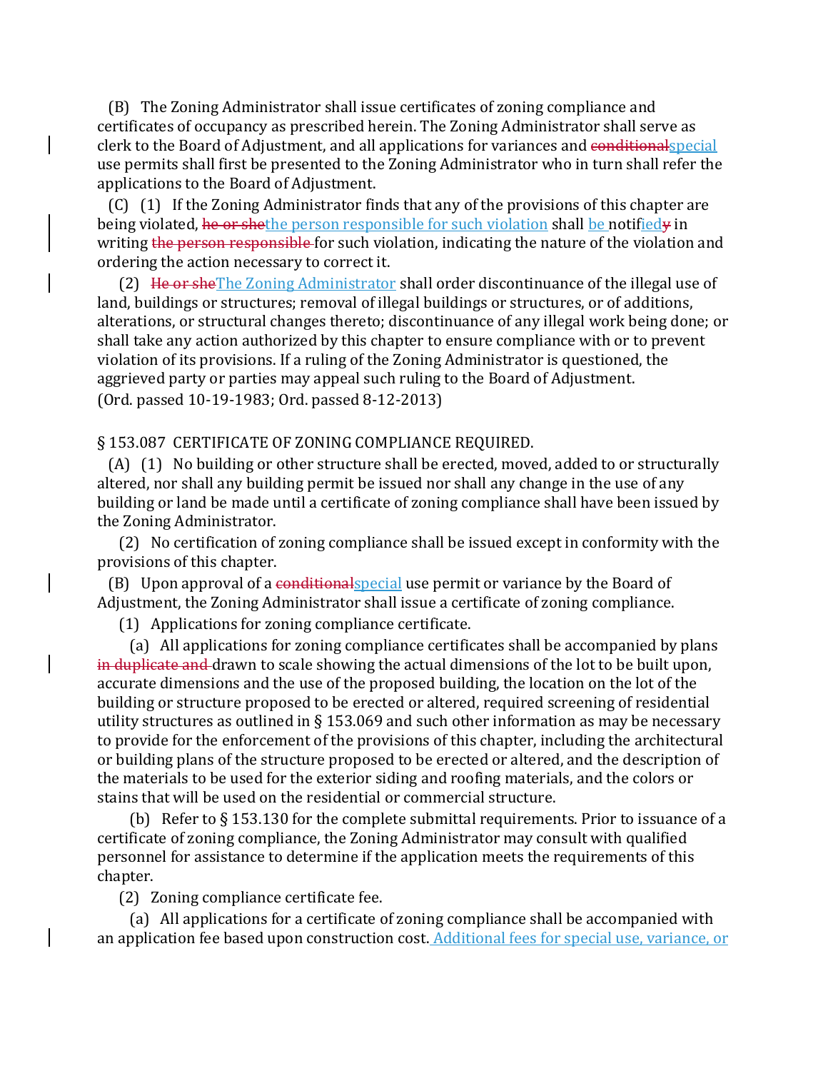(B) The Zoning Administrator shall issue certificates of zoning compliance and certificates of occupancy as prescribed herein. The Zoning Administrator shall serve as clerk to the Board of Adjustment, and all applications for variances and ~~conditional~~special use permits shall first be presented to the Zoning Administrator who in turn shall refer the applications to the Board of Adjustment.

(C) (1) If the Zoning Administrator finds that any of the provisions of this chapter are being violated, ~~he or she~~the person responsible for such violation shall be notif~~y~~ied in writing ~~the person responsible~~ for such violation, indicating the nature of the violation and ordering the action necessary to correct it.

(2) ~~He or she~~The Zoning Administrator shall order discontinuance of the illegal use of land, buildings or structures; removal of illegal buildings or structures, or of additions, alterations, or structural changes thereto; discontinuance of any illegal work being done; or shall take any action authorized by this chapter to ensure compliance with or to prevent violation of its provisions. If a ruling of the Zoning Administrator is questioned, the aggrieved party or parties may appeal such ruling to the Board of Adjustment.

(Ord. passed 10-19-1983; Ord. passed 8-12-2013)

§ 153.087 CERTIFICATE OF ZONING COMPLIANCE REQUIRED.

(A) (1) No building or other structure shall be erected, moved, added to or structurally altered, nor shall any building permit be issued nor shall any change in the use of any building or land be made until a certificate of zoning compliance shall have been issued by the Zoning Administrator.

(2) No certification of zoning compliance shall be issued except in conformity with the provisions of this chapter.

(B) Upon approval of a ~~conditional~~special use permit or variance by the Board of Adjustment, the Zoning Administrator shall issue a certificate of zoning compliance.

(1) Applications for zoning compliance certificate.

(a) All applications for zoning compliance certificates shall be accompanied by plans ~~in duplicate and~~ drawn to scale showing the actual dimensions of the lot to be built upon, accurate dimensions and the use of the proposed building, the location on the lot of the building or structure proposed to be erected or altered, required screening of residential utility structures as outlined in § 153.069 and such other information as may be necessary to provide for the enforcement of the provisions of this chapter, including the architectural or building plans of the structure proposed to be erected or altered, and the description of the materials to be used for the exterior siding and roofing materials, and the colors or stains that will be used on the residential or commercial structure.

(b) Refer to § 153.130 for the complete submittal requirements. Prior to issuance of a certificate of zoning compliance, the Zoning Administrator may consult with qualified personnel for assistance to determine if the application meets the requirements of this chapter.

(2) Zoning compliance certificate fee.

(a) All applications for a certificate of zoning compliance shall be accompanied with an application fee based upon construction cost. Additional fees for special use, variance, or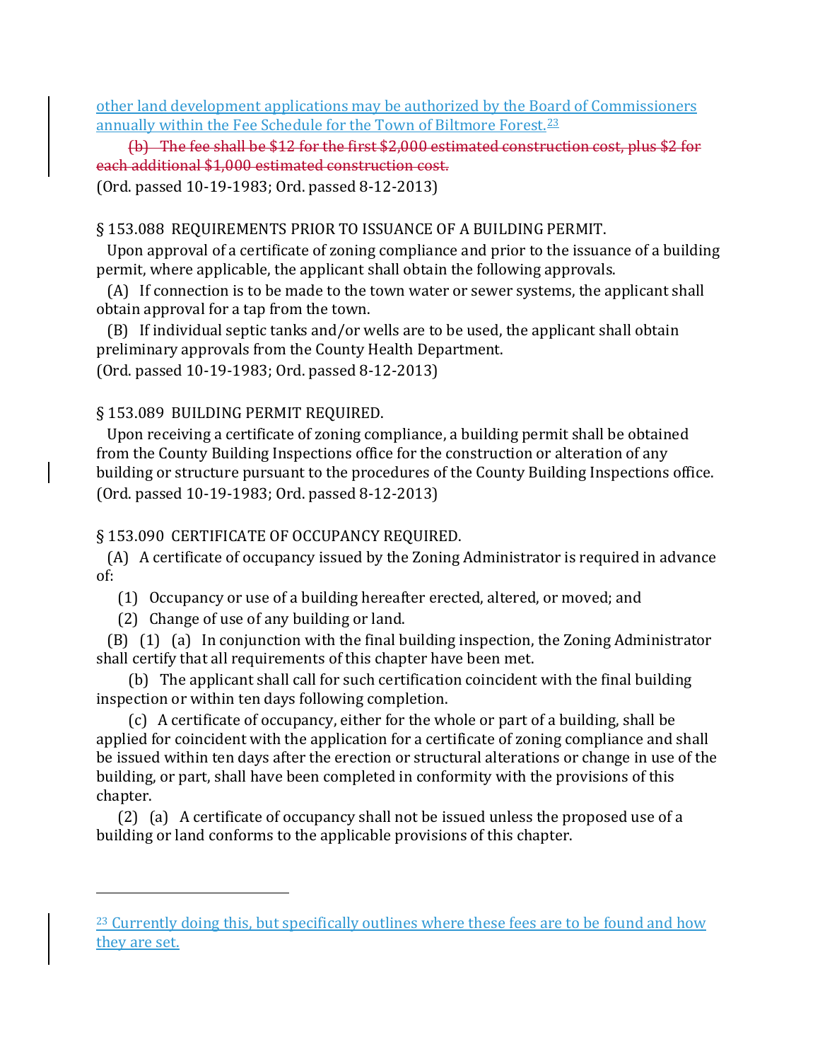other land development applications may be authorized by the Board of Commissioners annually within the Fee Schedule for the Town of Biltmore Forest.[23]

~~(b) The fee shall be $12 for the first $2,000 estimated construction cost, plus $2 for each additional $1,000 estimated construction cost.~~

(Ord. passed 10-19-1983; Ord. passed 8-12-2013)

§ 153.088 REQUIREMENTS PRIOR TO ISSUANCE OF A BUILDING PERMIT.

Upon approval of a certificate of zoning compliance and prior to the issuance of a building permit, where applicable, the applicant shall obtain the following approvals.

(A) If connection is to be made to the town water or sewer systems, the applicant shall obtain approval for a tap from the town.

(B) If individual septic tanks and/or wells are to be used, the applicant shall obtain preliminary approvals from the County Health Department.

(Ord. passed 10-19-1983; Ord. passed 8-12-2013)

§ 153.089 BUILDING PERMIT REQUIRED.

Upon receiving a certificate of zoning compliance, a building permit shall be obtained from the County Building Inspections office for the construction or alteration of any building or structure pursuant to the procedures of the County Building Inspections office.

(Ord. passed 10-19-1983; Ord. passed 8-12-2013)

§ 153.090 CERTIFICATE OF OCCUPANCY REQUIRED.

(A) A certificate of occupancy issued by the Zoning Administrator is required in advance of:

(1) Occupancy or use of a building hereafter erected, altered, or moved; and

(2) Change of use of any building or land.

(B) (1) (a) In conjunction with the final building inspection, the Zoning Administrator shall certify that all requirements of this chapter have been met.

(b) The applicant shall call for such certification coincident with the final building inspection or within ten days following completion.

(c) A certificate of occupancy, either for the whole or part of a building, shall be applied for coincident with the application for a certificate of zoning compliance and shall be issued within ten days after the erection or structural alterations or change in use of the building, or part, shall have been completed in conformity with the provisions of this chapter.

(2) (a) A certificate of occupancy shall not be issued unless the proposed use of a building or land conforms to the applicable provisions of this chapter.

---

[23] Currently doing this, but specifically outlines where these fees are to be found and how they are set.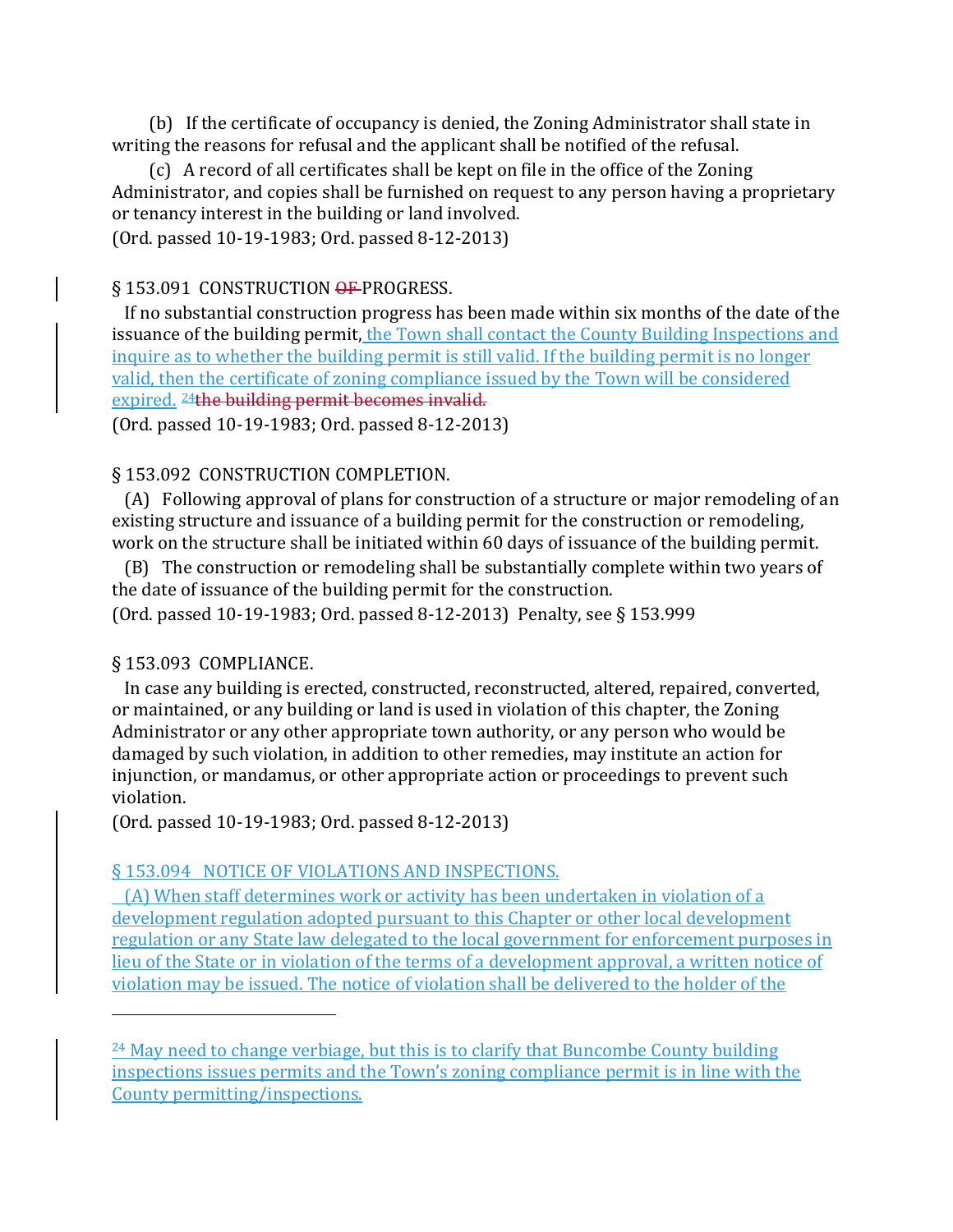(b) If the certificate of occupancy is denied, the Zoning Administrator shall state in writing the reasons for refusal and the applicant shall be notified of the refusal.

(c) A record of all certificates shall be kept on file in the office of the Zoning Administrator, and copies shall be furnished on request to any person having a proprietary or tenancy interest in the building or land involved.
(Ord. passed 10-19-1983; Ord. passed 8-12-2013)

§ 153.091 CONSTRUCTION ~~OF~~ PROGRESS.

If no substantial construction progress has been made within six months of the date of the issuance of the building permit, the Town shall contact the County Building Inspections and inquire as to whether the building permit is still valid. If the building permit is no longer valid, then the certificate of zoning compliance issued by the Town will be considered expired. [24] ~~the building permit becomes invalid.~~
(Ord. passed 10-19-1983; Ord. passed 8-12-2013)

§ 153.092 CONSTRUCTION COMPLETION.

(A) Following approval of plans for construction of a structure or major remodeling of an existing structure and issuance of a building permit for the construction or remodeling, work on the structure shall be initiated within 60 days of issuance of the building permit.

(B) The construction or remodeling shall be substantially complete within two years of the date of issuance of the building permit for the construction.
(Ord. passed 10-19-1983; Ord. passed 8-12-2013) Penalty, see § 153.999

§ 153.093 COMPLIANCE.

In case any building is erected, constructed, reconstructed, altered, repaired, converted, or maintained, or any building or land is used in violation of this chapter, the Zoning Administrator or any other appropriate town authority, or any person who would be damaged by such violation, in addition to other remedies, may institute an action for injunction, or mandamus, or other appropriate action or proceedings to prevent such violation.
(Ord. passed 10-19-1983; Ord. passed 8-12-2013)

§ 153.094 NOTICE OF VIOLATIONS AND INSPECTIONS.

(A) When staff determines work or activity has been undertaken in violation of a development regulation adopted pursuant to this Chapter or other local development regulation or any State law delegated to the local government for enforcement purposes in lieu of the State or in violation of the terms of a development approval, a written notice of violation may be issued. The notice of violation shall be delivered to the holder of the

---

[24] May need to change verbiage, but this is to clarify that Buncombe County building inspections issues permits and the Town's zoning compliance permit is in line with the County permitting/inspections.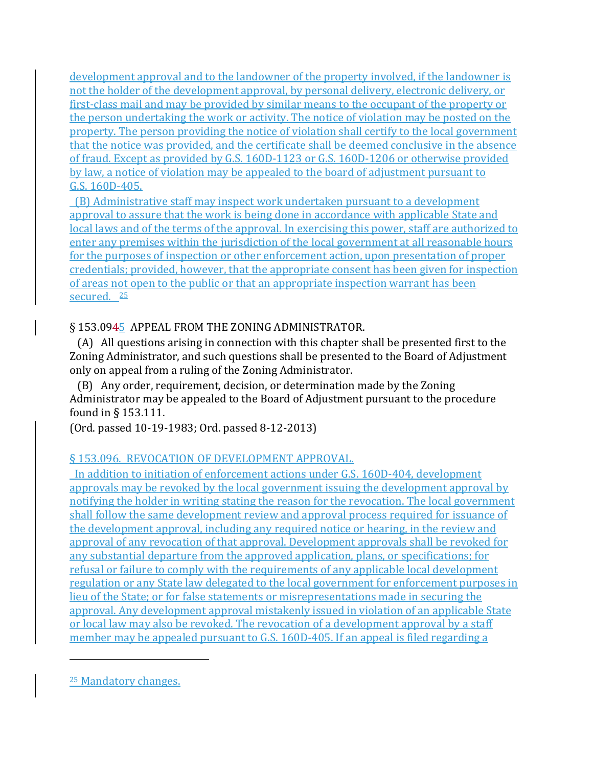development approval and to the landowner of the property involved, if the landowner is not the holder of the development approval, by personal delivery, electronic delivery, or first-class mail and may be provided by similar means to the occupant of the property or the person undertaking the work or activity. The notice of violation may be posted on the property. The person providing the notice of violation shall certify to the local government that the notice was provided, and the certificate shall be deemed conclusive in the absence of fraud. Except as provided by G.S. 160D-1123 or G.S. 160D-1206 or otherwise provided by law, a notice of violation may be appealed to the board of adjustment pursuant to G.S. 160D-405.

(B) Administrative staff may inspect work undertaken pursuant to a development approval to assure that the work is being done in accordance with applicable State and local laws and of the terms of the approval. In exercising this power, staff are authorized to enter any premises within the jurisdiction of the local government at all reasonable hours for the purposes of inspection or other enforcement action, upon presentation of proper credentials; provided, however, that the appropriate consent has been given for inspection of areas not open to the public or that an appropriate inspection warrant has been secured. [25]

§ 153.0945 APPEAL FROM THE ZONING ADMINISTRATOR.

(A) All questions arising in connection with this chapter shall be presented first to the Zoning Administrator, and such questions shall be presented to the Board of Adjustment only on appeal from a ruling of the Zoning Administrator.

(B) Any order, requirement, decision, or determination made by the Zoning Administrator may be appealed to the Board of Adjustment pursuant to the procedure found in § 153.111.

(Ord. passed 10-19-1983; Ord. passed 8-12-2013)

§ 153.096. REVOCATION OF DEVELOPMENT APPROVAL.

In addition to initiation of enforcement actions under G.S. 160D-404, development approvals may be revoked by the local government issuing the development approval by notifying the holder in writing stating the reason for the revocation. The local government shall follow the same development review and approval process required for issuance of the development approval, including any required notice or hearing, in the review and approval of any revocation of that approval. Development approvals shall be revoked for any substantial departure from the approved application, plans, or specifications; for refusal or failure to comply with the requirements of any applicable local development regulation or any State law delegated to the local government for enforcement purposes in lieu of the State; or for false statements or misrepresentations made in securing the approval. Any development approval mistakenly issued in violation of an applicable State or local law may also be revoked. The revocation of a development approval by a staff member may be appealed pursuant to G.S. 160D-405. If an appeal is filed regarding a

---

[25] Mandatory changes.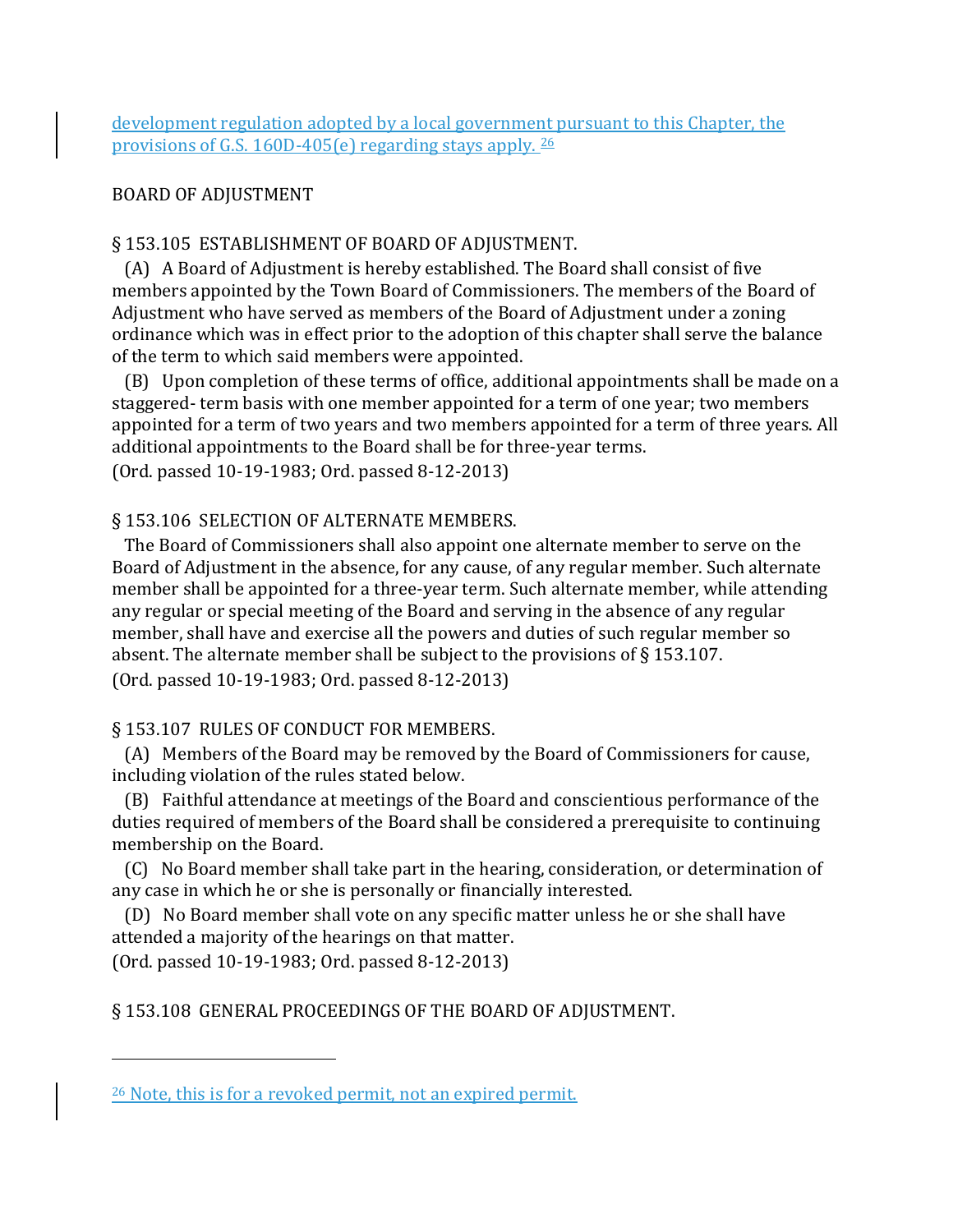development regulation adopted by a local government pursuant to this Chapter, the provisions of G.S. 160D-405(e) regarding stays apply. [26]

BOARD OF ADJUSTMENT

§ 153.105 ESTABLISHMENT OF BOARD OF ADJUSTMENT.

(A) A Board of Adjustment is hereby established. The Board shall consist of five members appointed by the Town Board of Commissioners. The members of the Board of Adjustment who have served as members of the Board of Adjustment under a zoning ordinance which was in effect prior to the adoption of this chapter shall serve the balance of the term to which said members were appointed.

(B) Upon completion of these terms of office, additional appointments shall be made on a staggered- term basis with one member appointed for a term of one year; two members appointed for a term of two years and two members appointed for a term of three years. All additional appointments to the Board shall be for three-year terms.

(Ord. passed 10-19-1983; Ord. passed 8-12-2013)

§ 153.106 SELECTION OF ALTERNATE MEMBERS.

The Board of Commissioners shall also appoint one alternate member to serve on the Board of Adjustment in the absence, for any cause, of any regular member. Such alternate member shall be appointed for a three-year term. Such alternate member, while attending any regular or special meeting of the Board and serving in the absence of any regular member, shall have and exercise all the powers and duties of such regular member so absent. The alternate member shall be subject to the provisions of § 153.107.

(Ord. passed 10-19-1983; Ord. passed 8-12-2013)

§ 153.107 RULES OF CONDUCT FOR MEMBERS.

(A) Members of the Board may be removed by the Board of Commissioners for cause, including violation of the rules stated below.

(B) Faithful attendance at meetings of the Board and conscientious performance of the duties required of members of the Board shall be considered a prerequisite to continuing membership on the Board.

(C) No Board member shall take part in the hearing, consideration, or determination of any case in which he or she is personally or financially interested.

(D) No Board member shall vote on any specific matter unless he or she shall have attended a majority of the hearings on that matter.

(Ord. passed 10-19-1983; Ord. passed 8-12-2013)

§ 153.108 GENERAL PROCEEDINGS OF THE BOARD OF ADJUSTMENT.

---

[26] Note, this is for a revoked permit, not an expired permit.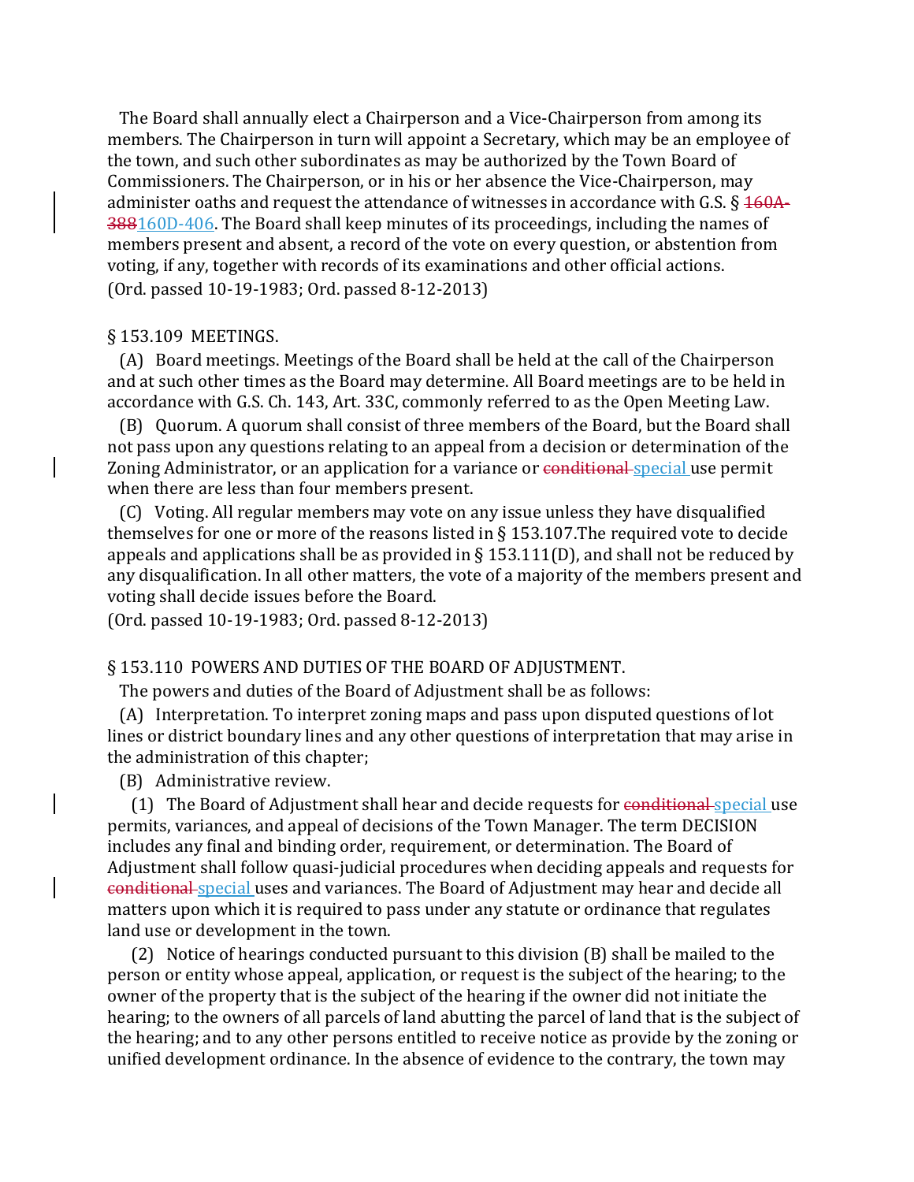The Board shall annually elect a Chairperson and a Vice-Chairperson from among its members. The Chairperson in turn will appoint a Secretary, which may be an employee of the town, and such other subordinates as may be authorized by the Town Board of Commissioners. The Chairperson, or in his or her absence the Vice-Chairperson, may administer oaths and request the attendance of witnesses in accordance with G.S. § ~~160A-388~~160D-406. The Board shall keep minutes of its proceedings, including the names of members present and absent, a record of the vote on every question, or abstention from voting, if any, together with records of its examinations and other official actions.
(Ord. passed 10-19-1983; Ord. passed 8-12-2013)

§ 153.109 MEETINGS.

(A) Board meetings. Meetings of the Board shall be held at the call of the Chairperson and at such other times as the Board may determine. All Board meetings are to be held in accordance with G.S. Ch. 143, Art. 33C, commonly referred to as the Open Meeting Law.

(B) Quorum. A quorum shall consist of three members of the Board, but the Board shall not pass upon any questions relating to an appeal from a decision or determination of the Zoning Administrator, or an application for a variance or ~~conditional~~ special use permit when there are less than four members present.

(C) Voting. All regular members may vote on any issue unless they have disqualified themselves for one or more of the reasons listed in § 153.107.The required vote to decide appeals and applications shall be as provided in § 153.111(D), and shall not be reduced by any disqualification. In all other matters, the vote of a majority of the members present and voting shall decide issues before the Board.
(Ord. passed 10-19-1983; Ord. passed 8-12-2013)

§ 153.110 POWERS AND DUTIES OF THE BOARD OF ADJUSTMENT.

The powers and duties of the Board of Adjustment shall be as follows:

(A) Interpretation. To interpret zoning maps and pass upon disputed questions of lot lines or district boundary lines and any other questions of interpretation that may arise in the administration of this chapter;

(B) Administrative review.

(1) The Board of Adjustment shall hear and decide requests for ~~conditional~~ special use permits, variances, and appeal of decisions of the Town Manager. The term DECISION includes any final and binding order, requirement, or determination. The Board of Adjustment shall follow quasi-judicial procedures when deciding appeals and requests for ~~conditional~~ special uses and variances. The Board of Adjustment may hear and decide all matters upon which it is required to pass under any statute or ordinance that regulates land use or development in the town.

(2) Notice of hearings conducted pursuant to this division (B) shall be mailed to the person or entity whose appeal, application, or request is the subject of the hearing; to the owner of the property that is the subject of the hearing if the owner did not initiate the hearing; to the owners of all parcels of land abutting the parcel of land that is the subject of the hearing; and to any other persons entitled to receive notice as provide by the zoning or unified development ordinance. In the absence of evidence to the contrary, the town may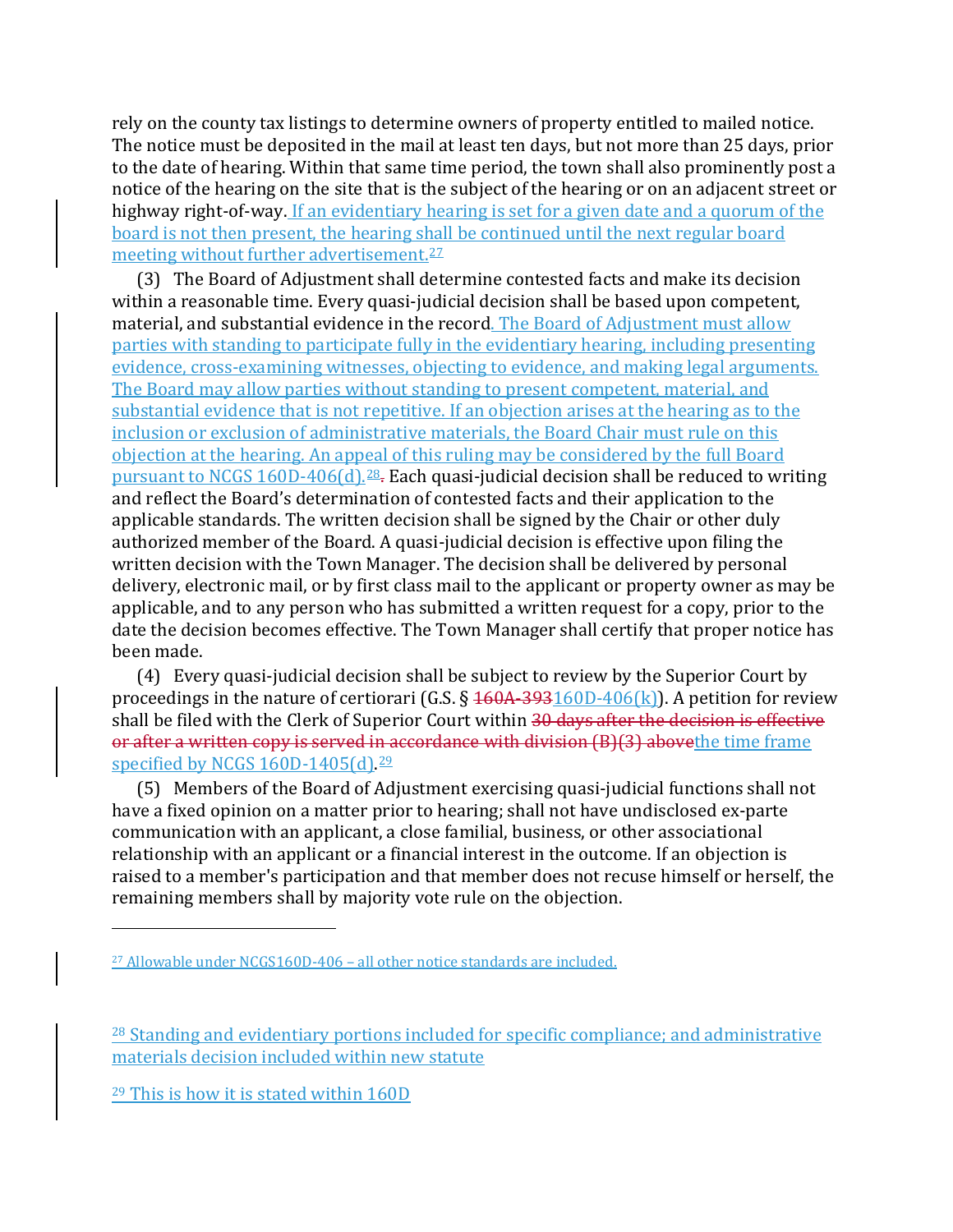rely on the county tax listings to determine owners of property entitled to mailed notice. The notice must be deposited in the mail at least ten days, but not more than 25 days, prior to the date of hearing. Within that same time period, the town shall also prominently post a notice of the hearing on the site that is the subject of the hearing or on an adjacent street or highway right-of-way. If an evidentiary hearing is set for a given date and a quorum of the board is not then present, the hearing shall be continued until the next regular board meeting without further advertisement.[27]

(3) The Board of Adjustment shall determine contested facts and make its decision within a reasonable time. Every quasi-judicial decision shall be based upon competent, material, and substantial evidence in the record. The Board of Adjustment must allow parties with standing to participate fully in the evidentiary hearing, including presenting evidence, cross-examining witnesses, objecting to evidence, and making legal arguments. The Board may allow parties without standing to present competent, material, and substantial evidence that is not repetitive. If an objection arises at the hearing as to the inclusion or exclusion of administrative materials, the Board Chair must rule on this objection at the hearing. An appeal of this ruling may be considered by the full Board pursuant to NCGS 160D-406(d).[28]~~.~~ Each quasi-judicial decision shall be reduced to writing and reflect the Board's determination of contested facts and their application to the applicable standards. The written decision shall be signed by the Chair or other duly authorized member of the Board. A quasi-judicial decision is effective upon filing the written decision with the Town Manager. The decision shall be delivered by personal delivery, electronic mail, or by first class mail to the applicant or property owner as may be applicable, and to any person who has submitted a written request for a copy, prior to the date the decision becomes effective. The Town Manager shall certify that proper notice has been made.

(4) Every quasi-judicial decision shall be subject to review by the Superior Court by proceedings in the nature of certiorari (G.S. § ~~160A-393~~160D-406(k)). A petition for review shall be filed with the Clerk of Superior Court within ~~30 days after the decision is effective or after a written copy is served in accordance with division (B)(3) above~~the time frame specified by NCGS 160D-1405(d).[29]

(5) Members of the Board of Adjustment exercising quasi-judicial functions shall not have a fixed opinion on a matter prior to hearing; shall not have undisclosed ex-parte communication with an applicant, a close familial, business, or other associational relationship with an applicant or a financial interest in the outcome. If an objection is raised to a member's participation and that member does not recuse himself or herself, the remaining members shall by majority vote rule on the objection.

---

[27] Allowable under NCGS160D-406 – all other notice standards are included.

[28] Standing and evidentiary portions included for specific compliance; and administrative materials decision included within new statute

[29] This is how it is stated within 160D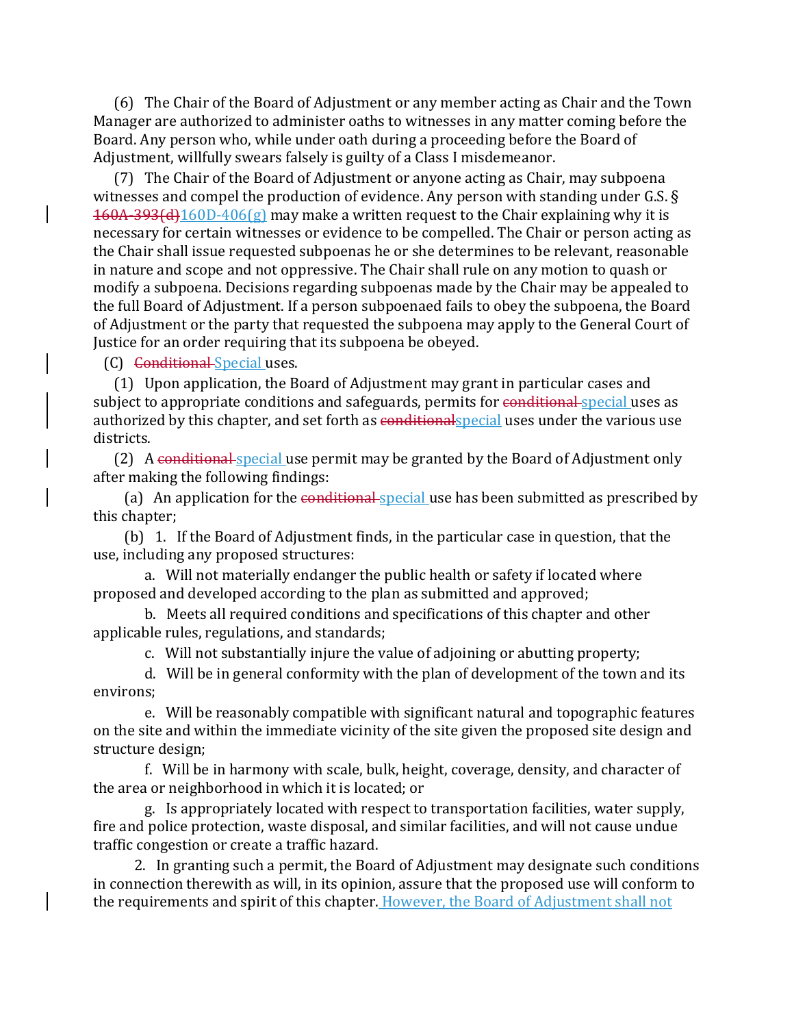(6) The Chair of the Board of Adjustment or any member acting as Chair and the Town Manager are authorized to administer oaths to witnesses in any matter coming before the Board. Any person who, while under oath during a proceeding before the Board of Adjustment, willfully swears falsely is guilty of a Class I misdemeanor.

(7) The Chair of the Board of Adjustment or anyone acting as Chair, may subpoena witnesses and compel the production of evidence. Any person with standing under G.S. § ~~160A-393(d)~~160D-406(g) may make a written request to the Chair explaining why it is necessary for certain witnesses or evidence to be compelled. The Chair or person acting as the Chair shall issue requested subpoenas he or she determines to be relevant, reasonable in nature and scope and not oppressive. The Chair shall rule on any motion to quash or modify a subpoena. Decisions regarding subpoenas made by the Chair may be appealed to the full Board of Adjustment. If a person subpoenaed fails to obey the subpoena, the Board of Adjustment or the party that requested the subpoena may apply to the General Court of Justice for an order requiring that its subpoena be obeyed.

(C) ~~Conditional~~ Special uses.

(1) Upon application, the Board of Adjustment may grant in particular cases and subject to appropriate conditions and safeguards, permits for ~~conditional~~ special uses as authorized by this chapter, and set forth as ~~conditional~~special uses under the various use districts.

(2) A ~~conditional~~ special use permit may be granted by the Board of Adjustment only after making the following findings:

(a) An application for the ~~conditional~~ special use has been submitted as prescribed by this chapter;

(b) 1. If the Board of Adjustment finds, in the particular case in question, that the use, including any proposed structures:

a. Will not materially endanger the public health or safety if located where proposed and developed according to the plan as submitted and approved;

b. Meets all required conditions and specifications of this chapter and other applicable rules, regulations, and standards;

c. Will not substantially injure the value of adjoining or abutting property;

d. Will be in general conformity with the plan of development of the town and its environs;

e. Will be reasonably compatible with significant natural and topographic features on the site and within the immediate vicinity of the site given the proposed site design and structure design;

f. Will be in harmony with scale, bulk, height, coverage, density, and character of the area or neighborhood in which it is located; or

g. Is appropriately located with respect to transportation facilities, water supply, fire and police protection, waste disposal, and similar facilities, and will not cause undue traffic congestion or create a traffic hazard.

2. In granting such a permit, the Board of Adjustment may designate such conditions in connection therewith as will, in its opinion, assure that the proposed use will conform to the requirements and spirit of this chapter. However, the Board of Adjustment shall not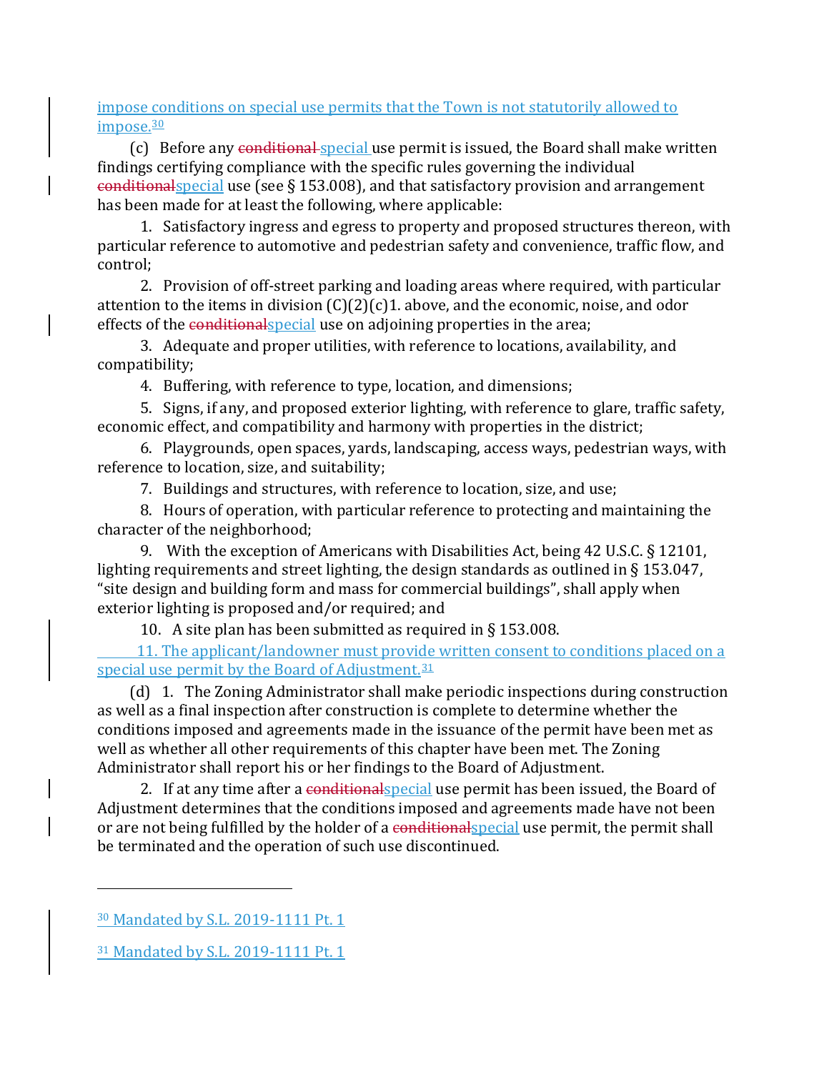impose conditions on special use permits that the Town is not statutorily allowed to impose.[30]

(c) Before any ~~conditional~~ special use permit is issued, the Board shall make written findings certifying compliance with the specific rules governing the individual ~~conditional~~special use (see § 153.008), and that satisfactory provision and arrangement has been made for at least the following, where applicable:

1. Satisfactory ingress and egress to property and proposed structures thereon, with particular reference to automotive and pedestrian safety and convenience, traffic flow, and control;

2. Provision of off-street parking and loading areas where required, with particular attention to the items in division (C)(2)(c)1. above, and the economic, noise, and odor effects of the ~~conditional~~special use on adjoining properties in the area;

3. Adequate and proper utilities, with reference to locations, availability, and compatibility;

4. Buffering, with reference to type, location, and dimensions;

5. Signs, if any, and proposed exterior lighting, with reference to glare, traffic safety, economic effect, and compatibility and harmony with properties in the district;

6. Playgrounds, open spaces, yards, landscaping, access ways, pedestrian ways, with reference to location, size, and suitability;

7. Buildings and structures, with reference to location, size, and use;

8. Hours of operation, with particular reference to protecting and maintaining the character of the neighborhood;

9. With the exception of Americans with Disabilities Act, being 42 U.S.C. § 12101, lighting requirements and street lighting, the design standards as outlined in § 153.047, "site design and building form and mass for commercial buildings", shall apply when exterior lighting is proposed and/or required; and

10. A site plan has been submitted as required in § 153.008.

11. The applicant/landowner must provide written consent to conditions placed on a special use permit by the Board of Adjustment.[31]

(d) 1. The Zoning Administrator shall make periodic inspections during construction as well as a final inspection after construction is complete to determine whether the conditions imposed and agreements made in the issuance of the permit have been met as well as whether all other requirements of this chapter have been met. The Zoning Administrator shall report his or her findings to the Board of Adjustment.

2. If at any time after a ~~conditional~~special use permit has been issued, the Board of Adjustment determines that the conditions imposed and agreements made have not been or are not being fulfilled by the holder of a ~~conditional~~special use permit, the permit shall be terminated and the operation of such use discontinued.

---

[30] Mandated by S.L. 2019-1111 Pt. 1

[31] Mandated by S.L. 2019-1111 Pt. 1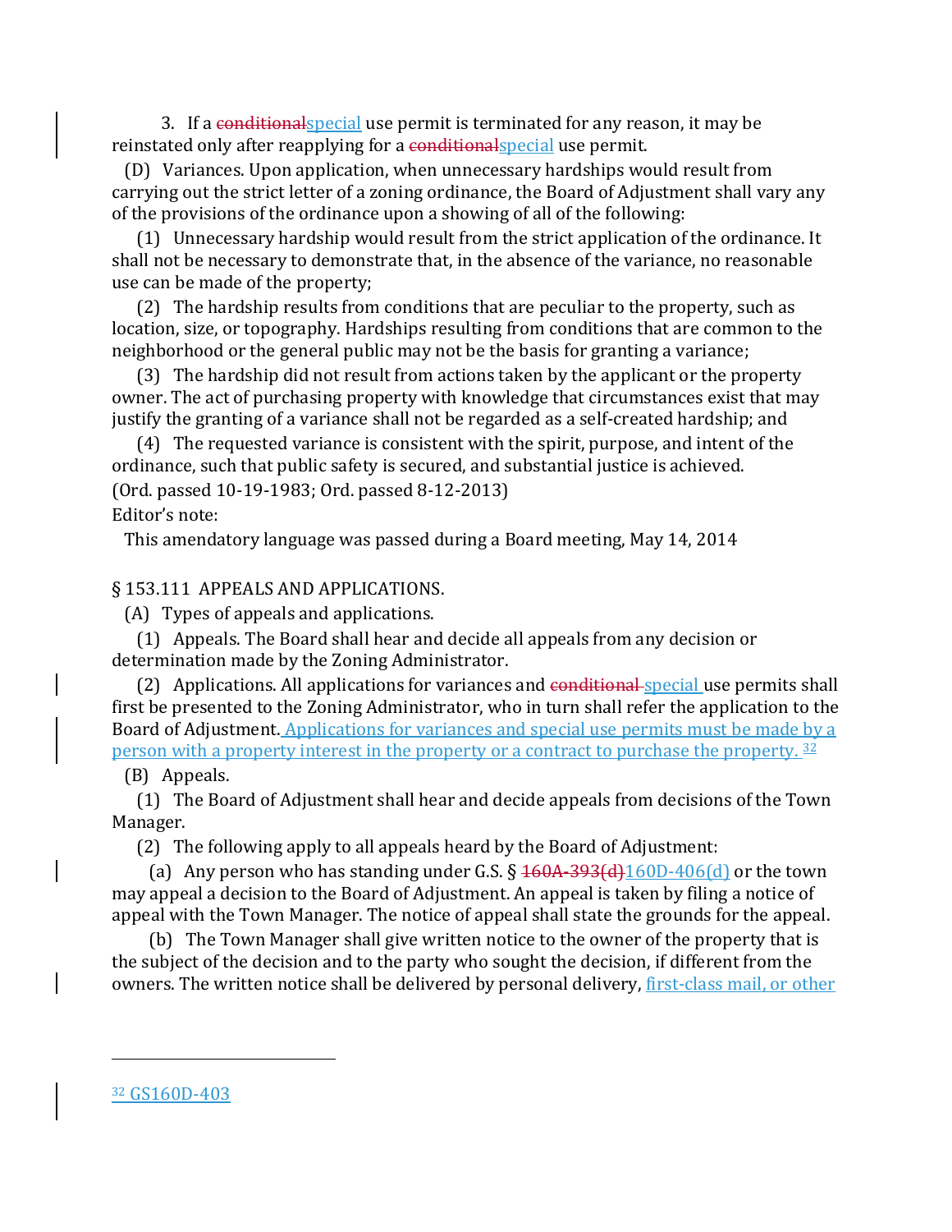3. If a ~~conditional~~special use permit is terminated for any reason, it may be reinstated only after reapplying for a ~~conditional~~special use permit.

(D) Variances. Upon application, when unnecessary hardships would result from carrying out the strict letter of a zoning ordinance, the Board of Adjustment shall vary any of the provisions of the ordinance upon a showing of all of the following:

(1) Unnecessary hardship would result from the strict application of the ordinance. It shall not be necessary to demonstrate that, in the absence of the variance, no reasonable use can be made of the property;

(2) The hardship results from conditions that are peculiar to the property, such as location, size, or topography. Hardships resulting from conditions that are common to the neighborhood or the general public may not be the basis for granting a variance;

(3) The hardship did not result from actions taken by the applicant or the property owner. The act of purchasing property with knowledge that circumstances exist that may justify the granting of a variance shall not be regarded as a self-created hardship; and

(4) The requested variance is consistent with the spirit, purpose, and intent of the ordinance, such that public safety is secured, and substantial justice is achieved.

(Ord. passed 10-19-1983; Ord. passed 8-12-2013)

Editor's note:

This amendatory language was passed during a Board meeting, May 14, 2014

§ 153.111 APPEALS AND APPLICATIONS.

(A) Types of appeals and applications.

(1) Appeals. The Board shall hear and decide all appeals from any decision or determination made by the Zoning Administrator.

(2) Applications. All applications for variances and ~~conditional~~ special use permits shall first be presented to the Zoning Administrator, who in turn shall refer the application to the Board of Adjustment. Applications for variances and special use permits must be made by a person with a property interest in the property or a contract to purchase the property. [32]

(B) Appeals.

(1) The Board of Adjustment shall hear and decide appeals from decisions of the Town Manager.

(2) The following apply to all appeals heard by the Board of Adjustment:

(a) Any person who has standing under G.S. § ~~160A-393(d)~~160D-406(d) or the town may appeal a decision to the Board of Adjustment. An appeal is taken by filing a notice of appeal with the Town Manager. The notice of appeal shall state the grounds for the appeal.

(b) The Town Manager shall give written notice to the owner of the property that is the subject of the decision and to the party who sought the decision, if different from the owners. The written notice shall be delivered by personal delivery, first-class mail, or other

[32] GS160D-403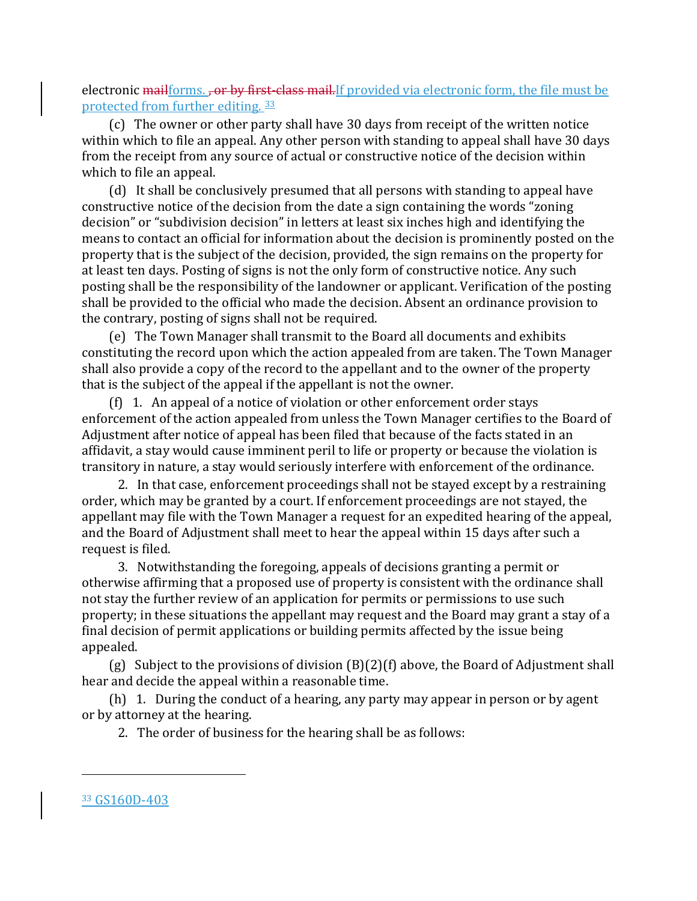electronic ~~mail~~forms. ~~, or by first-class mail.~~If provided via electronic form, the file must be protected from further editing. [33]

(c) The owner or other party shall have 30 days from receipt of the written notice within which to file an appeal. Any other person with standing to appeal shall have 30 days from the receipt from any source of actual or constructive notice of the decision within which to file an appeal.

(d) It shall be conclusively presumed that all persons with standing to appeal have constructive notice of the decision from the date a sign containing the words "zoning decision" or "subdivision decision" in letters at least six inches high and identifying the means to contact an official for information about the decision is prominently posted on the property that is the subject of the decision, provided, the sign remains on the property for at least ten days. Posting of signs is not the only form of constructive notice. Any such posting shall be the responsibility of the landowner or applicant. Verification of the posting shall be provided to the official who made the decision. Absent an ordinance provision to the contrary, posting of signs shall not be required.

(e) The Town Manager shall transmit to the Board all documents and exhibits constituting the record upon which the action appealed from are taken. The Town Manager shall also provide a copy of the record to the appellant and to the owner of the property that is the subject of the appeal if the appellant is not the owner.

(f) 1. An appeal of a notice of violation or other enforcement order stays enforcement of the action appealed from unless the Town Manager certifies to the Board of Adjustment after notice of appeal has been filed that because of the facts stated in an affidavit, a stay would cause imminent peril to life or property or because the violation is transitory in nature, a stay would seriously interfere with enforcement of the ordinance.

2. In that case, enforcement proceedings shall not be stayed except by a restraining order, which may be granted by a court. If enforcement proceedings are not stayed, the appellant may file with the Town Manager a request for an expedited hearing of the appeal, and the Board of Adjustment shall meet to hear the appeal within 15 days after such a request is filed.

3. Notwithstanding the foregoing, appeals of decisions granting a permit or otherwise affirming that a proposed use of property is consistent with the ordinance shall not stay the further review of an application for permits or permissions to use such property; in these situations the appellant may request and the Board may grant a stay of a final decision of permit applications or building permits affected by the issue being appealed.

(g) Subject to the provisions of division (B)(2)(f) above, the Board of Adjustment shall hear and decide the appeal within a reasonable time.

(h) 1. During the conduct of a hearing, any party may appear in person or by agent or by attorney at the hearing.

2. The order of business for the hearing shall be as follows:

---

[33] GS160D-403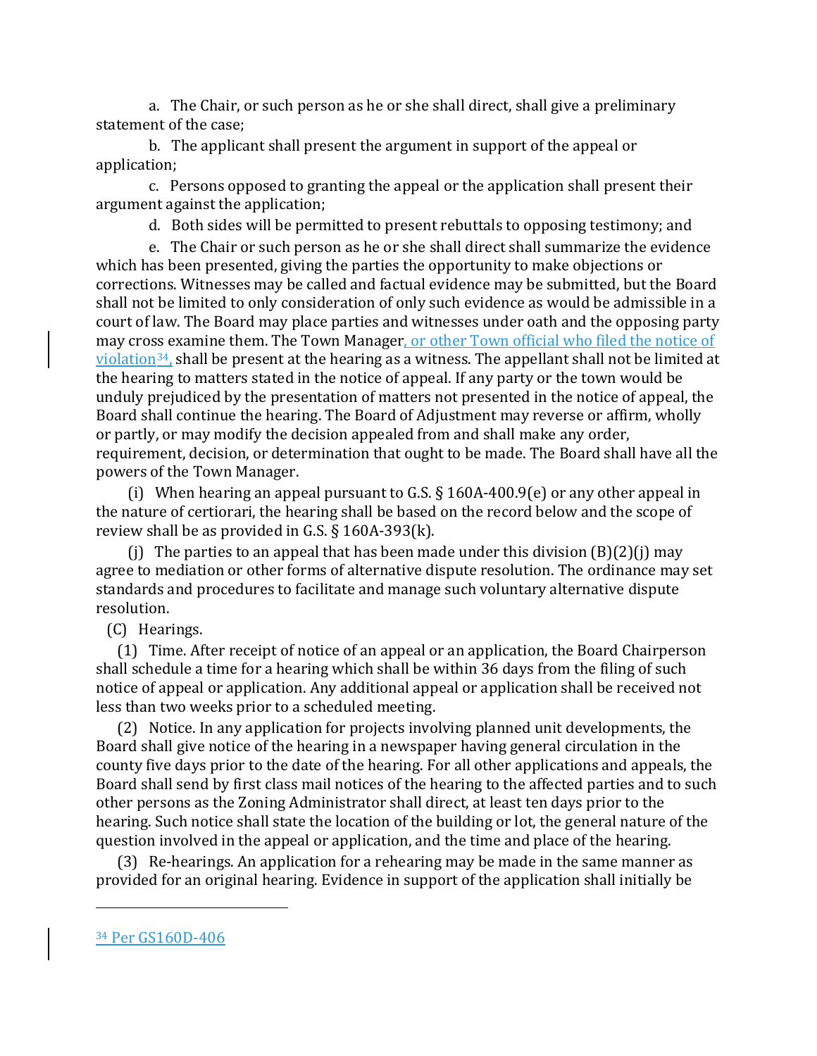a. The Chair, or such person as he or she shall direct, shall give a preliminary statement of the case;

b. The applicant shall present the argument in support of the appeal or application;

c. Persons opposed to granting the appeal or the application shall present their argument against the application;

d. Both sides will be permitted to present rebuttals to opposing testimony; and

e. The Chair or such person as he or she shall direct shall summarize the evidence which has been presented, giving the parties the opportunity to make objections or corrections. Witnesses may be called and factual evidence may be submitted, but the Board shall not be limited to only consideration of only such evidence as would be admissible in a court of law. The Board may place parties and witnesses under oath and the opposing party may cross examine them. The Town Manager, or other Town official who filed the notice of violation[34], shall be present at the hearing as a witness. The appellant shall not be limited at the hearing to matters stated in the notice of appeal. If any party or the town would be unduly prejudiced by the presentation of matters not presented in the notice of appeal, the Board shall continue the hearing. The Board of Adjustment may reverse or affirm, wholly or partly, or may modify the decision appealed from and shall make any order, requirement, decision, or determination that ought to be made. The Board shall have all the powers of the Town Manager.

(i) When hearing an appeal pursuant to G.S. § 160A-400.9(e) or any other appeal in the nature of certiorari, the hearing shall be based on the record below and the scope of review shall be as provided in G.S. § 160A-393(k).

(j) The parties to an appeal that has been made under this division (B)(2)(j) may agree to mediation or other forms of alternative dispute resolution. The ordinance may set standards and procedures to facilitate and manage such voluntary alternative dispute resolution.

(C) Hearings.

(1) Time. After receipt of notice of an appeal or an application, the Board Chairperson shall schedule a time for a hearing which shall be within 36 days from the filing of such notice of appeal or application. Any additional appeal or application shall be received not less than two weeks prior to a scheduled meeting.

(2) Notice. In any application for projects involving planned unit developments, the Board shall give notice of the hearing in a newspaper having general circulation in the county five days prior to the date of the hearing. For all other applications and appeals, the Board shall send by first class mail notices of the hearing to the affected parties and to such other persons as the Zoning Administrator shall direct, at least ten days prior to the hearing. Such notice shall state the location of the building or lot, the general nature of the question involved in the appeal or application, and the time and place of the hearing.

(3) Re-hearings. An application for a rehearing may be made in the same manner as provided for an original hearing. Evidence in support of the application shall initially be

---

[34] Per GS160D-406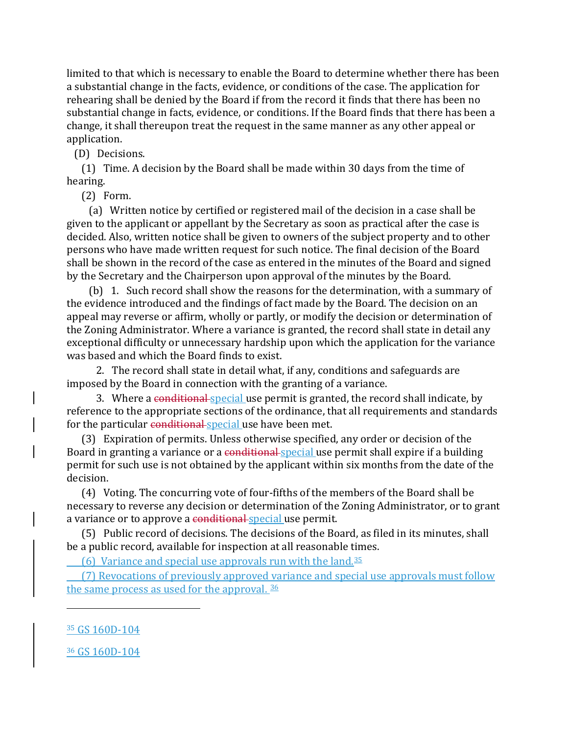limited to that which is necessary to enable the Board to determine whether there has been a substantial change in the facts, evidence, or conditions of the case. The application for rehearing shall be denied by the Board if from the record it finds that there has been no substantial change in facts, evidence, or conditions. If the Board finds that there has been a change, it shall thereupon treat the request in the same manner as any other appeal or application.

(D) Decisions.

(1) Time. A decision by the Board shall be made within 30 days from the time of hearing.

(2) Form.

(a) Written notice by certified or registered mail of the decision in a case shall be given to the applicant or appellant by the Secretary as soon as practical after the case is decided. Also, written notice shall be given to owners of the subject property and to other persons who have made written request for such notice. The final decision of the Board shall be shown in the record of the case as entered in the minutes of the Board and signed by the Secretary and the Chairperson upon approval of the minutes by the Board.

(b) 1. Such record shall show the reasons for the determination, with a summary of the evidence introduced and the findings of fact made by the Board. The decision on an appeal may reverse or affirm, wholly or partly, or modify the decision or determination of the Zoning Administrator. Where a variance is granted, the record shall state in detail any exceptional difficulty or unnecessary hardship upon which the application for the variance was based and which the Board finds to exist.

2. The record shall state in detail what, if any, conditions and safeguards are imposed by the Board in connection with the granting of a variance.

3. Where a ~~conditional~~ special use permit is granted, the record shall indicate, by reference to the appropriate sections of the ordinance, that all requirements and standards for the particular ~~conditional~~ special use have been met.

(3) Expiration of permits. Unless otherwise specified, any order or decision of the Board in granting a variance or a ~~conditional~~ special use permit shall expire if a building permit for such use is not obtained by the applicant within six months from the date of the decision.

(4) Voting. The concurring vote of four-fifths of the members of the Board shall be necessary to reverse any decision or determination of the Zoning Administrator, or to grant a variance or to approve a ~~conditional~~ special use permit.

(5) Public record of decisions. The decisions of the Board, as filed in its minutes, shall be a public record, available for inspection at all reasonable times.

(6) Variance and special use approvals run with the land.[35]

(7) Revocations of previously approved variance and special use approvals must follow the same process as used for the approval.[36]

---

[35] GS 160D-104

[36] GS 160D-104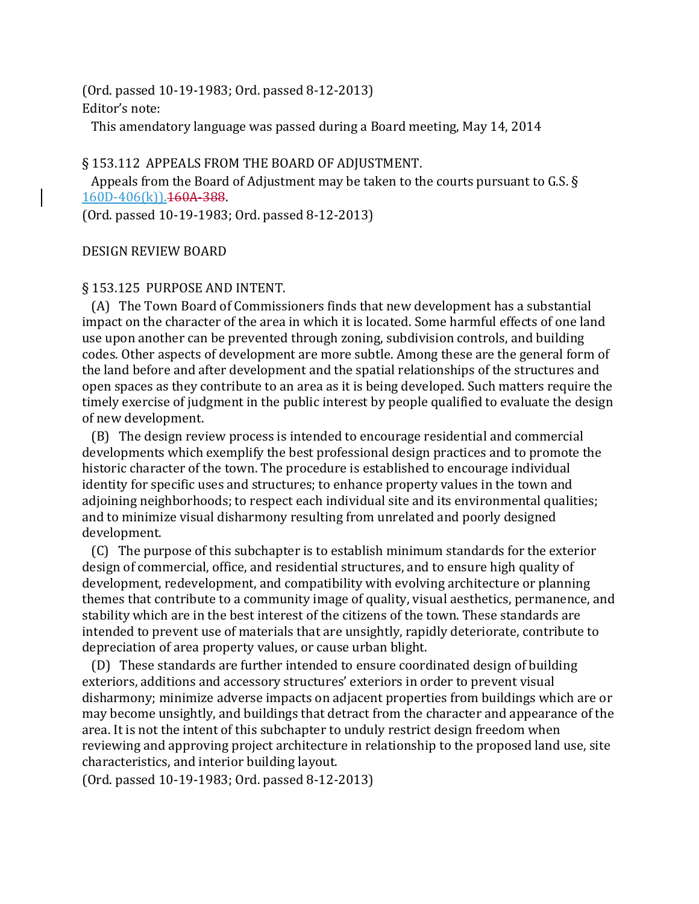(Ord. passed 10-19-1983; Ord. passed 8-12-2013)

Editor's note:

This amendatory language was passed during a Board meeting, May 14, 2014

§ 153.112 APPEALS FROM THE BOARD OF ADJUSTMENT.

Appeals from the Board of Adjustment may be taken to the courts pursuant to G.S. § 160D-406(k)).~~160A-388~~.

(Ord. passed 10-19-1983; Ord. passed 8-12-2013)

DESIGN REVIEW BOARD

§ 153.125 PURPOSE AND INTENT.

(A) The Town Board of Commissioners finds that new development has a substantial impact on the character of the area in which it is located. Some harmful effects of one land use upon another can be prevented through zoning, subdivision controls, and building codes. Other aspects of development are more subtle. Among these are the general form of the land before and after development and the spatial relationships of the structures and open spaces as they contribute to an area as it is being developed. Such matters require the timely exercise of judgment in the public interest by people qualified to evaluate the design of new development.

(B) The design review process is intended to encourage residential and commercial developments which exemplify the best professional design practices and to promote the historic character of the town. The procedure is established to encourage individual identity for specific uses and structures; to enhance property values in the town and adjoining neighborhoods; to respect each individual site and its environmental qualities; and to minimize visual disharmony resulting from unrelated and poorly designed development.

(C) The purpose of this subchapter is to establish minimum standards for the exterior design of commercial, office, and residential structures, and to ensure high quality of development, redevelopment, and compatibility with evolving architecture or planning themes that contribute to a community image of quality, visual aesthetics, permanence, and stability which are in the best interest of the citizens of the town. These standards are intended to prevent use of materials that are unsightly, rapidly deteriorate, contribute to depreciation of area property values, or cause urban blight.

(D) These standards are further intended to ensure coordinated design of building exteriors, additions and accessory structures' exteriors in order to prevent visual disharmony; minimize adverse impacts on adjacent properties from buildings which are or may become unsightly, and buildings that detract from the character and appearance of the area. It is not the intent of this subchapter to unduly restrict design freedom when reviewing and approving project architecture in relationship to the proposed land use, site characteristics, and interior building layout.

(Ord. passed 10-19-1983; Ord. passed 8-12-2013)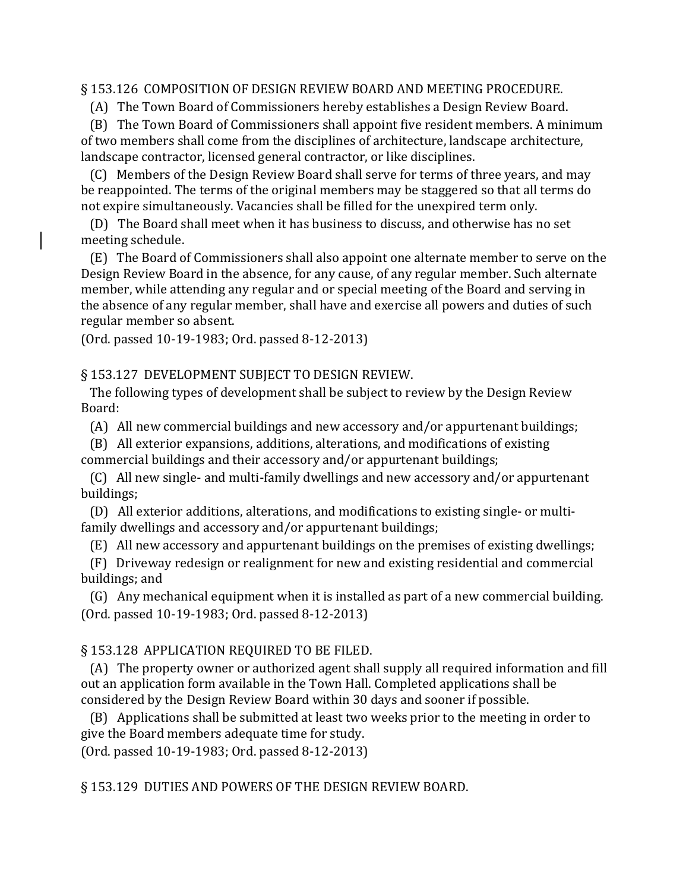### § 153.126 COMPOSITION OF DESIGN REVIEW BOARD AND MEETING PROCEDURE.

(A) The Town Board of Commissioners hereby establishes a Design Review Board.

(B) The Town Board of Commissioners shall appoint five resident members. A minimum of two members shall come from the disciplines of architecture, landscape architecture, landscape contractor, licensed general contractor, or like disciplines.

(C) Members of the Design Review Board shall serve for terms of three years, and may be reappointed. The terms of the original members may be staggered so that all terms do not expire simultaneously. Vacancies shall be filled for the unexpired term only.

(D) The Board shall meet when it has business to discuss, and otherwise has no set meeting schedule.

(E) The Board of Commissioners shall also appoint one alternate member to serve on the Design Review Board in the absence, for any cause, of any regular member. Such alternate member, while attending any regular and or special meeting of the Board and serving in the absence of any regular member, shall have and exercise all powers and duties of such regular member so absent.

(Ord. passed 10-19-1983; Ord. passed 8-12-2013)

### § 153.127 DEVELOPMENT SUBJECT TO DESIGN REVIEW.

The following types of development shall be subject to review by the Design Review Board:

(A) All new commercial buildings and new accessory and/or appurtenant buildings;

(B) All exterior expansions, additions, alterations, and modifications of existing commercial buildings and their accessory and/or appurtenant buildings;

(C) All new single- and multi-family dwellings and new accessory and/or appurtenant buildings;

(D) All exterior additions, alterations, and modifications to existing single- or multi-family dwellings and accessory and/or appurtenant buildings;

(E) All new accessory and appurtenant buildings on the premises of existing dwellings;

(F) Driveway redesign or realignment for new and existing residential and commercial buildings; and

(G) Any mechanical equipment when it is installed as part of a new commercial building.

(Ord. passed 10-19-1983; Ord. passed 8-12-2013)

### § 153.128 APPLICATION REQUIRED TO BE FILED.

(A) The property owner or authorized agent shall supply all required information and fill out an application form available in the Town Hall. Completed applications shall be considered by the Design Review Board within 30 days and sooner if possible.

(B) Applications shall be submitted at least two weeks prior to the meeting in order to give the Board members adequate time for study.

(Ord. passed 10-19-1983; Ord. passed 8-12-2013)

### § 153.129 DUTIES AND POWERS OF THE DESIGN REVIEW BOARD.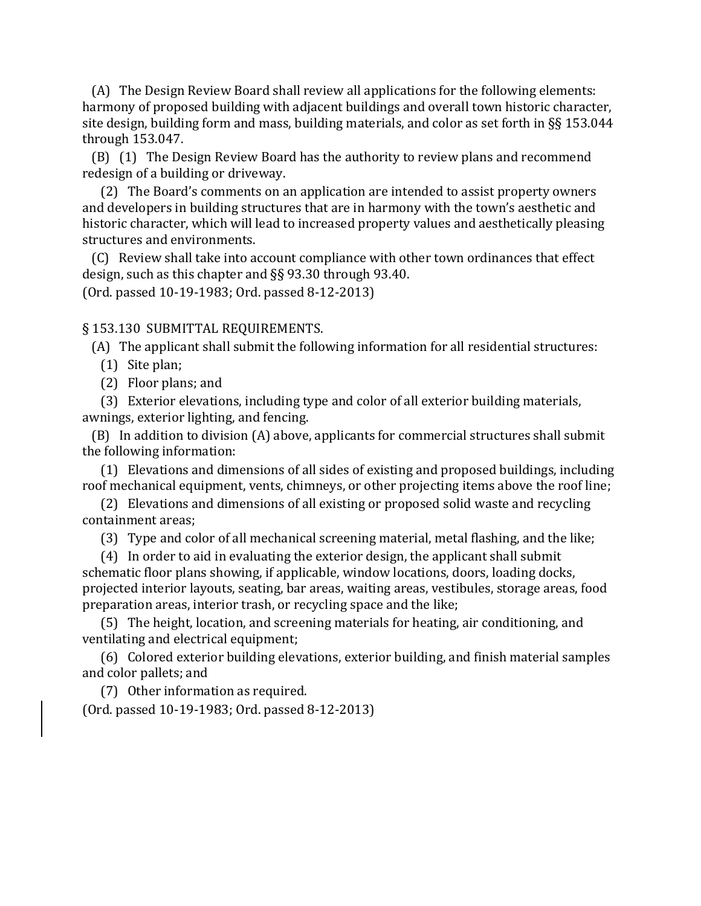(A) The Design Review Board shall review all applications for the following elements: harmony of proposed building with adjacent buildings and overall town historic character, site design, building form and mass, building materials, and color as set forth in §§ 153.044 through 153.047.

(B) (1) The Design Review Board has the authority to review plans and recommend redesign of a building or driveway.

(2) The Board's comments on an application are intended to assist property owners and developers in building structures that are in harmony with the town's aesthetic and historic character, which will lead to increased property values and aesthetically pleasing structures and environments.

(C) Review shall take into account compliance with other town ordinances that effect design, such as this chapter and §§ 93.30 through 93.40.

(Ord. passed 10-19-1983; Ord. passed 8-12-2013)

§ 153.130 SUBMITTAL REQUIREMENTS.

(A) The applicant shall submit the following information for all residential structures:

(1) Site plan;

(2) Floor plans; and

(3) Exterior elevations, including type and color of all exterior building materials, awnings, exterior lighting, and fencing.

(B) In addition to division (A) above, applicants for commercial structures shall submit the following information:

(1) Elevations and dimensions of all sides of existing and proposed buildings, including roof mechanical equipment, vents, chimneys, or other projecting items above the roof line;

(2) Elevations and dimensions of all existing or proposed solid waste and recycling containment areas;

(3) Type and color of all mechanical screening material, metal flashing, and the like;

(4) In order to aid in evaluating the exterior design, the applicant shall submit schematic floor plans showing, if applicable, window locations, doors, loading docks, projected interior layouts, seating, bar areas, waiting areas, vestibules, storage areas, food preparation areas, interior trash, or recycling space and the like;

(5) The height, location, and screening materials for heating, air conditioning, and ventilating and electrical equipment;

(6) Colored exterior building elevations, exterior building, and finish material samples and color pallets; and

(7) Other information as required.

(Ord. passed 10-19-1983; Ord. passed 8-12-2013)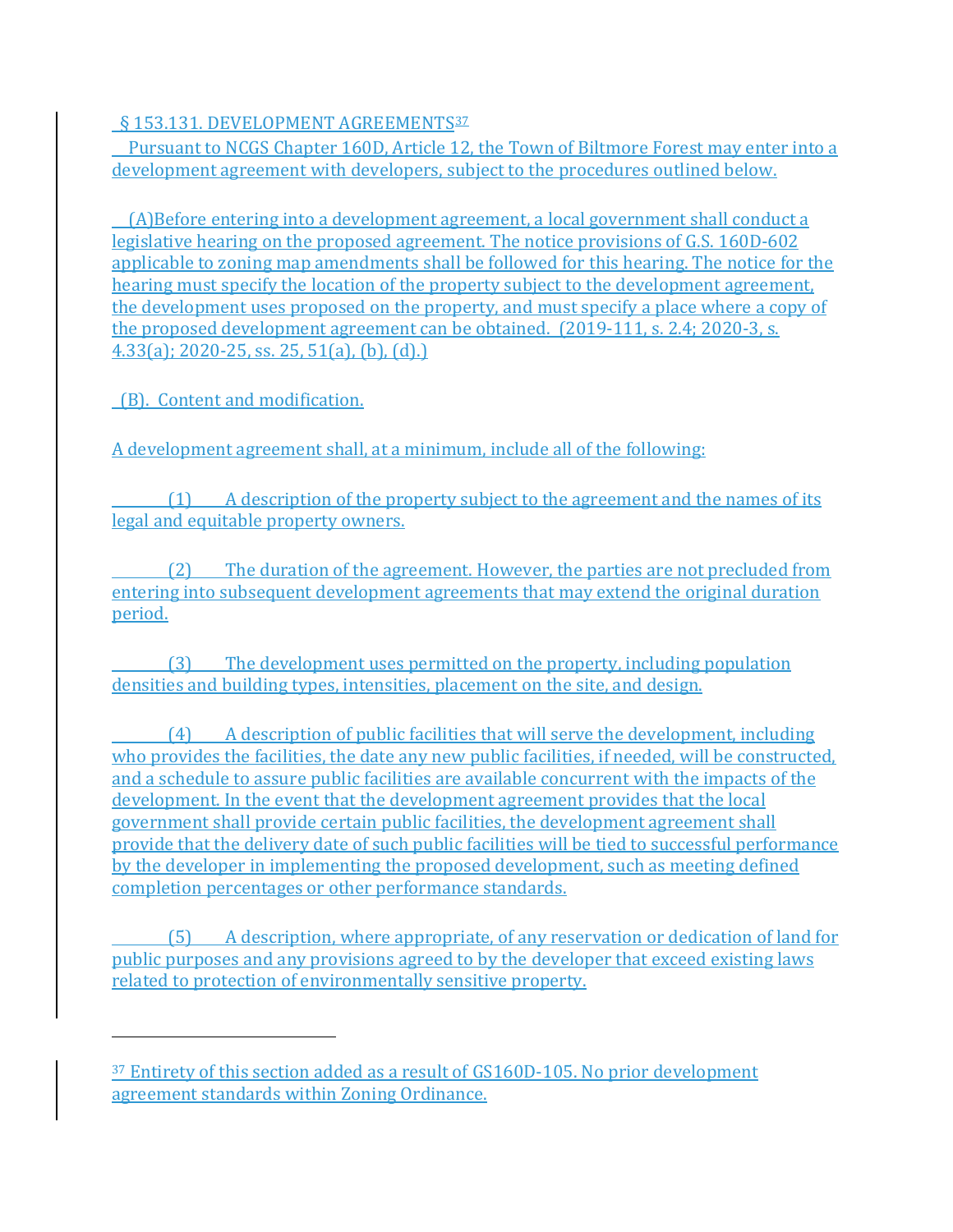§ 153.131. DEVELOPMENT AGREEMENTS[37]

Pursuant to NCGS Chapter 160D, Article 12, the Town of Biltmore Forest may enter into a development agreement with developers, subject to the procedures outlined below.

(A)Before entering into a development agreement, a local government shall conduct a legislative hearing on the proposed agreement. The notice provisions of G.S. 160D-602 applicable to zoning map amendments shall be followed for this hearing. The notice for the hearing must specify the location of the property subject to the development agreement, the development uses proposed on the property, and must specify a place where a copy of the proposed development agreement can be obtained. (2019-111, s. 2.4; 2020-3, s. 4.33(a); 2020-25, ss. 25, 51(a), (b), (d).)

(B). Content and modification.

A development agreement shall, at a minimum, include all of the following:

(1) A description of the property subject to the agreement and the names of its legal and equitable property owners.

(2) The duration of the agreement. However, the parties are not precluded from entering into subsequent development agreements that may extend the original duration period.

(3) The development uses permitted on the property, including population densities and building types, intensities, placement on the site, and design.

(4) A description of public facilities that will serve the development, including who provides the facilities, the date any new public facilities, if needed, will be constructed, and a schedule to assure public facilities are available concurrent with the impacts of the development. In the event that the development agreement provides that the local government shall provide certain public facilities, the development agreement shall provide that the delivery date of such public facilities will be tied to successful performance by the developer in implementing the proposed development, such as meeting defined completion percentages or other performance standards.

(5) A description, where appropriate, of any reservation or dedication of land for public purposes and any provisions agreed to by the developer that exceed existing laws related to protection of environmentally sensitive property.

---

[37] Entirety of this section added as a result of GS160D-105. No prior development agreement standards within Zoning Ordinance.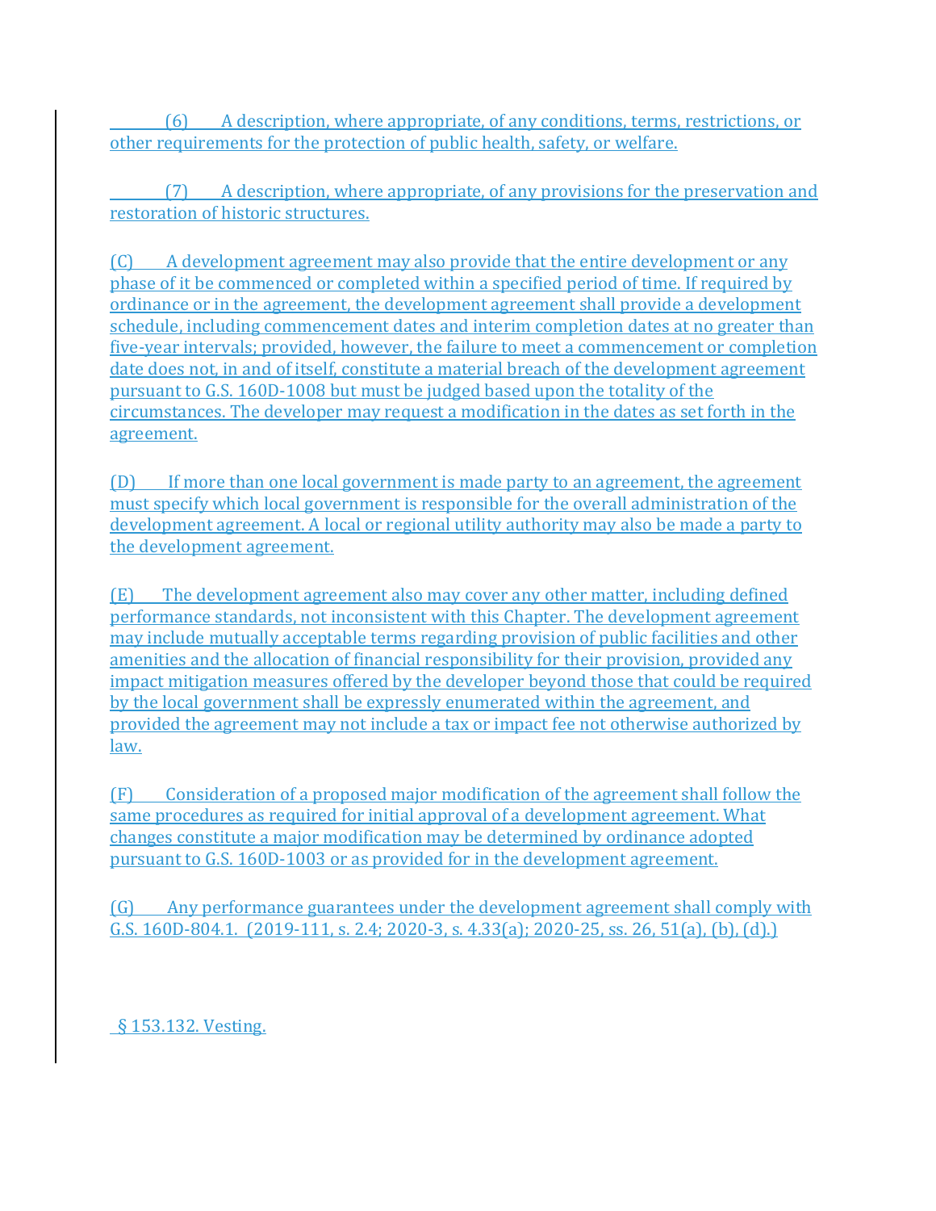(6) A description, where appropriate, of any conditions, terms, restrictions, or other requirements for the protection of public health, safety, or welfare.

(7) A description, where appropriate, of any provisions for the preservation and restoration of historic structures.

(C) A development agreement may also provide that the entire development or any phase of it be commenced or completed within a specified period of time. If required by ordinance or in the agreement, the development agreement shall provide a development schedule, including commencement dates and interim completion dates at no greater than five-year intervals; provided, however, the failure to meet a commencement or completion date does not, in and of itself, constitute a material breach of the development agreement pursuant to G.S. 160D-1008 but must be judged based upon the totality of the circumstances. The developer may request a modification in the dates as set forth in the agreement.

(D) If more than one local government is made party to an agreement, the agreement must specify which local government is responsible for the overall administration of the development agreement. A local or regional utility authority may also be made a party to the development agreement.

(E) The development agreement also may cover any other matter, including defined performance standards, not inconsistent with this Chapter. The development agreement may include mutually acceptable terms regarding provision of public facilities and other amenities and the allocation of financial responsibility for their provision, provided any impact mitigation measures offered by the developer beyond those that could be required by the local government shall be expressly enumerated within the agreement, and provided the agreement may not include a tax or impact fee not otherwise authorized by law.

(F) Consideration of a proposed major modification of the agreement shall follow the same procedures as required for initial approval of a development agreement. What changes constitute a major modification may be determined by ordinance adopted pursuant to G.S. 160D-1003 or as provided for in the development agreement.

(G) Any performance guarantees under the development agreement shall comply with G.S. 160D-804.1. (2019-111, s. 2.4; 2020-3, s. 4.33(a); 2020-25, ss. 26, 51(a), (b), (d).)

§ 153.132. Vesting.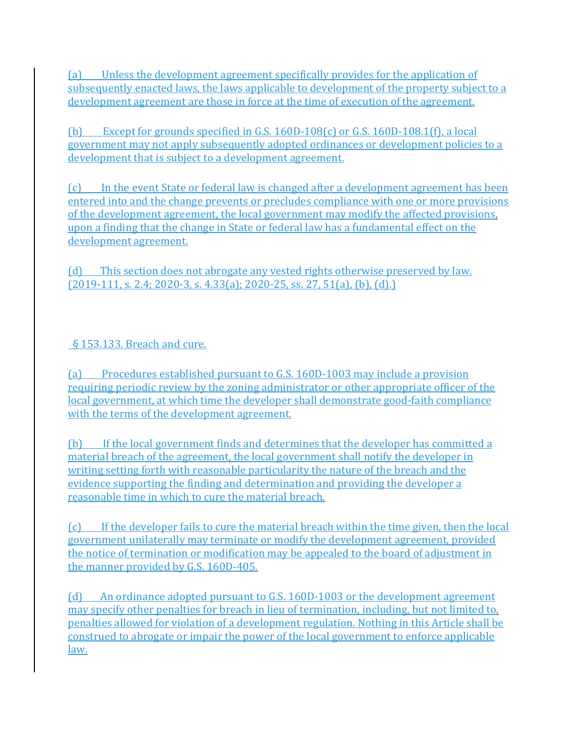(a) Unless the development agreement specifically provides for the application of subsequently enacted laws, the laws applicable to development of the property subject to a development agreement are those in force at the time of execution of the agreement.

(b) Except for grounds specified in G.S. 160D-108(c) or G.S. 160D-108.1(f), a local government may not apply subsequently adopted ordinances or development policies to a development that is subject to a development agreement.

(c) In the event State or federal law is changed after a development agreement has been entered into and the change prevents or precludes compliance with one or more provisions of the development agreement, the local government may modify the affected provisions, upon a finding that the change in State or federal law has a fundamental effect on the development agreement.

(d) This section does not abrogate any vested rights otherwise preserved by law. (2019-111, s. 2.4; 2020-3, s. 4.33(a); 2020-25, ss. 27, 51(a), (b), (d).)

§ 153.133. Breach and cure.

(a) Procedures established pursuant to G.S. 160D-1003 may include a provision requiring periodic review by the zoning administrator or other appropriate officer of the local government, at which time the developer shall demonstrate good-faith compliance with the terms of the development agreement.

(b) If the local government finds and determines that the developer has committed a material breach of the agreement, the local government shall notify the developer in writing setting forth with reasonable particularity the nature of the breach and the evidence supporting the finding and determination and providing the developer a reasonable time in which to cure the material breach.

(c) If the developer fails to cure the material breach within the time given, then the local government unilaterally may terminate or modify the development agreement, provided the notice of termination or modification may be appealed to the board of adjustment in the manner provided by G.S. 160D-405.

(d) An ordinance adopted pursuant to G.S. 160D-1003 or the development agreement may specify other penalties for breach in lieu of termination, including, but not limited to, penalties allowed for violation of a development regulation. Nothing in this Article shall be construed to abrogate or impair the power of the local government to enforce applicable law.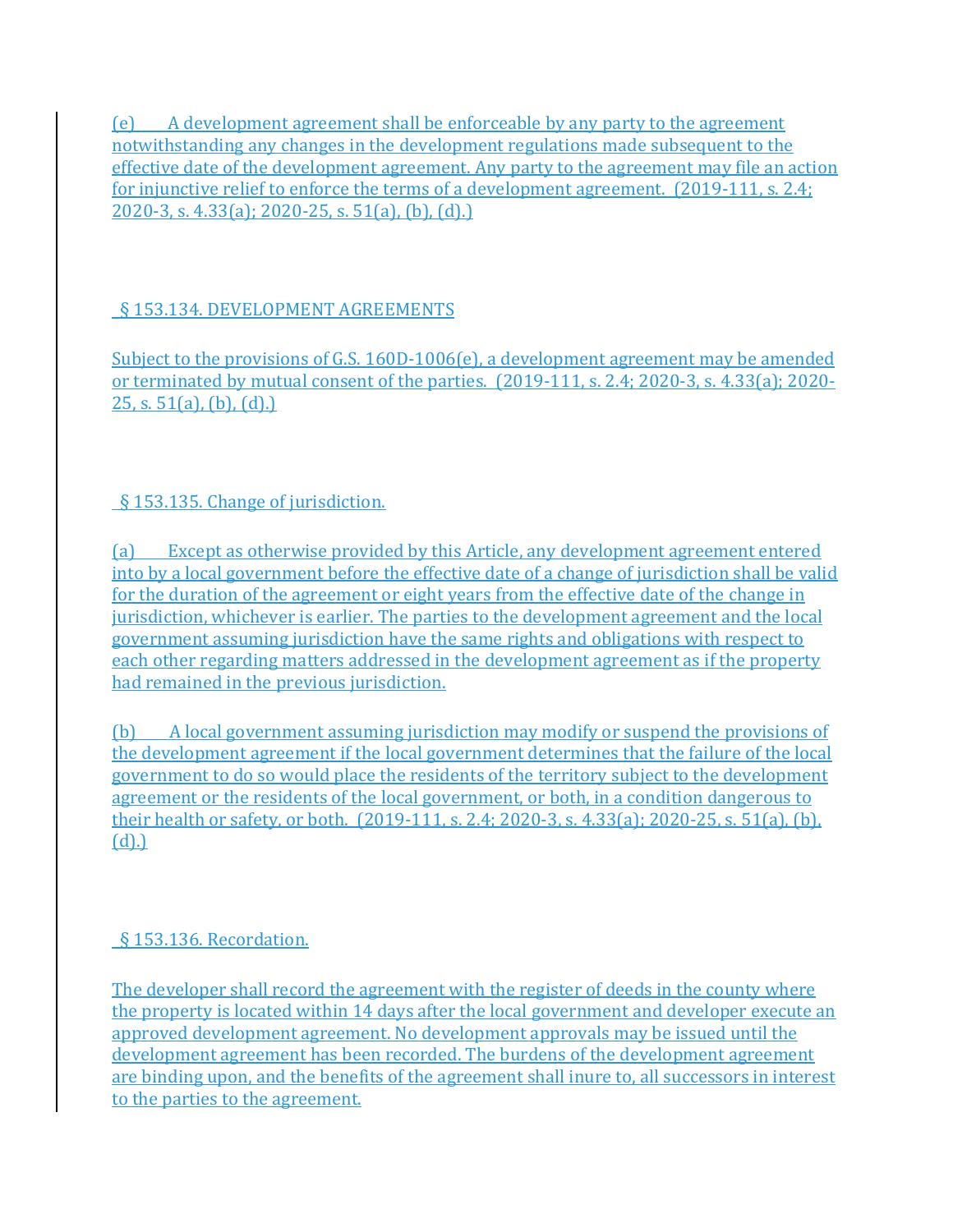(e) A development agreement shall be enforceable by any party to the agreement notwithstanding any changes in the development regulations made subsequent to the effective date of the development agreement. Any party to the agreement may file an action for injunctive relief to enforce the terms of a development agreement. (2019-111, s. 2.4; 2020-3, s. 4.33(a); 2020-25, s. 51(a), (b), (d).)

## § 153.134. DEVELOPMENT AGREEMENTS

Subject to the provisions of G.S. 160D-1006(e), a development agreement may be amended or terminated by mutual consent of the parties. (2019-111, s. 2.4; 2020-3, s. 4.33(a); 2020-25, s. 51(a), (b), (d).)

## § 153.135. Change of jurisdiction.

(a) Except as otherwise provided by this Article, any development agreement entered into by a local government before the effective date of a change of jurisdiction shall be valid for the duration of the agreement or eight years from the effective date of the change in jurisdiction, whichever is earlier. The parties to the development agreement and the local government assuming jurisdiction have the same rights and obligations with respect to each other regarding matters addressed in the development agreement as if the property had remained in the previous jurisdiction.

(b) A local government assuming jurisdiction may modify or suspend the provisions of the development agreement if the local government determines that the failure of the local government to do so would place the residents of the territory subject to the development agreement or the residents of the local government, or both, in a condition dangerous to their health or safety, or both. (2019-111, s. 2.4; 2020-3, s. 4.33(a); 2020-25, s. 51(a), (b), (d).)

## § 153.136. Recordation.

The developer shall record the agreement with the register of deeds in the county where the property is located within 14 days after the local government and developer execute an approved development agreement. No development approvals may be issued until the development agreement has been recorded. The burdens of the development agreement are binding upon, and the benefits of the agreement shall inure to, all successors in interest to the parties to the agreement.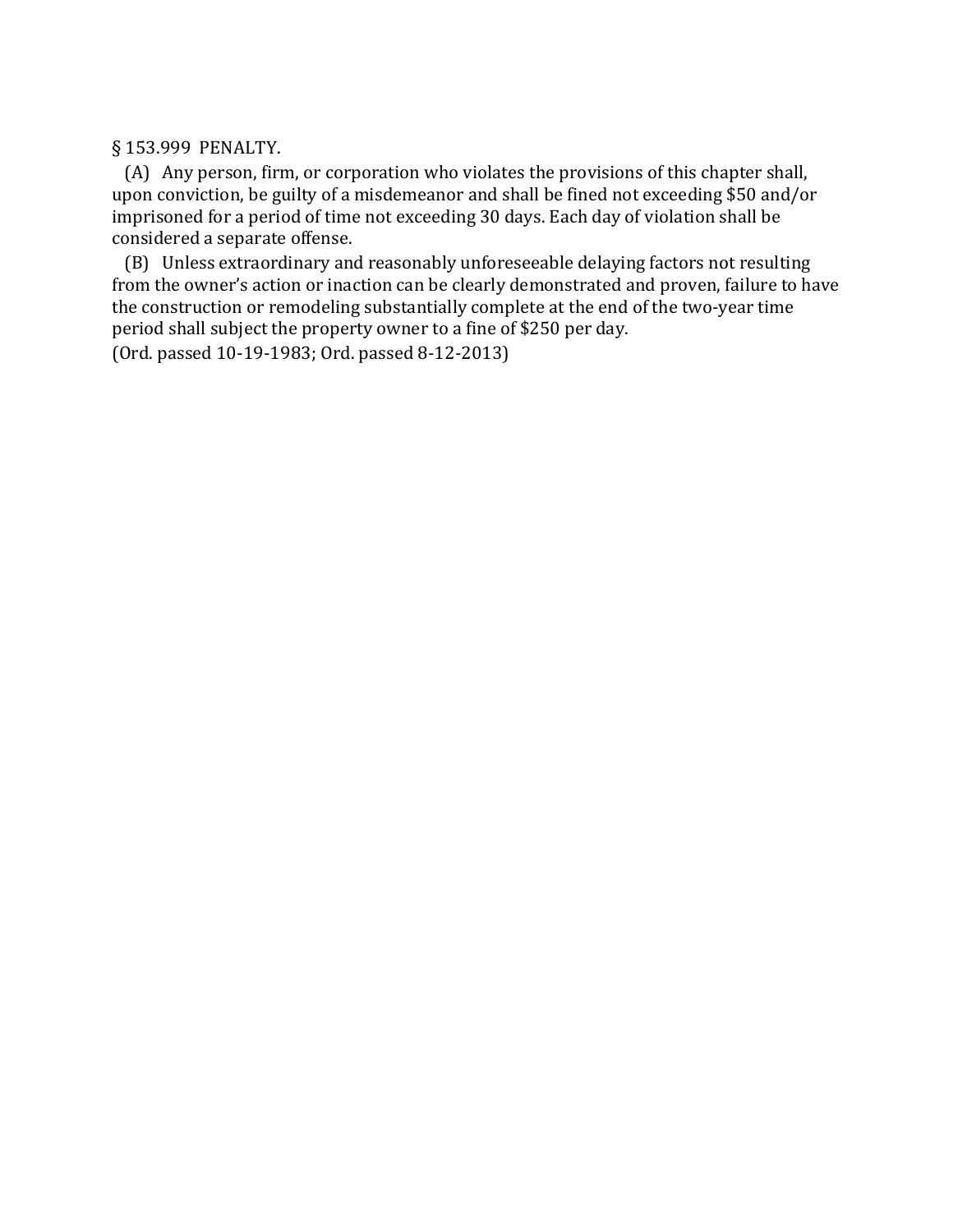§ 153.999 PENALTY.

(A) Any person, firm, or corporation who violates the provisions of this chapter shall, upon conviction, be guilty of a misdemeanor and shall be fined not exceeding $50 and/or imprisoned for a period of time not exceeding 30 days. Each day of violation shall be considered a separate offense.

(B) Unless extraordinary and reasonably unforeseeable delaying factors not resulting from the owner's action or inaction can be clearly demonstrated and proven, failure to have the construction or remodeling substantially complete at the end of the two-year time period shall subject the property owner to a fine of $250 per day.

(Ord. passed 10-19-1983; Ord. passed 8-12-2013)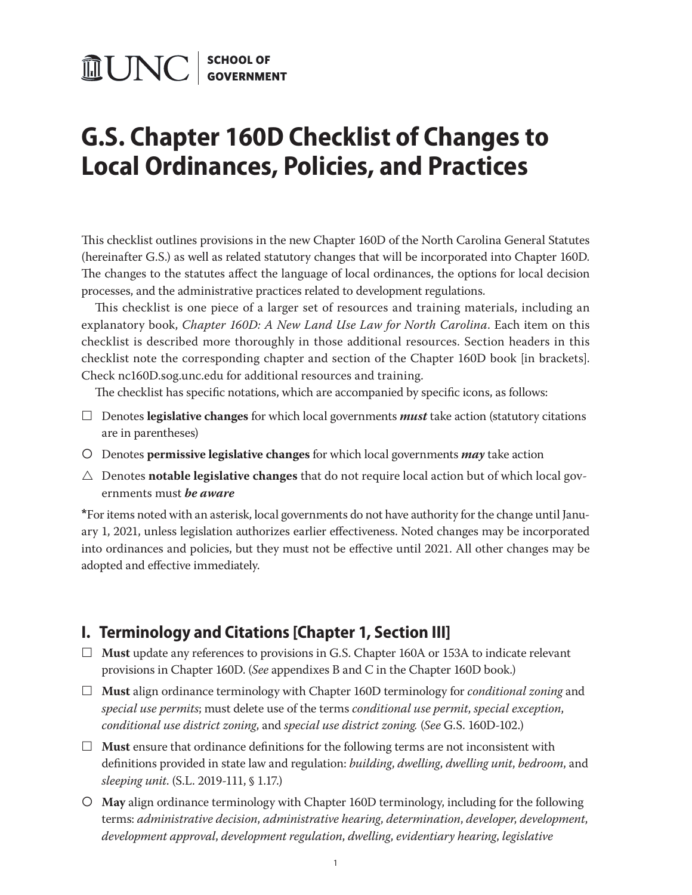UNC | SCHOOL OF GOVERNMENT

# G.S. Chapter 160D Checklist of Changes to Local Ordinances, Policies, and Practices

This checklist outlines provisions in the new Chapter 160D of the North Carolina General Statutes (hereinafter G.S.) as well as related statutory changes that will be incorporated into Chapter 160D. The changes to the statutes affect the language of local ordinances, the options for local decision processes, and the administrative practices related to development regulations.

This checklist is one piece of a larger set of resources and training materials, including an explanatory book, *Chapter 160D: A New Land Use Law for North Carolina*. Each item on this checklist is described more thoroughly in those additional resources. Section headers in this checklist note the corresponding chapter and section of the Chapter 160D book [in brackets]. Check nc160D.sog.unc.edu for additional resources and training.

The checklist has specific notations, which are accompanied by specific icons, as follows:

☐ Denotes **legislative changes** for which local governments ***must*** take action (statutory citations are in parentheses)

○ Denotes **permissive legislative changes** for which local governments ***may*** take action

△ Denotes **notable legislative changes** that do not require local action but of which local governments must ***be aware***

**\***For items noted with an asterisk, local governments do not have authority for the change until January 1, 2021, unless legislation authorizes earlier effectiveness. Noted changes may be incorporated into ordinances and policies, but they must not be effective until 2021. All other changes may be adopted and effective immediately.

## I. Terminology and Citations [Chapter 1, Section III]

☐ **Must** update any references to provisions in G.S. Chapter 160A or 153A to indicate relevant provisions in Chapter 160D. (*See* appendixes B and C in the Chapter 160D book.)

☐ **Must** align ordinance terminology with Chapter 160D terminology for *conditional zoning* and *special use permits*; must delete use of the terms *conditional use permit*, *special exception*, *conditional use district zoning*, and *special use district zoning.* (*See* G.S. 160D-102.)

☐ **Must** ensure that ordinance definitions for the following terms are not inconsistent with definitions provided in state law and regulation: *building*, *dwelling*, *dwelling unit*, *bedroom*, and *sleeping unit*. (S.L. 2019-111, § 1.17.)

○ **May** align ordinance terminology with Chapter 160D terminology, including for the following terms: *administrative decision*, *administrative hearing*, *determination*, *developer*, *development*, *development approval*, *development regulation*, *dwelling*, *evidentiary hearing*, *legislative*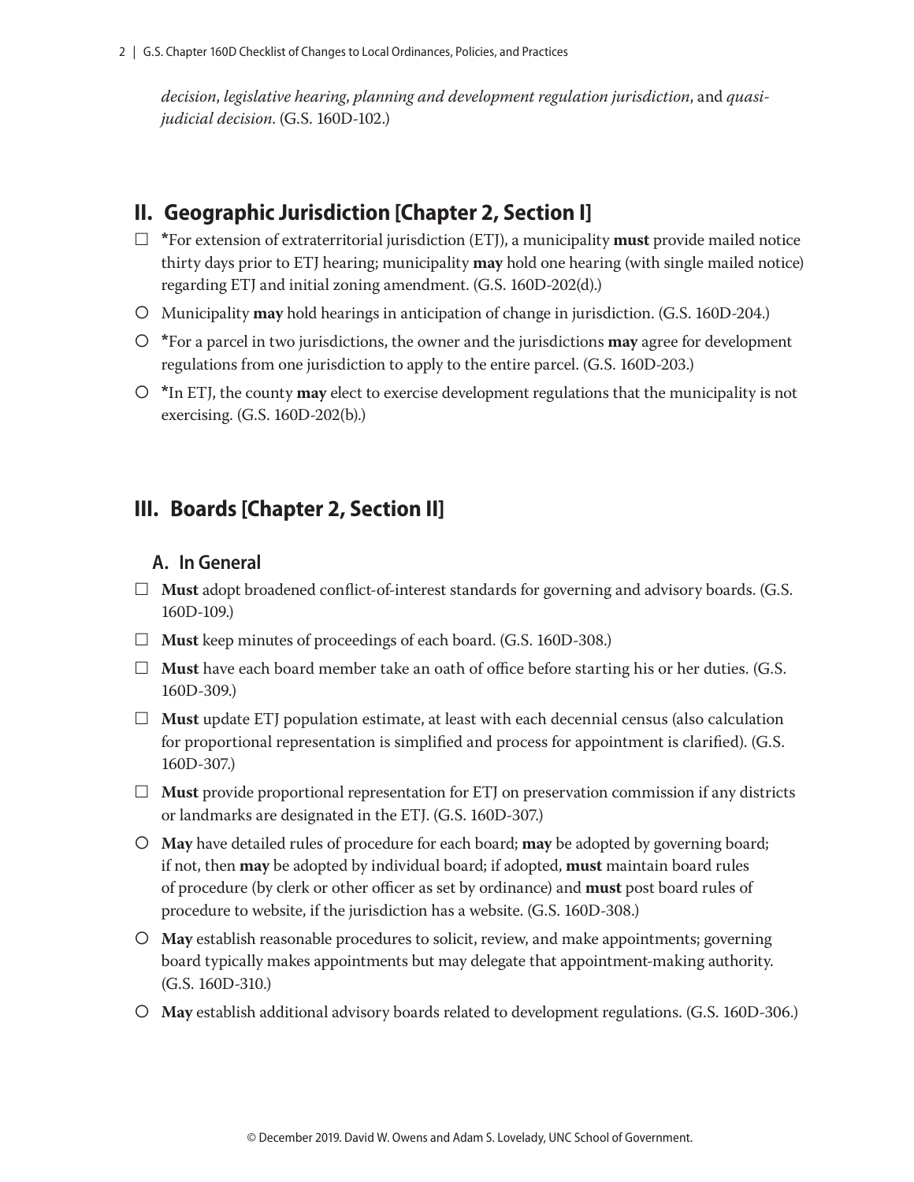*decision*, *legislative hearing*, *planning and development regulation jurisdiction*, and *quasi-judicial decision*. (G.S. 160D-102.)

## II. Geographic Jurisdiction [Chapter 2, Section I]

- ☐ *For extension of extraterritorial jurisdiction (ETJ), a municipality **must** provide mailed notice thirty days prior to ETJ hearing; municipality **may** hold one hearing (with single mailed notice) regarding ETJ and initial zoning amendment. (G.S. 160D-202(d).)
- ○ Municipality **may** hold hearings in anticipation of change in jurisdiction. (G.S. 160D-204.)
- ○ *For a parcel in two jurisdictions, the owner and the jurisdictions **may** agree for development regulations from one jurisdiction to apply to the entire parcel. (G.S. 160D-203.)
- ○ *In ETJ, the county **may** elect to exercise development regulations that the municipality is not exercising. (G.S. 160D-202(b).)

## III. Boards [Chapter 2, Section II]

### A. In General

- ☐ **Must** adopt broadened conflict-of-interest standards for governing and advisory boards. (G.S. 160D-109.)
- ☐ **Must** keep minutes of proceedings of each board. (G.S. 160D-308.)
- ☐ **Must** have each board member take an oath of office before starting his or her duties. (G.S. 160D-309.)
- ☐ **Must** update ETJ population estimate, at least with each decennial census (also calculation for proportional representation is simplified and process for appointment is clarified). (G.S. 160D-307.)
- ☐ **Must** provide proportional representation for ETJ on preservation commission if any districts or landmarks are designated in the ETJ. (G.S. 160D-307.)
- ○ **May** have detailed rules of procedure for each board; **may** be adopted by governing board; if not, then **may** be adopted by individual board; if adopted, **must** maintain board rules of procedure (by clerk or other officer as set by ordinance) and **must** post board rules of procedure to website, if the jurisdiction has a website. (G.S. 160D-308.)
- ○ **May** establish reasonable procedures to solicit, review, and make appointments; governing board typically makes appointments but may delegate that appointment-making authority. (G.S. 160D-310.)
- ○ **May** establish additional advisory boards related to development regulations. (G.S. 160D-306.)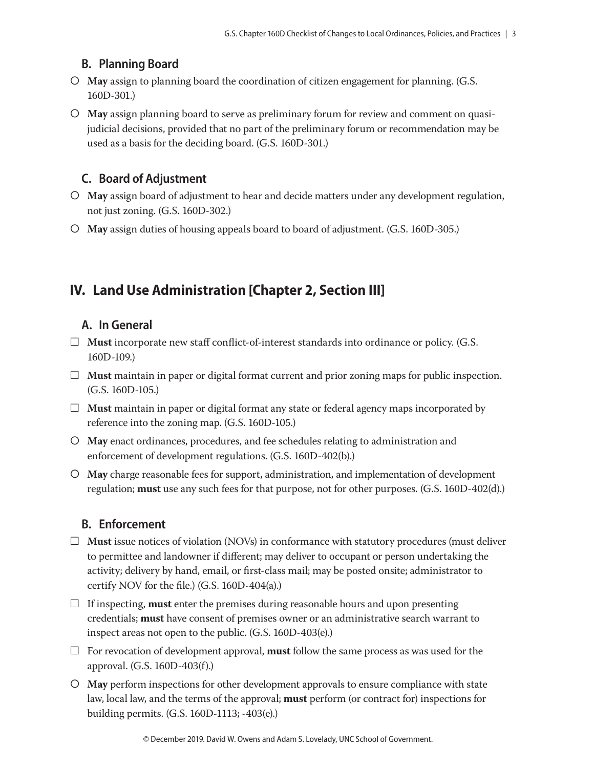### B. Planning Board

- ○ **May** assign to planning board the coordination of citizen engagement for planning. (G.S. 160D-301.)
- ○ **May** assign planning board to serve as preliminary forum for review and comment on quasi-judicial decisions, provided that no part of the preliminary forum or recommendation may be used as a basis for the deciding board. (G.S. 160D-301.)

### C. Board of Adjustment

- ○ **May** assign board of adjustment to hear and decide matters under any development regulation, not just zoning. (G.S. 160D-302.)
- ○ **May** assign duties of housing appeals board to board of adjustment. (G.S. 160D-305.)

## IV. Land Use Administration [Chapter 2, Section III]

### A. In General

- ☐ **Must** incorporate new staff conflict-of-interest standards into ordinance or policy. (G.S. 160D-109.)
- ☐ **Must** maintain in paper or digital format current and prior zoning maps for public inspection. (G.S. 160D-105.)
- ☐ **Must** maintain in paper or digital format any state or federal agency maps incorporated by reference into the zoning map. (G.S. 160D-105.)
- ○ **May** enact ordinances, procedures, and fee schedules relating to administration and enforcement of development regulations. (G.S. 160D-402(b).)
- ○ **May** charge reasonable fees for support, administration, and implementation of development regulation; **must** use any such fees for that purpose, not for other purposes. (G.S. 160D-402(d).)

### B. Enforcement

- ☐ **Must** issue notices of violation (NOVs) in conformance with statutory procedures (must deliver to permittee and landowner if different; may deliver to occupant or person undertaking the activity; delivery by hand, email, or first-class mail; may be posted onsite; administrator to certify NOV for the file.) (G.S. 160D-404(a).)
- ☐ If inspecting, **must** enter the premises during reasonable hours and upon presenting credentials; **must** have consent of premises owner or an administrative search warrant to inspect areas not open to the public. (G.S. 160D-403(e).)
- ☐ For revocation of development approval, **must** follow the same process as was used for the approval. (G.S. 160D-403(f).)
- ○ **May** perform inspections for other development approvals to ensure compliance with state law, local law, and the terms of the approval; **must** perform (or contract for) inspections for building permits. (G.S. 160D-1113; -403(e).)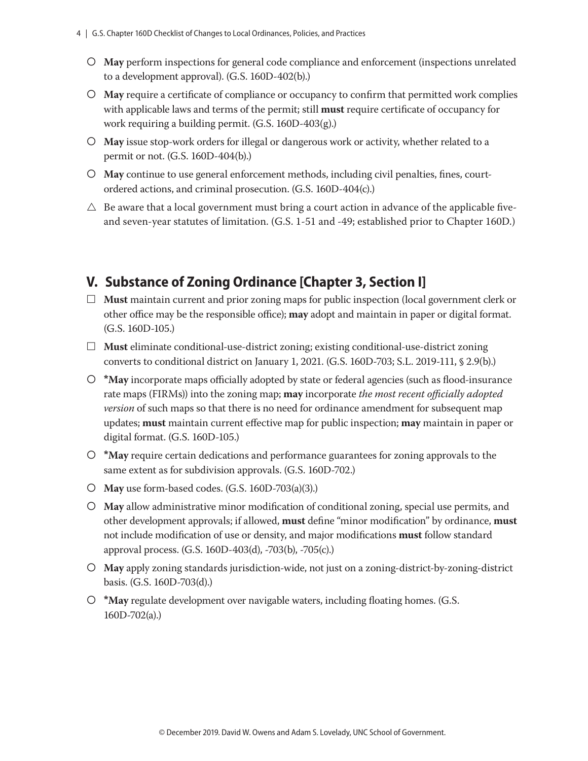- ○ **May** perform inspections for general code compliance and enforcement (inspections unrelated to a development approval). (G.S. 160D-402(b).)
- ○ **May** require a certificate of compliance or occupancy to confirm that permitted work complies with applicable laws and terms of the permit; still **must** require certificate of occupancy for work requiring a building permit. (G.S. 160D-403(g).)
- ○ **May** issue stop-work orders for illegal or dangerous work or activity, whether related to a permit or not. (G.S. 160D-404(b).)
- ○ **May** continue to use general enforcement methods, including civil penalties, fines, court-ordered actions, and criminal prosecution. (G.S. 160D-404(c).)
- △ Be aware that a local government must bring a court action in advance of the applicable five- and seven-year statutes of limitation. (G.S. 1-51 and -49; established prior to Chapter 160D.)

## V. Substance of Zoning Ordinance [Chapter 3, Section I]

- □ **Must** maintain current and prior zoning maps for public inspection (local government clerk or other office may be the responsible office); **may** adopt and maintain in paper or digital format. (G.S. 160D-105.)
- □ **Must** eliminate conditional-use-district zoning; existing conditional-use-district zoning converts to conditional district on January 1, 2021. (G.S. 160D-703; S.L. 2019-111, § 2.9(b).)
- ○ ***May** incorporate maps officially adopted by state or federal agencies (such as flood-insurance rate maps (FIRMs)) into the zoning map; **may** incorporate *the most recent officially adopted version* of such maps so that there is no need for ordinance amendment for subsequent map updates; **must** maintain current effective map for public inspection; **may** maintain in paper or digital format. (G.S. 160D-105.)
- ○ ***May** require certain dedications and performance guarantees for zoning approvals to the same extent as for subdivision approvals. (G.S. 160D-702.)
- ○ **May** use form-based codes. (G.S. 160D-703(a)(3).)
- ○ **May** allow administrative minor modification of conditional zoning, special use permits, and other development approvals; if allowed, **must** define "minor modification" by ordinance, **must** not include modification of use or density, and major modifications **must** follow standard approval process. (G.S. 160D-403(d), -703(b), -705(c).)
- ○ **May** apply zoning standards jurisdiction-wide, not just on a zoning-district-by-zoning-district basis. (G.S. 160D-703(d).)
- ○ ***May** regulate development over navigable waters, including floating homes. (G.S. 160D-702(a).)

© December 2019. David W. Owens and Adam S. Lovelady, UNC School of Government.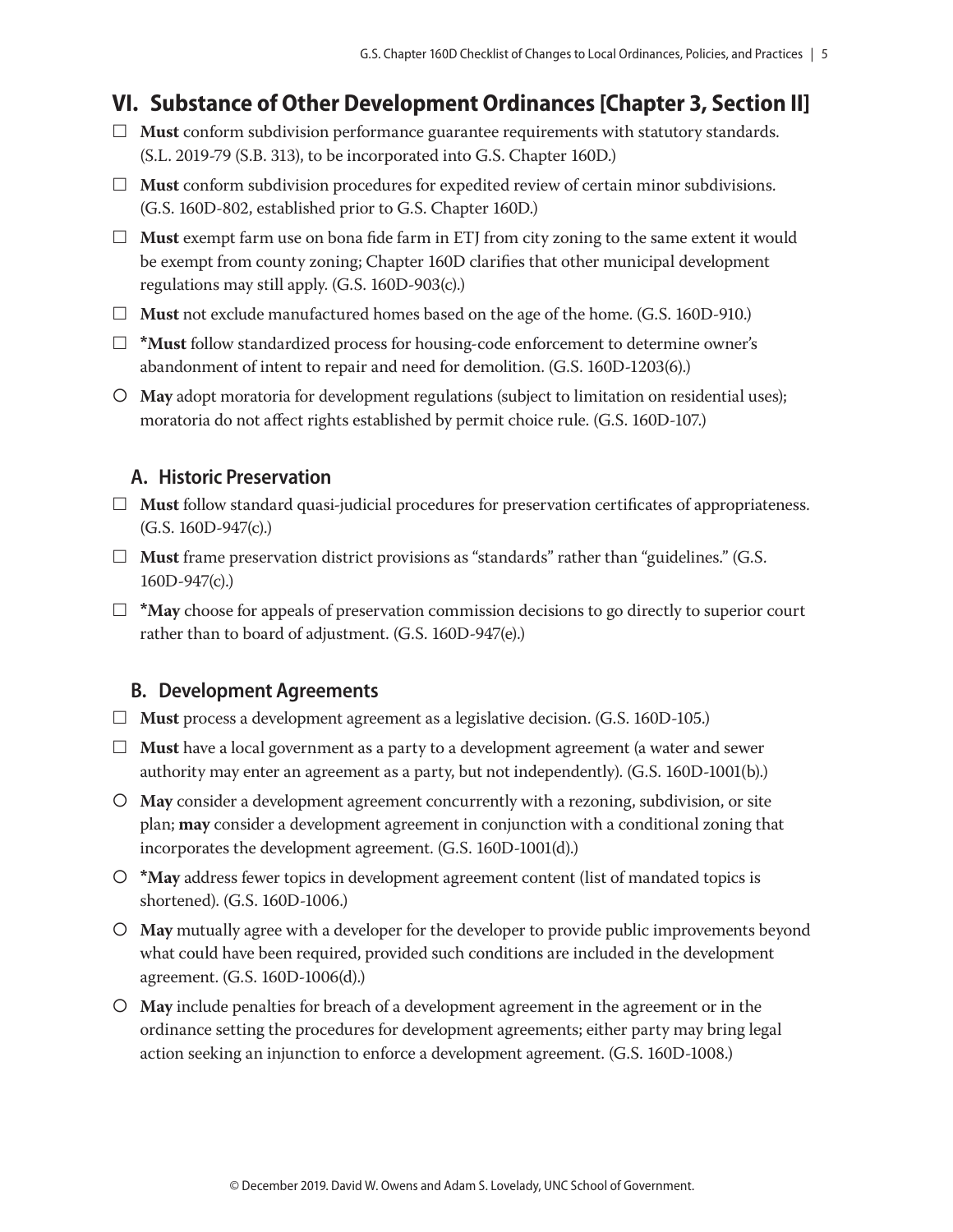## VI. Substance of Other Development Ordinances [Chapter 3, Section II]

- ☐ **Must** conform subdivision performance guarantee requirements with statutory standards. (S.L. 2019-79 (S.B. 313), to be incorporated into G.S. Chapter 160D.)
- ☐ **Must** conform subdivision procedures for expedited review of certain minor subdivisions. (G.S. 160D-802, established prior to G.S. Chapter 160D.)
- ☐ **Must** exempt farm use on bona fide farm in ETJ from city zoning to the same extent it would be exempt from county zoning; Chapter 160D clarifies that other municipal development regulations may still apply. (G.S. 160D-903(c).)
- ☐ **Must** not exclude manufactured homes based on the age of the home. (G.S. 160D-910.)
- ☐ ***Must** follow standardized process for housing-code enforcement to determine owner's abandonment of intent to repair and need for demolition. (G.S. 160D-1203(6).)
- ○ **May** adopt moratoria for development regulations (subject to limitation on residential uses); moratoria do not affect rights established by permit choice rule. (G.S. 160D-107.)

### A. Historic Preservation

- ☐ **Must** follow standard quasi-judicial procedures for preservation certificates of appropriateness. (G.S. 160D-947(c).)
- ☐ **Must** frame preservation district provisions as "standards" rather than "guidelines." (G.S. 160D-947(c).)
- ☐ ***May** choose for appeals of preservation commission decisions to go directly to superior court rather than to board of adjustment. (G.S. 160D-947(e).)

### B. Development Agreements

- ☐ **Must** process a development agreement as a legislative decision. (G.S. 160D-105.)
- ☐ **Must** have a local government as a party to a development agreement (a water and sewer authority may enter an agreement as a party, but not independently). (G.S. 160D-1001(b).)
- ○ **May** consider a development agreement concurrently with a rezoning, subdivision, or site plan; **may** consider a development agreement in conjunction with a conditional zoning that incorporates the development agreement. (G.S. 160D-1001(d).)
- ○ ***May** address fewer topics in development agreement content (list of mandated topics is shortened). (G.S. 160D-1006.)
- ○ **May** mutually agree with a developer for the developer to provide public improvements beyond what could have been required, provided such conditions are included in the development agreement. (G.S. 160D-1006(d).)
- ○ **May** include penalties for breach of a development agreement in the agreement or in the ordinance setting the procedures for development agreements; either party may bring legal action seeking an injunction to enforce a development agreement. (G.S. 160D-1008.)

© December 2019. David W. Owens and Adam S. Lovelady, UNC School of Government.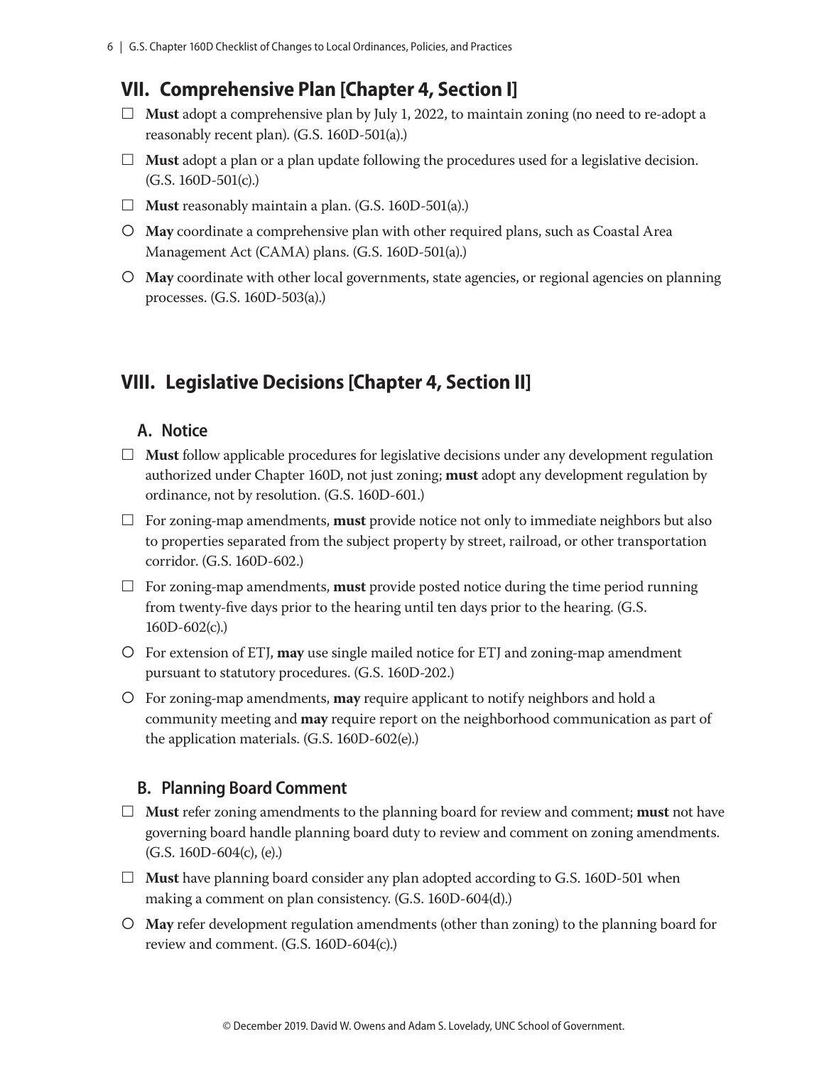## VII. Comprehensive Plan [Chapter 4, Section I]

- ☐ **Must** adopt a comprehensive plan by July 1, 2022, to maintain zoning (no need to re-adopt a reasonably recent plan). (G.S. 160D-501(a).)
- ☐ **Must** adopt a plan or a plan update following the procedures used for a legislative decision. (G.S. 160D-501(c).)
- ☐ **Must** reasonably maintain a plan. (G.S. 160D-501(a).)
- ○ **May** coordinate a comprehensive plan with other required plans, such as Coastal Area Management Act (CAMA) plans. (G.S. 160D-501(a).)
- ○ **May** coordinate with other local governments, state agencies, or regional agencies on planning processes. (G.S. 160D-503(a).)

## VIII. Legislative Decisions [Chapter 4, Section II]

### A. Notice

- ☐ **Must** follow applicable procedures for legislative decisions under any development regulation authorized under Chapter 160D, not just zoning; **must** adopt any development regulation by ordinance, not by resolution. (G.S. 160D-601.)
- ☐ For zoning-map amendments, **must** provide notice not only to immediate neighbors but also to properties separated from the subject property by street, railroad, or other transportation corridor. (G.S. 160D-602.)
- ☐ For zoning-map amendments, **must** provide posted notice during the time period running from twenty-five days prior to the hearing until ten days prior to the hearing. (G.S. 160D-602(c).)
- ○ For extension of ETJ, **may** use single mailed notice for ETJ and zoning-map amendment pursuant to statutory procedures. (G.S. 160D-202.)
- ○ For zoning-map amendments, **may** require applicant to notify neighbors and hold a community meeting and **may** require report on the neighborhood communication as part of the application materials. (G.S. 160D-602(e).)

### B. Planning Board Comment

- ☐ **Must** refer zoning amendments to the planning board for review and comment; **must** not have governing board handle planning board duty to review and comment on zoning amendments. (G.S. 160D-604(c), (e).)
- ☐ **Must** have planning board consider any plan adopted according to G.S. 160D-501 when making a comment on plan consistency. (G.S. 160D-604(d).)
- ○ **May** refer development regulation amendments (other than zoning) to the planning board for review and comment. (G.S. 160D-604(c).)

© December 2019. David W. Owens and Adam S. Lovelady, UNC School of Government.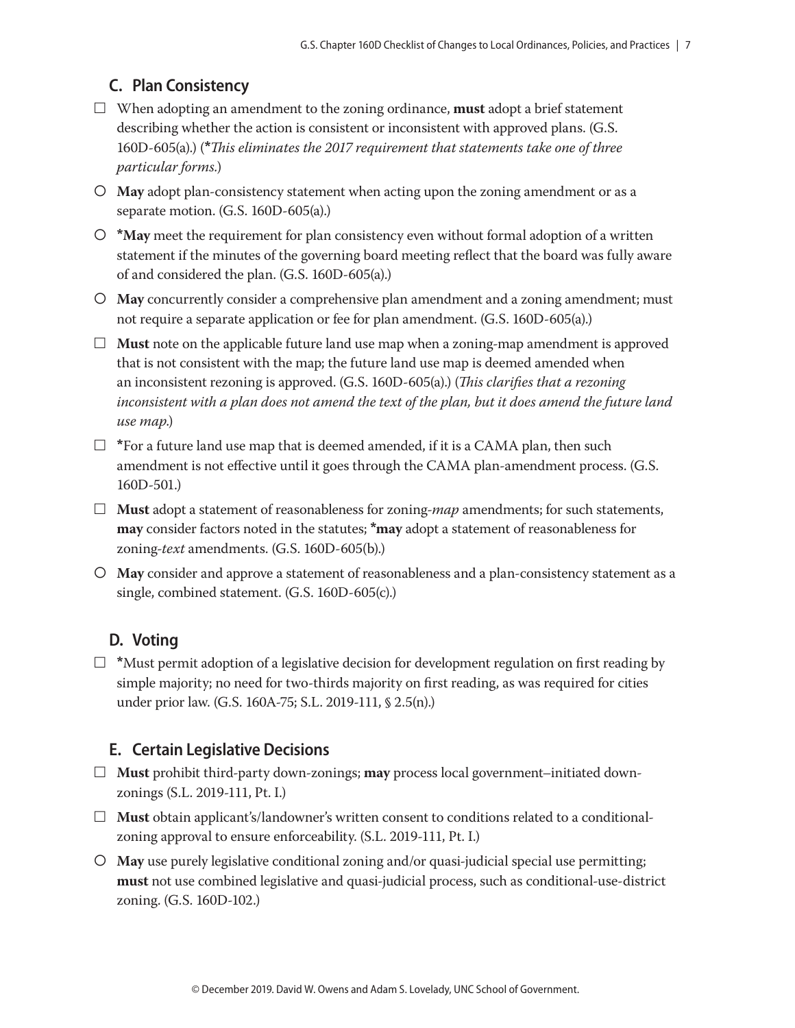## C. Plan Consistency

- ☐ When adopting an amendment to the zoning ordinance, **must** adopt a brief statement describing whether the action is consistent or inconsistent with approved plans. (G.S. 160D-605(a).) (*\*This eliminates the 2017 requirement that statements take one of three particular forms.*)
- ○ **May** adopt plan-consistency statement when acting upon the zoning amendment or as a separate motion. (G.S. 160D-605(a).)
- ○ **\*May** meet the requirement for plan consistency even without formal adoption of a written statement if the minutes of the governing board meeting reflect that the board was fully aware of and considered the plan. (G.S. 160D-605(a).)
- ○ **May** concurrently consider a comprehensive plan amendment and a zoning amendment; must not require a separate application or fee for plan amendment. (G.S. 160D-605(a).)
- ☐ **Must** note on the applicable future land use map when a zoning-map amendment is approved that is not consistent with the map; the future land use map is deemed amended when an inconsistent rezoning is approved. (G.S. 160D-605(a).) (*This clarifies that a rezoning inconsistent with a plan does not amend the text of the plan, but it does amend the future land use map.*)
- ☐ \*For a future land use map that is deemed amended, if it is a CAMA plan, then such amendment is not effective until it goes through the CAMA plan-amendment process. (G.S. 160D-501.)
- ☐ **Must** adopt a statement of reasonableness for zoning-*map* amendments; for such statements, **may** consider factors noted in the statutes; **\*may** adopt a statement of reasonableness for zoning-*text* amendments. (G.S. 160D-605(b).)
- ○ **May** consider and approve a statement of reasonableness and a plan-consistency statement as a single, combined statement. (G.S. 160D-605(c).)

## D. Voting

- ☐ \*Must permit adoption of a legislative decision for development regulation on first reading by simple majority; no need for two-thirds majority on first reading, as was required for cities under prior law. (G.S. 160A-75; S.L. 2019-111, § 2.5(n).)

## E. Certain Legislative Decisions

- ☐ **Must** prohibit third-party down-zonings; **may** process local government–initiated down-zonings (S.L. 2019-111, Pt. I.)
- ☐ **Must** obtain applicant's/landowner's written consent to conditions related to a conditional-zoning approval to ensure enforceability. (S.L. 2019-111, Pt. I.)
- ○ **May** use purely legislative conditional zoning and/or quasi-judicial special use permitting; **must** not use combined legislative and quasi-judicial process, such as conditional-use-district zoning. (G.S. 160D-102.)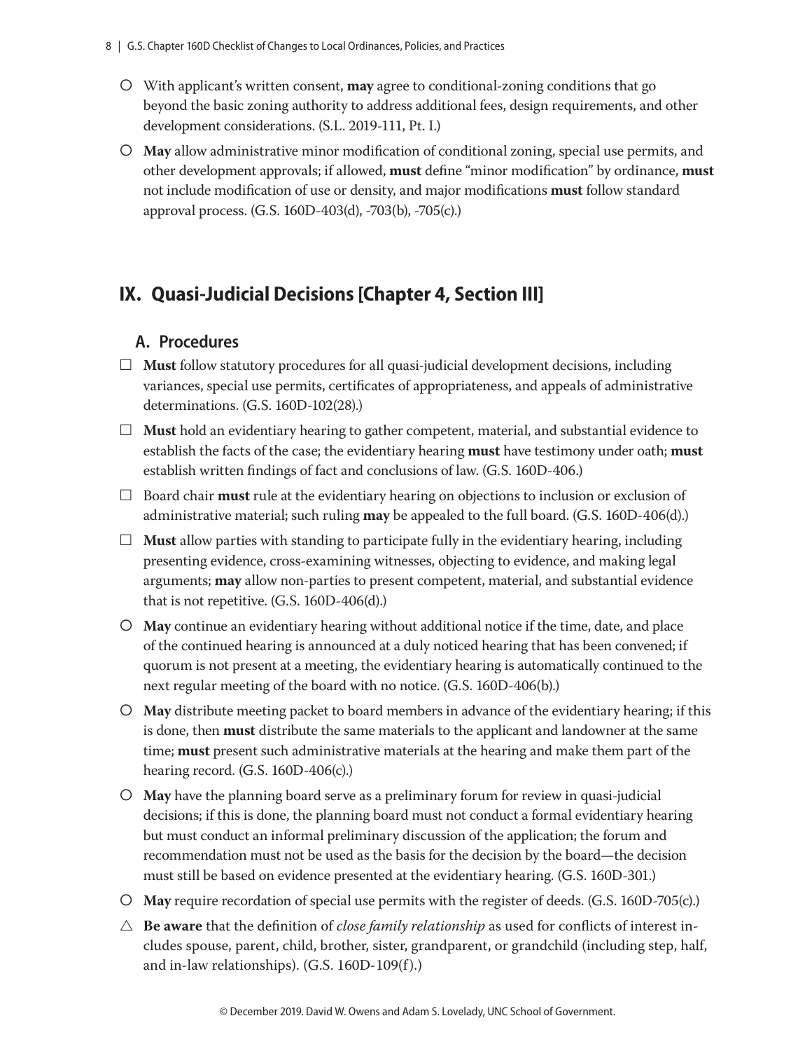- ○ With applicant's written consent, **may** agree to conditional-zoning conditions that go beyond the basic zoning authority to address additional fees, design requirements, and other development considerations. (S.L. 2019-111, Pt. I.)
- ○ **May** allow administrative minor modification of conditional zoning, special use permits, and other development approvals; if allowed, **must** define "minor modification" by ordinance, **must** not include modification of use or density, and major modifications **must** follow standard approval process. (G.S. 160D-403(d), -703(b), -705(c).)

## IX. Quasi-Judicial Decisions [Chapter 4, Section III]

### A. Procedures

- ☐ **Must** follow statutory procedures for all quasi-judicial development decisions, including variances, special use permits, certificates of appropriateness, and appeals of administrative determinations. (G.S. 160D-102(28).)
- ☐ **Must** hold an evidentiary hearing to gather competent, material, and substantial evidence to establish the facts of the case; the evidentiary hearing **must** have testimony under oath; **must** establish written findings of fact and conclusions of law. (G.S. 160D-406.)
- ☐ Board chair **must** rule at the evidentiary hearing on objections to inclusion or exclusion of administrative material; such ruling **may** be appealed to the full board. (G.S. 160D-406(d).)
- ☐ **Must** allow parties with standing to participate fully in the evidentiary hearing, including presenting evidence, cross-examining witnesses, objecting to evidence, and making legal arguments; **may** allow non-parties to present competent, material, and substantial evidence that is not repetitive. (G.S. 160D-406(d).)
- ○ **May** continue an evidentiary hearing without additional notice if the time, date, and place of the continued hearing is announced at a duly noticed hearing that has been convened; if quorum is not present at a meeting, the evidentiary hearing is automatically continued to the next regular meeting of the board with no notice. (G.S. 160D-406(b).)
- ○ **May** distribute meeting packet to board members in advance of the evidentiary hearing; if this is done, then **must** distribute the same materials to the applicant and landowner at the same time; **must** present such administrative materials at the hearing and make them part of the hearing record. (G.S. 160D-406(c).)
- ○ **May** have the planning board serve as a preliminary forum for review in quasi-judicial decisions; if this is done, the planning board must not conduct a formal evidentiary hearing but must conduct an informal preliminary discussion of the application; the forum and recommendation must not be used as the basis for the decision by the board—the decision must still be based on evidence presented at the evidentiary hearing. (G.S. 160D-301.)
- ○ **May** require recordation of special use permits with the register of deeds. (G.S. 160D-705(c).)
- △ **Be aware** that the definition of *close family relationship* as used for conflicts of interest includes spouse, parent, child, brother, sister, grandparent, or grandchild (including step, half, and in-law relationships). (G.S. 160D-109(f).)

© December 2019. David W. Owens and Adam S. Lovelady, UNC School of Government.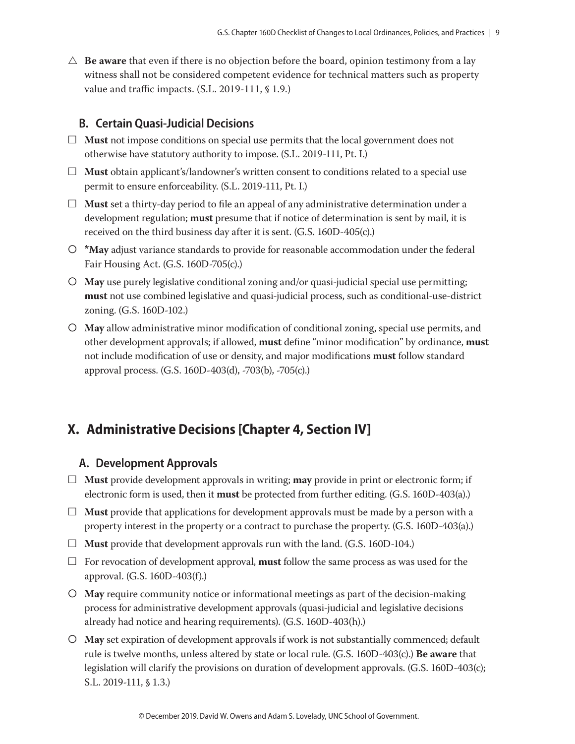△ **Be aware** that even if there is no objection before the board, opinion testimony from a lay witness shall not be considered competent evidence for technical matters such as property value and traffic impacts. (S.L. 2019-111, § 1.9.)

### B. Certain Quasi-Judicial Decisions

☐ **Must** not impose conditions on special use permits that the local government does not otherwise have statutory authority to impose. (S.L. 2019-111, Pt. I.)

☐ **Must** obtain applicant's/landowner's written consent to conditions related to a special use permit to ensure enforceability. (S.L. 2019-111, Pt. I.)

☐ **Must** set a thirty-day period to file an appeal of any administrative determination under a development regulation; **must** presume that if notice of determination is sent by mail, it is received on the third business day after it is sent. (G.S. 160D-405(c).)

○ ***May** adjust variance standards to provide for reasonable accommodation under the federal Fair Housing Act. (G.S. 160D-705(c).)

○ **May** use purely legislative conditional zoning and/or quasi-judicial special use permitting; **must** not use combined legislative and quasi-judicial process, such as conditional-use-district zoning. (G.S. 160D-102.)

○ **May** allow administrative minor modification of conditional zoning, special use permits, and other development approvals; if allowed, **must** define "minor modification" by ordinance, **must** not include modification of use or density, and major modifications **must** follow standard approval process. (G.S. 160D-403(d), -703(b), -705(c).)

## X. Administrative Decisions [Chapter 4, Section IV]

### A. Development Approvals

☐ **Must** provide development approvals in writing; **may** provide in print or electronic form; if electronic form is used, then it **must** be protected from further editing. (G.S. 160D-403(a).)

☐ **Must** provide that applications for development approvals must be made by a person with a property interest in the property or a contract to purchase the property. (G.S. 160D-403(a).)

☐ **Must** provide that development approvals run with the land. (G.S. 160D-104.)

☐ For revocation of development approval, **must** follow the same process as was used for the approval. (G.S. 160D-403(f).)

○ **May** require community notice or informational meetings as part of the decision-making process for administrative development approvals (quasi-judicial and legislative decisions already had notice and hearing requirements). (G.S. 160D-403(h).)

○ **May** set expiration of development approvals if work is not substantially commenced; default rule is twelve months, unless altered by state or local rule. (G.S. 160D-403(c).) **Be aware** that legislation will clarify the provisions on duration of development approvals. (G.S. 160D-403(c); S.L. 2019-111, § 1.3.)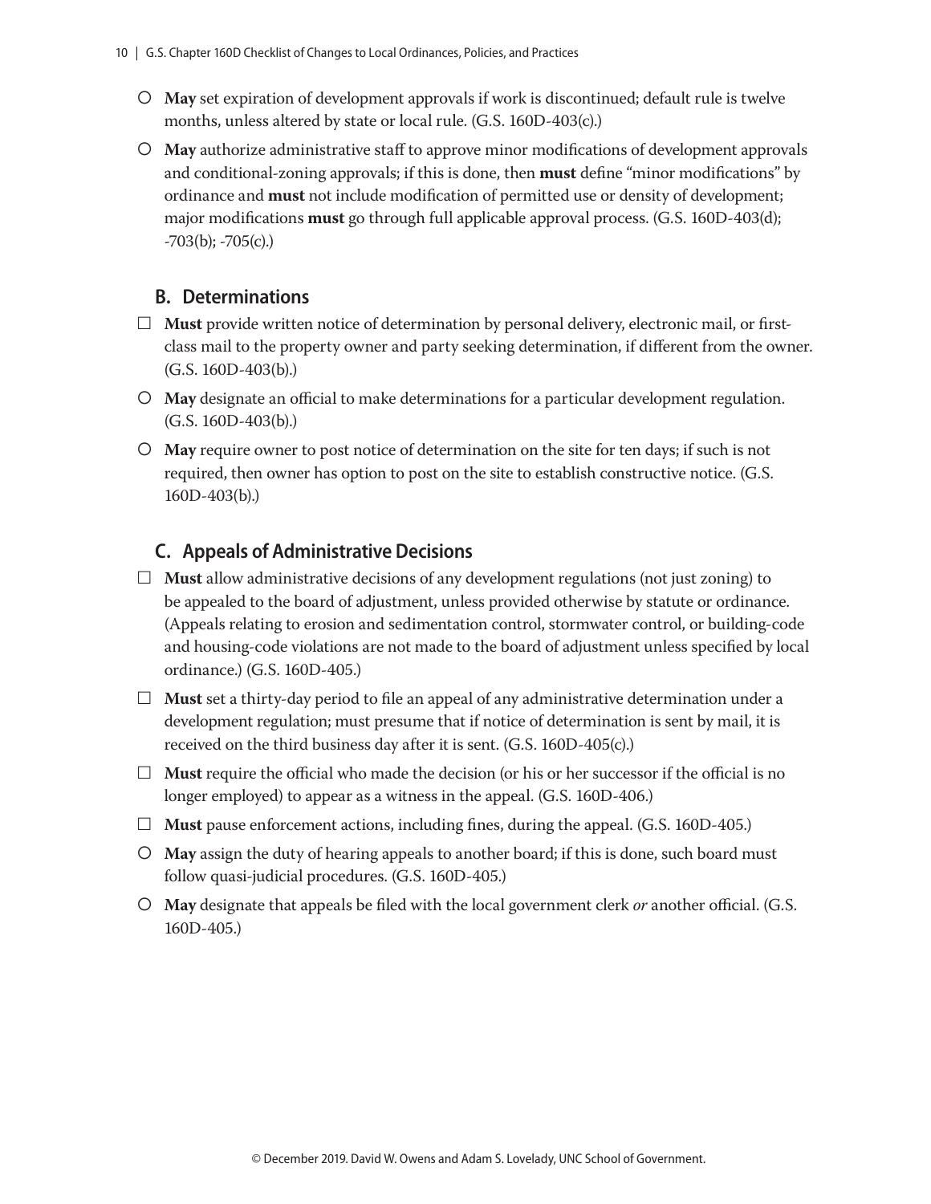- ○ **May** set expiration of development approvals if work is discontinued; default rule is twelve months, unless altered by state or local rule. (G.S. 160D-403(c).)
- ○ **May** authorize administrative staff to approve minor modifications of development approvals and conditional-zoning approvals; if this is done, then **must** define "minor modifications" by ordinance and **must** not include modification of permitted use or density of development; major modifications **must** go through full applicable approval process. (G.S. 160D-403(d); -703(b); -705(c).)

### B. Determinations

- ☐ **Must** provide written notice of determination by personal delivery, electronic mail, or first-class mail to the property owner and party seeking determination, if different from the owner. (G.S. 160D-403(b).)
- ○ **May** designate an official to make determinations for a particular development regulation. (G.S. 160D-403(b).)
- ○ **May** require owner to post notice of determination on the site for ten days; if such is not required, then owner has option to post on the site to establish constructive notice. (G.S. 160D-403(b).)

### C. Appeals of Administrative Decisions

- ☐ **Must** allow administrative decisions of any development regulations (not just zoning) to be appealed to the board of adjustment, unless provided otherwise by statute or ordinance. (Appeals relating to erosion and sedimentation control, stormwater control, or building-code and housing-code violations are not made to the board of adjustment unless specified by local ordinance.) (G.S. 160D-405.)
- ☐ **Must** set a thirty-day period to file an appeal of any administrative determination under a development regulation; must presume that if notice of determination is sent by mail, it is received on the third business day after it is sent. (G.S. 160D-405(c).)
- ☐ **Must** require the official who made the decision (or his or her successor if the official is no longer employed) to appear as a witness in the appeal. (G.S. 160D-406.)
- ☐ **Must** pause enforcement actions, including fines, during the appeal. (G.S. 160D-405.)
- ○ **May** assign the duty of hearing appeals to another board; if this is done, such board must follow quasi-judicial procedures. (G.S. 160D-405.)
- ○ **May** designate that appeals be filed with the local government clerk *or* another official. (G.S. 160D-405.)

© December 2019. David W. Owens and Adam S. Lovelady, UNC School of Government.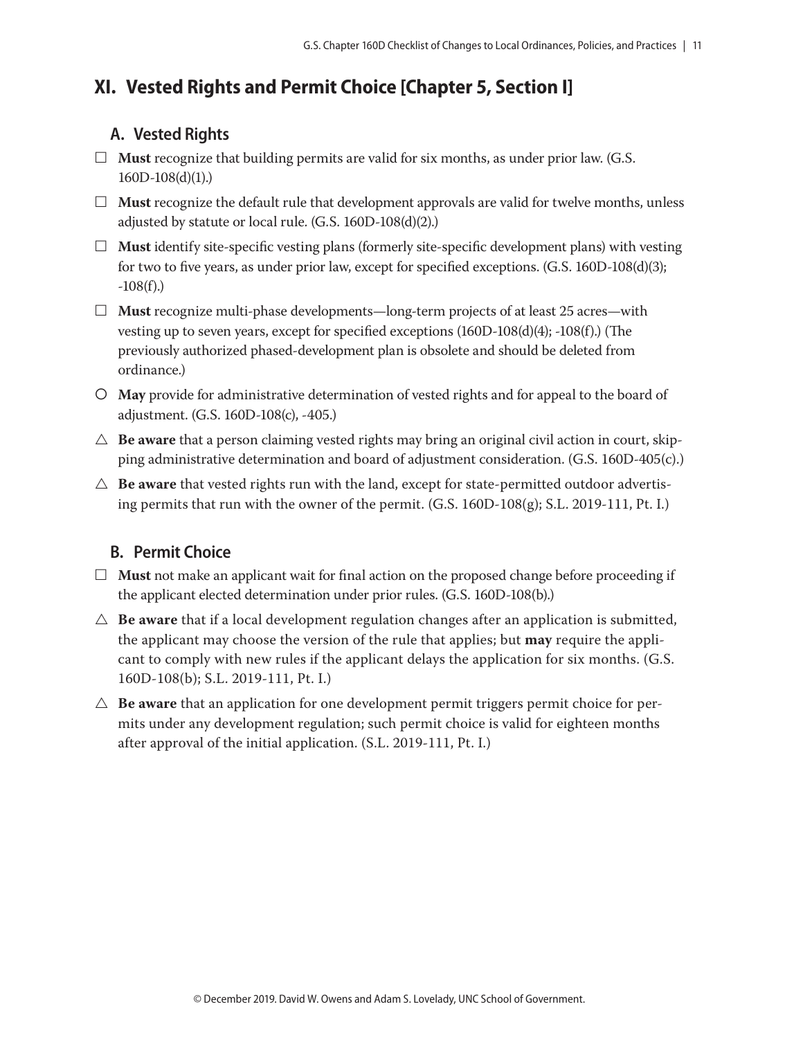## XI. Vested Rights and Permit Choice [Chapter 5, Section I]

### A. Vested Rights

- ☐ **Must** recognize that building permits are valid for six months, as under prior law. (G.S. 160D-108(d)(1).)
- ☐ **Must** recognize the default rule that development approvals are valid for twelve months, unless adjusted by statute or local rule. (G.S. 160D-108(d)(2).)
- ☐ **Must** identify site-specific vesting plans (formerly site-specific development plans) with vesting for two to five years, as under prior law, except for specified exceptions. (G.S. 160D-108(d)(3); -108(f).)
- ☐ **Must** recognize multi-phase developments—long-term projects of at least 25 acres—with vesting up to seven years, except for specified exceptions (160D-108(d)(4); -108(f).) (The previously authorized phased-development plan is obsolete and should be deleted from ordinance.)
- ○ **May** provide for administrative determination of vested rights and for appeal to the board of adjustment. (G.S. 160D-108(c), -405.)
- △ **Be aware** that a person claiming vested rights may bring an original civil action in court, skipping administrative determination and board of adjustment consideration. (G.S. 160D-405(c).)
- △ **Be aware** that vested rights run with the land, except for state-permitted outdoor advertising permits that run with the owner of the permit. (G.S. 160D-108(g); S.L. 2019-111, Pt. I.)

### B. Permit Choice

- ☐ **Must** not make an applicant wait for final action on the proposed change before proceeding if the applicant elected determination under prior rules. (G.S. 160D-108(b).)
- △ **Be aware** that if a local development regulation changes after an application is submitted, the applicant may choose the version of the rule that applies; but **may** require the applicant to comply with new rules if the applicant delays the application for six months. (G.S. 160D-108(b); S.L. 2019-111, Pt. I.)
- △ **Be aware** that an application for one development permit triggers permit choice for permits under any development regulation; such permit choice is valid for eighteen months after approval of the initial application. (S.L. 2019-111, Pt. I.)

© December 2019. David W. Owens and Adam S. Lovelady, UNC School of Government.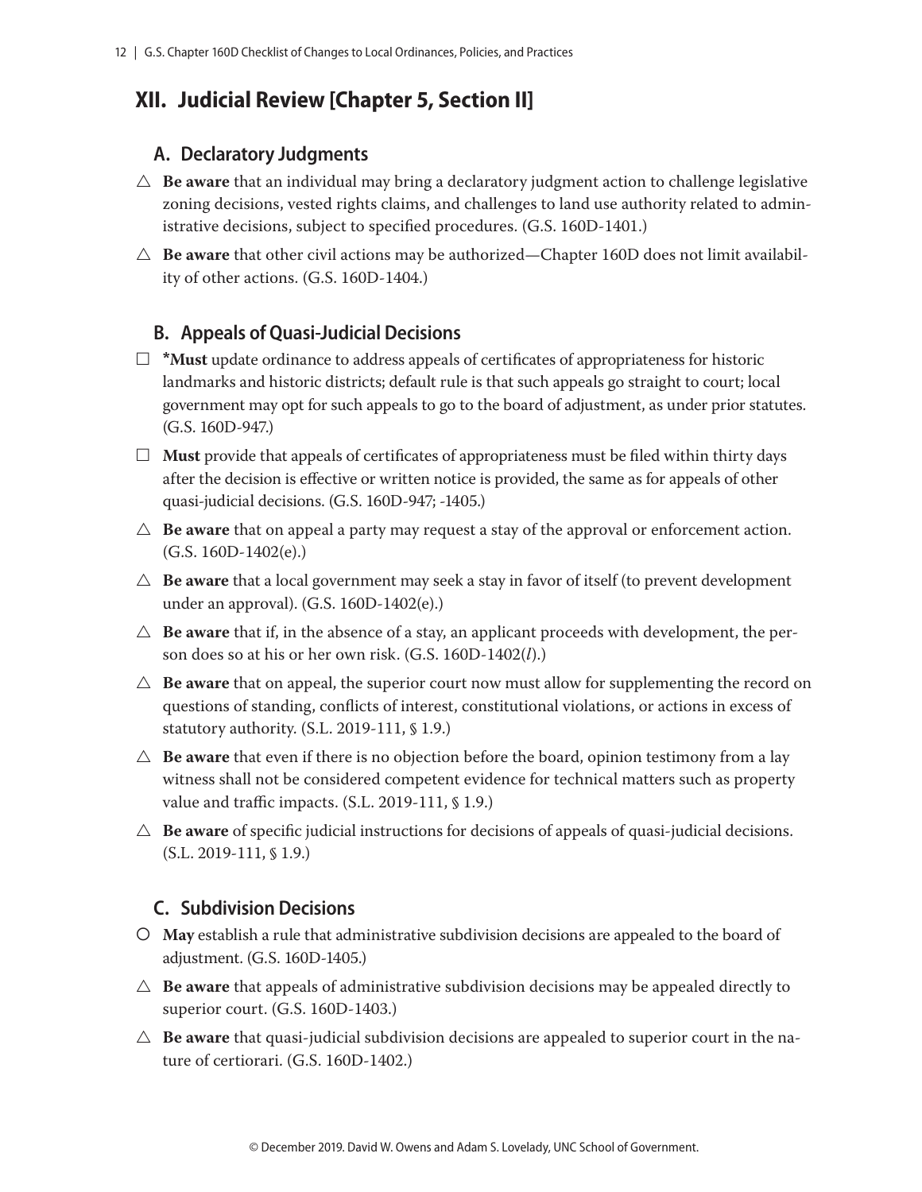## XII. Judicial Review [Chapter 5, Section II]

### A. Declaratory Judgments

△ **Be aware** that an individual may bring a declaratory judgment action to challenge legislative zoning decisions, vested rights claims, and challenges to land use authority related to administrative decisions, subject to specified procedures. (G.S. 160D-1401.)

△ **Be aware** that other civil actions may be authorized—Chapter 160D does not limit availability of other actions. (G.S. 160D-1404.)

### B. Appeals of Quasi-Judicial Decisions

☐ ***Must** update ordinance to address appeals of certificates of appropriateness for historic landmarks and historic districts; default rule is that such appeals go straight to court; local government may opt for such appeals to go to the board of adjustment, as under prior statutes. (G.S. 160D-947.)

☐ **Must** provide that appeals of certificates of appropriateness must be filed within thirty days after the decision is effective or written notice is provided, the same as for appeals of other quasi-judicial decisions. (G.S. 160D-947; -1405.)

△ **Be aware** that on appeal a party may request a stay of the approval or enforcement action. (G.S. 160D-1402(e).)

△ **Be aware** that a local government may seek a stay in favor of itself (to prevent development under an approval). (G.S. 160D-1402(e).)

△ **Be aware** that if, in the absence of a stay, an applicant proceeds with development, the person does so at his or her own risk. (G.S. 160D-1402(*l*).)

△ **Be aware** that on appeal, the superior court now must allow for supplementing the record on questions of standing, conflicts of interest, constitutional violations, or actions in excess of statutory authority. (S.L. 2019-111, § 1.9.)

△ **Be aware** that even if there is no objection before the board, opinion testimony from a lay witness shall not be considered competent evidence for technical matters such as property value and traffic impacts. (S.L. 2019-111, § 1.9.)

△ **Be aware** of specific judicial instructions for decisions of appeals of quasi-judicial decisions. (S.L. 2019-111, § 1.9.)

### C. Subdivision Decisions

○ **May** establish a rule that administrative subdivision decisions are appealed to the board of adjustment. (G.S. 160D-1405.)

△ **Be aware** that appeals of administrative subdivision decisions may be appealed directly to superior court. (G.S. 160D-1403.)

△ **Be aware** that quasi-judicial subdivision decisions are appealed to superior court in the nature of certiorari. (G.S. 160D-1402.)

© December 2019. David W. Owens and Adam S. Lovelady, UNC School of Government.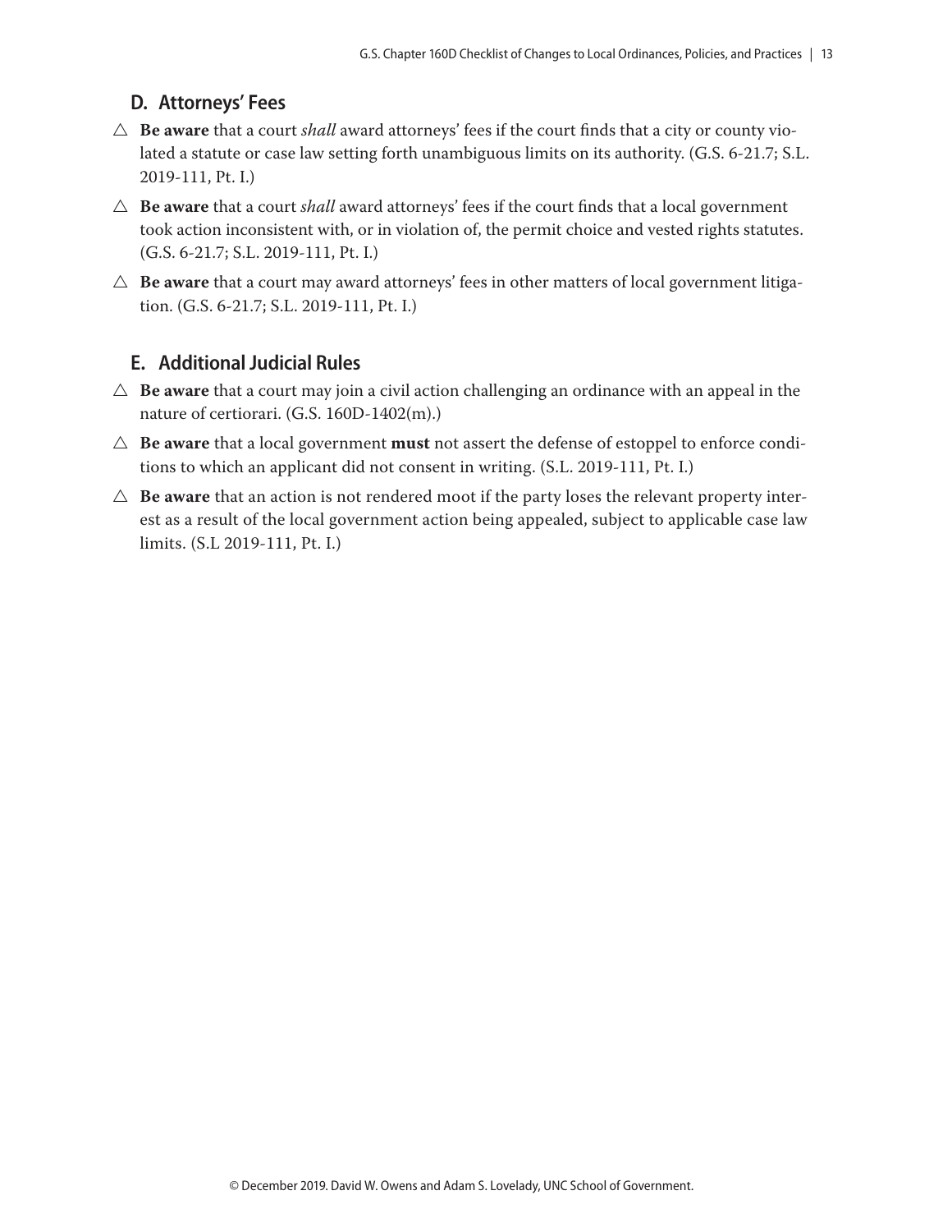### D. Attorneys' Fees

- △ **Be aware** that a court *shall* award attorneys' fees if the court finds that a city or county violated a statute or case law setting forth unambiguous limits on its authority. (G.S. 6-21.7; S.L. 2019-111, Pt. I.)
- △ **Be aware** that a court *shall* award attorneys' fees if the court finds that a local government took action inconsistent with, or in violation of, the permit choice and vested rights statutes. (G.S. 6-21.7; S.L. 2019-111, Pt. I.)
- △ **Be aware** that a court may award attorneys' fees in other matters of local government litigation. (G.S. 6-21.7; S.L. 2019-111, Pt. I.)

### E. Additional Judicial Rules

- △ **Be aware** that a court may join a civil action challenging an ordinance with an appeal in the nature of certiorari. (G.S. 160D-1402(m).)
- △ **Be aware** that a local government **must** not assert the defense of estoppel to enforce conditions to which an applicant did not consent in writing. (S.L. 2019-111, Pt. I.)
- △ **Be aware** that an action is not rendered moot if the party loses the relevant property interest as a result of the local government action being appealed, subject to applicable case law limits. (S.L 2019-111, Pt. I.)

© December 2019. David W. Owens and Adam S. Lovelady, UNC School of Government.